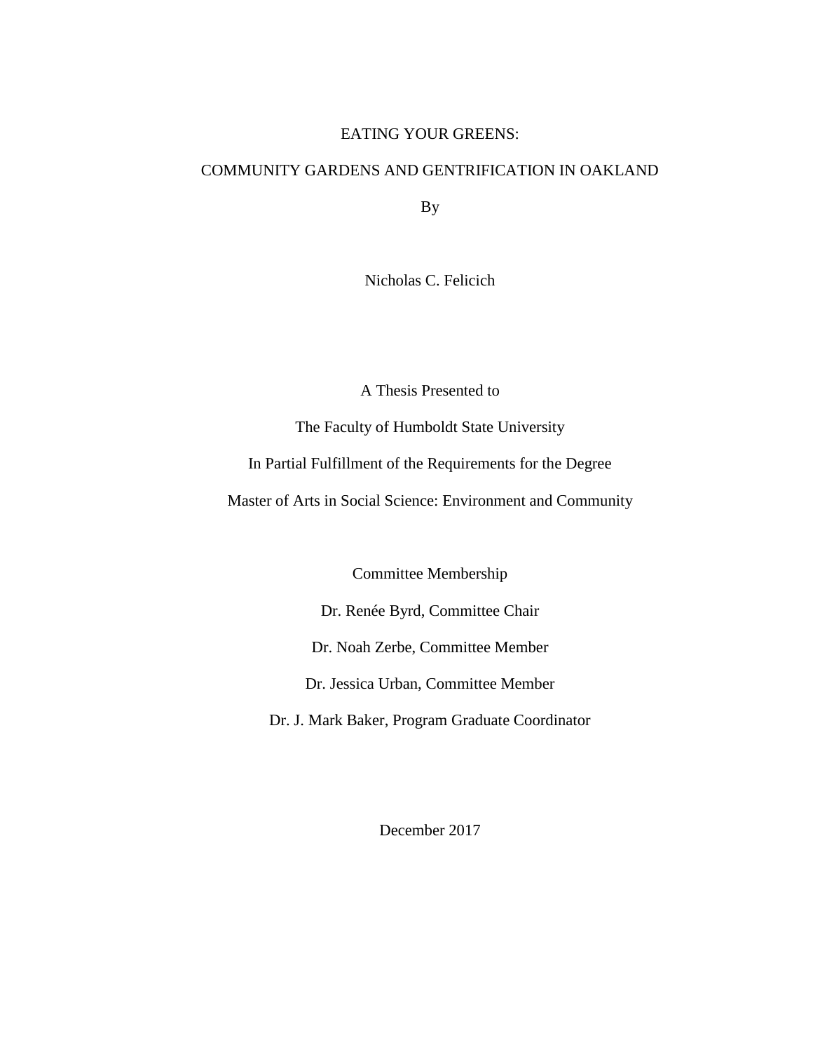# EATING YOUR GREENS:

# COMMUNITY GARDENS AND GENTRIFICATION IN OAKLAND

By

Nicholas C. Felicich

A Thesis Presented to

The Faculty of Humboldt State University

In Partial Fulfillment of the Requirements for the Degree

Master of Arts in Social Science: Environment and Community

Committee Membership

Dr. Renée Byrd, Committee Chair

Dr. Noah Zerbe, Committee Member

Dr. Jessica Urban, Committee Member

Dr. J. Mark Baker, Program Graduate Coordinator

December 2017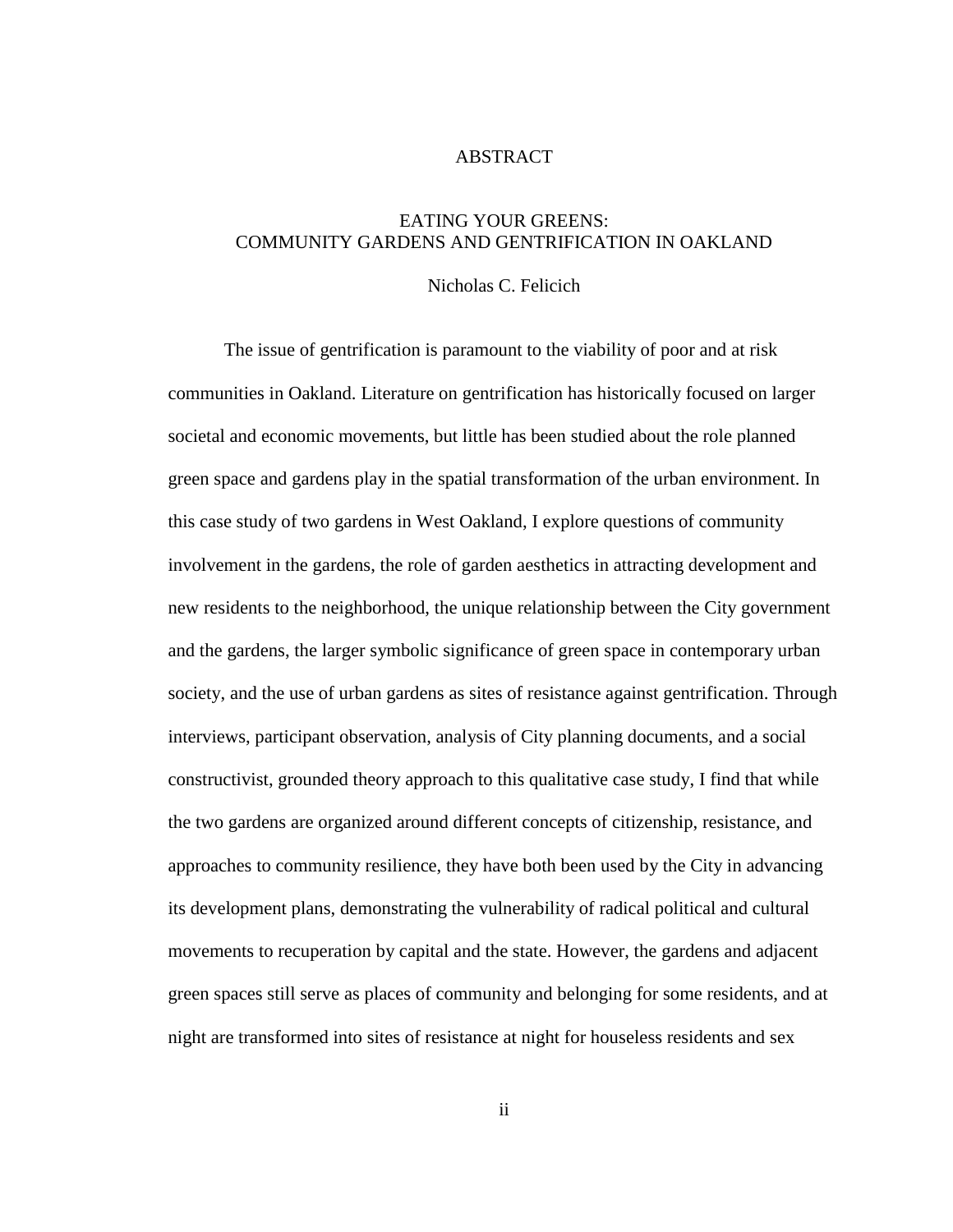# ABSTRACT

## EATING YOUR GREENS:
## COMMUNITY GARDENS AND GENTRIFICATION IN OAKLAND

Nicholas C. Felicich

The issue of gentrification is paramount to the viability of poor and at risk communities in Oakland. Literature on gentrification has historically focused on larger societal and economic movements, but little has been studied about the role planned green space and gardens play in the spatial transformation of the urban environment. In this case study of two gardens in West Oakland, I explore questions of community involvement in the gardens, the role of garden aesthetics in attracting development and new residents to the neighborhood, the unique relationship between the City government and the gardens, the larger symbolic significance of green space in contemporary urban society, and the use of urban gardens as sites of resistance against gentrification. Through interviews, participant observation, analysis of City planning documents, and a social constructivist, grounded theory approach to this qualitative case study, I find that while the two gardens are organized around different concepts of citizenship, resistance, and approaches to community resilience, they have both been used by the City in advancing its development plans, demonstrating the vulnerability of radical political and cultural movements to recuperation by capital and the state. However, the gardens and adjacent green spaces still serve as places of community and belonging for some residents, and at night are transformed into sites of resistance at night for houseless residents and sex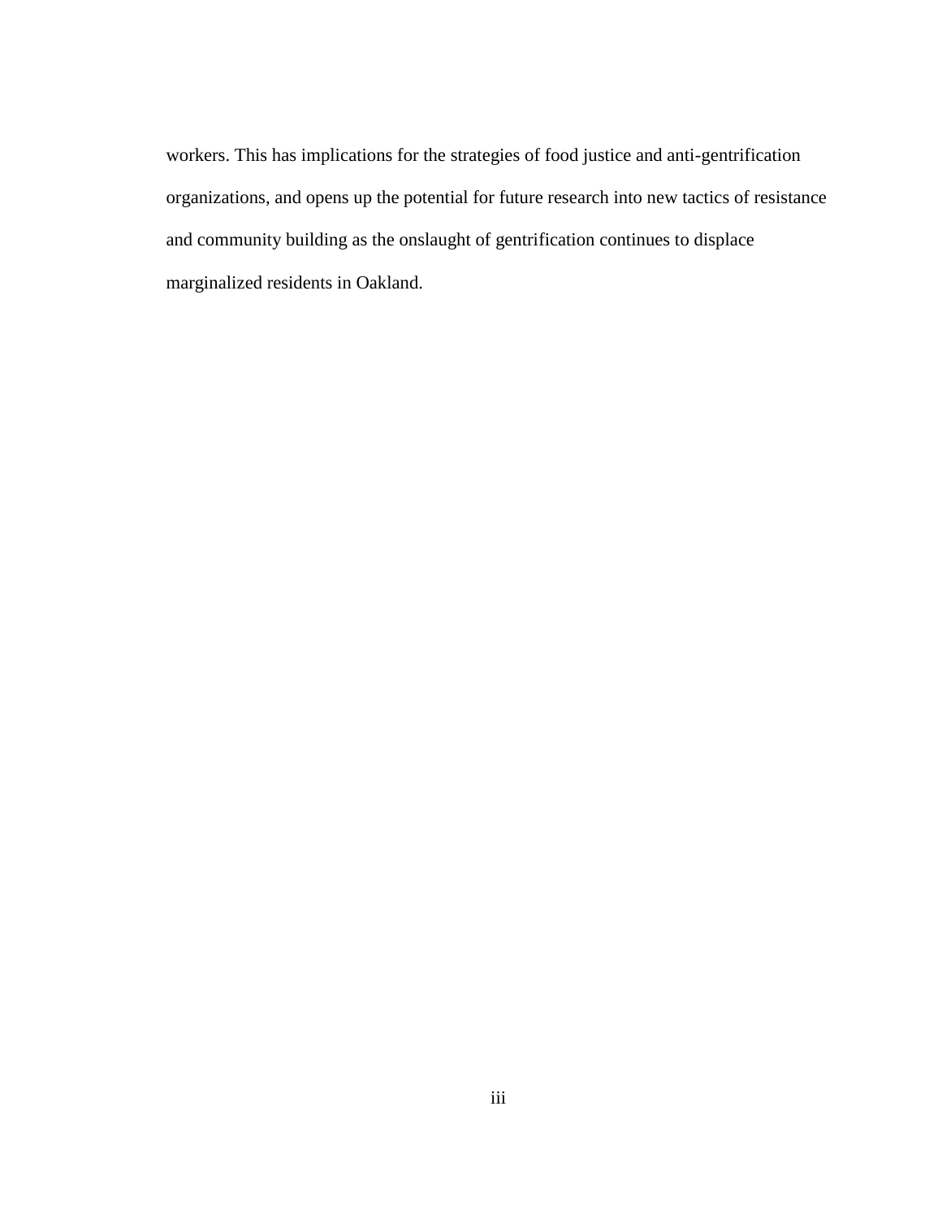workers. This has implications for the strategies of food justice and anti-gentrification organizations, and opens up the potential for future research into new tactics of resistance and community building as the onslaught of gentrification continues to displace marginalized residents in Oakland.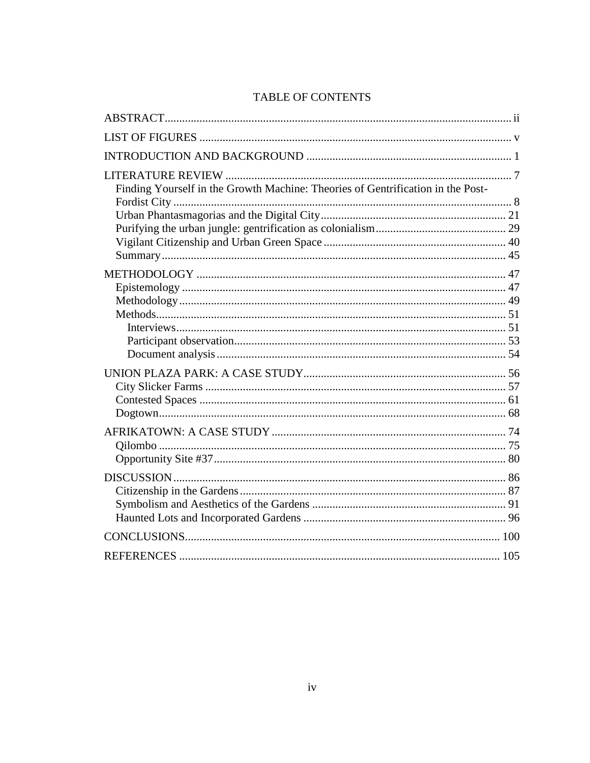# TABLE OF CONTENTS

ABSTRACT ..... ii

LIST OF FIGURES ..... v

INTRODUCTION AND BACKGROUND ..... 1

LITERATURE REVIEW ..... 7

- Finding Yourself in the Growth Machine: Theories of Gentrification in the Post-Fordist City ..... 8
- Urban Phantasmagorias and the Digital City ..... 21
- Purifying the urban jungle: gentrification as colonialism ..... 29
- Vigilant Citizenship and Urban Green Space ..... 40
- Summary ..... 45

METHODOLOGY ..... 47

- Epistemology ..... 47
- Methodology ..... 49
- Methods ..... 51
  - Interviews ..... 51
  - Participant observation ..... 53
  - Document analysis ..... 54

UNION PLAZA PARK: A CASE STUDY ..... 56

- City Slicker Farms ..... 57
- Contested Spaces ..... 61
- Dogtown ..... 68

AFRIKATOWN: A CASE STUDY ..... 74

- Qilombo ..... 75
- Opportunity Site #37 ..... 80

DISCUSSION ..... 86

- Citizenship in the Gardens ..... 87
- Symbolism and Aesthetics of the Gardens ..... 91
- Haunted Lots and Incorporated Gardens ..... 96

CONCLUSIONS ..... 100

REFERENCES ..... 105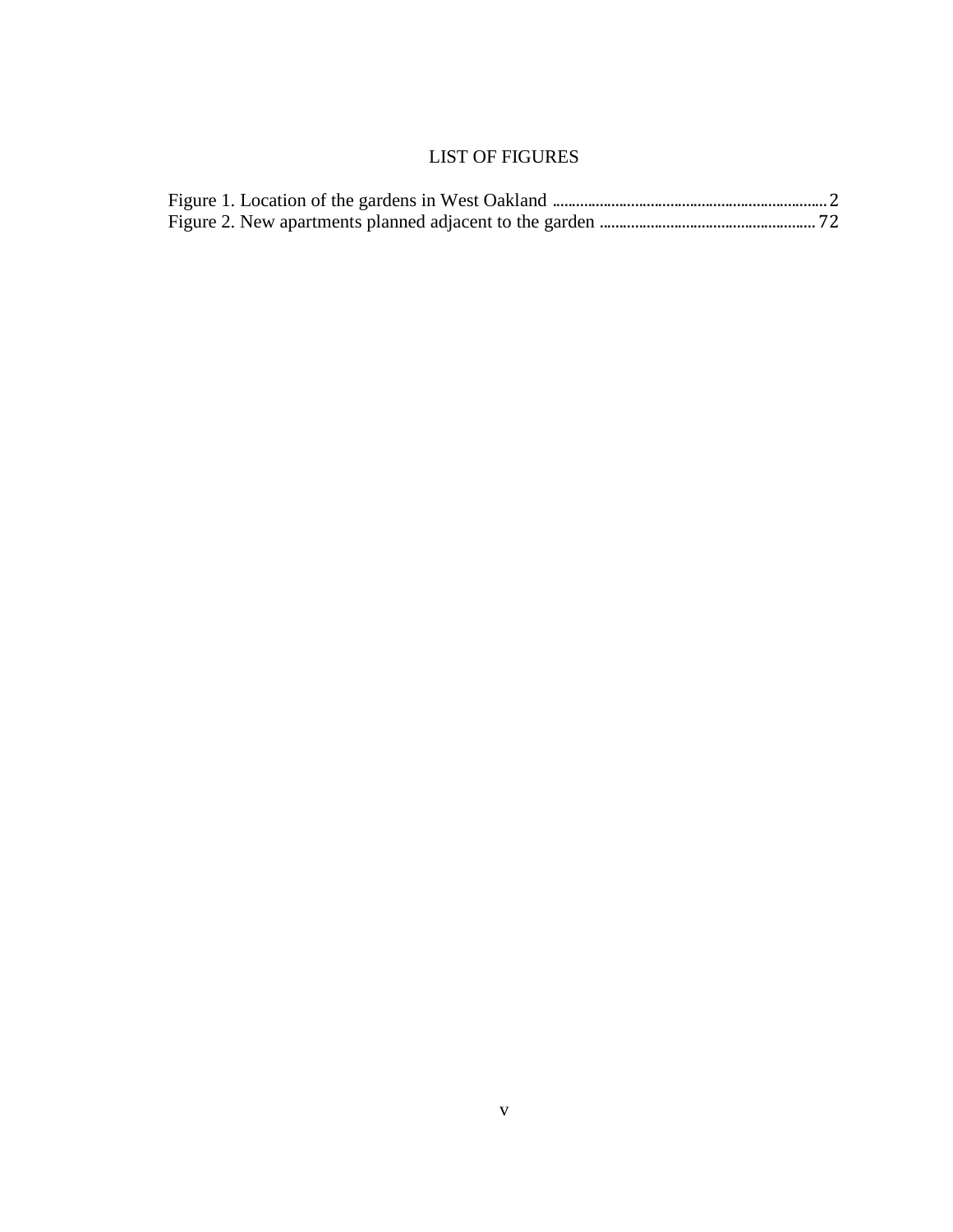# LIST OF FIGURES

Figure 1. Location of the gardens in West Oakland ........................................................................ 2
Figure 2. New apartments planned adjacent to the garden ........................................................ 72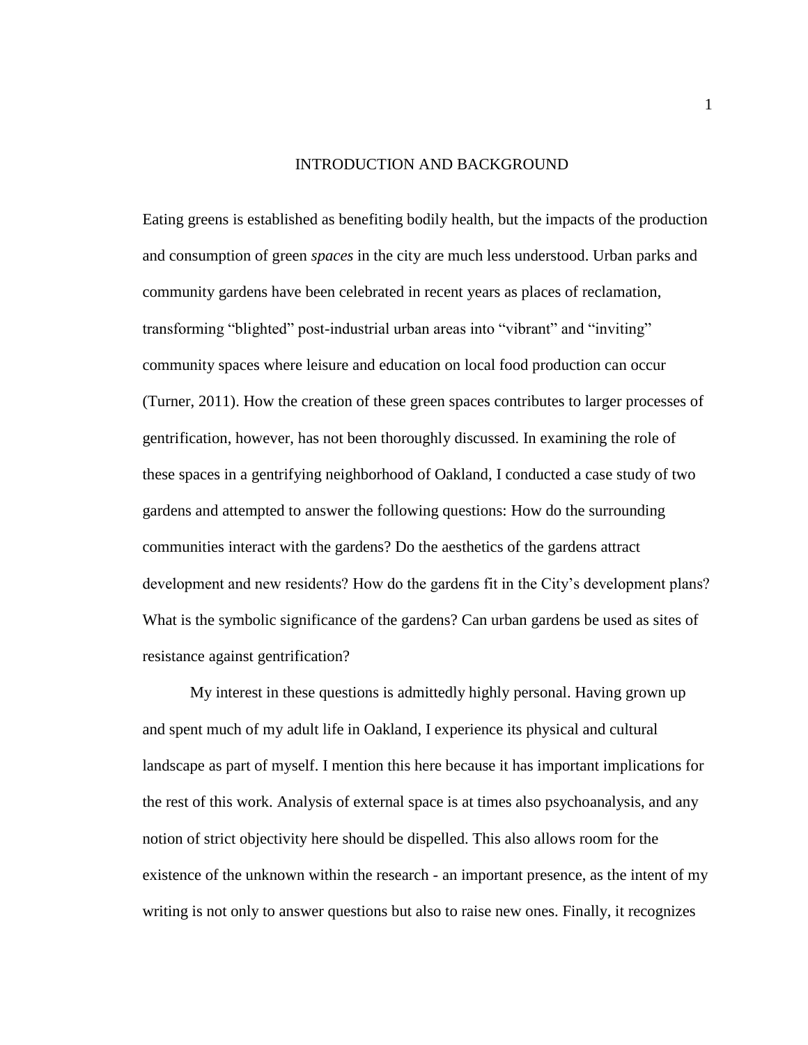# INTRODUCTION AND BACKGROUND

Eating greens is established as benefiting bodily health, but the impacts of the production and consumption of green *spaces* in the city are much less understood. Urban parks and community gardens have been celebrated in recent years as places of reclamation, transforming "blighted" post-industrial urban areas into "vibrant" and "inviting" community spaces where leisure and education on local food production can occur (Turner, 2011). How the creation of these green spaces contributes to larger processes of gentrification, however, has not been thoroughly discussed. In examining the role of these spaces in a gentrifying neighborhood of Oakland, I conducted a case study of two gardens and attempted to answer the following questions: How do the surrounding communities interact with the gardens? Do the aesthetics of the gardens attract development and new residents? How do the gardens fit in the City's development plans? What is the symbolic significance of the gardens? Can urban gardens be used as sites of resistance against gentrification?

My interest in these questions is admittedly highly personal. Having grown up and spent much of my adult life in Oakland, I experience its physical and cultural landscape as part of myself. I mention this here because it has important implications for the rest of this work. Analysis of external space is at times also psychoanalysis, and any notion of strict objectivity here should be dispelled. This also allows room for the existence of the unknown within the research - an important presence, as the intent of my writing is not only to answer questions but also to raise new ones. Finally, it recognizes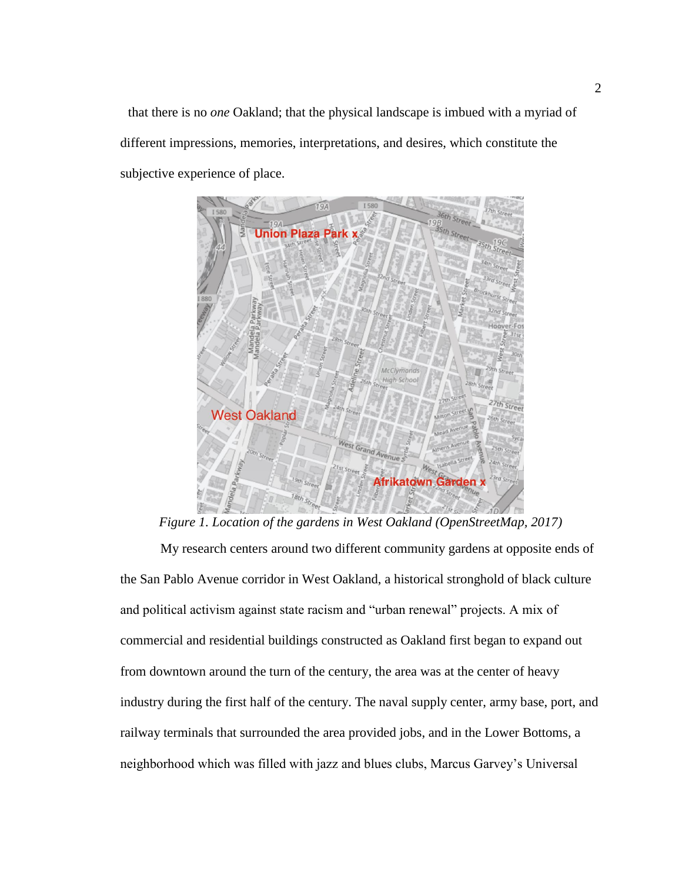that there is no *one* Oakland; that the physical landscape is imbued with a myriad of different impressions, memories, interpretations, and desires, which constitute the subjective experience of place.

*Figure 1. Location of the gardens in West Oakland (OpenStreetMap, 2017)*

My research centers around two different community gardens at opposite ends of the San Pablo Avenue corridor in West Oakland, a historical stronghold of black culture and political activism against state racism and "urban renewal" projects. A mix of commercial and residential buildings constructed as Oakland first began to expand out from downtown around the turn of the century, the area was at the center of heavy industry during the first half of the century. The naval supply center, army base, port, and railway terminals that surrounded the area provided jobs, and in the Lower Bottoms, a neighborhood which was filled with jazz and blues clubs, Marcus Garvey's Universal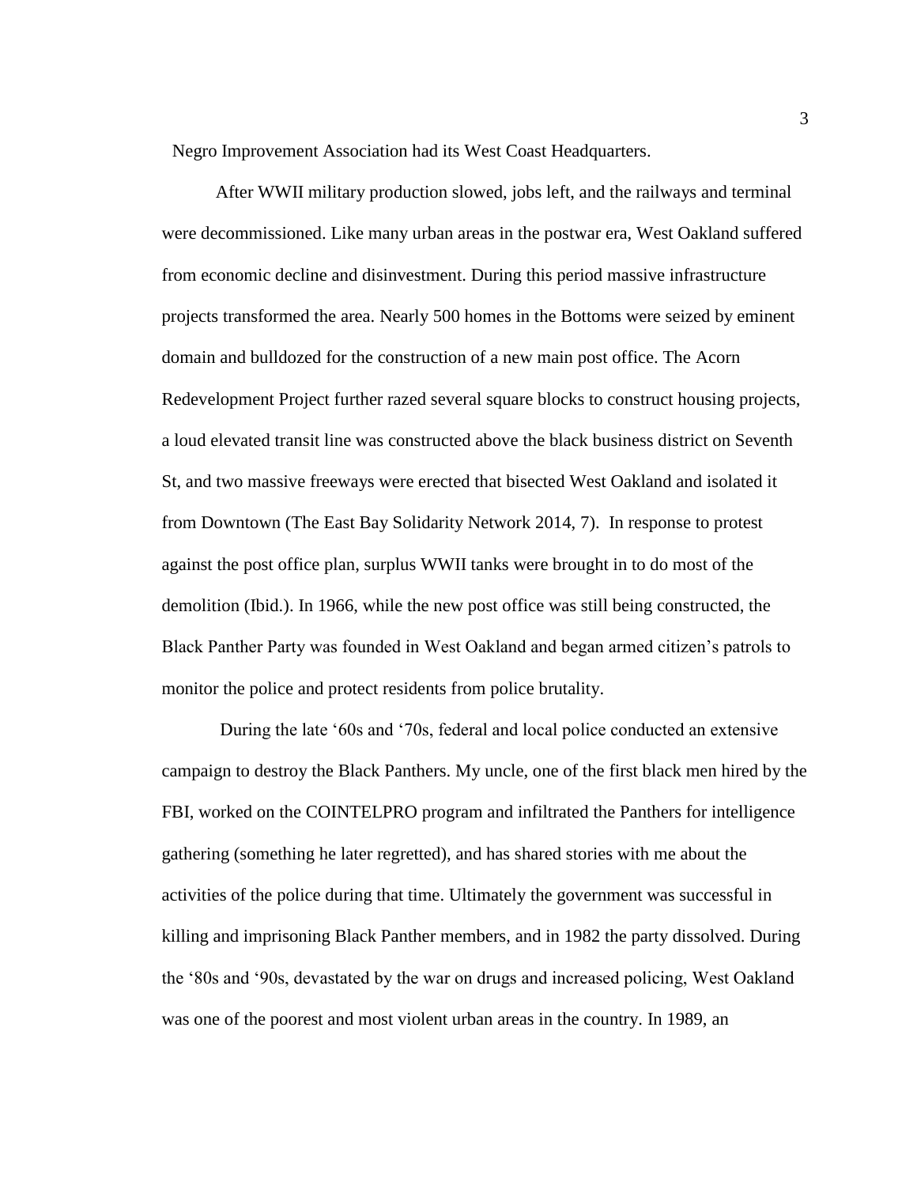Negro Improvement Association had its West Coast Headquarters.

After WWII military production slowed, jobs left, and the railways and terminal were decommissioned. Like many urban areas in the postwar era, West Oakland suffered from economic decline and disinvestment. During this period massive infrastructure projects transformed the area. Nearly 500 homes in the Bottoms were seized by eminent domain and bulldozed for the construction of a new main post office. The Acorn Redevelopment Project further razed several square blocks to construct housing projects, a loud elevated transit line was constructed above the black business district on Seventh St, and two massive freeways were erected that bisected West Oakland and isolated it from Downtown (The East Bay Solidarity Network 2014, 7). In response to protest against the post office plan, surplus WWII tanks were brought in to do most of the demolition (Ibid.). In 1966, while the new post office was still being constructed, the Black Panther Party was founded in West Oakland and began armed citizen's patrols to monitor the police and protect residents from police brutality.

During the late '60s and '70s, federal and local police conducted an extensive campaign to destroy the Black Panthers. My uncle, one of the first black men hired by the FBI, worked on the COINTELPRO program and infiltrated the Panthers for intelligence gathering (something he later regretted), and has shared stories with me about the activities of the police during that time. Ultimately the government was successful in killing and imprisoning Black Panther members, and in 1982 the party dissolved. During the '80s and '90s, devastated by the war on drugs and increased policing, West Oakland was one of the poorest and most violent urban areas in the country. In 1989, an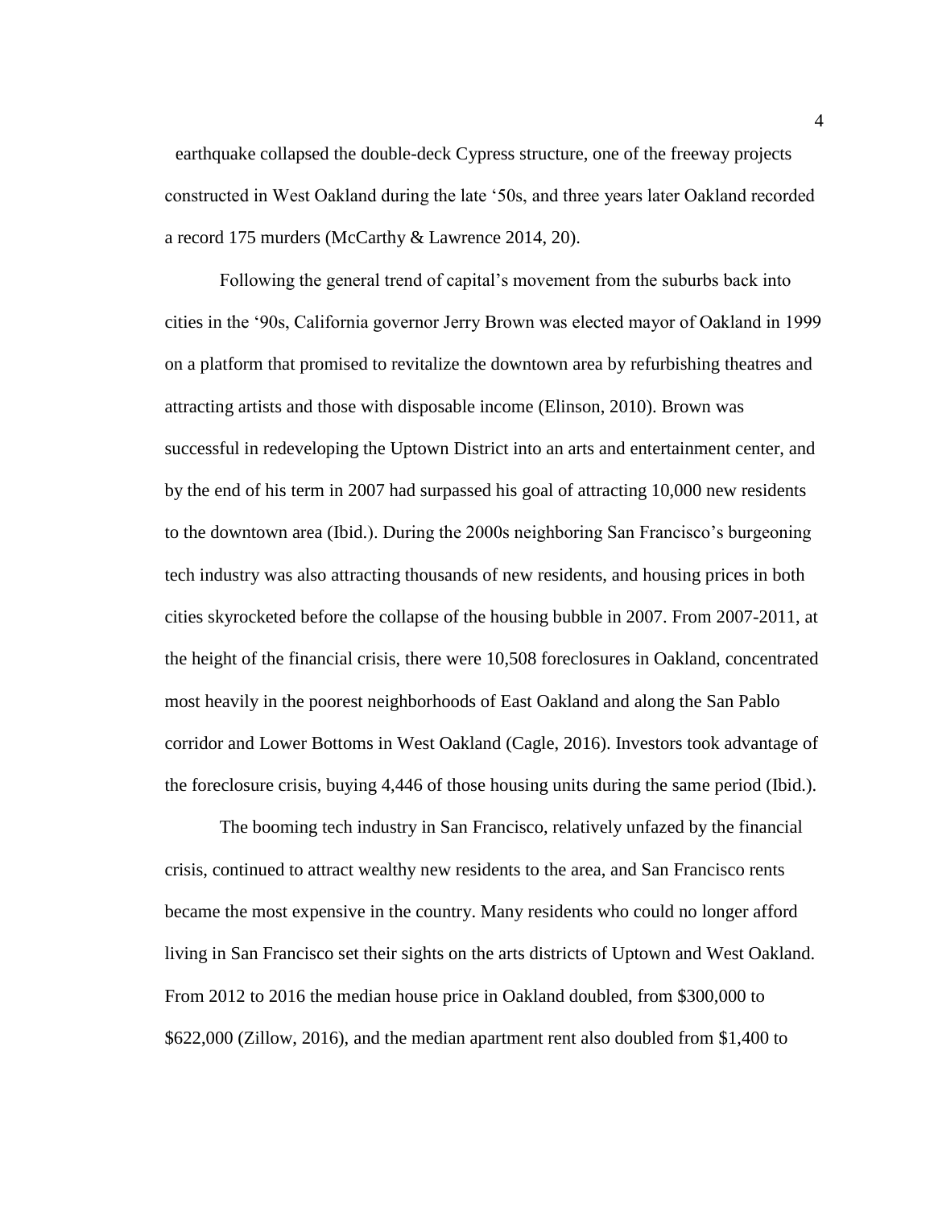earthquake collapsed the double-deck Cypress structure, one of the freeway projects constructed in West Oakland during the late '50s, and three years later Oakland recorded a record 175 murders (McCarthy & Lawrence 2014, 20).

Following the general trend of capital's movement from the suburbs back into cities in the '90s, California governor Jerry Brown was elected mayor of Oakland in 1999 on a platform that promised to revitalize the downtown area by refurbishing theatres and attracting artists and those with disposable income (Elinson, 2010). Brown was successful in redeveloping the Uptown District into an arts and entertainment center, and by the end of his term in 2007 had surpassed his goal of attracting 10,000 new residents to the downtown area (Ibid.). During the 2000s neighboring San Francisco's burgeoning tech industry was also attracting thousands of new residents, and housing prices in both cities skyrocketed before the collapse of the housing bubble in 2007. From 2007-2011, at the height of the financial crisis, there were 10,508 foreclosures in Oakland, concentrated most heavily in the poorest neighborhoods of East Oakland and along the San Pablo corridor and Lower Bottoms in West Oakland (Cagle, 2016). Investors took advantage of the foreclosure crisis, buying 4,446 of those housing units during the same period (Ibid.).

The booming tech industry in San Francisco, relatively unfazed by the financial crisis, continued to attract wealthy new residents to the area, and San Francisco rents became the most expensive in the country. Many residents who could no longer afford living in San Francisco set their sights on the arts districts of Uptown and West Oakland. From 2012 to 2016 the median house price in Oakland doubled, from \$300,000 to \$622,000 (Zillow, 2016), and the median apartment rent also doubled from \$1,400 to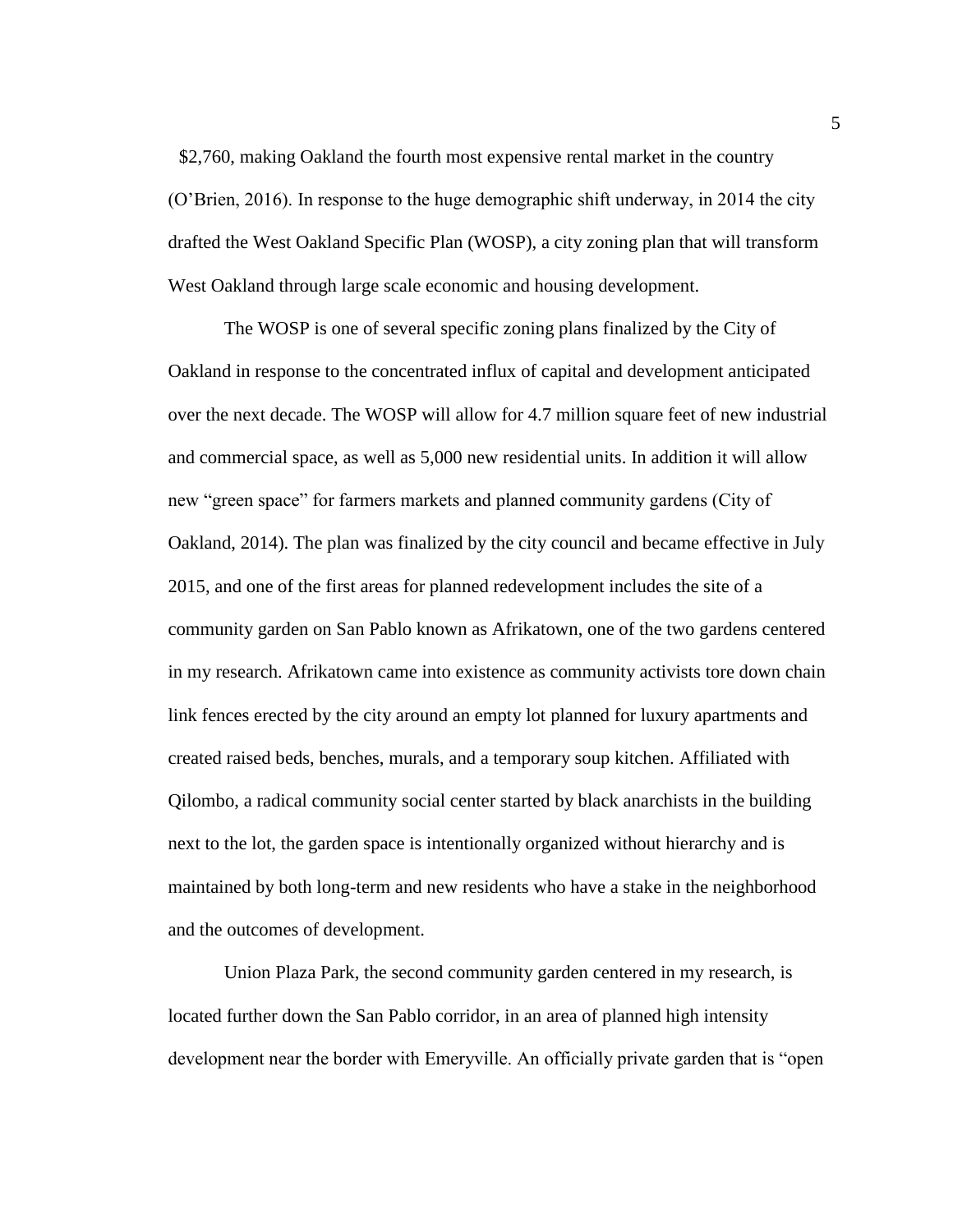$2,760, making Oakland the fourth most expensive rental market in the country (O'Brien, 2016). In response to the huge demographic shift underway, in 2014 the city drafted the West Oakland Specific Plan (WOSP), a city zoning plan that will transform West Oakland through large scale economic and housing development.

The WOSP is one of several specific zoning plans finalized by the City of Oakland in response to the concentrated influx of capital and development anticipated over the next decade. The WOSP will allow for 4.7 million square feet of new industrial and commercial space, as well as 5,000 new residential units. In addition it will allow new "green space" for farmers markets and planned community gardens (City of Oakland, 2014). The plan was finalized by the city council and became effective in July 2015, and one of the first areas for planned redevelopment includes the site of a community garden on San Pablo known as Afrikatown, one of the two gardens centered in my research. Afrikatown came into existence as community activists tore down chain link fences erected by the city around an empty lot planned for luxury apartments and created raised beds, benches, murals, and a temporary soup kitchen. Affiliated with Qilombo, a radical community social center started by black anarchists in the building next to the lot, the garden space is intentionally organized without hierarchy and is maintained by both long-term and new residents who have a stake in the neighborhood and the outcomes of development.

Union Plaza Park, the second community garden centered in my research, is located further down the San Pablo corridor, in an area of planned high intensity development near the border with Emeryville. An officially private garden that is "open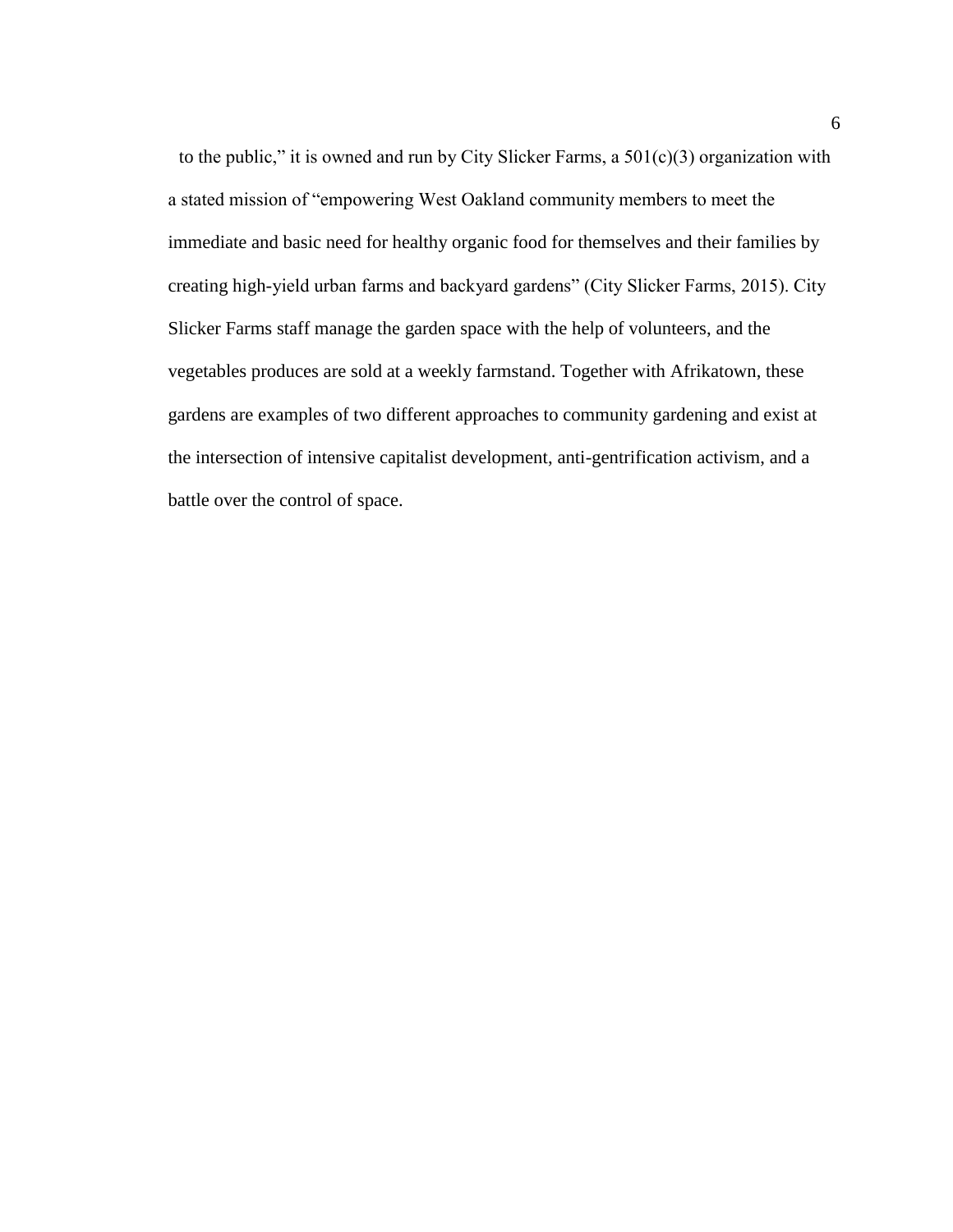to the public," it is owned and run by City Slicker Farms, a 501(c)(3) organization with a stated mission of "empowering West Oakland community members to meet the immediate and basic need for healthy organic food for themselves and their families by creating high-yield urban farms and backyard gardens" (City Slicker Farms, 2015). City Slicker Farms staff manage the garden space with the help of volunteers, and the vegetables produces are sold at a weekly farmstand. Together with Afrikatown, these gardens are examples of two different approaches to community gardening and exist at the intersection of intensive capitalist development, anti-gentrification activism, and a battle over the control of space.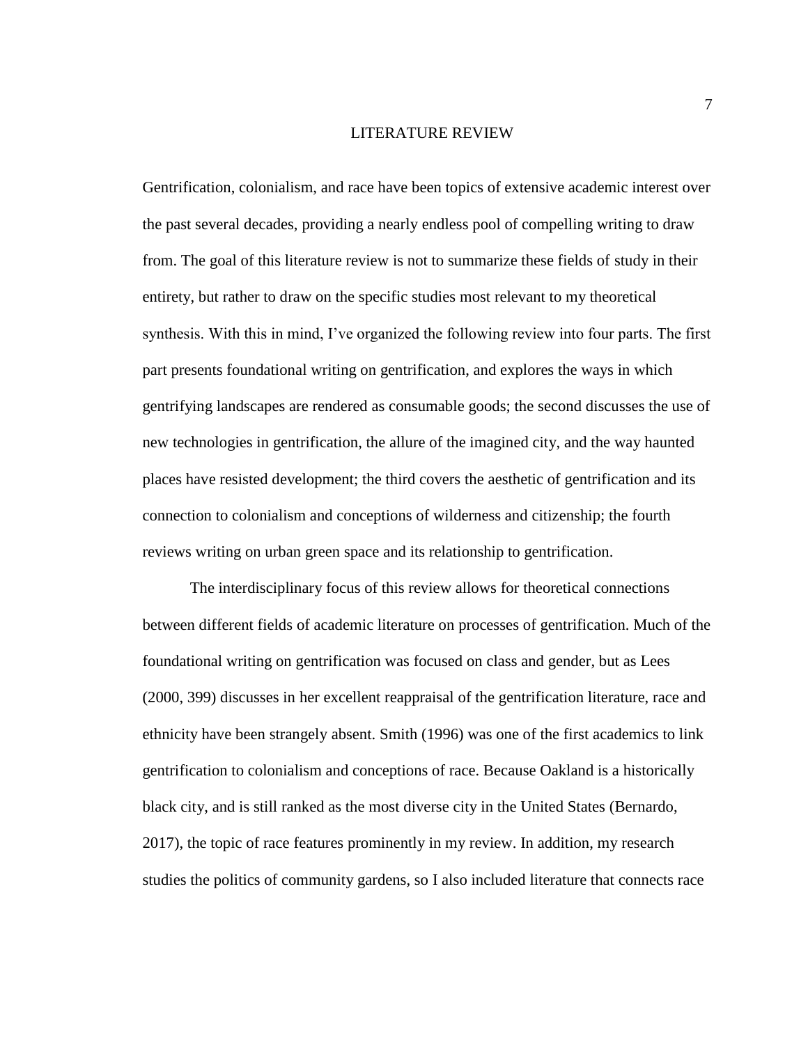# LITERATURE REVIEW

Gentrification, colonialism, and race have been topics of extensive academic interest over the past several decades, providing a nearly endless pool of compelling writing to draw from. The goal of this literature review is not to summarize these fields of study in their entirety, but rather to draw on the specific studies most relevant to my theoretical synthesis. With this in mind, I've organized the following review into four parts. The first part presents foundational writing on gentrification, and explores the ways in which gentrifying landscapes are rendered as consumable goods; the second discusses the use of new technologies in gentrification, the allure of the imagined city, and the way haunted places have resisted development; the third covers the aesthetic of gentrification and its connection to colonialism and conceptions of wilderness and citizenship; the fourth reviews writing on urban green space and its relationship to gentrification.

The interdisciplinary focus of this review allows for theoretical connections between different fields of academic literature on processes of gentrification. Much of the foundational writing on gentrification was focused on class and gender, but as Lees (2000, 399) discusses in her excellent reappraisal of the gentrification literature, race and ethnicity have been strangely absent. Smith (1996) was one of the first academics to link gentrification to colonialism and conceptions of race. Because Oakland is a historically black city, and is still ranked as the most diverse city in the United States (Bernardo, 2017), the topic of race features prominently in my review. In addition, my research studies the politics of community gardens, so I also included literature that connects race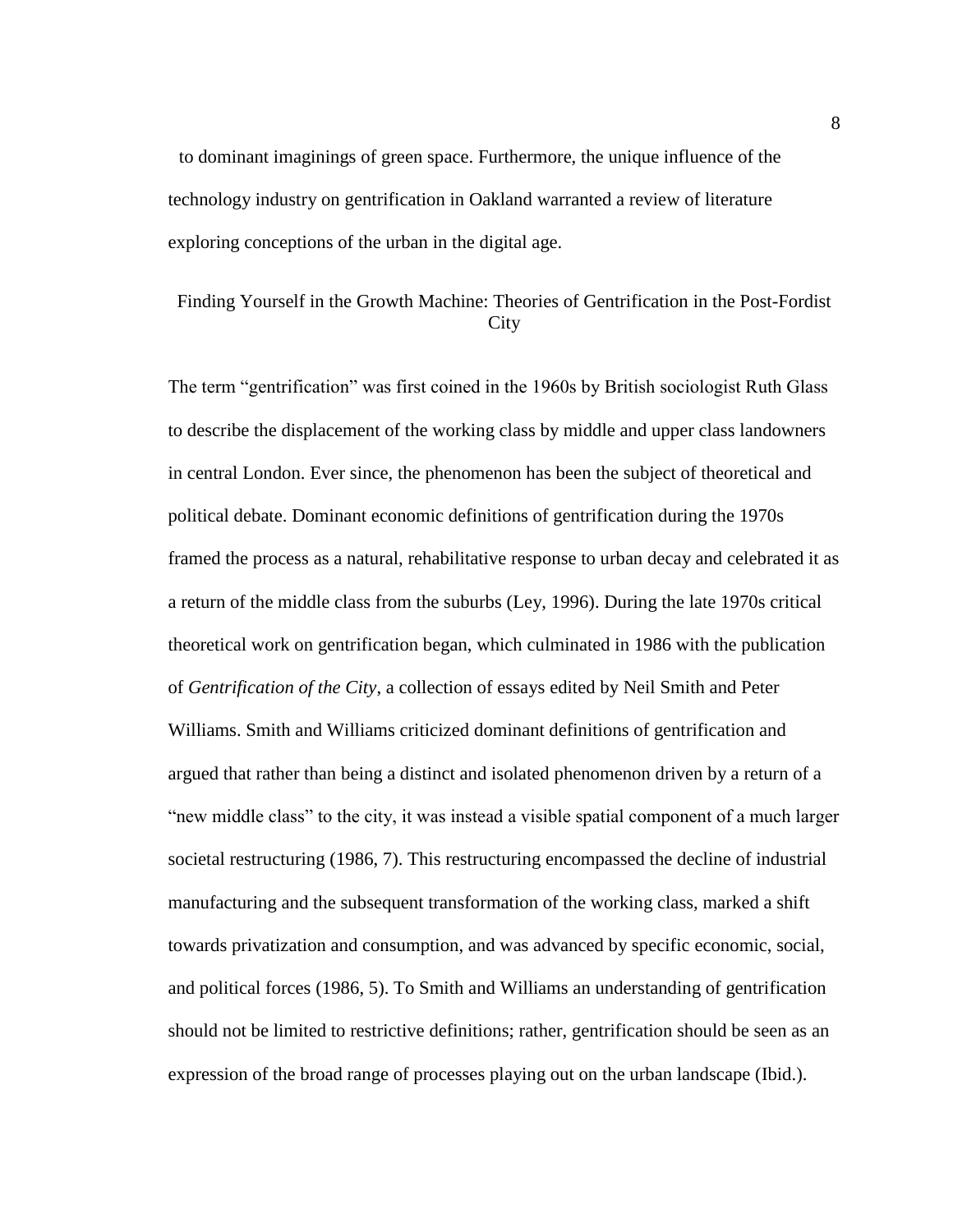to dominant imaginings of green space. Furthermore, the unique influence of the technology industry on gentrification in Oakland warranted a review of literature exploring conceptions of the urban in the digital age.

## Finding Yourself in the Growth Machine: Theories of Gentrification in the Post-Fordist City

The term "gentrification" was first coined in the 1960s by British sociologist Ruth Glass to describe the displacement of the working class by middle and upper class landowners in central London. Ever since, the phenomenon has been the subject of theoretical and political debate. Dominant economic definitions of gentrification during the 1970s framed the process as a natural, rehabilitative response to urban decay and celebrated it as a return of the middle class from the suburbs (Ley, 1996). During the late 1970s critical theoretical work on gentrification began, which culminated in 1986 with the publication of *Gentrification of the City*, a collection of essays edited by Neil Smith and Peter Williams. Smith and Williams criticized dominant definitions of gentrification and argued that rather than being a distinct and isolated phenomenon driven by a return of a "new middle class" to the city, it was instead a visible spatial component of a much larger societal restructuring (1986, 7). This restructuring encompassed the decline of industrial manufacturing and the subsequent transformation of the working class, marked a shift towards privatization and consumption, and was advanced by specific economic, social, and political forces (1986, 5). To Smith and Williams an understanding of gentrification should not be limited to restrictive definitions; rather, gentrification should be seen as an expression of the broad range of processes playing out on the urban landscape (Ibid.).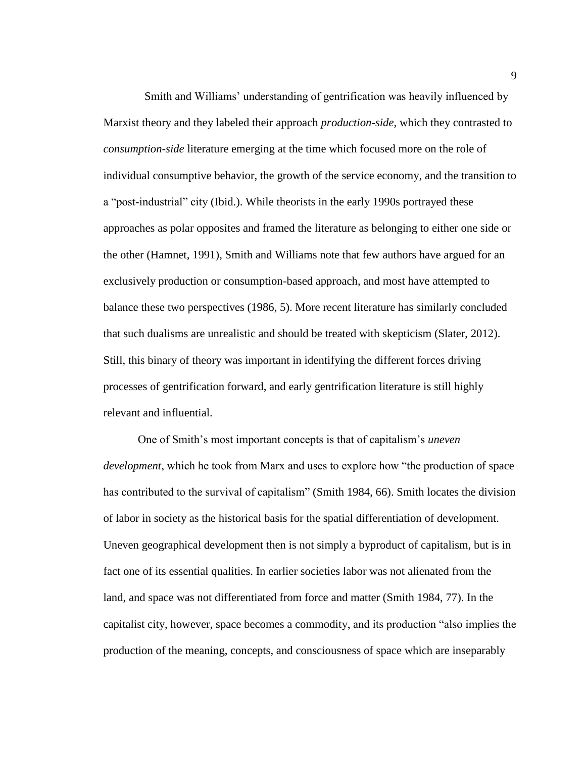Smith and Williams' understanding of gentrification was heavily influenced by Marxist theory and they labeled their approach *production-side*, which they contrasted to *consumption-side* literature emerging at the time which focused more on the role of individual consumptive behavior, the growth of the service economy, and the transition to a "post-industrial" city (Ibid.). While theorists in the early 1990s portrayed these approaches as polar opposites and framed the literature as belonging to either one side or the other (Hamnet, 1991), Smith and Williams note that few authors have argued for an exclusively production or consumption-based approach, and most have attempted to balance these two perspectives (1986, 5). More recent literature has similarly concluded that such dualisms are unrealistic and should be treated with skepticism (Slater, 2012). Still, this binary of theory was important in identifying the different forces driving processes of gentrification forward, and early gentrification literature is still highly relevant and influential.

One of Smith's most important concepts is that of capitalism's *uneven development*, which he took from Marx and uses to explore how "the production of space has contributed to the survival of capitalism" (Smith 1984, 66). Smith locates the division of labor in society as the historical basis for the spatial differentiation of development. Uneven geographical development then is not simply a byproduct of capitalism, but is in fact one of its essential qualities. In earlier societies labor was not alienated from the land, and space was not differentiated from force and matter (Smith 1984, 77). In the capitalist city, however, space becomes a commodity, and its production "also implies the production of the meaning, concepts, and consciousness of space which are inseparably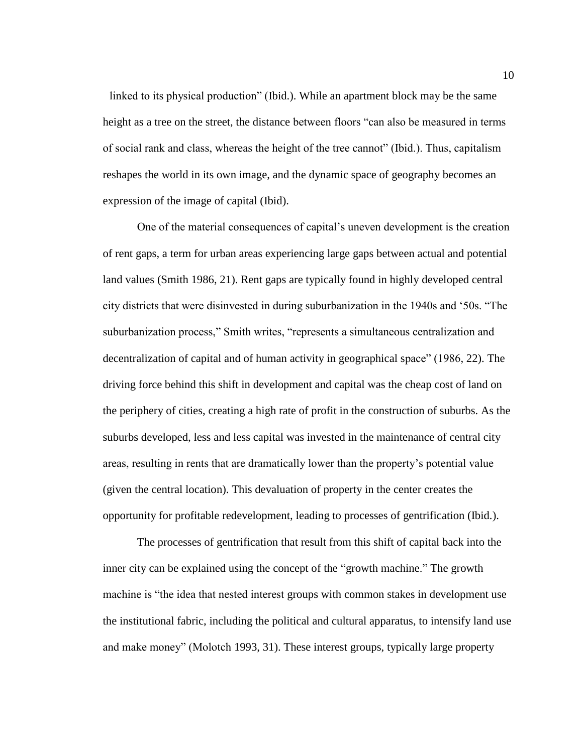linked to its physical production" (Ibid.). While an apartment block may be the same height as a tree on the street, the distance between floors "can also be measured in terms of social rank and class, whereas the height of the tree cannot" (Ibid.). Thus, capitalism reshapes the world in its own image, and the dynamic space of geography becomes an expression of the image of capital (Ibid).

One of the material consequences of capital's uneven development is the creation of rent gaps, a term for urban areas experiencing large gaps between actual and potential land values (Smith 1986, 21). Rent gaps are typically found in highly developed central city districts that were disinvested in during suburbanization in the 1940s and '50s. "The suburbanization process," Smith writes, "represents a simultaneous centralization and decentralization of capital and of human activity in geographical space" (1986, 22). The driving force behind this shift in development and capital was the cheap cost of land on the periphery of cities, creating a high rate of profit in the construction of suburbs. As the suburbs developed, less and less capital was invested in the maintenance of central city areas, resulting in rents that are dramatically lower than the property's potential value (given the central location). This devaluation of property in the center creates the opportunity for profitable redevelopment, leading to processes of gentrification (Ibid.).

The processes of gentrification that result from this shift of capital back into the inner city can be explained using the concept of the "growth machine." The growth machine is "the idea that nested interest groups with common stakes in development use the institutional fabric, including the political and cultural apparatus, to intensify land use and make money" (Molotch 1993, 31). These interest groups, typically large property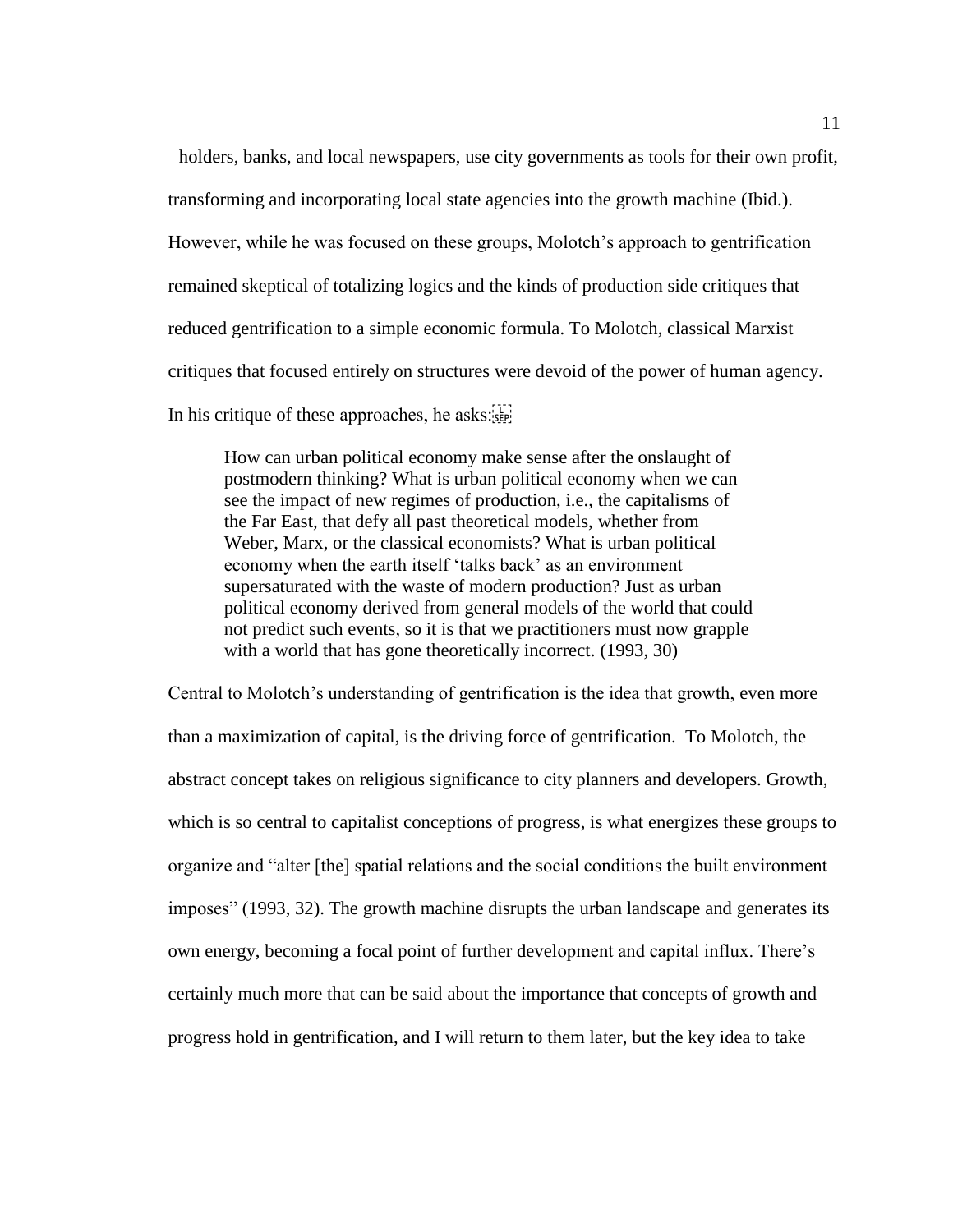holders, banks, and local newspapers, use city governments as tools for their own profit, transforming and incorporating local state agencies into the growth machine (Ibid.). However, while he was focused on these groups, Molotch's approach to gentrification remained skeptical of totalizing logics and the kinds of production side critiques that reduced gentrification to a simple economic formula. To Molotch, classical Marxist critiques that focused entirely on structures were devoid of the power of human agency. In his critique of these approaches, he asks:

> How can urban political economy make sense after the onslaught of postmodern thinking? What is urban political economy when we can see the impact of new regimes of production, i.e., the capitalisms of the Far East, that defy all past theoretical models, whether from Weber, Marx, or the classical economists? What is urban political economy when the earth itself 'talks back' as an environment supersaturated with the waste of modern production? Just as urban political economy derived from general models of the world that could not predict such events, so it is that we practitioners must now grapple with a world that has gone theoretically incorrect. (1993, 30)

Central to Molotch's understanding of gentrification is the idea that growth, even more than a maximization of capital, is the driving force of gentrification. To Molotch, the abstract concept takes on religious significance to city planners and developers. Growth, which is so central to capitalist conceptions of progress, is what energizes these groups to organize and "alter [the] spatial relations and the social conditions the built environment imposes" (1993, 32). The growth machine disrupts the urban landscape and generates its own energy, becoming a focal point of further development and capital influx. There's certainly much more that can be said about the importance that concepts of growth and progress hold in gentrification, and I will return to them later, but the key idea to take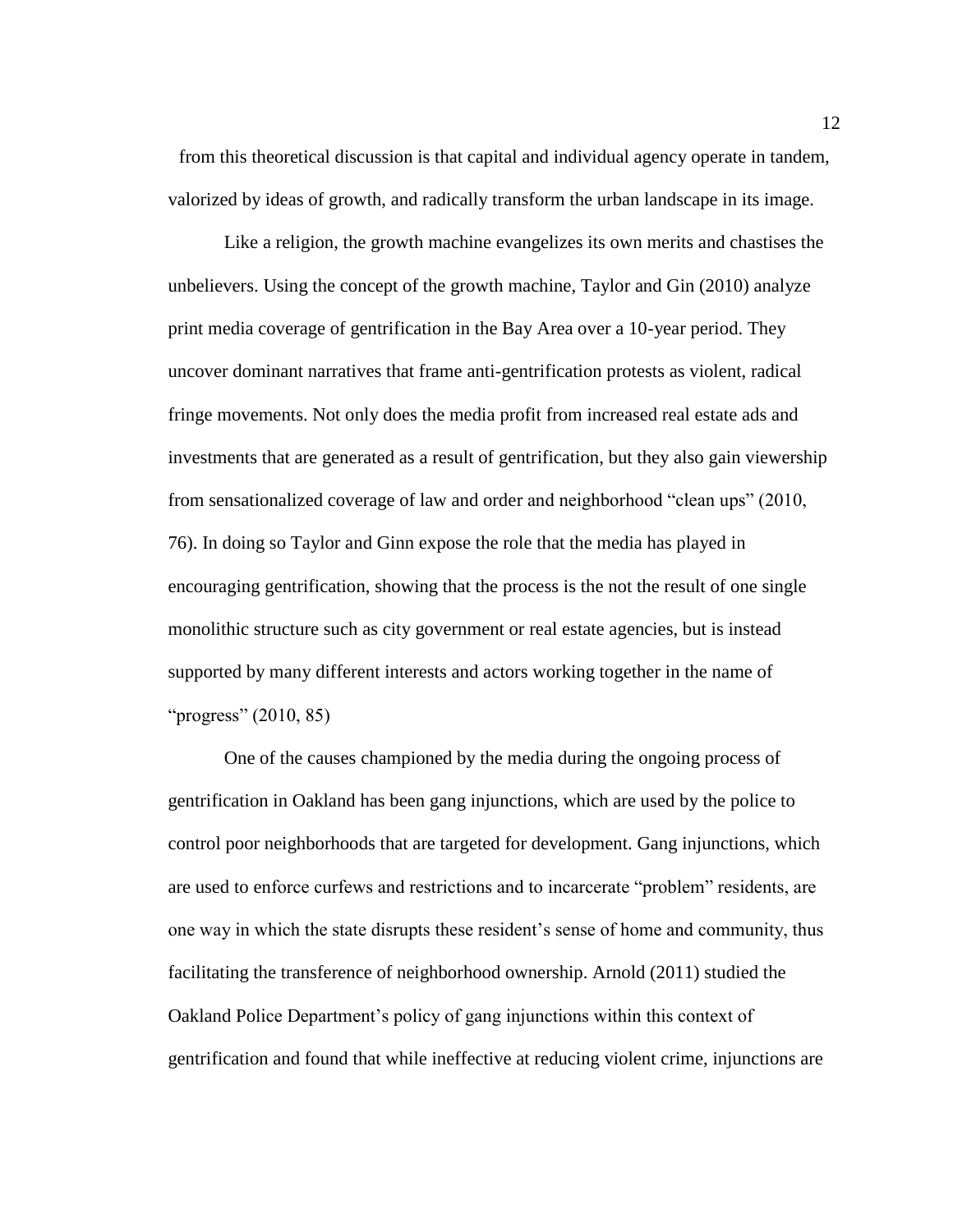from this theoretical discussion is that capital and individual agency operate in tandem, valorized by ideas of growth, and radically transform the urban landscape in its image.

Like a religion, the growth machine evangelizes its own merits and chastises the unbelievers. Using the concept of the growth machine, Taylor and Gin (2010) analyze print media coverage of gentrification in the Bay Area over a 10-year period. They uncover dominant narratives that frame anti-gentrification protests as violent, radical fringe movements. Not only does the media profit from increased real estate ads and investments that are generated as a result of gentrification, but they also gain viewership from sensationalized coverage of law and order and neighborhood "clean ups" (2010, 76). In doing so Taylor and Ginn expose the role that the media has played in encouraging gentrification, showing that the process is the not the result of one single monolithic structure such as city government or real estate agencies, but is instead supported by many different interests and actors working together in the name of "progress" (2010, 85)

One of the causes championed by the media during the ongoing process of gentrification in Oakland has been gang injunctions, which are used by the police to control poor neighborhoods that are targeted for development. Gang injunctions, which are used to enforce curfews and restrictions and to incarcerate "problem" residents, are one way in which the state disrupts these resident's sense of home and community, thus facilitating the transference of neighborhood ownership. Arnold (2011) studied the Oakland Police Department's policy of gang injunctions within this context of gentrification and found that while ineffective at reducing violent crime, injunctions are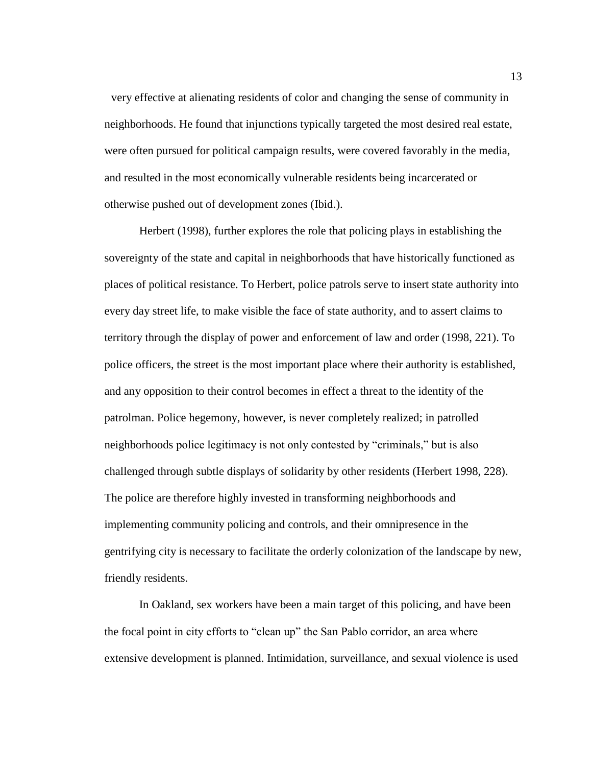very effective at alienating residents of color and changing the sense of community in neighborhoods. He found that injunctions typically targeted the most desired real estate, were often pursued for political campaign results, were covered favorably in the media, and resulted in the most economically vulnerable residents being incarcerated or otherwise pushed out of development zones (Ibid.).

Herbert (1998), further explores the role that policing plays in establishing the sovereignty of the state and capital in neighborhoods that have historically functioned as places of political resistance. To Herbert, police patrols serve to insert state authority into every day street life, to make visible the face of state authority, and to assert claims to territory through the display of power and enforcement of law and order (1998, 221). To police officers, the street is the most important place where their authority is established, and any opposition to their control becomes in effect a threat to the identity of the patrolman. Police hegemony, however, is never completely realized; in patrolled neighborhoods police legitimacy is not only contested by "criminals," but is also challenged through subtle displays of solidarity by other residents (Herbert 1998, 228). The police are therefore highly invested in transforming neighborhoods and implementing community policing and controls, and their omnipresence in the gentrifying city is necessary to facilitate the orderly colonization of the landscape by new, friendly residents.

In Oakland, sex workers have been a main target of this policing, and have been the focal point in city efforts to "clean up" the San Pablo corridor, an area where extensive development is planned. Intimidation, surveillance, and sexual violence is used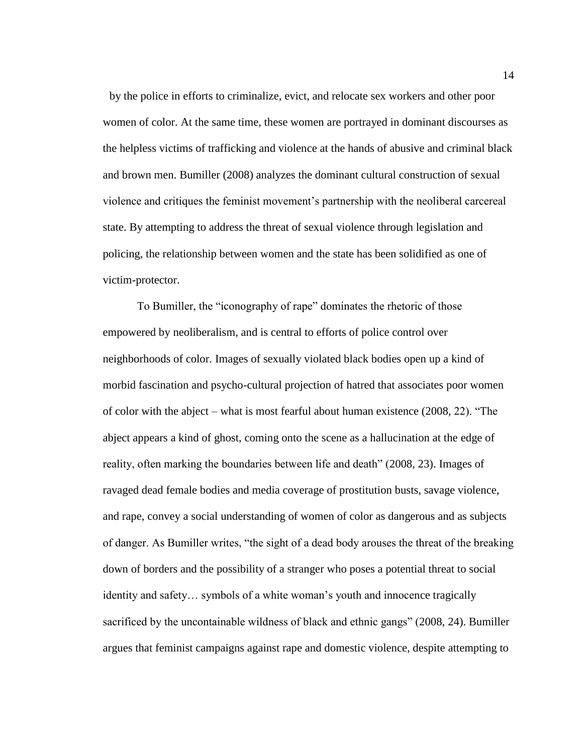by the police in efforts to criminalize, evict, and relocate sex workers and other poor women of color. At the same time, these women are portrayed in dominant discourses as the helpless victims of trafficking and violence at the hands of abusive and criminal black and brown men. Bumiller (2008) analyzes the dominant cultural construction of sexual violence and critiques the feminist movement's partnership with the neoliberal carcereal state. By attempting to address the threat of sexual violence through legislation and policing, the relationship between women and the state has been solidified as one of victim-protector.

To Bumiller, the "iconography of rape" dominates the rhetoric of those empowered by neoliberalism, and is central to efforts of police control over neighborhoods of color. Images of sexually violated black bodies open up a kind of morbid fascination and psycho-cultural projection of hatred that associates poor women of color with the abject – what is most fearful about human existence (2008, 22). "The abject appears a kind of ghost, coming onto the scene as a hallucination at the edge of reality, often marking the boundaries between life and death" (2008, 23). Images of ravaged dead female bodies and media coverage of prostitution busts, savage violence, and rape, convey a social understanding of women of color as dangerous and as subjects of danger. As Bumiller writes, "the sight of a dead body arouses the threat of the breaking down of borders and the possibility of a stranger who poses a potential threat to social identity and safety… symbols of a white woman's youth and innocence tragically sacrificed by the uncontainable wildness of black and ethnic gangs" (2008, 24). Bumiller argues that feminist campaigns against rape and domestic violence, despite attempting to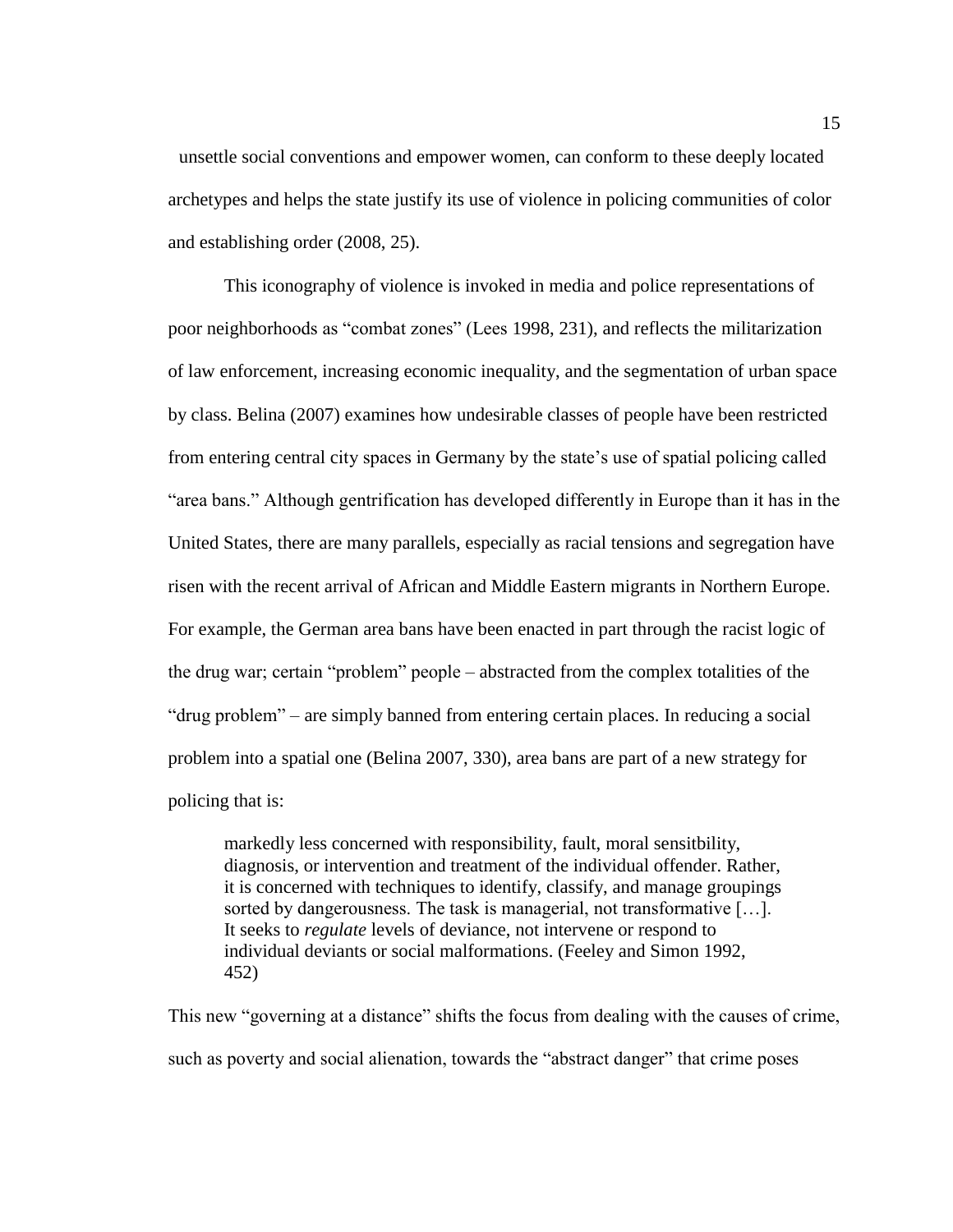unsettle social conventions and empower women, can conform to these deeply located archetypes and helps the state justify its use of violence in policing communities of color and establishing order (2008, 25).

This iconography of violence is invoked in media and police representations of poor neighborhoods as "combat zones" (Lees 1998, 231), and reflects the militarization of law enforcement, increasing economic inequality, and the segmentation of urban space by class. Belina (2007) examines how undesirable classes of people have been restricted from entering central city spaces in Germany by the state's use of spatial policing called "area bans." Although gentrification has developed differently in Europe than it has in the United States, there are many parallels, especially as racial tensions and segregation have risen with the recent arrival of African and Middle Eastern migrants in Northern Europe. For example, the German area bans have been enacted in part through the racist logic of the drug war; certain "problem" people – abstracted from the complex totalities of the "drug problem" – are simply banned from entering certain places. In reducing a social problem into a spatial one (Belina 2007, 330), area bans are part of a new strategy for policing that is:

> markedly less concerned with responsibility, fault, moral sensitbility, diagnosis, or intervention and treatment of the individual offender. Rather, it is concerned with techniques to identify, classify, and manage groupings sorted by dangerousness. The task is managerial, not transformative […]. It seeks to *regulate* levels of deviance, not intervene or respond to individual deviants or social malformations. (Feeley and Simon 1992, 452)

This new "governing at a distance" shifts the focus from dealing with the causes of crime, such as poverty and social alienation, towards the "abstract danger" that crime poses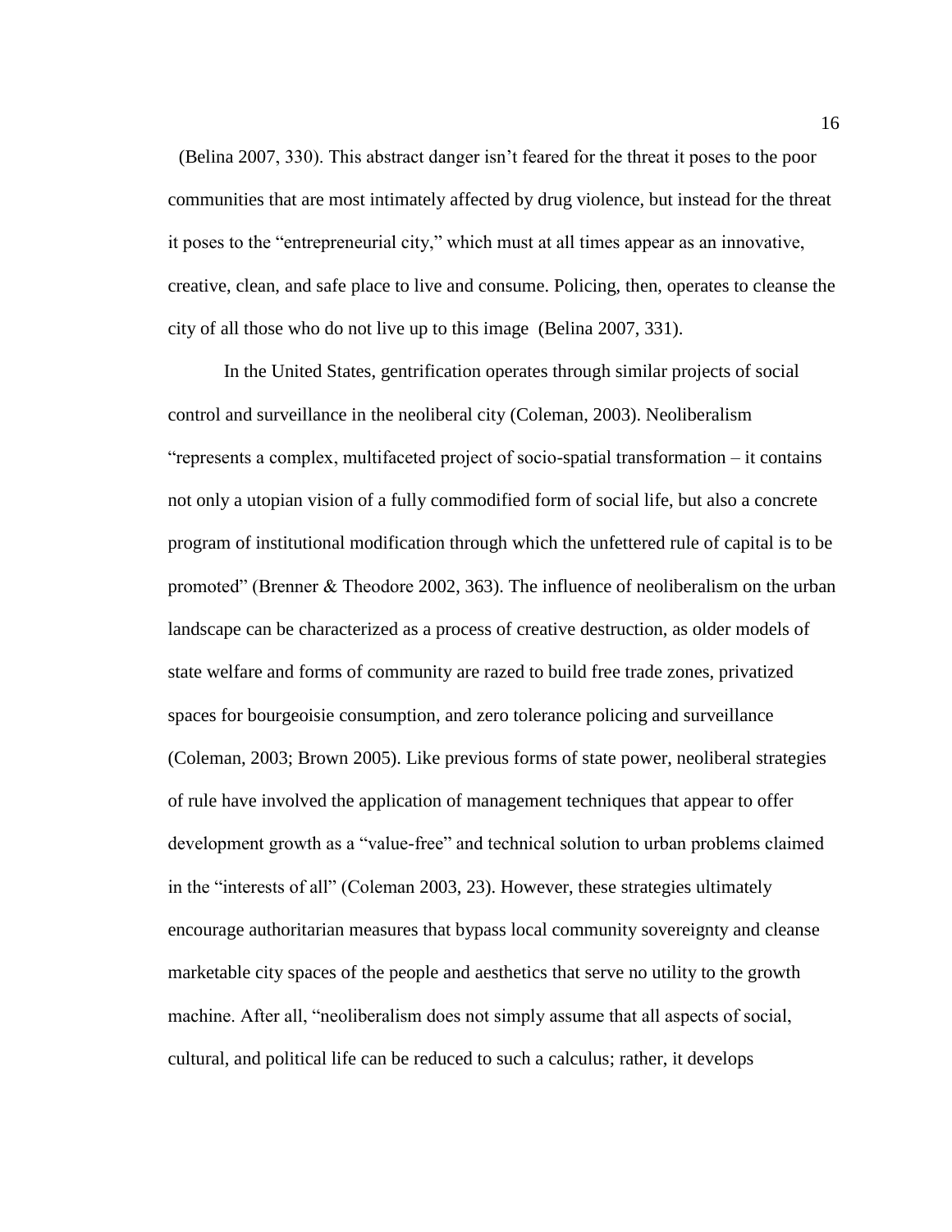(Belina 2007, 330). This abstract danger isn't feared for the threat it poses to the poor communities that are most intimately affected by drug violence, but instead for the threat it poses to the "entrepreneurial city," which must at all times appear as an innovative, creative, clean, and safe place to live and consume. Policing, then, operates to cleanse the city of all those who do not live up to this image (Belina 2007, 331).

In the United States, gentrification operates through similar projects of social control and surveillance in the neoliberal city (Coleman, 2003). Neoliberalism "represents a complex, multifaceted project of socio-spatial transformation – it contains not only a utopian vision of a fully commodified form of social life, but also a concrete program of institutional modification through which the unfettered rule of capital is to be promoted" (Brenner & Theodore 2002, 363). The influence of neoliberalism on the urban landscape can be characterized as a process of creative destruction, as older models of state welfare and forms of community are razed to build free trade zones, privatized spaces for bourgeoisie consumption, and zero tolerance policing and surveillance (Coleman, 2003; Brown 2005). Like previous forms of state power, neoliberal strategies of rule have involved the application of management techniques that appear to offer development growth as a "value-free" and technical solution to urban problems claimed in the "interests of all" (Coleman 2003, 23). However, these strategies ultimately encourage authoritarian measures that bypass local community sovereignty and cleanse marketable city spaces of the people and aesthetics that serve no utility to the growth machine. After all, "neoliberalism does not simply assume that all aspects of social, cultural, and political life can be reduced to such a calculus; rather, it develops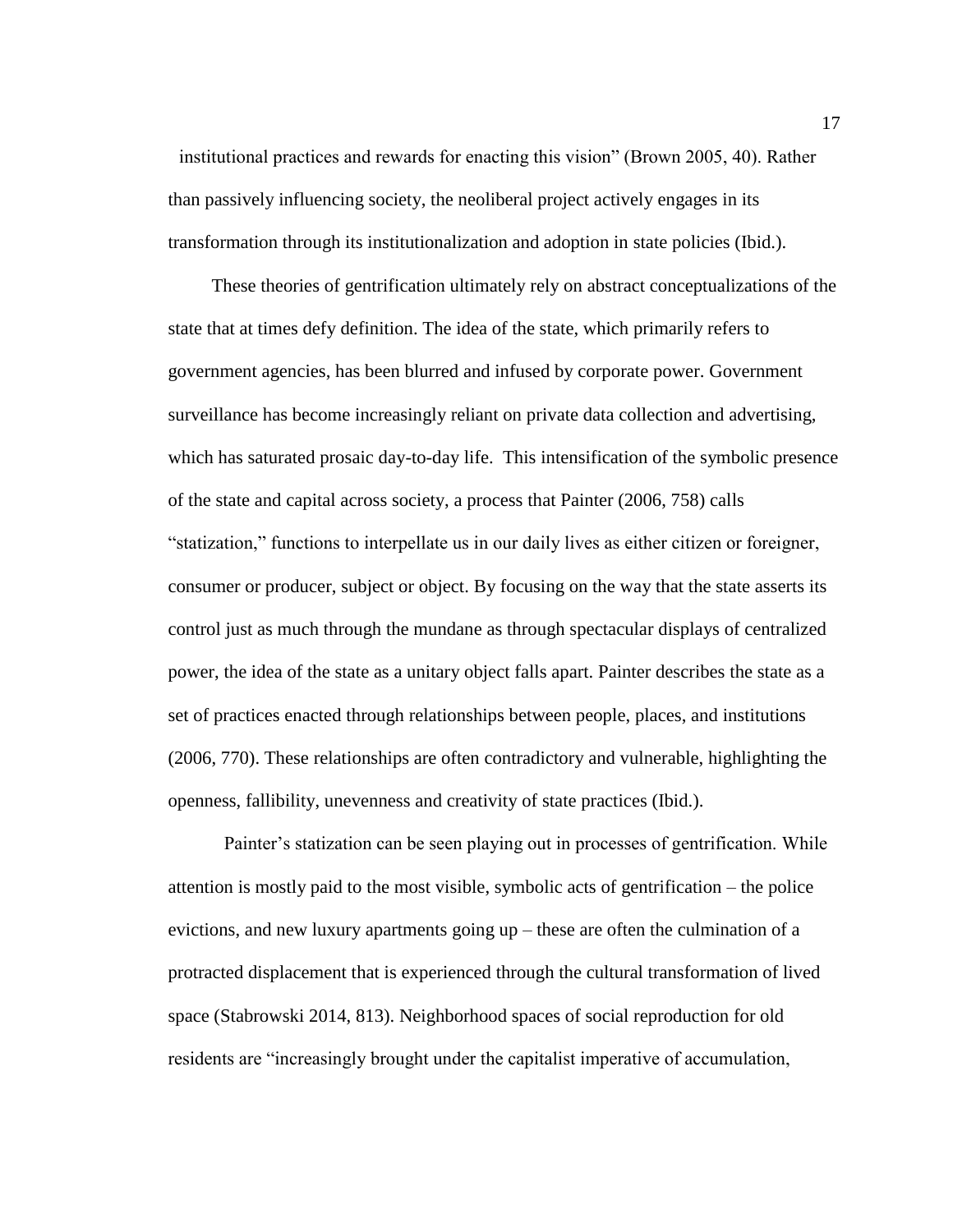institutional practices and rewards for enacting this vision" (Brown 2005, 40). Rather than passively influencing society, the neoliberal project actively engages in its transformation through its institutionalization and adoption in state policies (Ibid.).

These theories of gentrification ultimately rely on abstract conceptualizations of the state that at times defy definition. The idea of the state, which primarily refers to government agencies, has been blurred and infused by corporate power. Government surveillance has become increasingly reliant on private data collection and advertising, which has saturated prosaic day-to-day life. This intensification of the symbolic presence of the state and capital across society, a process that Painter (2006, 758) calls "statization," functions to interpellate us in our daily lives as either citizen or foreigner, consumer or producer, subject or object. By focusing on the way that the state asserts its control just as much through the mundane as through spectacular displays of centralized power, the idea of the state as a unitary object falls apart. Painter describes the state as a set of practices enacted through relationships between people, places, and institutions (2006, 770). These relationships are often contradictory and vulnerable, highlighting the openness, fallibility, unevenness and creativity of state practices (Ibid.).

Painter's statization can be seen playing out in processes of gentrification. While attention is mostly paid to the most visible, symbolic acts of gentrification – the police evictions, and new luxury apartments going up – these are often the culmination of a protracted displacement that is experienced through the cultural transformation of lived space (Stabrowski 2014, 813). Neighborhood spaces of social reproduction for old residents are "increasingly brought under the capitalist imperative of accumulation,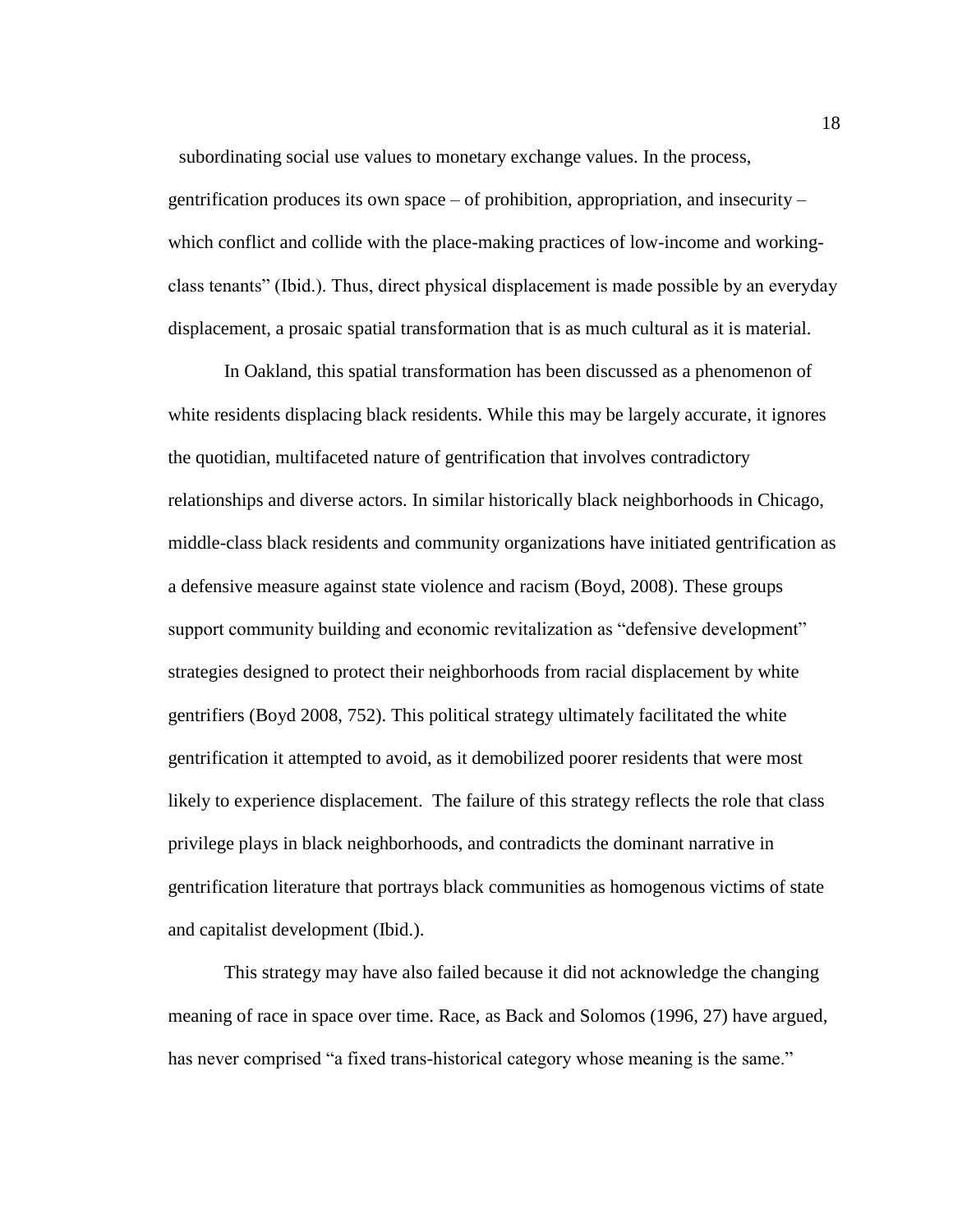subordinating social use values to monetary exchange values. In the process, gentrification produces its own space – of prohibition, appropriation, and insecurity – which conflict and collide with the place-making practices of low-income and working-class tenants" (Ibid.). Thus, direct physical displacement is made possible by an everyday displacement, a prosaic spatial transformation that is as much cultural as it is material.

In Oakland, this spatial transformation has been discussed as a phenomenon of white residents displacing black residents. While this may be largely accurate, it ignores the quotidian, multifaceted nature of gentrification that involves contradictory relationships and diverse actors. In similar historically black neighborhoods in Chicago, middle-class black residents and community organizations have initiated gentrification as a defensive measure against state violence and racism (Boyd, 2008). These groups support community building and economic revitalization as "defensive development" strategies designed to protect their neighborhoods from racial displacement by white gentrifiers (Boyd 2008, 752). This political strategy ultimately facilitated the white gentrification it attempted to avoid, as it demobilized poorer residents that were most likely to experience displacement. The failure of this strategy reflects the role that class privilege plays in black neighborhoods, and contradicts the dominant narrative in gentrification literature that portrays black communities as homogenous victims of state and capitalist development (Ibid.).

This strategy may have also failed because it did not acknowledge the changing meaning of race in space over time. Race, as Back and Solomos (1996, 27) have argued, has never comprised "a fixed trans-historical category whose meaning is the same."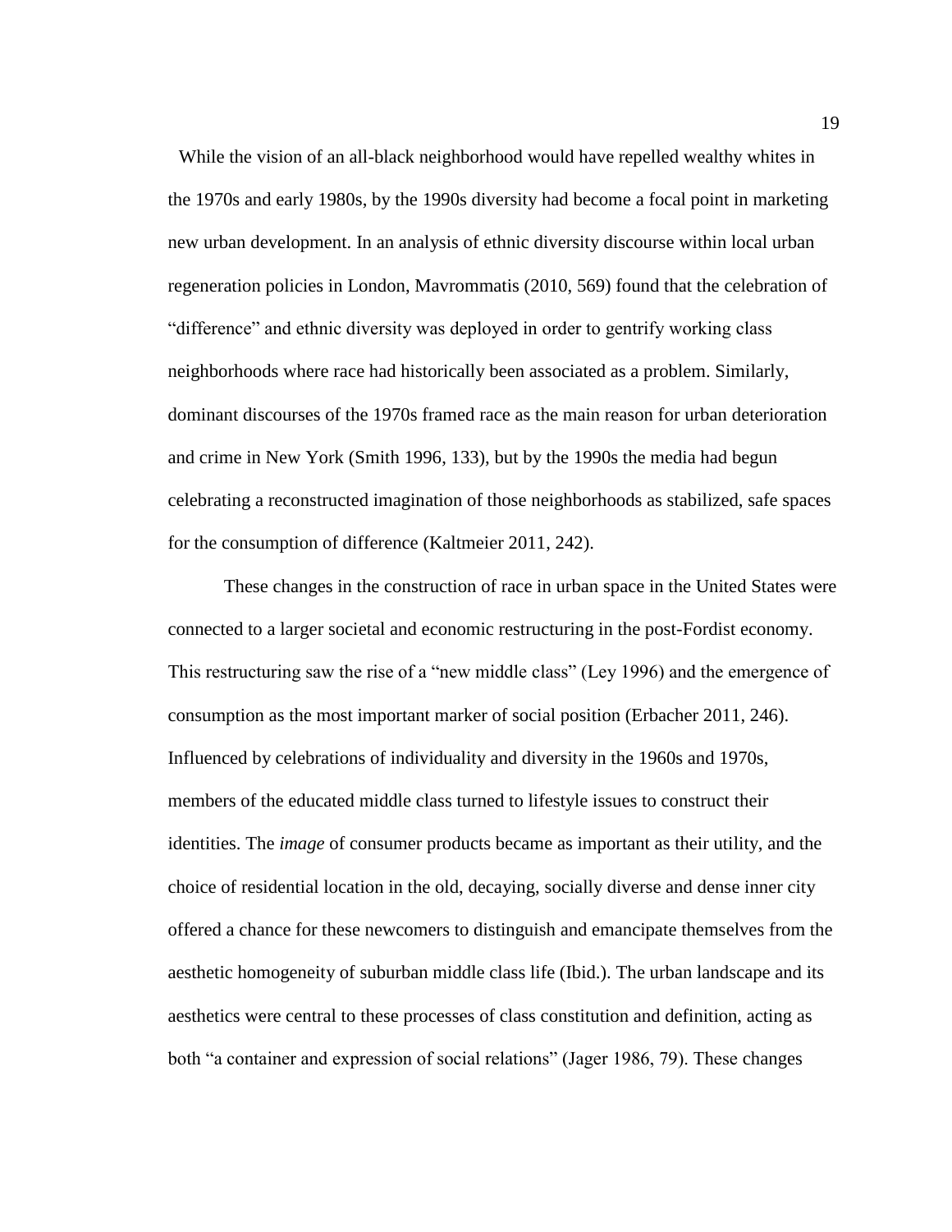While the vision of an all-black neighborhood would have repelled wealthy whites in the 1970s and early 1980s, by the 1990s diversity had become a focal point in marketing new urban development. In an analysis of ethnic diversity discourse within local urban regeneration policies in London, Mavrommatis (2010, 569) found that the celebration of "difference" and ethnic diversity was deployed in order to gentrify working class neighborhoods where race had historically been associated as a problem. Similarly, dominant discourses of the 1970s framed race as the main reason for urban deterioration and crime in New York (Smith 1996, 133), but by the 1990s the media had begun celebrating a reconstructed imagination of those neighborhoods as stabilized, safe spaces for the consumption of difference (Kaltmeier 2011, 242).

These changes in the construction of race in urban space in the United States were connected to a larger societal and economic restructuring in the post-Fordist economy. This restructuring saw the rise of a "new middle class" (Ley 1996) and the emergence of consumption as the most important marker of social position (Erbacher 2011, 246). Influenced by celebrations of individuality and diversity in the 1960s and 1970s, members of the educated middle class turned to lifestyle issues to construct their identities. The *image* of consumer products became as important as their utility, and the choice of residential location in the old, decaying, socially diverse and dense inner city offered a chance for these newcomers to distinguish and emancipate themselves from the aesthetic homogeneity of suburban middle class life (Ibid.). The urban landscape and its aesthetics were central to these processes of class constitution and definition, acting as both "a container and expression of social relations" (Jager 1986, 79). These changes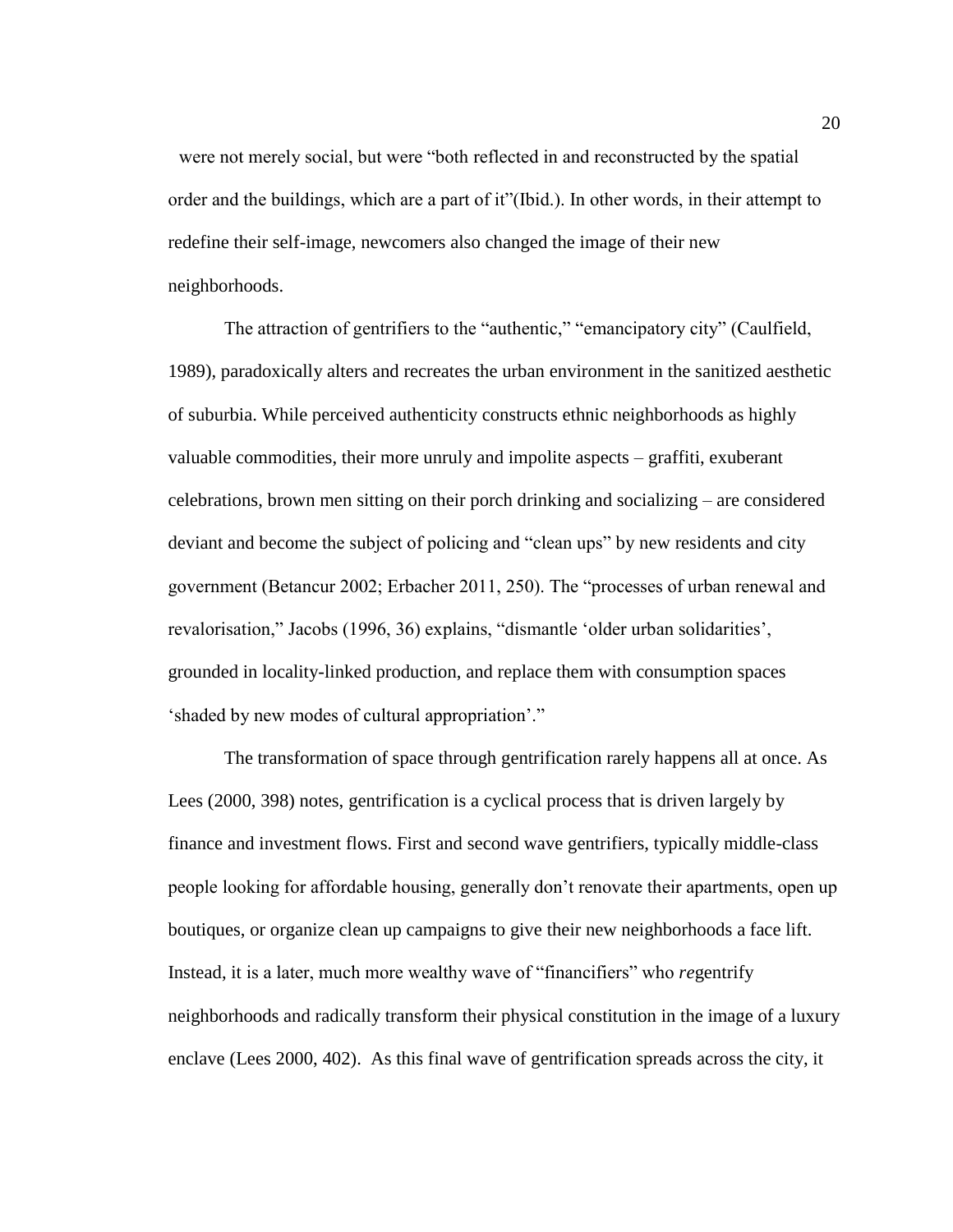were not merely social, but were "both reflected in and reconstructed by the spatial order and the buildings, which are a part of it"(Ibid.). In other words, in their attempt to redefine their self-image, newcomers also changed the image of their new neighborhoods.

The attraction of gentrifiers to the "authentic," "emancipatory city" (Caulfield, 1989), paradoxically alters and recreates the urban environment in the sanitized aesthetic of suburbia. While perceived authenticity constructs ethnic neighborhoods as highly valuable commodities, their more unruly and impolite aspects – graffiti, exuberant celebrations, brown men sitting on their porch drinking and socializing – are considered deviant and become the subject of policing and "clean ups" by new residents and city government (Betancur 2002; Erbacher 2011, 250). The "processes of urban renewal and revalorisation," Jacobs (1996, 36) explains, "dismantle 'older urban solidarities', grounded in locality-linked production, and replace them with consumption spaces 'shaded by new modes of cultural appropriation'."

The transformation of space through gentrification rarely happens all at once. As Lees (2000, 398) notes, gentrification is a cyclical process that is driven largely by finance and investment flows. First and second wave gentrifiers, typically middle-class people looking for affordable housing, generally don't renovate their apartments, open up boutiques, or organize clean up campaigns to give their new neighborhoods a face lift. Instead, it is a later, much more wealthy wave of "financifiers" who *re*gentrify neighborhoods and radically transform their physical constitution in the image of a luxury enclave (Lees 2000, 402). As this final wave of gentrification spreads across the city, it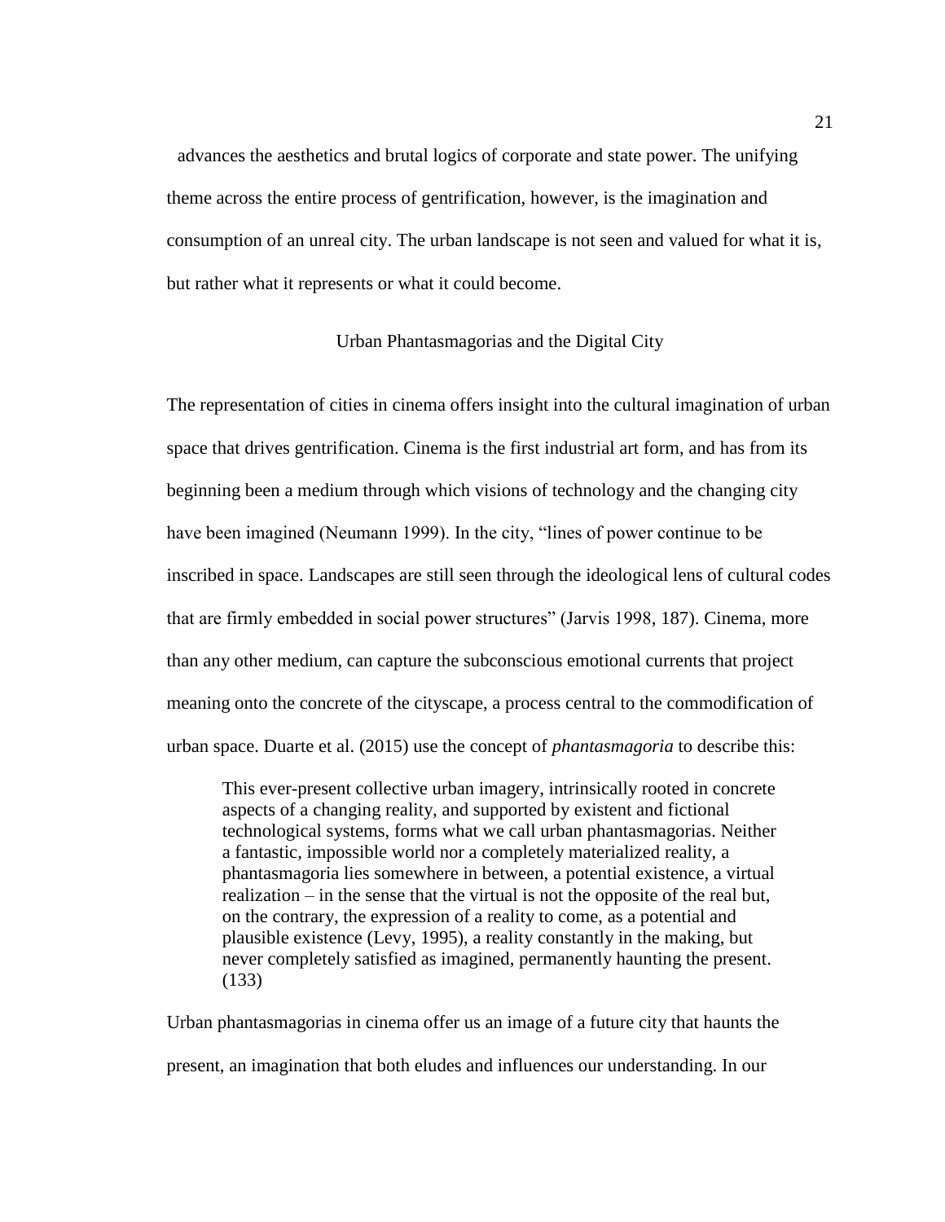advances the aesthetics and brutal logics of corporate and state power. The unifying theme across the entire process of gentrification, however, is the imagination and consumption of an unreal city. The urban landscape is not seen and valued for what it is, but rather what it represents or what it could become.

## Urban Phantasmagorias and the Digital City

The representation of cities in cinema offers insight into the cultural imagination of urban space that drives gentrification. Cinema is the first industrial art form, and has from its beginning been a medium through which visions of technology and the changing city have been imagined (Neumann 1999). In the city, "lines of power continue to be inscribed in space. Landscapes are still seen through the ideological lens of cultural codes that are firmly embedded in social power structures" (Jarvis 1998, 187). Cinema, more than any other medium, can capture the subconscious emotional currents that project meaning onto the concrete of the cityscape, a process central to the commodification of urban space. Duarte et al. (2015) use the concept of *phantasmagoria* to describe this:

> This ever-present collective urban imagery, intrinsically rooted in concrete aspects of a changing reality, and supported by existent and fictional technological systems, forms what we call urban phantasmagorias. Neither a fantastic, impossible world nor a completely materialized reality, a phantasmagoria lies somewhere in between, a potential existence, a virtual realization – in the sense that the virtual is not the opposite of the real but, on the contrary, the expression of a reality to come, as a potential and plausible existence (Levy, 1995), a reality constantly in the making, but never completely satisfied as imagined, permanently haunting the present. (133)

Urban phantasmagorias in cinema offer us an image of a future city that haunts the present, an imagination that both eludes and influences our understanding. In our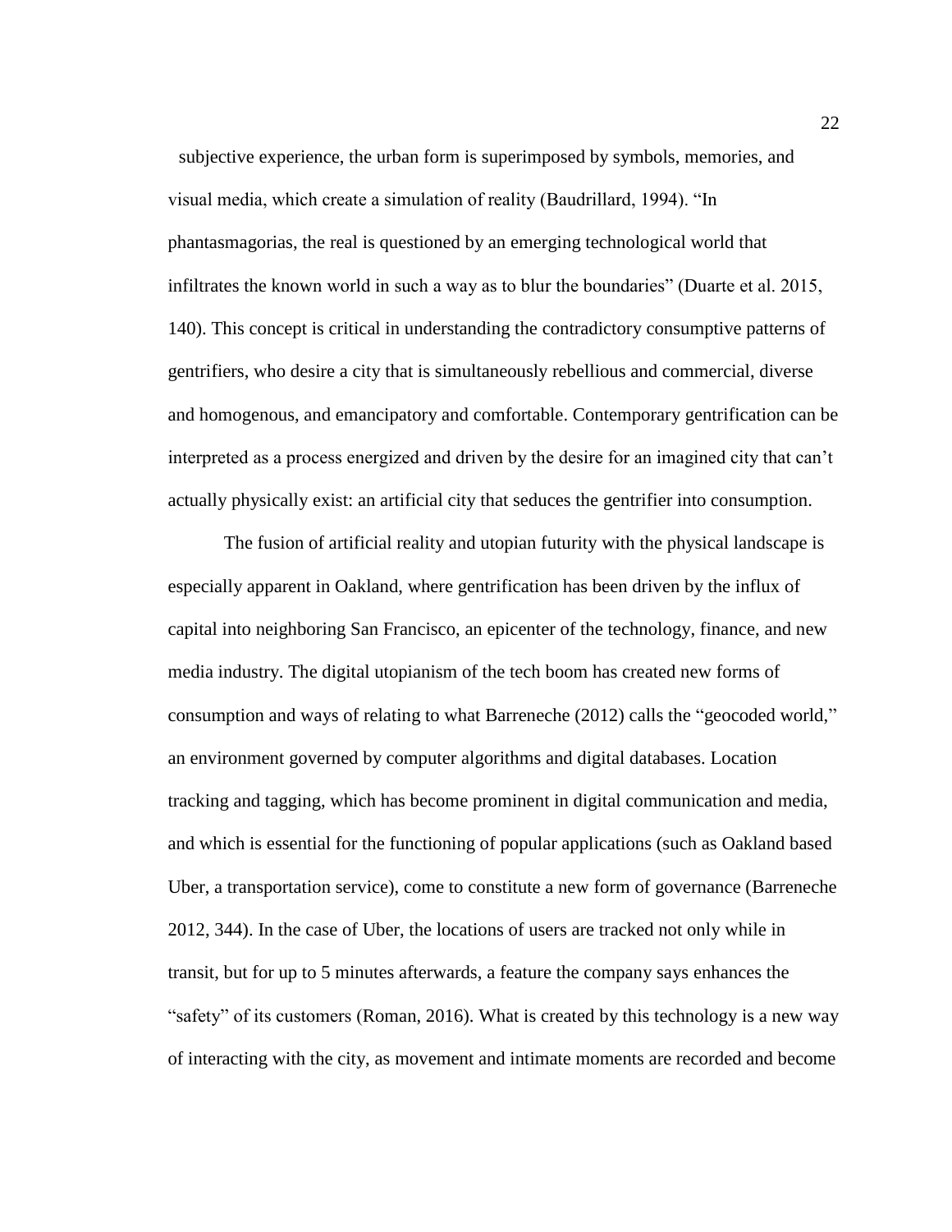subjective experience, the urban form is superimposed by symbols, memories, and visual media, which create a simulation of reality (Baudrillard, 1994). "In phantasmagorias, the real is questioned by an emerging technological world that infiltrates the known world in such a way as to blur the boundaries" (Duarte et al. 2015, 140). This concept is critical in understanding the contradictory consumptive patterns of gentrifiers, who desire a city that is simultaneously rebellious and commercial, diverse and homogenous, and emancipatory and comfortable. Contemporary gentrification can be interpreted as a process energized and driven by the desire for an imagined city that can't actually physically exist: an artificial city that seduces the gentrifier into consumption.

The fusion of artificial reality and utopian futurity with the physical landscape is especially apparent in Oakland, where gentrification has been driven by the influx of capital into neighboring San Francisco, an epicenter of the technology, finance, and new media industry. The digital utopianism of the tech boom has created new forms of consumption and ways of relating to what Barreneche (2012) calls the "geocoded world," an environment governed by computer algorithms and digital databases. Location tracking and tagging, which has become prominent in digital communication and media, and which is essential for the functioning of popular applications (such as Oakland based Uber, a transportation service), come to constitute a new form of governance (Barreneche 2012, 344). In the case of Uber, the locations of users are tracked not only while in transit, but for up to 5 minutes afterwards, a feature the company says enhances the "safety" of its customers (Roman, 2016). What is created by this technology is a new way of interacting with the city, as movement and intimate moments are recorded and become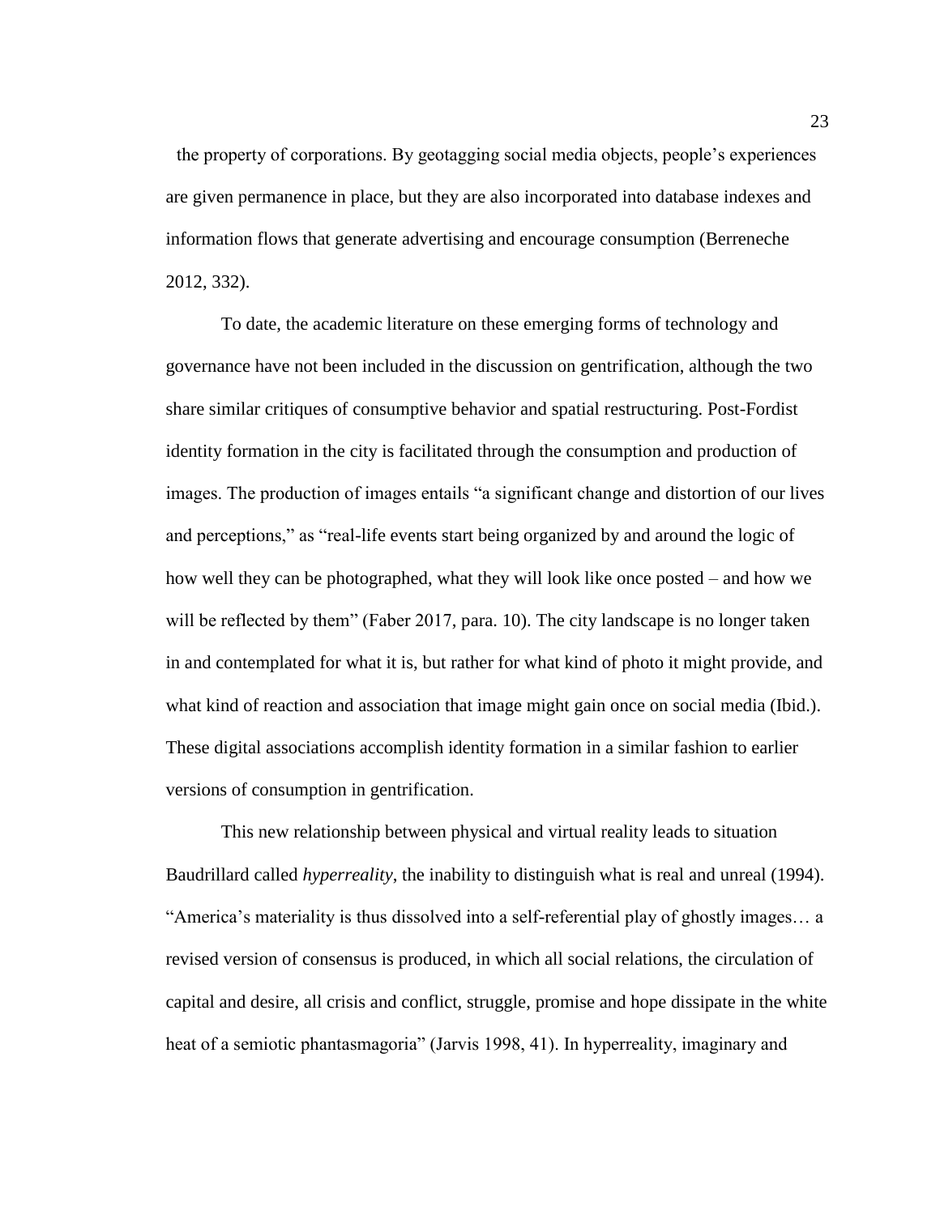the property of corporations. By geotagging social media objects, people's experiences are given permanence in place, but they are also incorporated into database indexes and information flows that generate advertising and encourage consumption (Berreneche 2012, 332).

To date, the academic literature on these emerging forms of technology and governance have not been included in the discussion on gentrification, although the two share similar critiques of consumptive behavior and spatial restructuring. Post-Fordist identity formation in the city is facilitated through the consumption and production of images. The production of images entails "a significant change and distortion of our lives and perceptions," as "real-life events start being organized by and around the logic of how well they can be photographed, what they will look like once posted – and how we will be reflected by them" (Faber 2017, para. 10). The city landscape is no longer taken in and contemplated for what it is, but rather for what kind of photo it might provide, and what kind of reaction and association that image might gain once on social media (Ibid.). These digital associations accomplish identity formation in a similar fashion to earlier versions of consumption in gentrification.

This new relationship between physical and virtual reality leads to situation Baudrillard called *hyperreality*, the inability to distinguish what is real and unreal (1994). "America's materiality is thus dissolved into a self-referential play of ghostly images… a revised version of consensus is produced, in which all social relations, the circulation of capital and desire, all crisis and conflict, struggle, promise and hope dissipate in the white heat of a semiotic phantasmagoria" (Jarvis 1998, 41). In hyperreality, imaginary and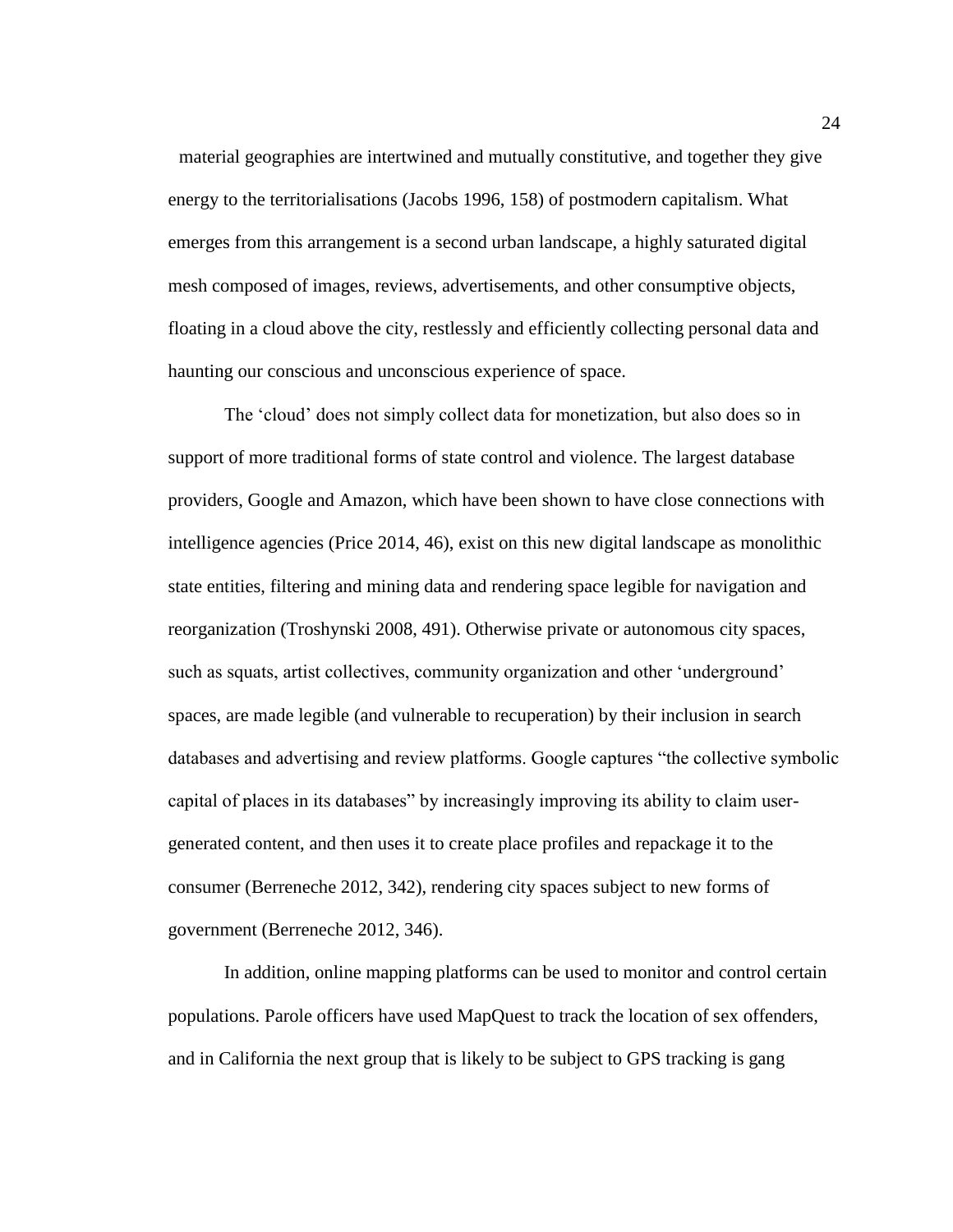material geographies are intertwined and mutually constitutive, and together they give energy to the territorialisations (Jacobs 1996, 158) of postmodern capitalism. What emerges from this arrangement is a second urban landscape, a highly saturated digital mesh composed of images, reviews, advertisements, and other consumptive objects, floating in a cloud above the city, restlessly and efficiently collecting personal data and haunting our conscious and unconscious experience of space.

The 'cloud' does not simply collect data for monetization, but also does so in support of more traditional forms of state control and violence. The largest database providers, Google and Amazon, which have been shown to have close connections with intelligence agencies (Price 2014, 46), exist on this new digital landscape as monolithic state entities, filtering and mining data and rendering space legible for navigation and reorganization (Troshynski 2008, 491). Otherwise private or autonomous city spaces, such as squats, artist collectives, community organization and other 'underground' spaces, are made legible (and vulnerable to recuperation) by their inclusion in search databases and advertising and review platforms. Google captures "the collective symbolic capital of places in its databases" by increasingly improving its ability to claim user-generated content, and then uses it to create place profiles and repackage it to the consumer (Berreneche 2012, 342), rendering city spaces subject to new forms of government (Berreneche 2012, 346).

In addition, online mapping platforms can be used to monitor and control certain populations. Parole officers have used MapQuest to track the location of sex offenders, and in California the next group that is likely to be subject to GPS tracking is gang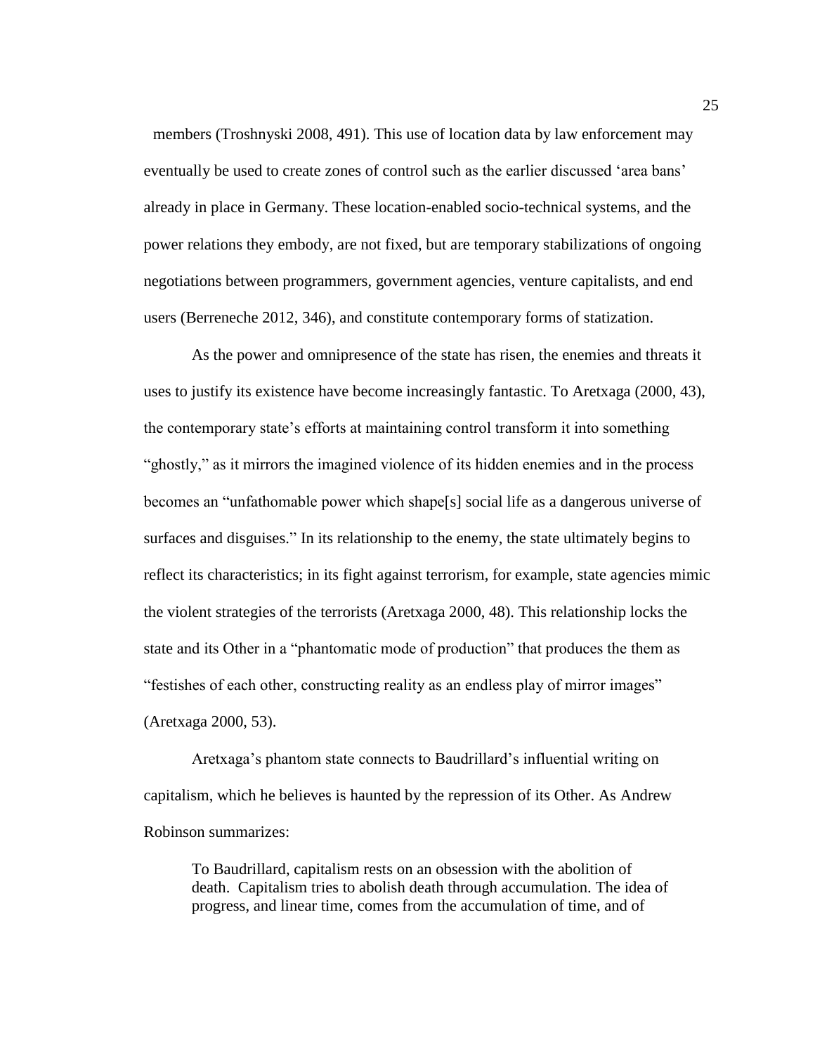members (Troshnyski 2008, 491). This use of location data by law enforcement may eventually be used to create zones of control such as the earlier discussed 'area bans' already in place in Germany. These location-enabled socio-technical systems, and the power relations they embody, are not fixed, but are temporary stabilizations of ongoing negotiations between programmers, government agencies, venture capitalists, and end users (Berreneche 2012, 346), and constitute contemporary forms of statization.

As the power and omnipresence of the state has risen, the enemies and threats it uses to justify its existence have become increasingly fantastic. To Aretxaga (2000, 43), the contemporary state's efforts at maintaining control transform it into something "ghostly," as it mirrors the imagined violence of its hidden enemies and in the process becomes an "unfathomable power which shape[s] social life as a dangerous universe of surfaces and disguises." In its relationship to the enemy, the state ultimately begins to reflect its characteristics; in its fight against terrorism, for example, state agencies mimic the violent strategies of the terrorists (Aretxaga 2000, 48). This relationship locks the state and its Other in a "phantomatic mode of production" that produces the them as "festishes of each other, constructing reality as an endless play of mirror images" (Aretxaga 2000, 53).

Aretxaga's phantom state connects to Baudrillard's influential writing on capitalism, which he believes is haunted by the repression of its Other. As Andrew Robinson summarizes:

> To Baudrillard, capitalism rests on an obsession with the abolition of death. Capitalism tries to abolish death through accumulation. The idea of progress, and linear time, comes from the accumulation of time, and of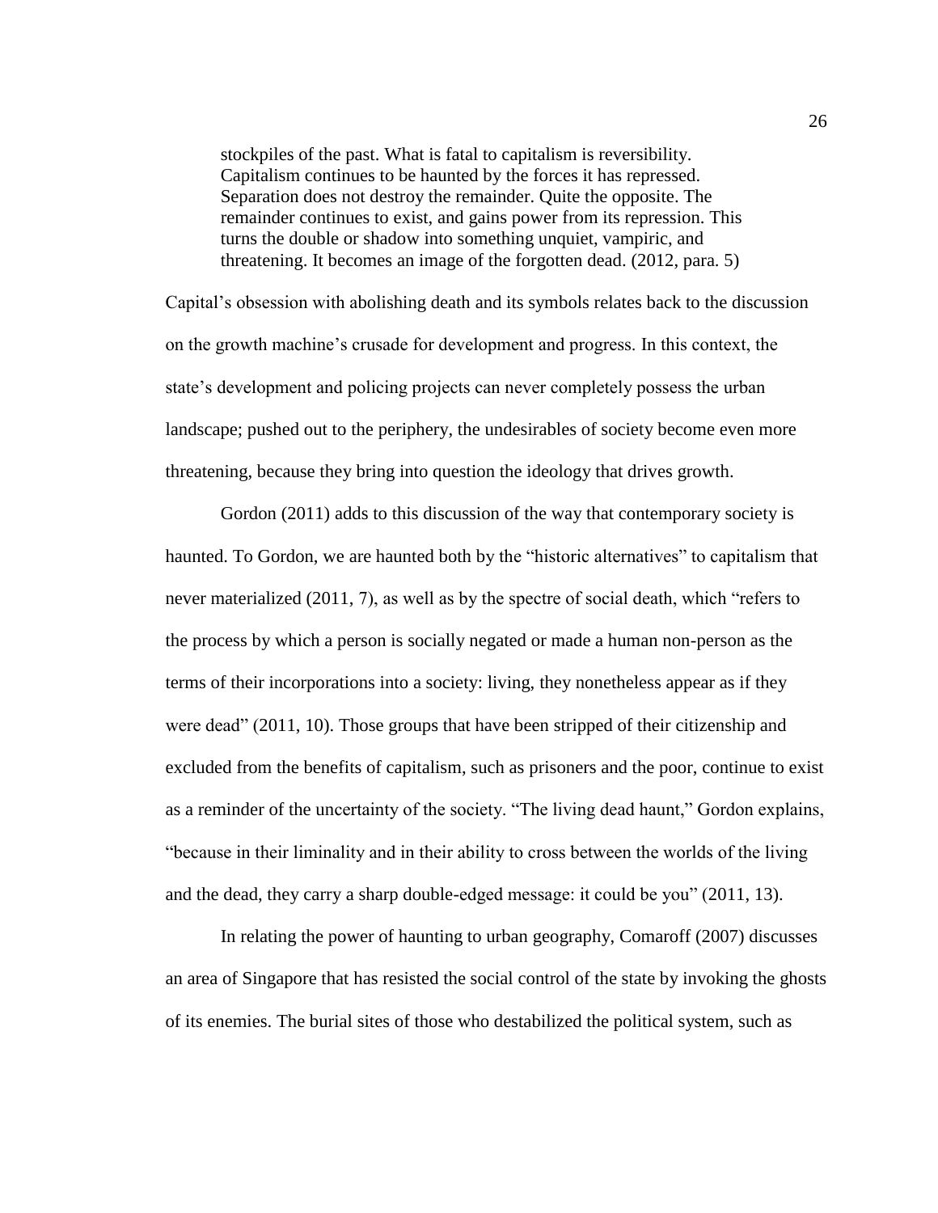> stockpiles of the past. What is fatal to capitalism is reversibility. Capitalism continues to be haunted by the forces it has repressed. Separation does not destroy the remainder. Quite the opposite. The remainder continues to exist, and gains power from its repression. This turns the double or shadow into something unquiet, vampiric, and threatening. It becomes an image of the forgotten dead. (2012, para. 5)

Capital's obsession with abolishing death and its symbols relates back to the discussion on the growth machine's crusade for development and progress. In this context, the state's development and policing projects can never completely possess the urban landscape; pushed out to the periphery, the undesirables of society become even more threatening, because they bring into question the ideology that drives growth.

Gordon (2011) adds to this discussion of the way that contemporary society is haunted. To Gordon, we are haunted both by the "historic alternatives" to capitalism that never materialized (2011, 7), as well as by the spectre of social death, which "refers to the process by which a person is socially negated or made a human non-person as the terms of their incorporations into a society: living, they nonetheless appear as if they were dead" (2011, 10). Those groups that have been stripped of their citizenship and excluded from the benefits of capitalism, such as prisoners and the poor, continue to exist as a reminder of the uncertainty of the society. "The living dead haunt," Gordon explains, "because in their liminality and in their ability to cross between the worlds of the living and the dead, they carry a sharp double-edged message: it could be you" (2011, 13).

In relating the power of haunting to urban geography, Comaroff (2007) discusses an area of Singapore that has resisted the social control of the state by invoking the ghosts of its enemies. The burial sites of those who destabilized the political system, such as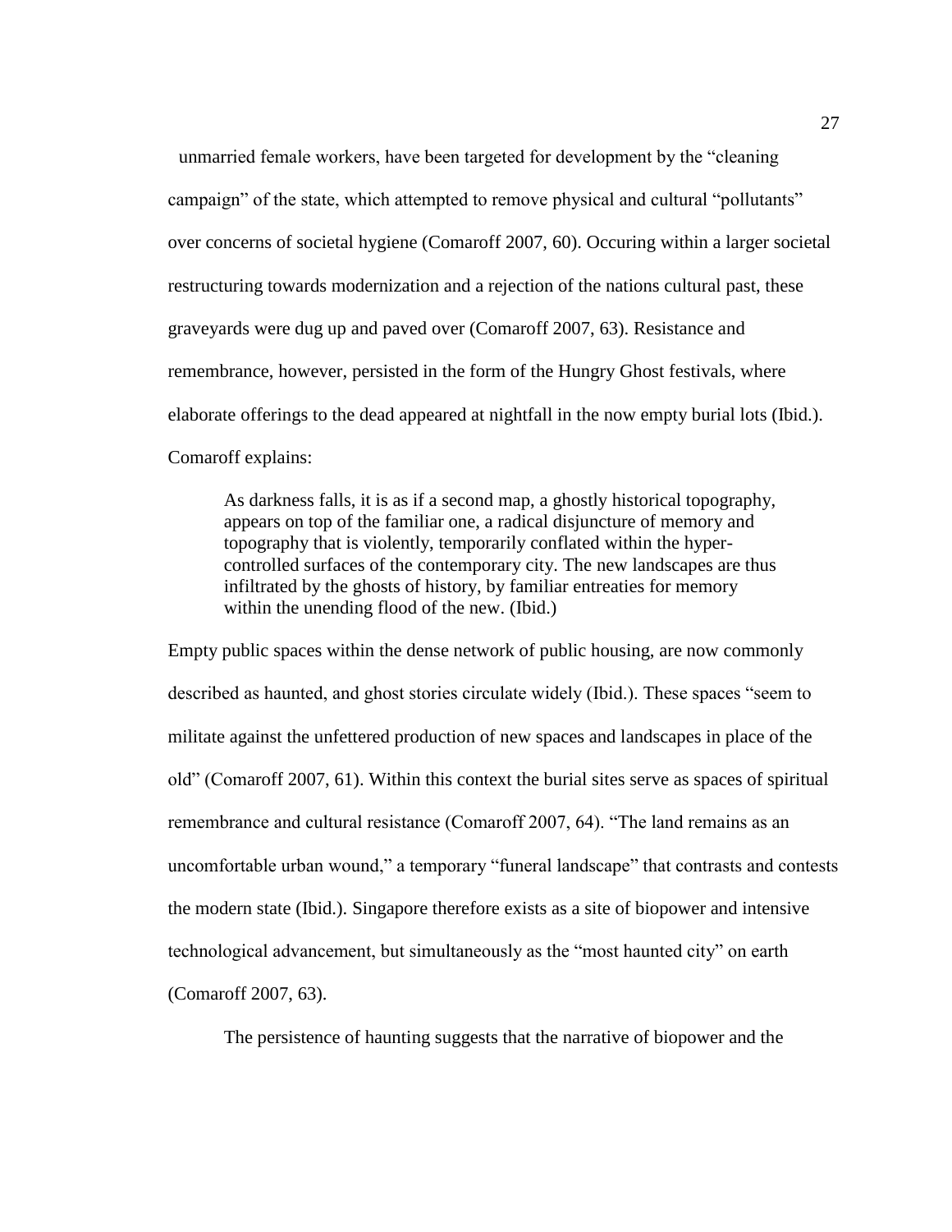unmarried female workers, have been targeted for development by the "cleaning campaign" of the state, which attempted to remove physical and cultural "pollutants" over concerns of societal hygiene (Comaroff 2007, 60). Occuring within a larger societal restructuring towards modernization and a rejection of the nations cultural past, these graveyards were dug up and paved over (Comaroff 2007, 63). Resistance and remembrance, however, persisted in the form of the Hungry Ghost festivals, where elaborate offerings to the dead appeared at nightfall in the now empty burial lots (Ibid.). Comaroff explains:

> As darkness falls, it is as if a second map, a ghostly historical topography, appears on top of the familiar one, a radical disjuncture of memory and topography that is violently, temporarily conflated within the hyper-controlled surfaces of the contemporary city. The new landscapes are thus infiltrated by the ghosts of history, by familiar entreaties for memory within the unending flood of the new. (Ibid.)

Empty public spaces within the dense network of public housing, are now commonly described as haunted, and ghost stories circulate widely (Ibid.). These spaces "seem to militate against the unfettered production of new spaces and landscapes in place of the old" (Comaroff 2007, 61). Within this context the burial sites serve as spaces of spiritual remembrance and cultural resistance (Comaroff 2007, 64). "The land remains as an uncomfortable urban wound," a temporary "funeral landscape" that contrasts and contests the modern state (Ibid.). Singapore therefore exists as a site of biopower and intensive technological advancement, but simultaneously as the "most haunted city" on earth (Comaroff 2007, 63).

The persistence of haunting suggests that the narrative of biopower and the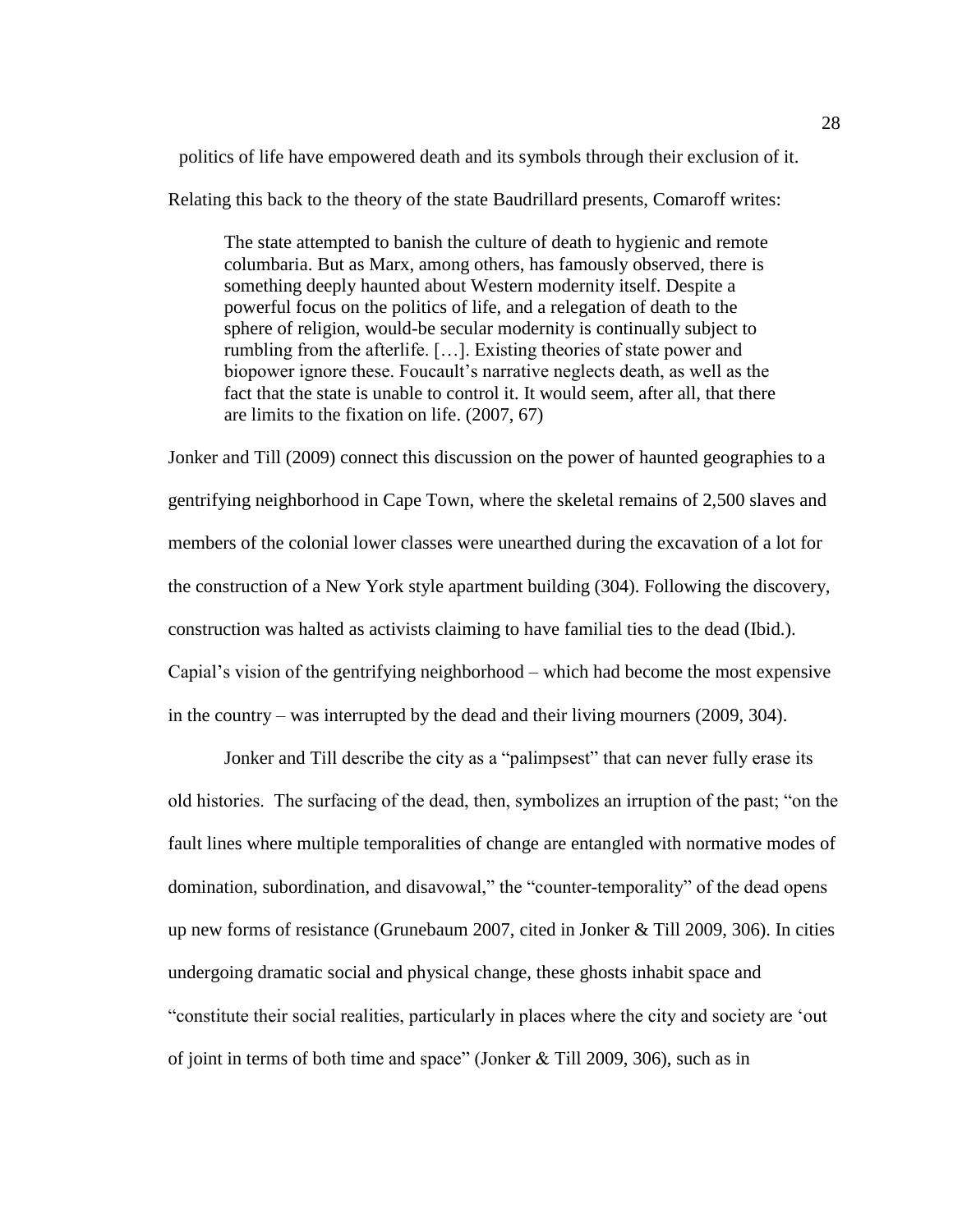politics of life have empowered death and its symbols through their exclusion of it. Relating this back to the theory of the state Baudrillard presents, Comaroff writes:

> The state attempted to banish the culture of death to hygienic and remote columbaria. But as Marx, among others, has famously observed, there is something deeply haunted about Western modernity itself. Despite a powerful focus on the politics of life, and a relegation of death to the sphere of religion, would-be secular modernity is continually subject to rumbling from the afterlife. […]. Existing theories of state power and biopower ignore these. Foucault's narrative neglects death, as well as the fact that the state is unable to control it. It would seem, after all, that there are limits to the fixation on life. (2007, 67)

Jonker and Till (2009) connect this discussion on the power of haunted geographies to a gentrifying neighborhood in Cape Town, where the skeletal remains of 2,500 slaves and members of the colonial lower classes were unearthed during the excavation of a lot for the construction of a New York style apartment building (304). Following the discovery, construction was halted as activists claiming to have familial ties to the dead (Ibid.). Capial's vision of the gentrifying neighborhood – which had become the most expensive in the country – was interrupted by the dead and their living mourners (2009, 304).

Jonker and Till describe the city as a "palimpsest" that can never fully erase its old histories. The surfacing of the dead, then, symbolizes an irruption of the past; "on the fault lines where multiple temporalities of change are entangled with normative modes of domination, subordination, and disavowal," the "counter-temporality" of the dead opens up new forms of resistance (Grunebaum 2007, cited in Jonker & Till 2009, 306). In cities undergoing dramatic social and physical change, these ghosts inhabit space and "constitute their social realities, particularly in places where the city and society are 'out of joint in terms of both time and space" (Jonker & Till 2009, 306), such as in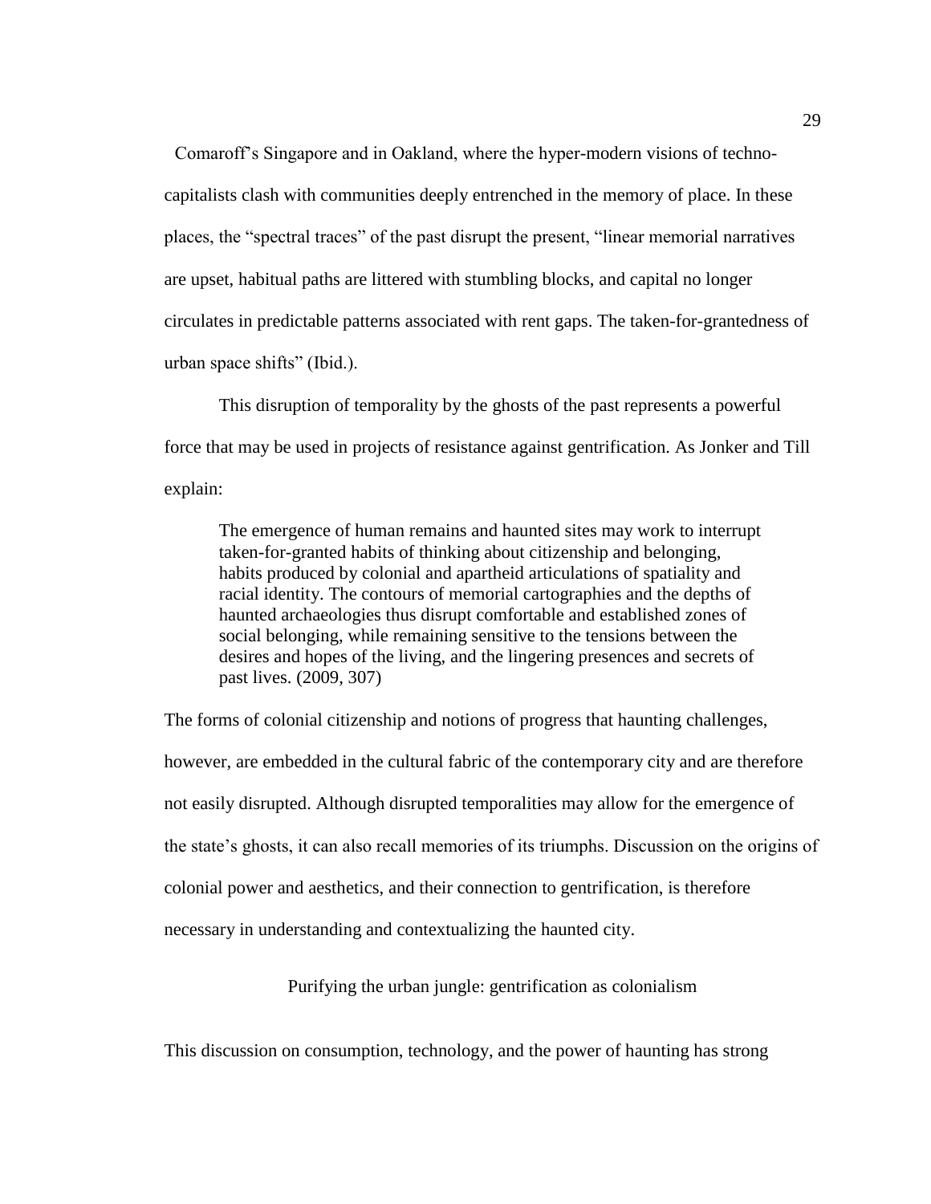Comaroff's Singapore and in Oakland, where the hyper-modern visions of techno-capitalists clash with communities deeply entrenched in the memory of place. In these places, the "spectral traces" of the past disrupt the present, "linear memorial narratives are upset, habitual paths are littered with stumbling blocks, and capital no longer circulates in predictable patterns associated with rent gaps. The taken-for-grantedness of urban space shifts" (Ibid.).

This disruption of temporality by the ghosts of the past represents a powerful force that may be used in projects of resistance against gentrification. As Jonker and Till explain:

> The emergence of human remains and haunted sites may work to interrupt taken-for-granted habits of thinking about citizenship and belonging, habits produced by colonial and apartheid articulations of spatiality and racial identity. The contours of memorial cartographies and the depths of haunted archaeologies thus disrupt comfortable and established zones of social belonging, while remaining sensitive to the tensions between the desires and hopes of the living, and the lingering presences and secrets of past lives. (2009, 307)

The forms of colonial citizenship and notions of progress that haunting challenges, however, are embedded in the cultural fabric of the contemporary city and are therefore not easily disrupted. Although disrupted temporalities may allow for the emergence of the state's ghosts, it can also recall memories of its triumphs. Discussion on the origins of colonial power and aesthetics, and their connection to gentrification, is therefore necessary in understanding and contextualizing the haunted city.

## Purifying the urban jungle: gentrification as colonialism

This discussion on consumption, technology, and the power of haunting has strong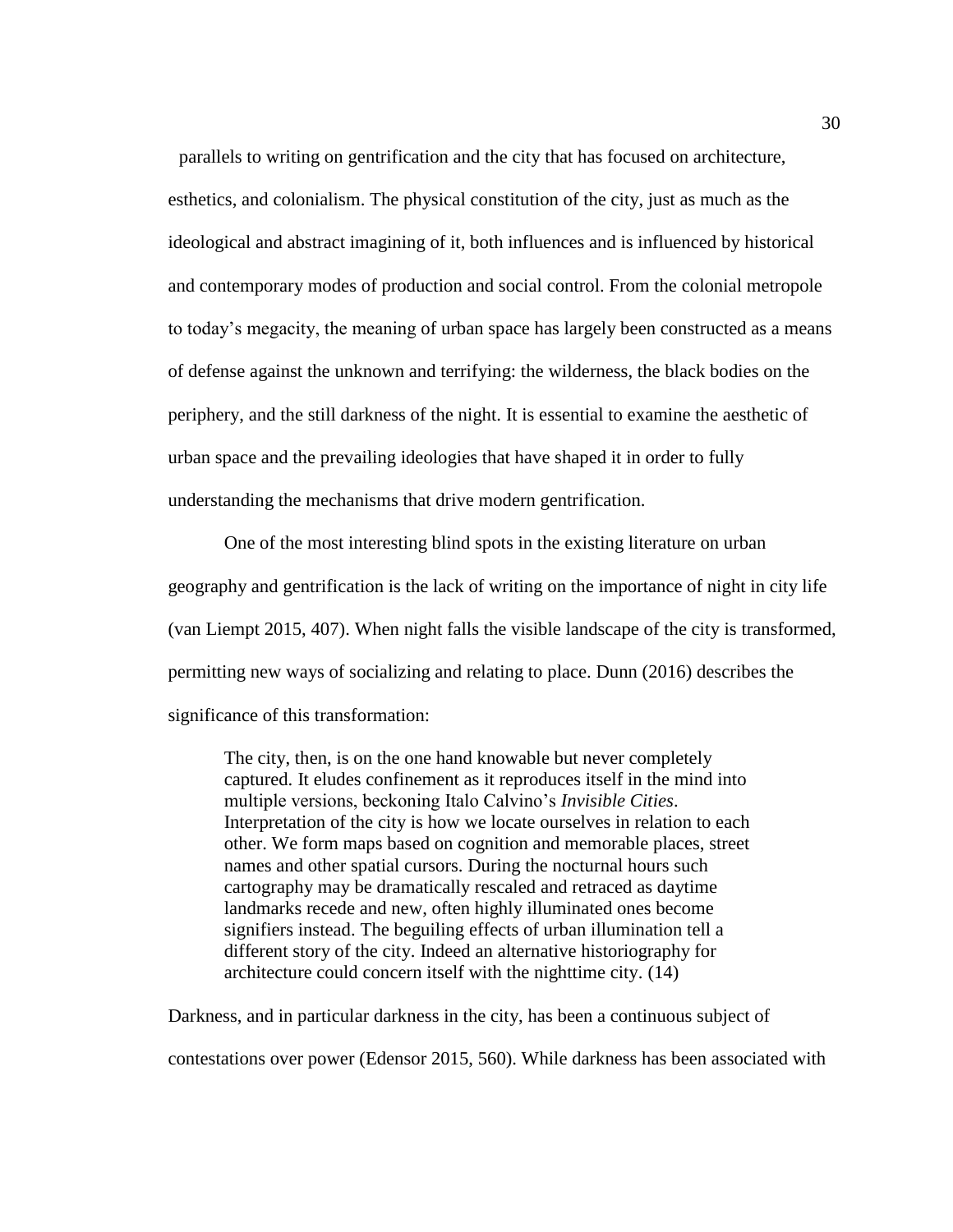parallels to writing on gentrification and the city that has focused on architecture, esthetics, and colonialism. The physical constitution of the city, just as much as the ideological and abstract imagining of it, both influences and is influenced by historical and contemporary modes of production and social control. From the colonial metropole to today's megacity, the meaning of urban space has largely been constructed as a means of defense against the unknown and terrifying: the wilderness, the black bodies on the periphery, and the still darkness of the night. It is essential to examine the aesthetic of urban space and the prevailing ideologies that have shaped it in order to fully understanding the mechanisms that drive modern gentrification.

One of the most interesting blind spots in the existing literature on urban geography and gentrification is the lack of writing on the importance of night in city life (van Liempt 2015, 407). When night falls the visible landscape of the city is transformed, permitting new ways of socializing and relating to place. Dunn (2016) describes the significance of this transformation:

> The city, then, is on the one hand knowable but never completely captured. It eludes confinement as it reproduces itself in the mind into multiple versions, beckoning Italo Calvino's *Invisible Cities*. Interpretation of the city is how we locate ourselves in relation to each other. We form maps based on cognition and memorable places, street names and other spatial cursors. During the nocturnal hours such cartography may be dramatically rescaled and retraced as daytime landmarks recede and new, often highly illuminated ones become signifiers instead. The beguiling effects of urban illumination tell a different story of the city. Indeed an alternative historiography for architecture could concern itself with the nighttime city. (14)

Darkness, and in particular darkness in the city, has been a continuous subject of contestations over power (Edensor 2015, 560). While darkness has been associated with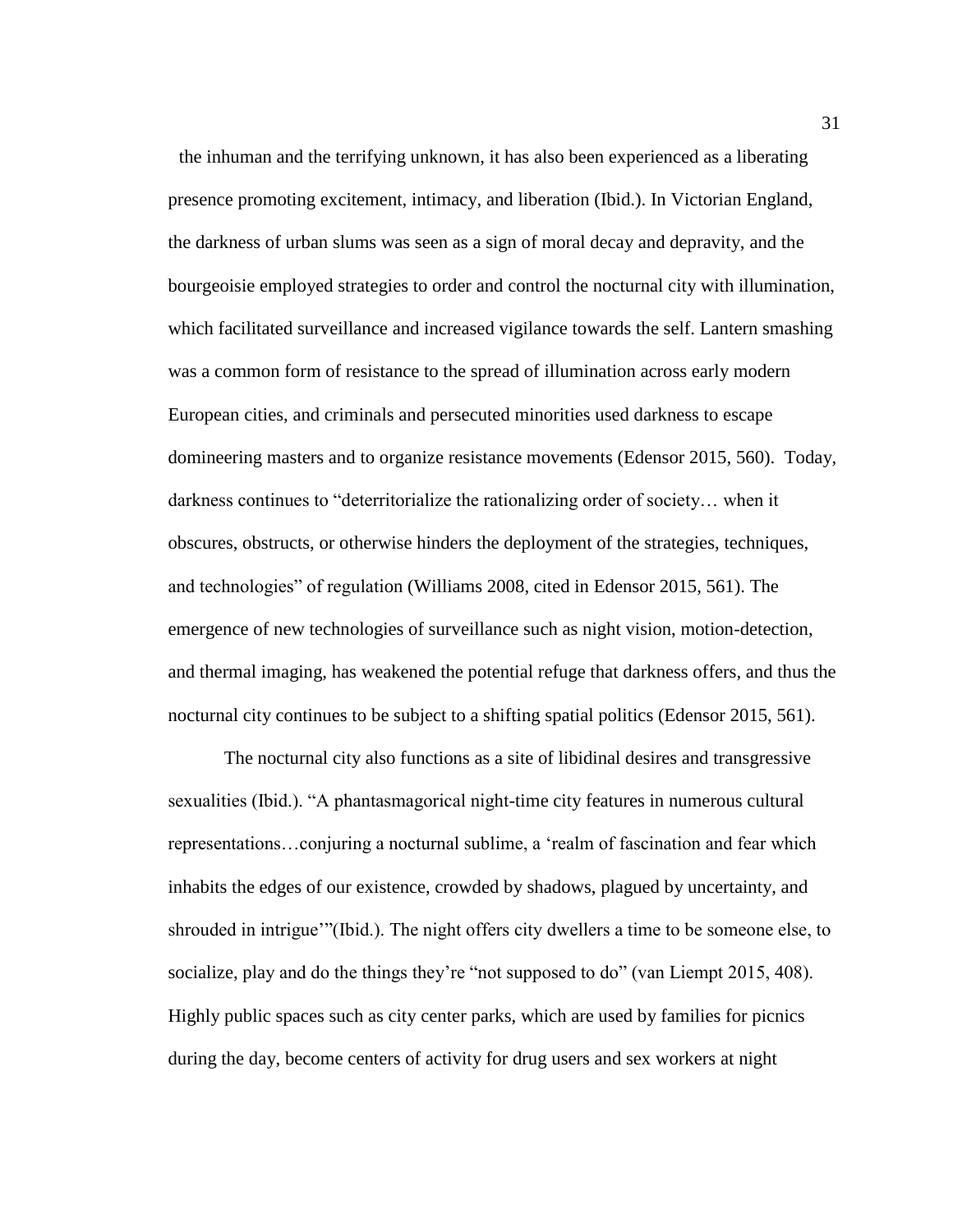the inhuman and the terrifying unknown, it has also been experienced as a liberating presence promoting excitement, intimacy, and liberation (Ibid.). In Victorian England, the darkness of urban slums was seen as a sign of moral decay and depravity, and the bourgeoisie employed strategies to order and control the nocturnal city with illumination, which facilitated surveillance and increased vigilance towards the self. Lantern smashing was a common form of resistance to the spread of illumination across early modern European cities, and criminals and persecuted minorities used darkness to escape domineering masters and to organize resistance movements (Edensor 2015, 560). Today, darkness continues to "deterritorialize the rationalizing order of society… when it obscures, obstructs, or otherwise hinders the deployment of the strategies, techniques, and technologies" of regulation (Williams 2008, cited in Edensor 2015, 561). The emergence of new technologies of surveillance such as night vision, motion-detection, and thermal imaging, has weakened the potential refuge that darkness offers, and thus the nocturnal city continues to be subject to a shifting spatial politics (Edensor 2015, 561).

The nocturnal city also functions as a site of libidinal desires and transgressive sexualities (Ibid.). "A phantasmagorical night-time city features in numerous cultural representations…conjuring a nocturnal sublime, a 'realm of fascination and fear which inhabits the edges of our existence, crowded by shadows, plagued by uncertainty, and shrouded in intrigue'"(Ibid.). The night offers city dwellers a time to be someone else, to socialize, play and do the things they're "not supposed to do" (van Liempt 2015, 408). Highly public spaces such as city center parks, which are used by families for picnics during the day, become centers of activity for drug users and sex workers at night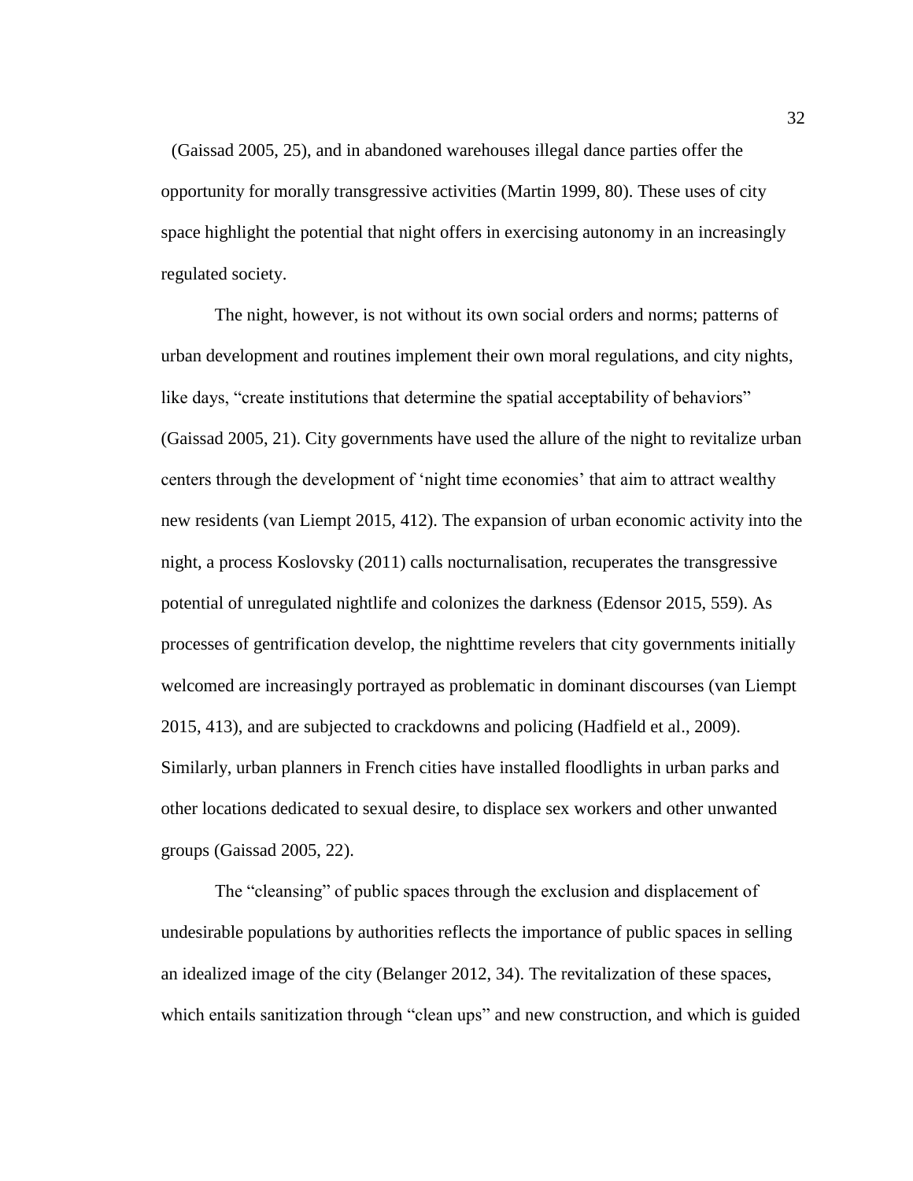(Gaissad 2005, 25), and in abandoned warehouses illegal dance parties offer the opportunity for morally transgressive activities (Martin 1999, 80). These uses of city space highlight the potential that night offers in exercising autonomy in an increasingly regulated society.

The night, however, is not without its own social orders and norms; patterns of urban development and routines implement their own moral regulations, and city nights, like days, "create institutions that determine the spatial acceptability of behaviors" (Gaissad 2005, 21). City governments have used the allure of the night to revitalize urban centers through the development of 'night time economies' that aim to attract wealthy new residents (van Liempt 2015, 412). The expansion of urban economic activity into the night, a process Koslovsky (2011) calls nocturnalisation, recuperates the transgressive potential of unregulated nightlife and colonizes the darkness (Edensor 2015, 559). As processes of gentrification develop, the nighttime revelers that city governments initially welcomed are increasingly portrayed as problematic in dominant discourses (van Liempt 2015, 413), and are subjected to crackdowns and policing (Hadfield et al., 2009). Similarly, urban planners in French cities have installed floodlights in urban parks and other locations dedicated to sexual desire, to displace sex workers and other unwanted groups (Gaissad 2005, 22).

The "cleansing" of public spaces through the exclusion and displacement of undesirable populations by authorities reflects the importance of public spaces in selling an idealized image of the city (Belanger 2012, 34). The revitalization of these spaces, which entails sanitization through "clean ups" and new construction, and which is guided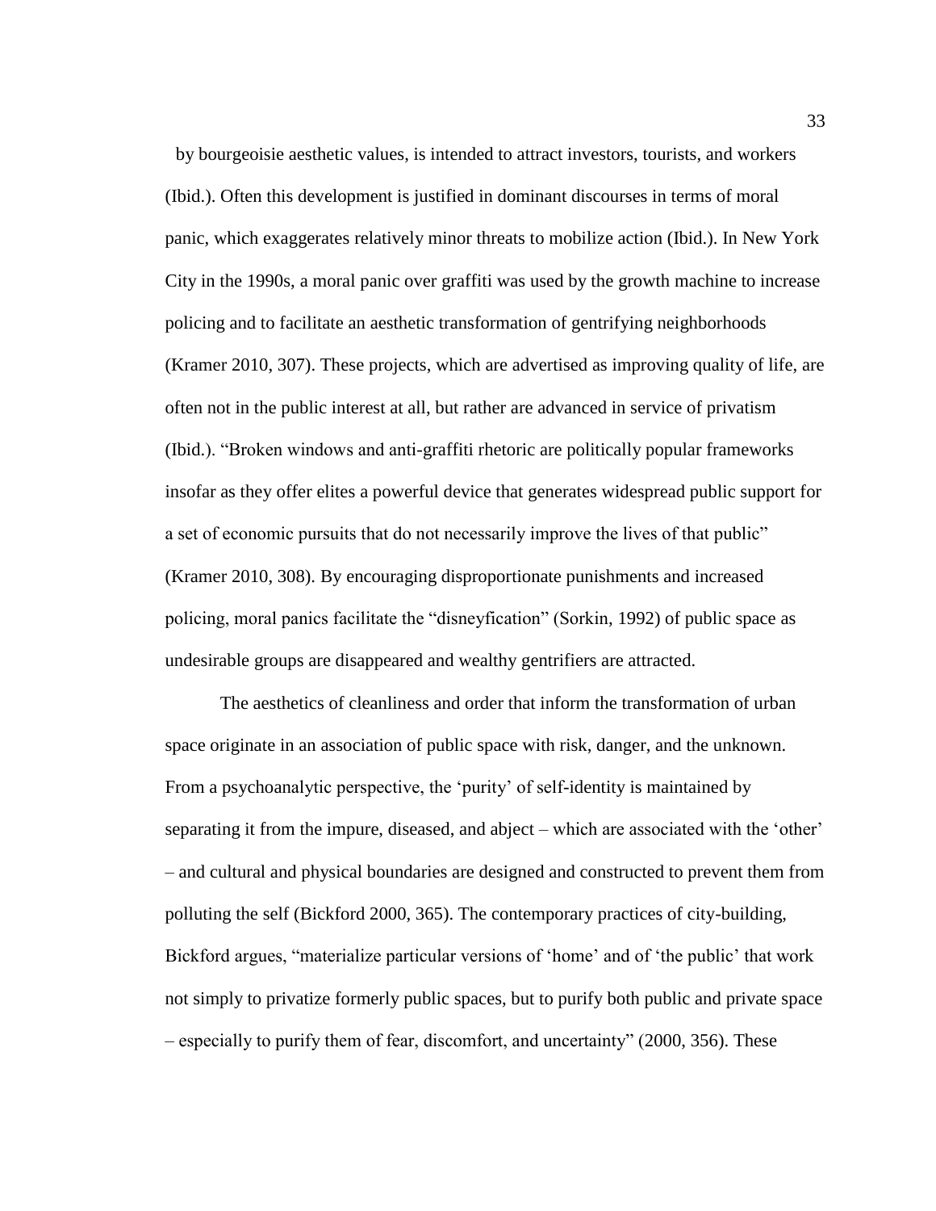by bourgeoisie aesthetic values, is intended to attract investors, tourists, and workers (Ibid.). Often this development is justified in dominant discourses in terms of moral panic, which exaggerates relatively minor threats to mobilize action (Ibid.). In New York City in the 1990s, a moral panic over graffiti was used by the growth machine to increase policing and to facilitate an aesthetic transformation of gentrifying neighborhoods (Kramer 2010, 307). These projects, which are advertised as improving quality of life, are often not in the public interest at all, but rather are advanced in service of privatism (Ibid.). "Broken windows and anti-graffiti rhetoric are politically popular frameworks insofar as they offer elites a powerful device that generates widespread public support for a set of economic pursuits that do not necessarily improve the lives of that public" (Kramer 2010, 308). By encouraging disproportionate punishments and increased policing, moral panics facilitate the "disneyfication" (Sorkin, 1992) of public space as undesirable groups are disappeared and wealthy gentrifiers are attracted.

The aesthetics of cleanliness and order that inform the transformation of urban space originate in an association of public space with risk, danger, and the unknown. From a psychoanalytic perspective, the 'purity' of self-identity is maintained by separating it from the impure, diseased, and abject – which are associated with the 'other' – and cultural and physical boundaries are designed and constructed to prevent them from polluting the self (Bickford 2000, 365). The contemporary practices of city-building, Bickford argues, "materialize particular versions of 'home' and of 'the public' that work not simply to privatize formerly public spaces, but to purify both public and private space – especially to purify them of fear, discomfort, and uncertainty" (2000, 356). These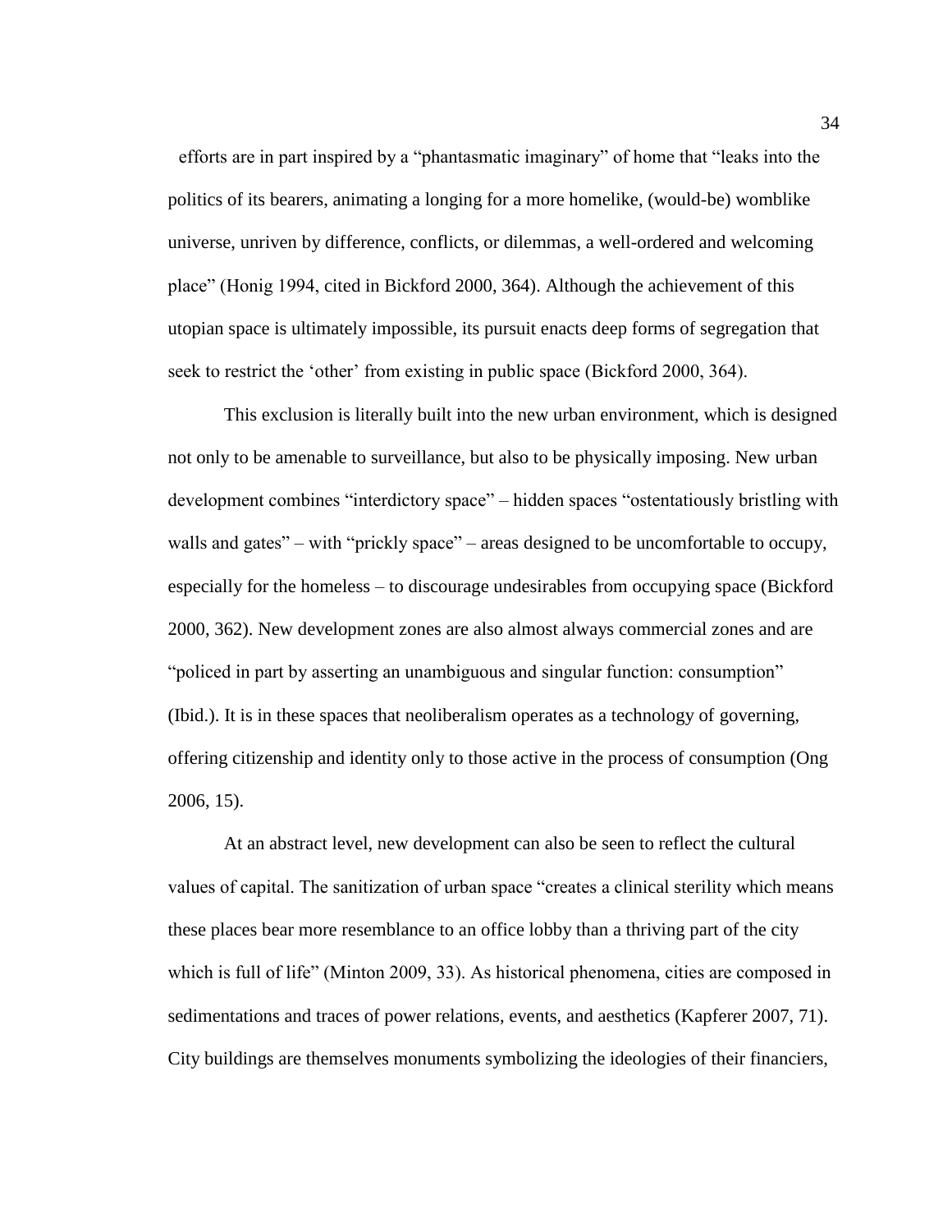efforts are in part inspired by a "phantasmatic imaginary" of home that "leaks into the politics of its bearers, animating a longing for a more homelike, (would-be) womblike universe, unriven by difference, conflicts, or dilemmas, a well-ordered and welcoming place" (Honig 1994, cited in Bickford 2000, 364). Although the achievement of this utopian space is ultimately impossible, its pursuit enacts deep forms of segregation that seek to restrict the 'other' from existing in public space (Bickford 2000, 364).

This exclusion is literally built into the new urban environment, which is designed not only to be amenable to surveillance, but also to be physically imposing. New urban development combines "interdictory space" – hidden spaces "ostentatiously bristling with walls and gates" – with "prickly space" – areas designed to be uncomfortable to occupy, especially for the homeless – to discourage undesirables from occupying space (Bickford 2000, 362). New development zones are also almost always commercial zones and are "policed in part by asserting an unambiguous and singular function: consumption" (Ibid.). It is in these spaces that neoliberalism operates as a technology of governing, offering citizenship and identity only to those active in the process of consumption (Ong 2006, 15).

At an abstract level, new development can also be seen to reflect the cultural values of capital. The sanitization of urban space "creates a clinical sterility which means these places bear more resemblance to an office lobby than a thriving part of the city which is full of life" (Minton 2009, 33). As historical phenomena, cities are composed in sedimentations and traces of power relations, events, and aesthetics (Kapferer 2007, 71). City buildings are themselves monuments symbolizing the ideologies of their financiers,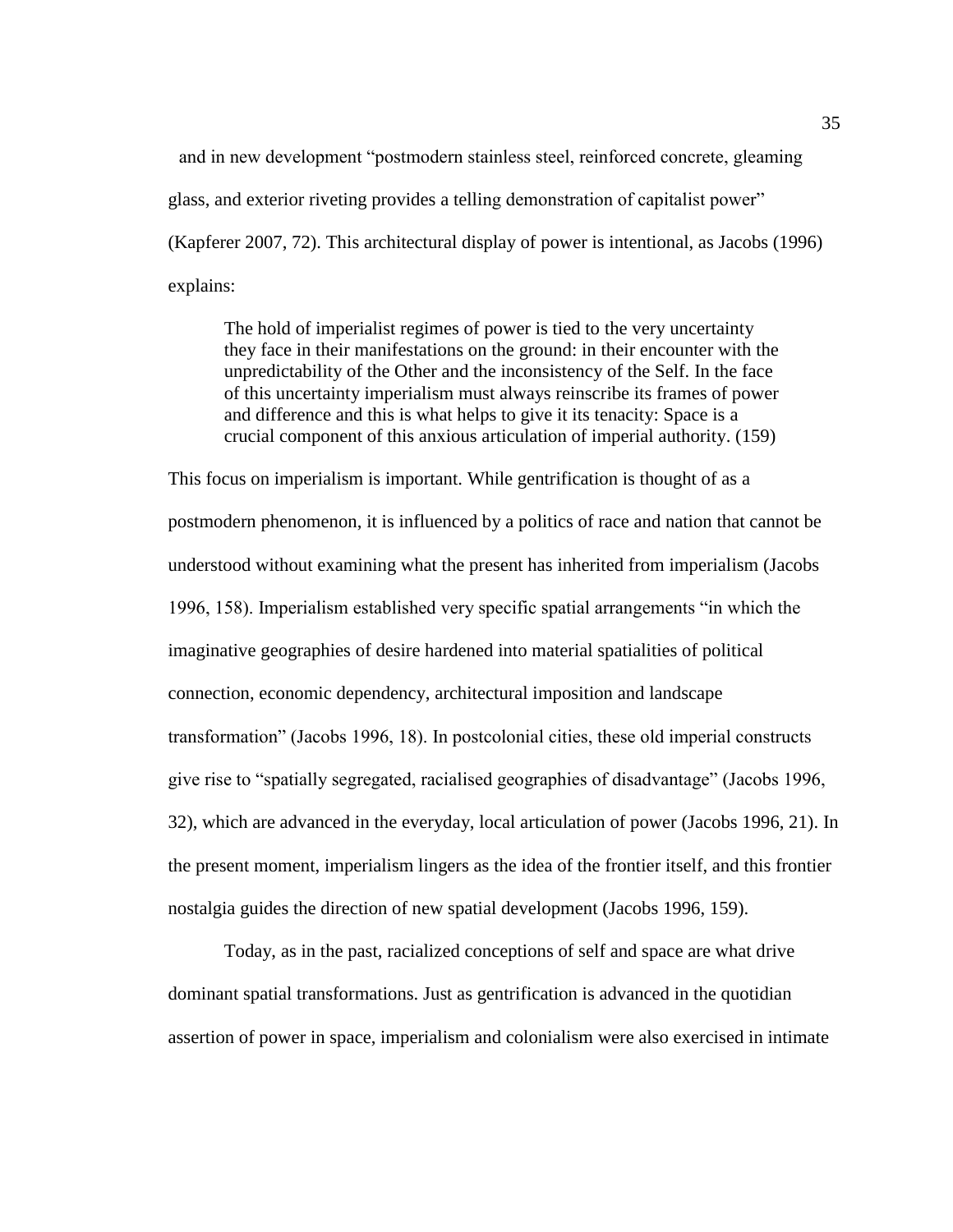and in new development "postmodern stainless steel, reinforced concrete, gleaming glass, and exterior riveting provides a telling demonstration of capitalist power" (Kapferer 2007, 72). This architectural display of power is intentional, as Jacobs (1996) explains:

> The hold of imperialist regimes of power is tied to the very uncertainty they face in their manifestations on the ground: in their encounter with the unpredictability of the Other and the inconsistency of the Self. In the face of this uncertainty imperialism must always reinscribe its frames of power and difference and this is what helps to give it its tenacity: Space is a crucial component of this anxious articulation of imperial authority. (159)

This focus on imperialism is important. While gentrification is thought of as a postmodern phenomenon, it is influenced by a politics of race and nation that cannot be understood without examining what the present has inherited from imperialism (Jacobs 1996, 158). Imperialism established very specific spatial arrangements "in which the imaginative geographies of desire hardened into material spatialities of political connection, economic dependency, architectural imposition and landscape transformation" (Jacobs 1996, 18). In postcolonial cities, these old imperial constructs give rise to "spatially segregated, racialised geographies of disadvantage" (Jacobs 1996, 32), which are advanced in the everyday, local articulation of power (Jacobs 1996, 21). In the present moment, imperialism lingers as the idea of the frontier itself, and this frontier nostalgia guides the direction of new spatial development (Jacobs 1996, 159).

Today, as in the past, racialized conceptions of self and space are what drive dominant spatial transformations. Just as gentrification is advanced in the quotidian assertion of power in space, imperialism and colonialism were also exercised in intimate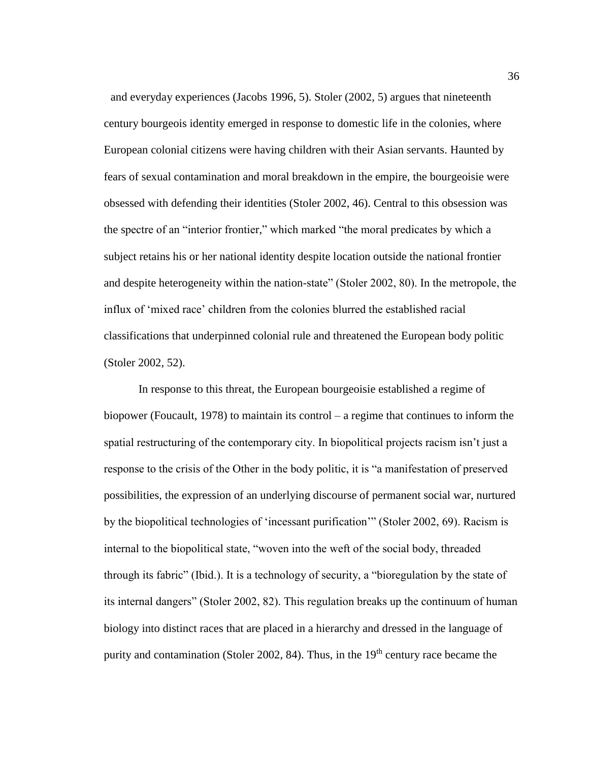and everyday experiences (Jacobs 1996, 5). Stoler (2002, 5) argues that nineteenth century bourgeois identity emerged in response to domestic life in the colonies, where European colonial citizens were having children with their Asian servants. Haunted by fears of sexual contamination and moral breakdown in the empire, the bourgeoisie were obsessed with defending their identities (Stoler 2002, 46). Central to this obsession was the spectre of an "interior frontier," which marked "the moral predicates by which a subject retains his or her national identity despite location outside the national frontier and despite heterogeneity within the nation-state" (Stoler 2002, 80). In the metropole, the influx of 'mixed race' children from the colonies blurred the established racial classifications that underpinned colonial rule and threatened the European body politic (Stoler 2002, 52).

In response to this threat, the European bourgeoisie established a regime of biopower (Foucault, 1978) to maintain its control – a regime that continues to inform the spatial restructuring of the contemporary city. In biopolitical projects racism isn't just a response to the crisis of the Other in the body politic, it is "a manifestation of preserved possibilities, the expression of an underlying discourse of permanent social war, nurtured by the biopolitical technologies of 'incessant purification'" (Stoler 2002, 69). Racism is internal to the biopolitical state, "woven into the weft of the social body, threaded through its fabric" (Ibid.). It is a technology of security, a "bioregulation by the state of its internal dangers" (Stoler 2002, 82). This regulation breaks up the continuum of human biology into distinct races that are placed in a hierarchy and dressed in the language of purity and contamination (Stoler 2002, 84). Thus, in the 19th century race became the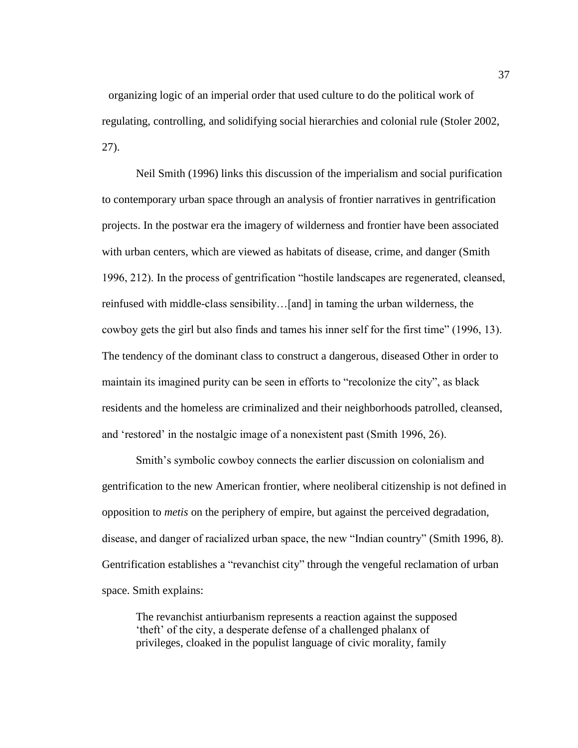organizing logic of an imperial order that used culture to do the political work of regulating, controlling, and solidifying social hierarchies and colonial rule (Stoler 2002, 27).

Neil Smith (1996) links this discussion of the imperialism and social purification to contemporary urban space through an analysis of frontier narratives in gentrification projects. In the postwar era the imagery of wilderness and frontier have been associated with urban centers, which are viewed as habitats of disease, crime, and danger (Smith 1996, 212). In the process of gentrification "hostile landscapes are regenerated, cleansed, reinfused with middle-class sensibility…[and] in taming the urban wilderness, the cowboy gets the girl but also finds and tames his inner self for the first time" (1996, 13). The tendency of the dominant class to construct a dangerous, diseased Other in order to maintain its imagined purity can be seen in efforts to "recolonize the city", as black residents and the homeless are criminalized and their neighborhoods patrolled, cleansed, and 'restored' in the nostalgic image of a nonexistent past (Smith 1996, 26).

Smith's symbolic cowboy connects the earlier discussion on colonialism and gentrification to the new American frontier, where neoliberal citizenship is not defined in opposition to *metis* on the periphery of empire, but against the perceived degradation, disease, and danger of racialized urban space, the new "Indian country" (Smith 1996, 8). Gentrification establishes a "revanchist city" through the vengeful reclamation of urban space. Smith explains:

> The revanchist antiurbanism represents a reaction against the supposed 'theft' of the city, a desperate defense of a challenged phalanx of privileges, cloaked in the populist language of civic morality, family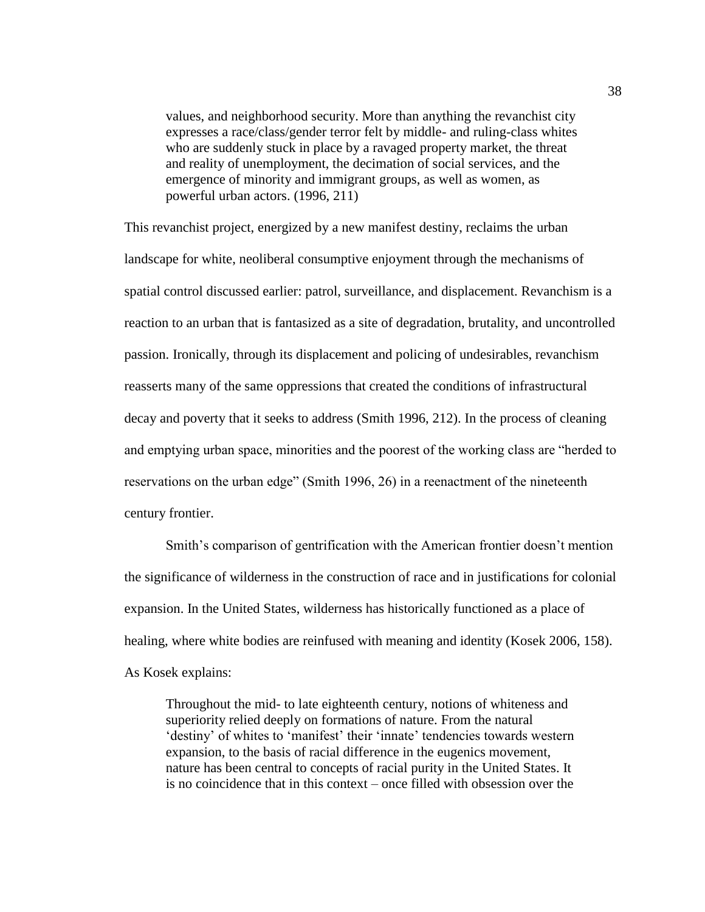> values, and neighborhood security. More than anything the revanchist city expresses a race/class/gender terror felt by middle- and ruling-class whites who are suddenly stuck in place by a ravaged property market, the threat and reality of unemployment, the decimation of social services, and the emergence of minority and immigrant groups, as well as women, as powerful urban actors. (1996, 211)

This revanchist project, energized by a new manifest destiny, reclaims the urban landscape for white, neoliberal consumptive enjoyment through the mechanisms of spatial control discussed earlier: patrol, surveillance, and displacement. Revanchism is a reaction to an urban that is fantasized as a site of degradation, brutality, and uncontrolled passion. Ironically, through its displacement and policing of undesirables, revanchism reasserts many of the same oppressions that created the conditions of infrastructural decay and poverty that it seeks to address (Smith 1996, 212). In the process of cleaning and emptying urban space, minorities and the poorest of the working class are "herded to reservations on the urban edge" (Smith 1996, 26) in a reenactment of the nineteenth century frontier.

Smith's comparison of gentrification with the American frontier doesn't mention the significance of wilderness in the construction of race and in justifications for colonial expansion. In the United States, wilderness has historically functioned as a place of healing, where white bodies are reinfused with meaning and identity (Kosek 2006, 158). As Kosek explains:

> Throughout the mid- to late eighteenth century, notions of whiteness and superiority relied deeply on formations of nature. From the natural 'destiny' of whites to 'manifest' their 'innate' tendencies towards western expansion, to the basis of racial difference in the eugenics movement, nature has been central to concepts of racial purity in the United States. It is no coincidence that in this context – once filled with obsession over the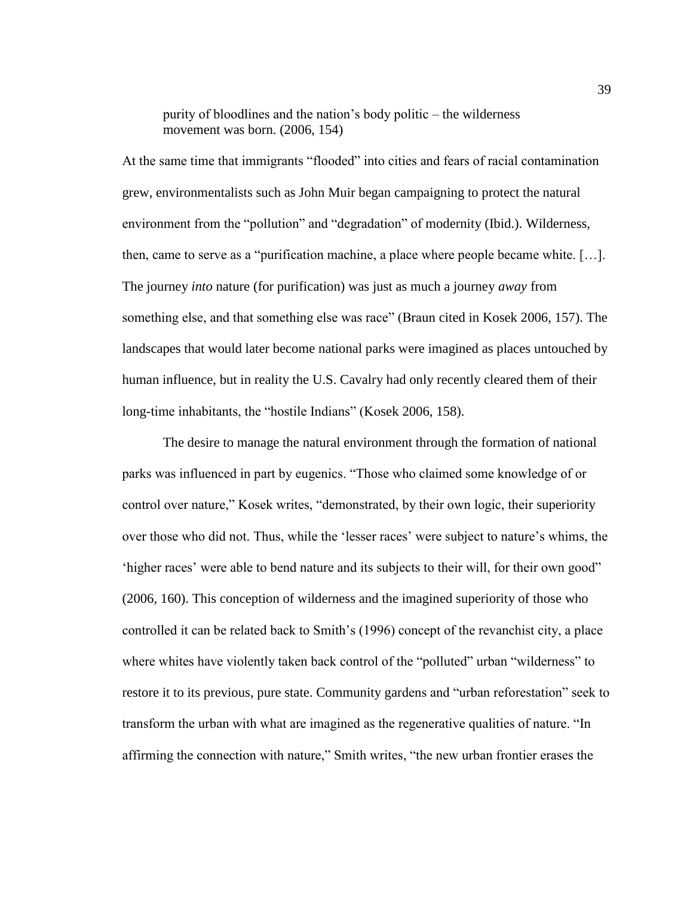> purity of bloodlines and the nation's body politic – the wilderness movement was born. (2006, 154)

At the same time that immigrants "flooded" into cities and fears of racial contamination grew, environmentalists such as John Muir began campaigning to protect the natural environment from the "pollution" and "degradation" of modernity (Ibid.). Wilderness, then, came to serve as a "purification machine, a place where people became white. [...]. The journey *into* nature (for purification) was just as much a journey *away* from something else, and that something else was race" (Braun cited in Kosek 2006, 157). The landscapes that would later become national parks were imagined as places untouched by human influence, but in reality the U.S. Cavalry had only recently cleared them of their long-time inhabitants, the "hostile Indians" (Kosek 2006, 158).

The desire to manage the natural environment through the formation of national parks was influenced in part by eugenics. "Those who claimed some knowledge of or control over nature," Kosek writes, "demonstrated, by their own logic, their superiority over those who did not. Thus, while the 'lesser races' were subject to nature's whims, the 'higher races' were able to bend nature and its subjects to their will, for their own good" (2006, 160). This conception of wilderness and the imagined superiority of those who controlled it can be related back to Smith's (1996) concept of the revanchist city, a place where whites have violently taken back control of the "polluted" urban "wilderness" to restore it to its previous, pure state. Community gardens and "urban reforestation" seek to transform the urban with what are imagined as the regenerative qualities of nature. "In affirming the connection with nature," Smith writes, "the new urban frontier erases the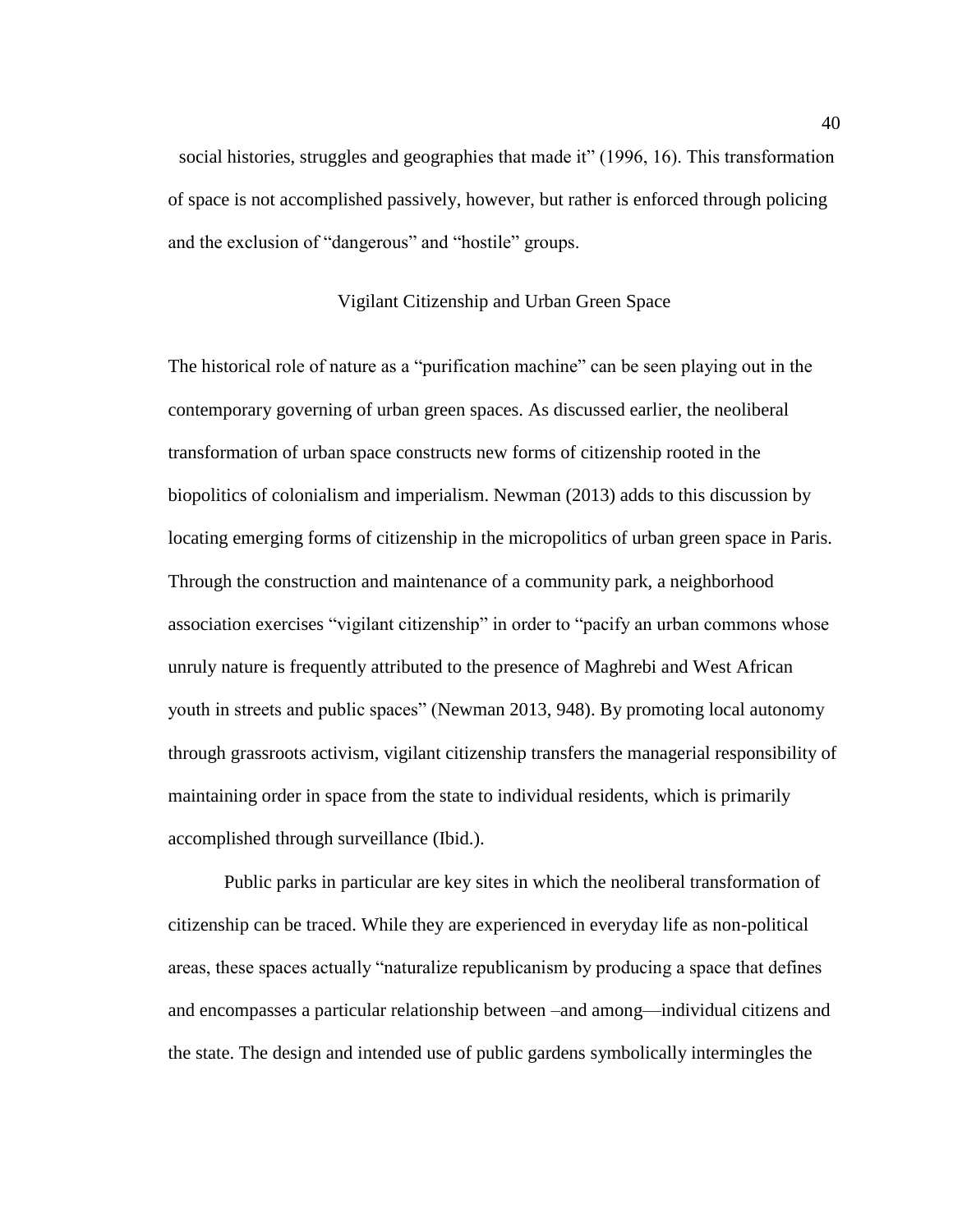social histories, struggles and geographies that made it" (1996, 16). This transformation of space is not accomplished passively, however, but rather is enforced through policing and the exclusion of "dangerous" and "hostile" groups.

## Vigilant Citizenship and Urban Green Space

The historical role of nature as a "purification machine" can be seen playing out in the contemporary governing of urban green spaces. As discussed earlier, the neoliberal transformation of urban space constructs new forms of citizenship rooted in the biopolitics of colonialism and imperialism. Newman (2013) adds to this discussion by locating emerging forms of citizenship in the micropolitics of urban green space in Paris. Through the construction and maintenance of a community park, a neighborhood association exercises "vigilant citizenship" in order to "pacify an urban commons whose unruly nature is frequently attributed to the presence of Maghrebi and West African youth in streets and public spaces" (Newman 2013, 948). By promoting local autonomy through grassroots activism, vigilant citizenship transfers the managerial responsibility of maintaining order in space from the state to individual residents, which is primarily accomplished through surveillance (Ibid.).

Public parks in particular are key sites in which the neoliberal transformation of citizenship can be traced. While they are experienced in everyday life as non-political areas, these spaces actually "naturalize republicanism by producing a space that defines and encompasses a particular relationship between –and among—individual citizens and the state. The design and intended use of public gardens symbolically intermingles the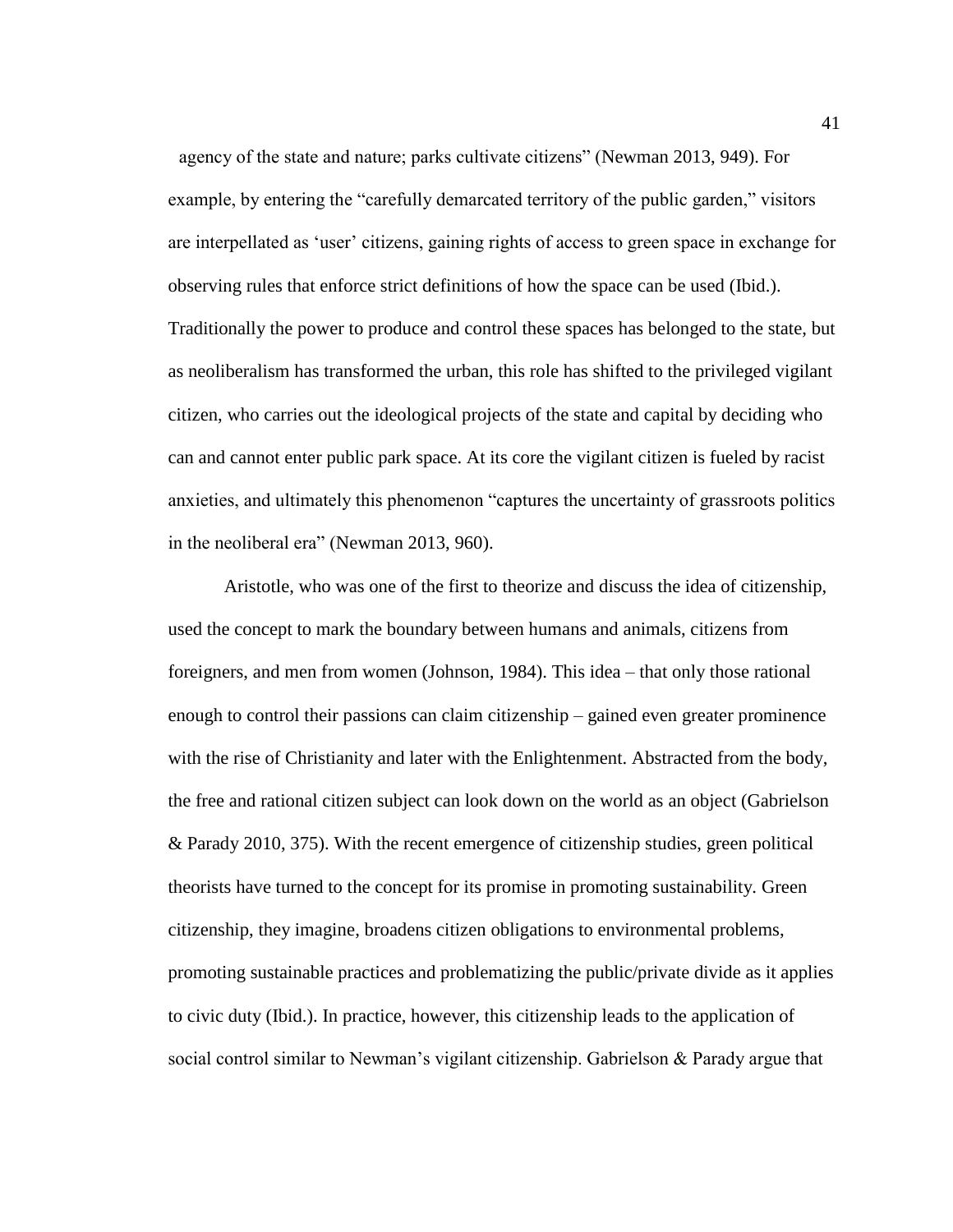agency of the state and nature; parks cultivate citizens" (Newman 2013, 949). For example, by entering the "carefully demarcated territory of the public garden," visitors are interpellated as 'user' citizens, gaining rights of access to green space in exchange for observing rules that enforce strict definitions of how the space can be used (Ibid.). Traditionally the power to produce and control these spaces has belonged to the state, but as neoliberalism has transformed the urban, this role has shifted to the privileged vigilant citizen, who carries out the ideological projects of the state and capital by deciding who can and cannot enter public park space. At its core the vigilant citizen is fueled by racist anxieties, and ultimately this phenomenon "captures the uncertainty of grassroots politics in the neoliberal era" (Newman 2013, 960).

Aristotle, who was one of the first to theorize and discuss the idea of citizenship, used the concept to mark the boundary between humans and animals, citizens from foreigners, and men from women (Johnson, 1984). This idea – that only those rational enough to control their passions can claim citizenship – gained even greater prominence with the rise of Christianity and later with the Enlightenment. Abstracted from the body, the free and rational citizen subject can look down on the world as an object (Gabrielson & Parady 2010, 375). With the recent emergence of citizenship studies, green political theorists have turned to the concept for its promise in promoting sustainability. Green citizenship, they imagine, broadens citizen obligations to environmental problems, promoting sustainable practices and problematizing the public/private divide as it applies to civic duty (Ibid.). In practice, however, this citizenship leads to the application of social control similar to Newman's vigilant citizenship. Gabrielson & Parady argue that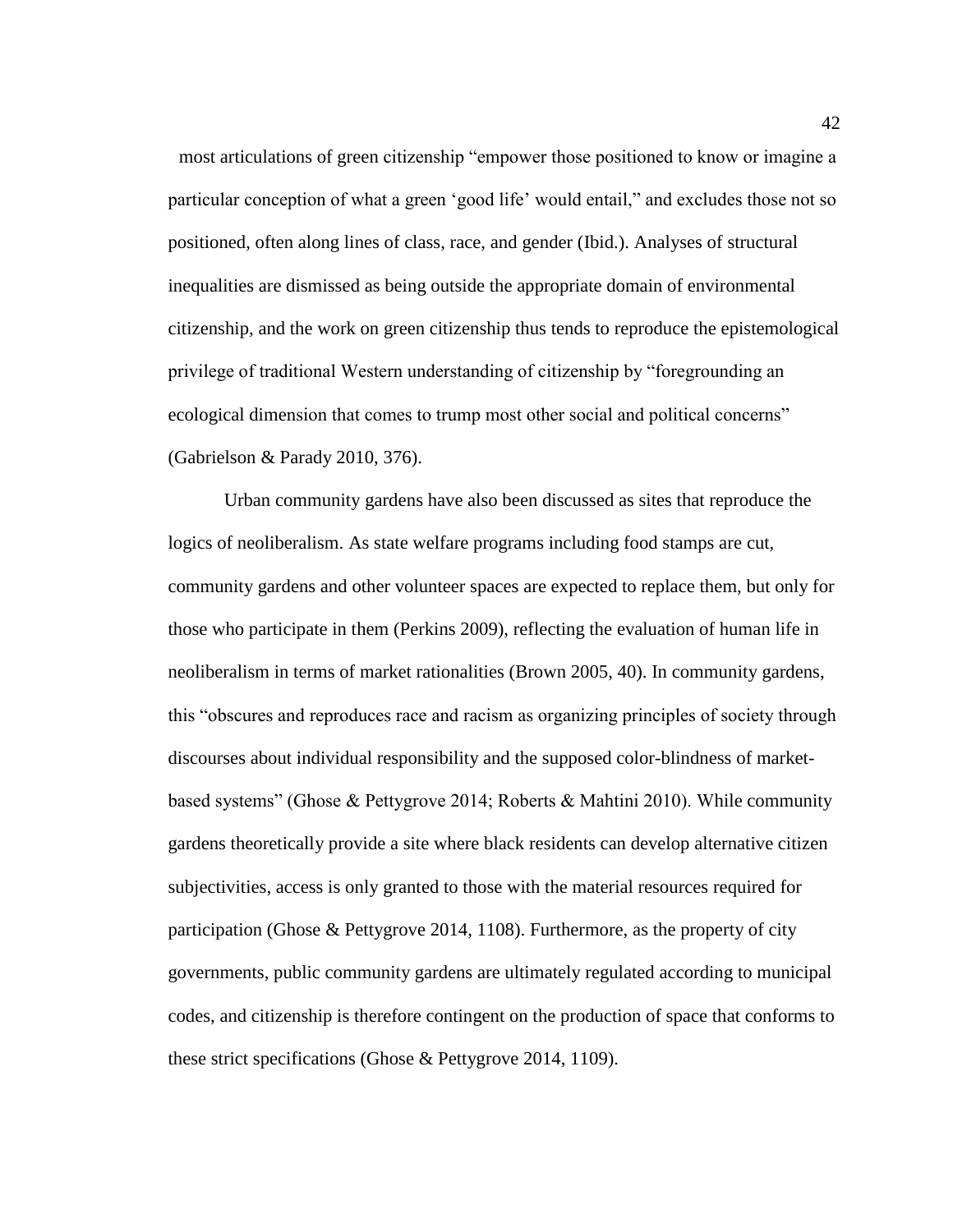most articulations of green citizenship "empower those positioned to know or imagine a particular conception of what a green 'good life' would entail," and excludes those not so positioned, often along lines of class, race, and gender (Ibid.). Analyses of structural inequalities are dismissed as being outside the appropriate domain of environmental citizenship, and the work on green citizenship thus tends to reproduce the epistemological privilege of traditional Western understanding of citizenship by "foregrounding an ecological dimension that comes to trump most other social and political concerns" (Gabrielson & Parady 2010, 376).

Urban community gardens have also been discussed as sites that reproduce the logics of neoliberalism. As state welfare programs including food stamps are cut, community gardens and other volunteer spaces are expected to replace them, but only for those who participate in them (Perkins 2009), reflecting the evaluation of human life in neoliberalism in terms of market rationalities (Brown 2005, 40). In community gardens, this "obscures and reproduces race and racism as organizing principles of society through discourses about individual responsibility and the supposed color-blindness of market-based systems" (Ghose & Pettygrove 2014; Roberts & Mahtini 2010). While community gardens theoretically provide a site where black residents can develop alternative citizen subjectivities, access is only granted to those with the material resources required for participation (Ghose & Pettygrove 2014, 1108). Furthermore, as the property of city governments, public community gardens are ultimately regulated according to municipal codes, and citizenship is therefore contingent on the production of space that conforms to these strict specifications (Ghose & Pettygrove 2014, 1109).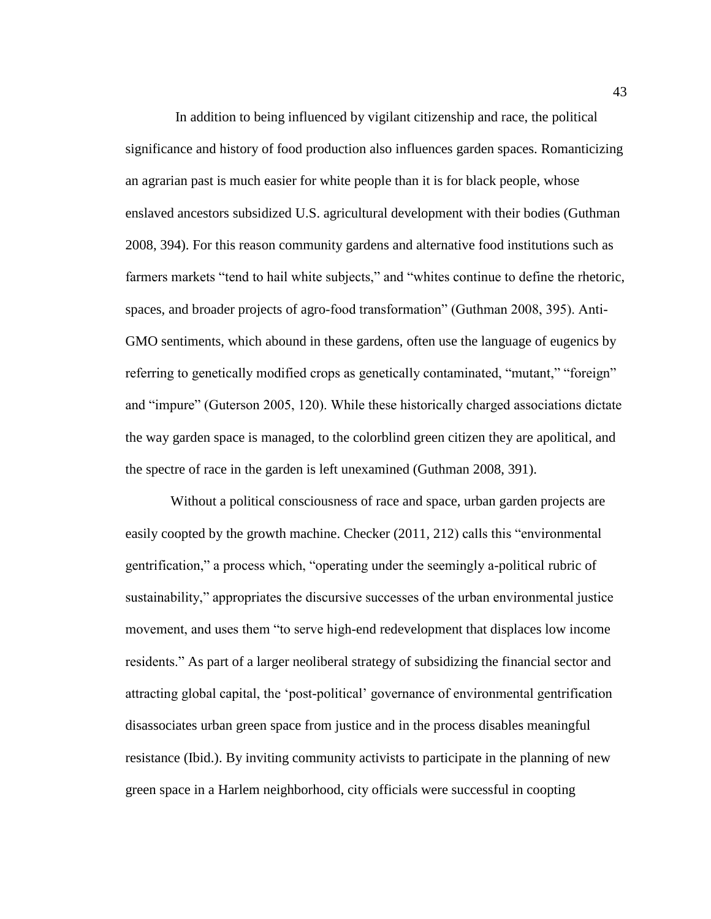In addition to being influenced by vigilant citizenship and race, the political significance and history of food production also influences garden spaces. Romanticizing an agrarian past is much easier for white people than it is for black people, whose enslaved ancestors subsidized U.S. agricultural development with their bodies (Guthman 2008, 394). For this reason community gardens and alternative food institutions such as farmers markets "tend to hail white subjects," and "whites continue to define the rhetoric, spaces, and broader projects of agro-food transformation" (Guthman 2008, 395). Anti-GMO sentiments, which abound in these gardens, often use the language of eugenics by referring to genetically modified crops as genetically contaminated, "mutant," "foreign" and "impure" (Guterson 2005, 120). While these historically charged associations dictate the way garden space is managed, to the colorblind green citizen they are apolitical, and the spectre of race in the garden is left unexamined (Guthman 2008, 391).

Without a political consciousness of race and space, urban garden projects are easily coopted by the growth machine. Checker (2011, 212) calls this "environmental gentrification," a process which, "operating under the seemingly a-political rubric of sustainability," appropriates the discursive successes of the urban environmental justice movement, and uses them "to serve high-end redevelopment that displaces low income residents." As part of a larger neoliberal strategy of subsidizing the financial sector and attracting global capital, the 'post-political' governance of environmental gentrification disassociates urban green space from justice and in the process disables meaningful resistance (Ibid.). By inviting community activists to participate in the planning of new green space in a Harlem neighborhood, city officials were successful in coopting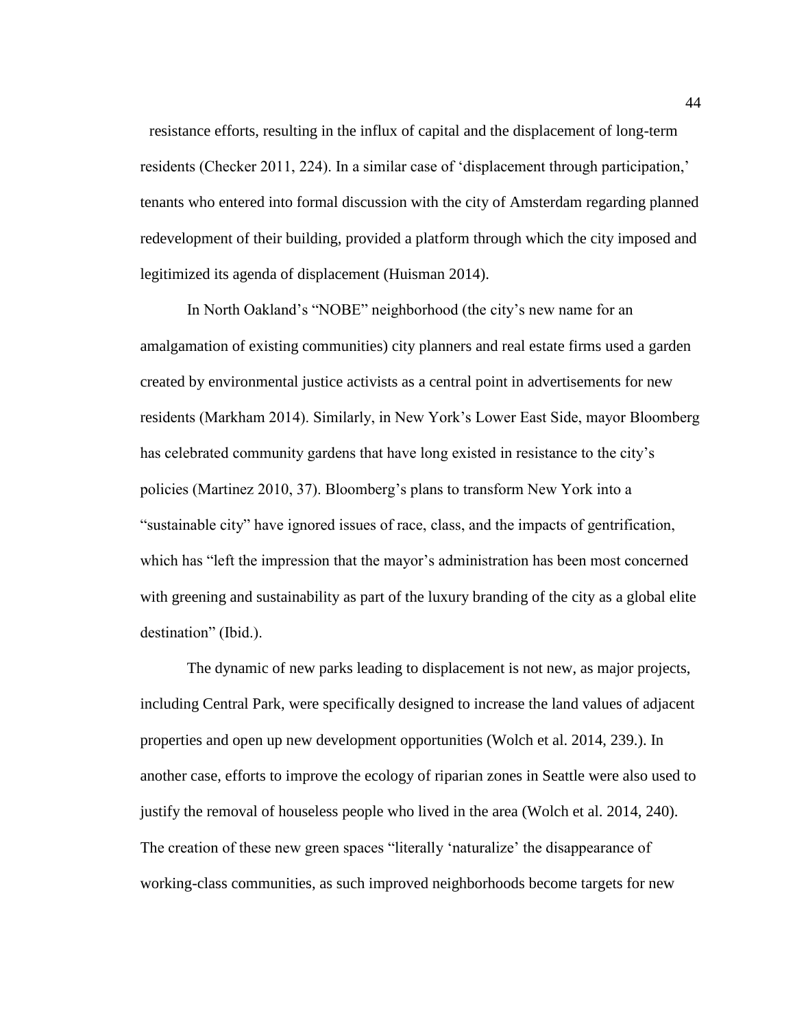resistance efforts, resulting in the influx of capital and the displacement of long-term residents (Checker 2011, 224). In a similar case of 'displacement through participation,' tenants who entered into formal discussion with the city of Amsterdam regarding planned redevelopment of their building, provided a platform through which the city imposed and legitimized its agenda of displacement (Huisman 2014).

In North Oakland's "NOBE" neighborhood (the city's new name for an amalgamation of existing communities) city planners and real estate firms used a garden created by environmental justice activists as a central point in advertisements for new residents (Markham 2014). Similarly, in New York's Lower East Side, mayor Bloomberg has celebrated community gardens that have long existed in resistance to the city's policies (Martinez 2010, 37). Bloomberg's plans to transform New York into a "sustainable city" have ignored issues of race, class, and the impacts of gentrification, which has "left the impression that the mayor's administration has been most concerned with greening and sustainability as part of the luxury branding of the city as a global elite destination" (Ibid.).

The dynamic of new parks leading to displacement is not new, as major projects, including Central Park, were specifically designed to increase the land values of adjacent properties and open up new development opportunities (Wolch et al. 2014, 239.). In another case, efforts to improve the ecology of riparian zones in Seattle were also used to justify the removal of houseless people who lived in the area (Wolch et al. 2014, 240). The creation of these new green spaces "literally 'naturalize' the disappearance of working-class communities, as such improved neighborhoods become targets for new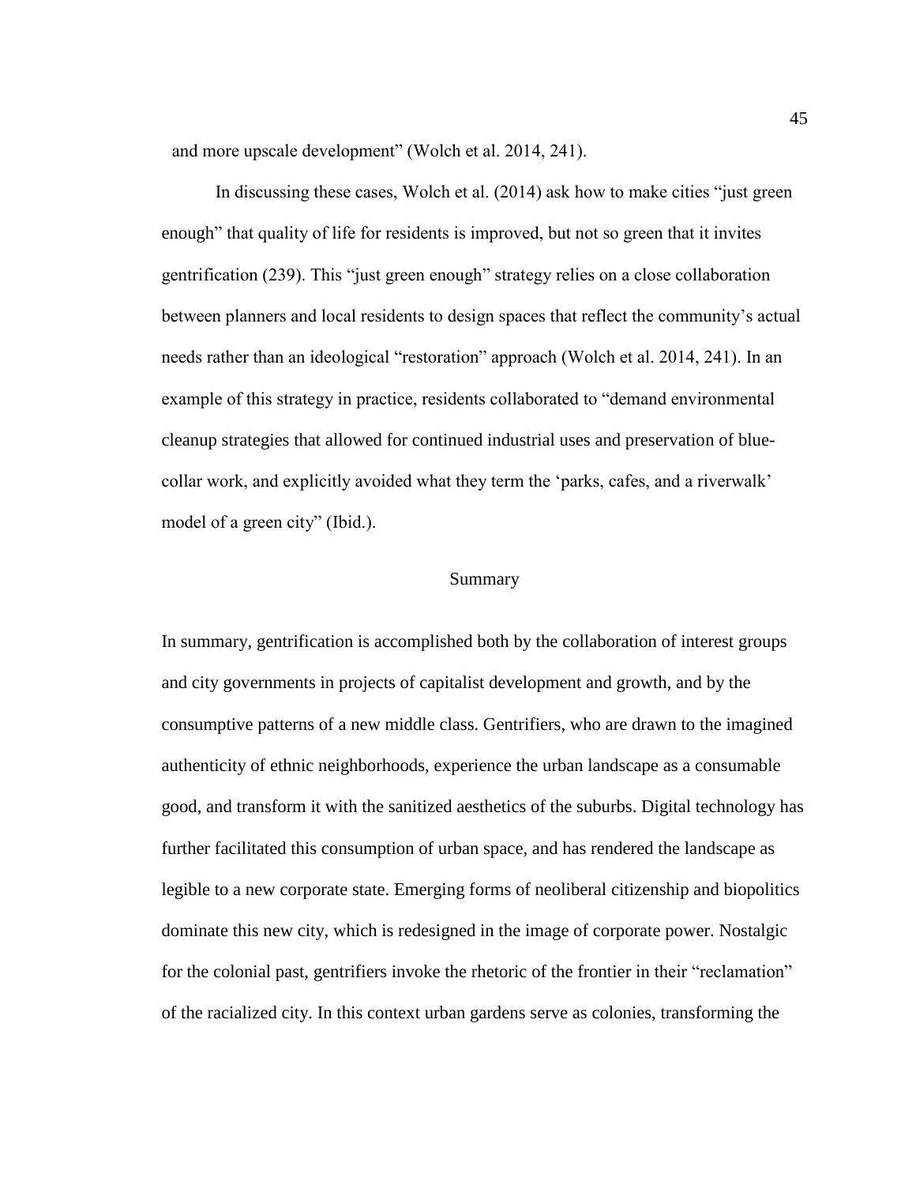and more upscale development" (Wolch et al. 2014, 241).

In discussing these cases, Wolch et al. (2014) ask how to make cities "just green enough" that quality of life for residents is improved, but not so green that it invites gentrification (239). This "just green enough" strategy relies on a close collaboration between planners and local residents to design spaces that reflect the community's actual needs rather than an ideological "restoration" approach (Wolch et al. 2014, 241). In an example of this strategy in practice, residents collaborated to "demand environmental cleanup strategies that allowed for continued industrial uses and preservation of blue-collar work, and explicitly avoided what they term the 'parks, cafes, and a riverwalk' model of a green city" (Ibid.).

## Summary

In summary, gentrification is accomplished both by the collaboration of interest groups and city governments in projects of capitalist development and growth, and by the consumptive patterns of a new middle class. Gentrifiers, who are drawn to the imagined authenticity of ethnic neighborhoods, experience the urban landscape as a consumable good, and transform it with the sanitized aesthetics of the suburbs. Digital technology has further facilitated this consumption of urban space, and has rendered the landscape as legible to a new corporate state. Emerging forms of neoliberal citizenship and biopolitics dominate this new city, which is redesigned in the image of corporate power. Nostalgic for the colonial past, gentrifiers invoke the rhetoric of the frontier in their "reclamation" of the racialized city. In this context urban gardens serve as colonies, transforming the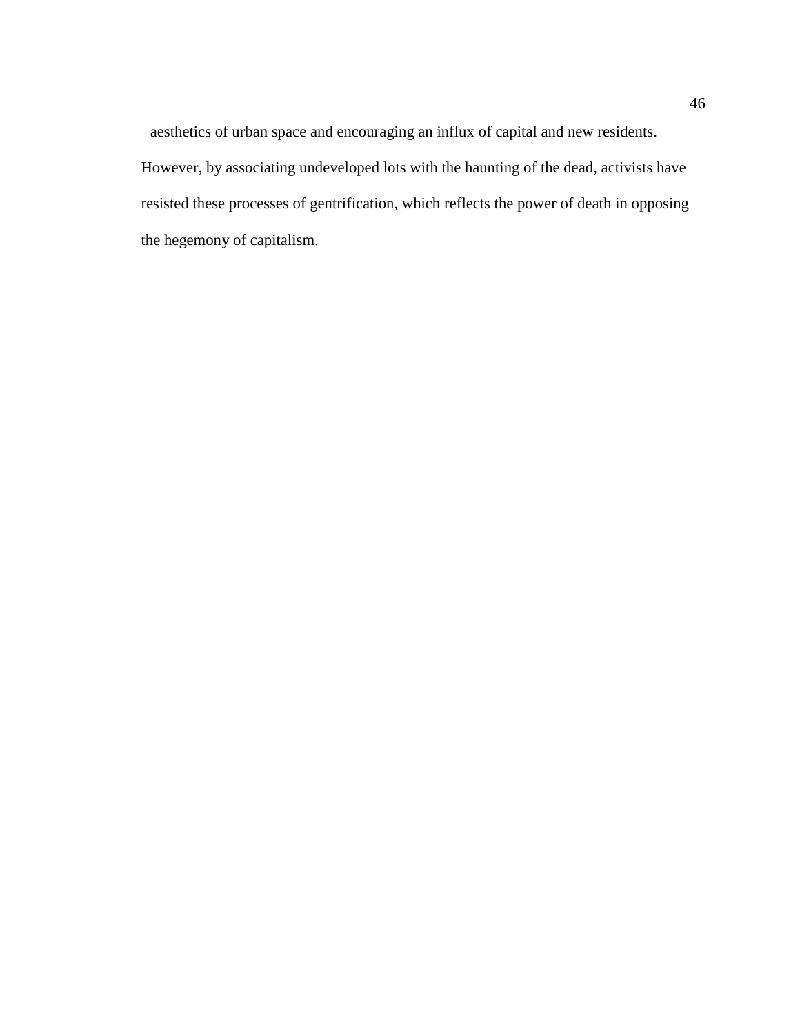aesthetics of urban space and encouraging an influx of capital and new residents. However, by associating undeveloped lots with the haunting of the dead, activists have resisted these processes of gentrification, which reflects the power of death in opposing the hegemony of capitalism.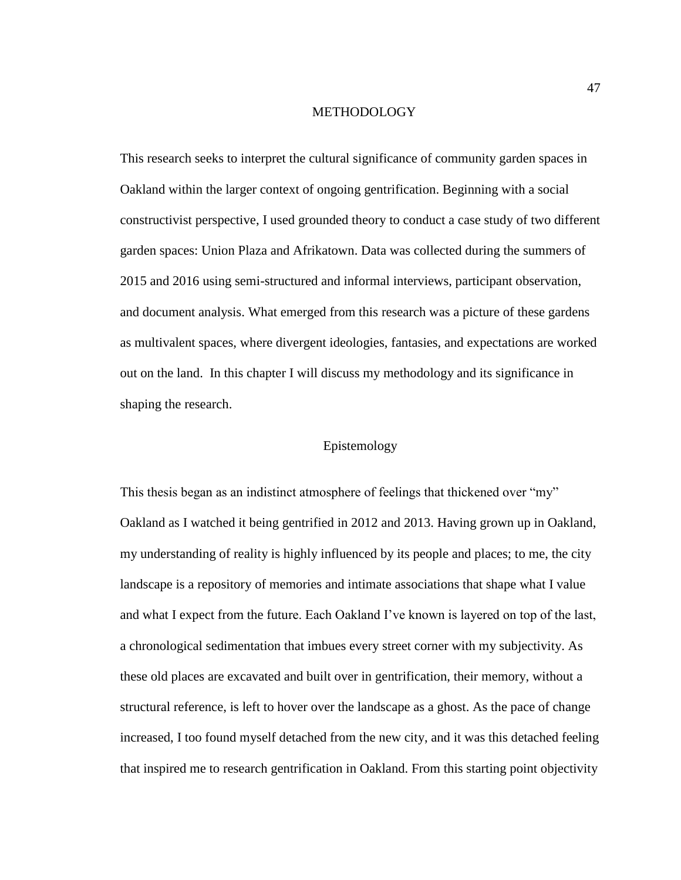# METHODOLOGY

This research seeks to interpret the cultural significance of community garden spaces in Oakland within the larger context of ongoing gentrification. Beginning with a social constructivist perspective, I used grounded theory to conduct a case study of two different garden spaces: Union Plaza and Afrikatown. Data was collected during the summers of 2015 and 2016 using semi-structured and informal interviews, participant observation, and document analysis. What emerged from this research was a picture of these gardens as multivalent spaces, where divergent ideologies, fantasies, and expectations are worked out on the land. In this chapter I will discuss my methodology and its significance in shaping the research.

## Epistemology

This thesis began as an indistinct atmosphere of feelings that thickened over "my" Oakland as I watched it being gentrified in 2012 and 2013. Having grown up in Oakland, my understanding of reality is highly influenced by its people and places; to me, the city landscape is a repository of memories and intimate associations that shape what I value and what I expect from the future. Each Oakland I've known is layered on top of the last, a chronological sedimentation that imbues every street corner with my subjectivity. As these old places are excavated and built over in gentrification, their memory, without a structural reference, is left to hover over the landscape as a ghost. As the pace of change increased, I too found myself detached from the new city, and it was this detached feeling that inspired me to research gentrification in Oakland. From this starting point objectivity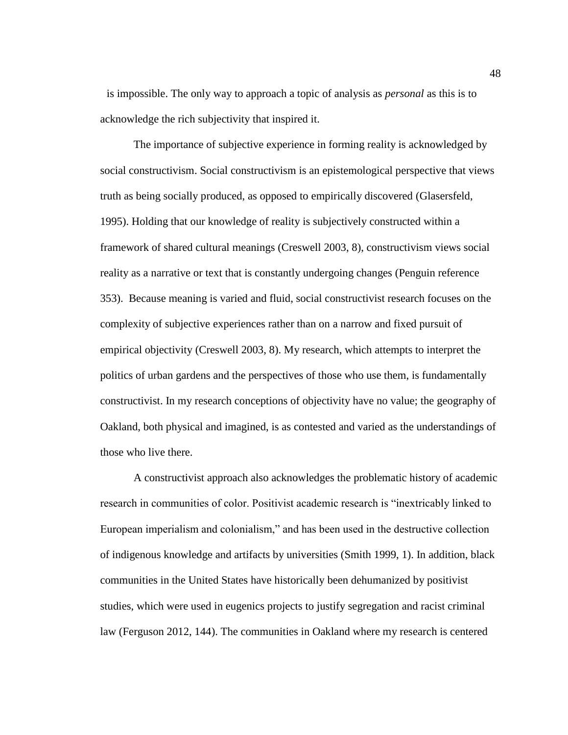is impossible. The only way to approach a topic of analysis as *personal* as this is to acknowledge the rich subjectivity that inspired it.

The importance of subjective experience in forming reality is acknowledged by social constructivism. Social constructivism is an epistemological perspective that views truth as being socially produced, as opposed to empirically discovered (Glasersfeld, 1995). Holding that our knowledge of reality is subjectively constructed within a framework of shared cultural meanings (Creswell 2003, 8), constructivism views social reality as a narrative or text that is constantly undergoing changes (Penguin reference 353). Because meaning is varied and fluid, social constructivist research focuses on the complexity of subjective experiences rather than on a narrow and fixed pursuit of empirical objectivity (Creswell 2003, 8). My research, which attempts to interpret the politics of urban gardens and the perspectives of those who use them, is fundamentally constructivist. In my research conceptions of objectivity have no value; the geography of Oakland, both physical and imagined, is as contested and varied as the understandings of those who live there.

A constructivist approach also acknowledges the problematic history of academic research in communities of color. Positivist academic research is "inextricably linked to European imperialism and colonialism," and has been used in the destructive collection of indigenous knowledge and artifacts by universities (Smith 1999, 1). In addition, black communities in the United States have historically been dehumanized by positivist studies, which were used in eugenics projects to justify segregation and racist criminal law (Ferguson 2012, 144). The communities in Oakland where my research is centered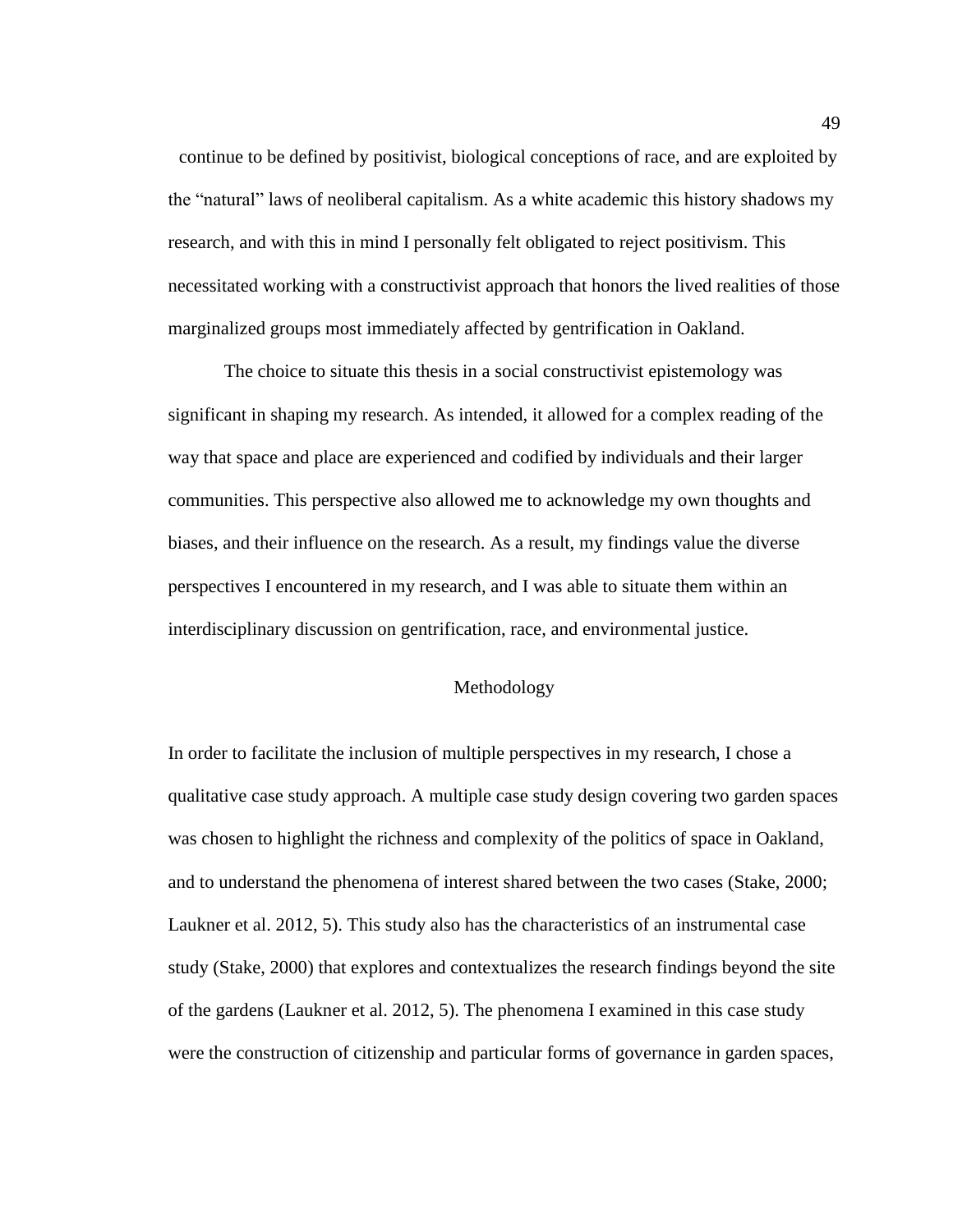continue to be defined by positivist, biological conceptions of race, and are exploited by the "natural" laws of neoliberal capitalism. As a white academic this history shadows my research, and with this in mind I personally felt obligated to reject positivism. This necessitated working with a constructivist approach that honors the lived realities of those marginalized groups most immediately affected by gentrification in Oakland.

The choice to situate this thesis in a social constructivist epistemology was significant in shaping my research. As intended, it allowed for a complex reading of the way that space and place are experienced and codified by individuals and their larger communities. This perspective also allowed me to acknowledge my own thoughts and biases, and their influence on the research. As a result, my findings value the diverse perspectives I encountered in my research, and I was able to situate them within an interdisciplinary discussion on gentrification, race, and environmental justice.

## Methodology

In order to facilitate the inclusion of multiple perspectives in my research, I chose a qualitative case study approach. A multiple case study design covering two garden spaces was chosen to highlight the richness and complexity of the politics of space in Oakland, and to understand the phenomena of interest shared between the two cases (Stake, 2000; Laukner et al. 2012, 5). This study also has the characteristics of an instrumental case study (Stake, 2000) that explores and contextualizes the research findings beyond the site of the gardens (Laukner et al. 2012, 5). The phenomena I examined in this case study were the construction of citizenship and particular forms of governance in garden spaces,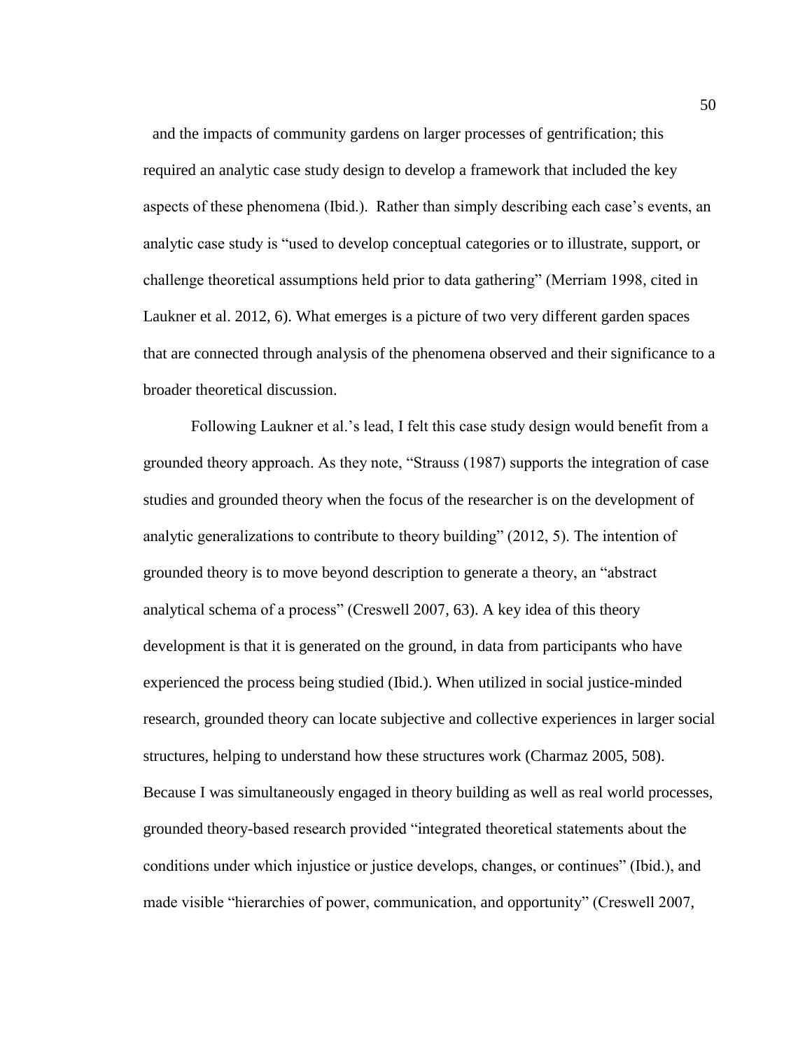and the impacts of community gardens on larger processes of gentrification; this required an analytic case study design to develop a framework that included the key aspects of these phenomena (Ibid.). Rather than simply describing each case's events, an analytic case study is "used to develop conceptual categories or to illustrate, support, or challenge theoretical assumptions held prior to data gathering" (Merriam 1998, cited in Laukner et al. 2012, 6). What emerges is a picture of two very different garden spaces that are connected through analysis of the phenomena observed and their significance to a broader theoretical discussion.

Following Laukner et al.'s lead, I felt this case study design would benefit from a grounded theory approach. As they note, "Strauss (1987) supports the integration of case studies and grounded theory when the focus of the researcher is on the development of analytic generalizations to contribute to theory building" (2012, 5). The intention of grounded theory is to move beyond description to generate a theory, an "abstract analytical schema of a process" (Creswell 2007, 63). A key idea of this theory development is that it is generated on the ground, in data from participants who have experienced the process being studied (Ibid.). When utilized in social justice-minded research, grounded theory can locate subjective and collective experiences in larger social structures, helping to understand how these structures work (Charmaz 2005, 508). Because I was simultaneously engaged in theory building as well as real world processes, grounded theory-based research provided "integrated theoretical statements about the conditions under which injustice or justice develops, changes, or continues" (Ibid.), and made visible "hierarchies of power, communication, and opportunity" (Creswell 2007,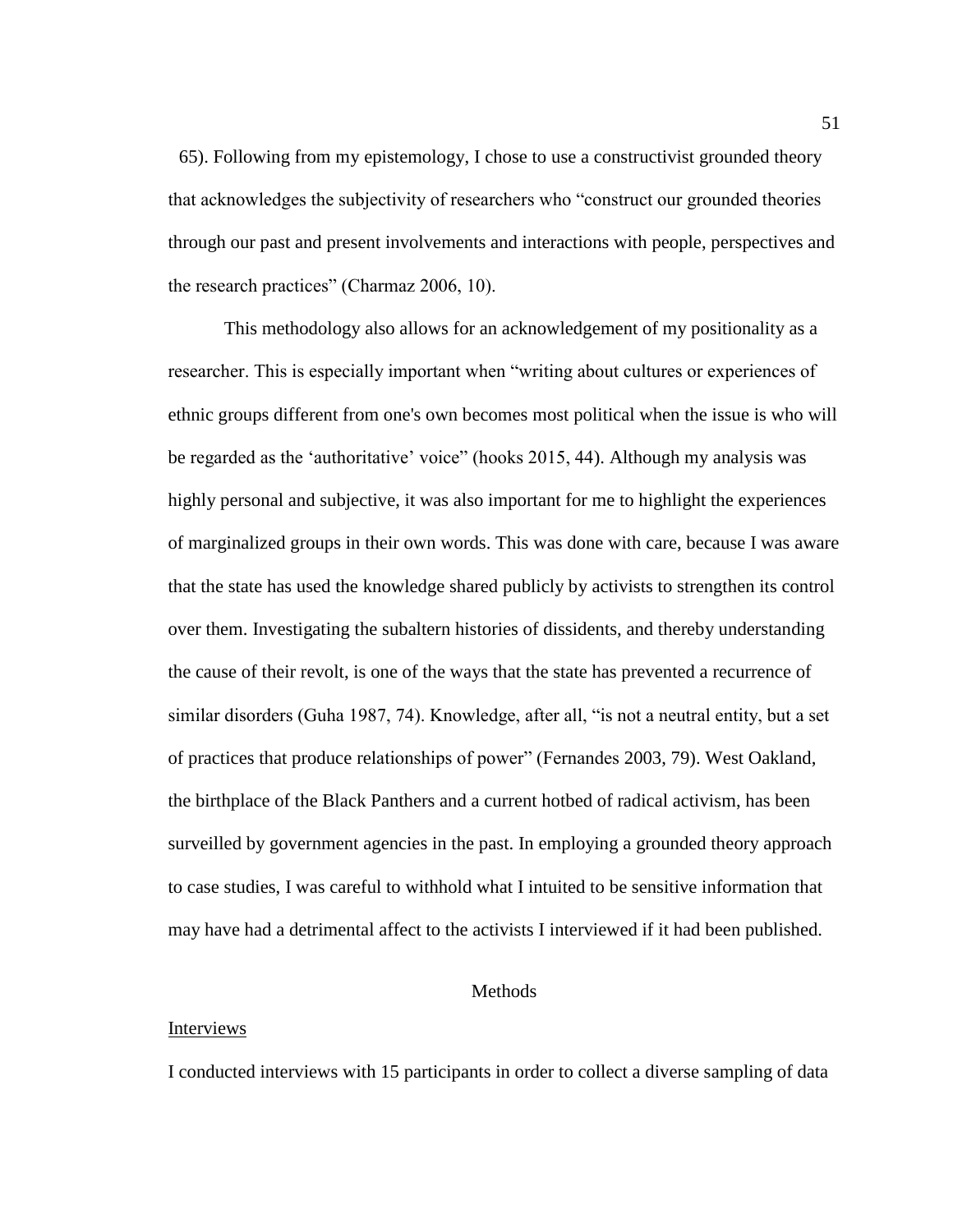65). Following from my epistemology, I chose to use a constructivist grounded theory that acknowledges the subjectivity of researchers who "construct our grounded theories through our past and present involvements and interactions with people, perspectives and the research practices" (Charmaz 2006, 10).

This methodology also allows for an acknowledgement of my positionality as a researcher. This is especially important when "writing about cultures or experiences of ethnic groups different from one's own becomes most political when the issue is who will be regarded as the 'authoritative' voice" (hooks 2015, 44). Although my analysis was highly personal and subjective, it was also important for me to highlight the experiences of marginalized groups in their own words. This was done with care, because I was aware that the state has used the knowledge shared publicly by activists to strengthen its control over them. Investigating the subaltern histories of dissidents, and thereby understanding the cause of their revolt, is one of the ways that the state has prevented a recurrence of similar disorders (Guha 1987, 74). Knowledge, after all, "is not a neutral entity, but a set of practices that produce relationships of power" (Fernandes 2003, 79). West Oakland, the birthplace of the Black Panthers and a current hotbed of radical activism, has been surveilled by government agencies in the past. In employing a grounded theory approach to case studies, I was careful to withhold what I intuited to be sensitive information that may have had a detrimental affect to the activists I interviewed if it had been published.

## Methods

### Interviews

I conducted interviews with 15 participants in order to collect a diverse sampling of data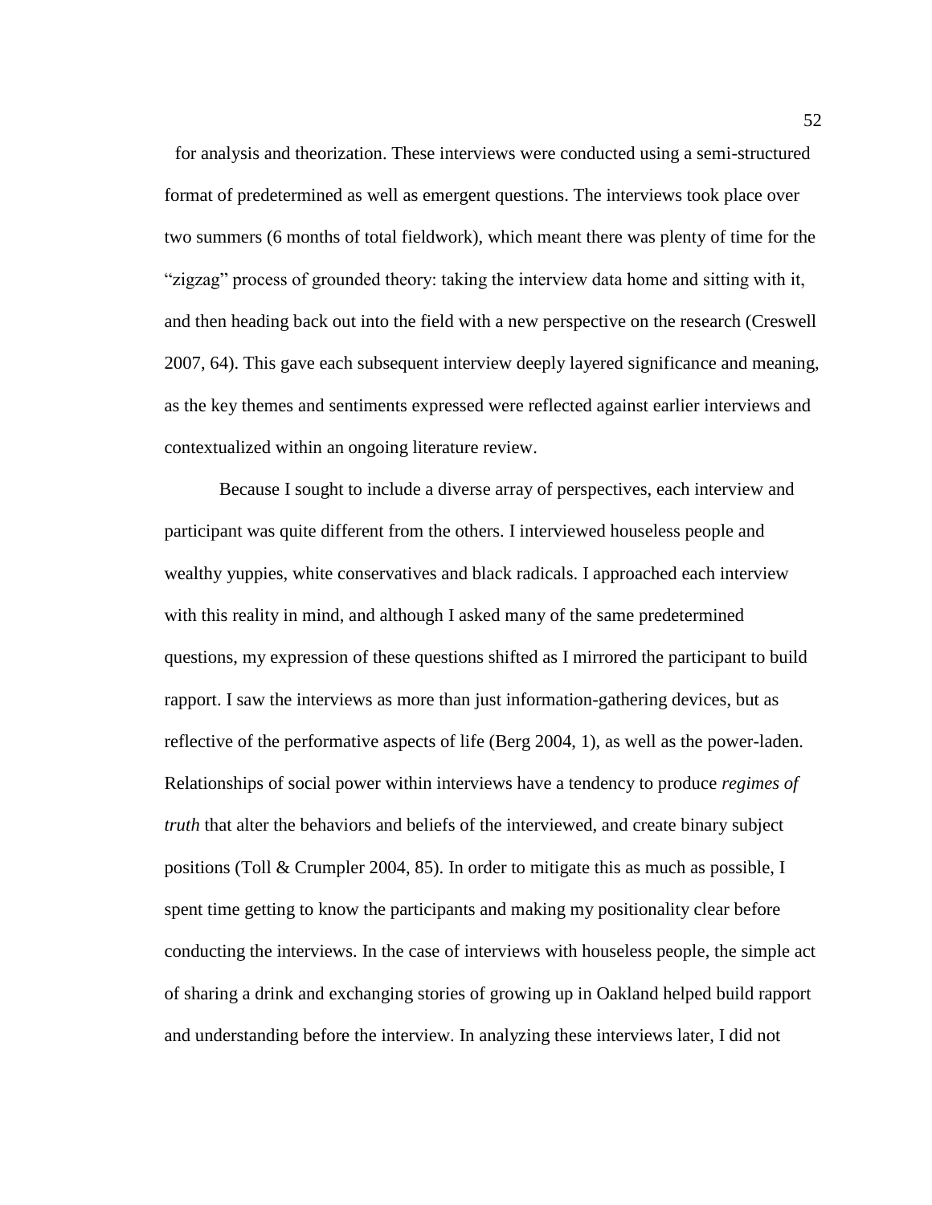for analysis and theorization. These interviews were conducted using a semi-structured format of predetermined as well as emergent questions. The interviews took place over two summers (6 months of total fieldwork), which meant there was plenty of time for the "zigzag" process of grounded theory: taking the interview data home and sitting with it, and then heading back out into the field with a new perspective on the research (Creswell 2007, 64). This gave each subsequent interview deeply layered significance and meaning, as the key themes and sentiments expressed were reflected against earlier interviews and contextualized within an ongoing literature review.

Because I sought to include a diverse array of perspectives, each interview and participant was quite different from the others. I interviewed houseless people and wealthy yuppies, white conservatives and black radicals. I approached each interview with this reality in mind, and although I asked many of the same predetermined questions, my expression of these questions shifted as I mirrored the participant to build rapport. I saw the interviews as more than just information-gathering devices, but as reflective of the performative aspects of life (Berg 2004, 1), as well as the power-laden. Relationships of social power within interviews have a tendency to produce *regimes of truth* that alter the behaviors and beliefs of the interviewed, and create binary subject positions (Toll & Crumpler 2004, 85). In order to mitigate this as much as possible, I spent time getting to know the participants and making my positionality clear before conducting the interviews. In the case of interviews with houseless people, the simple act of sharing a drink and exchanging stories of growing up in Oakland helped build rapport and understanding before the interview. In analyzing these interviews later, I did not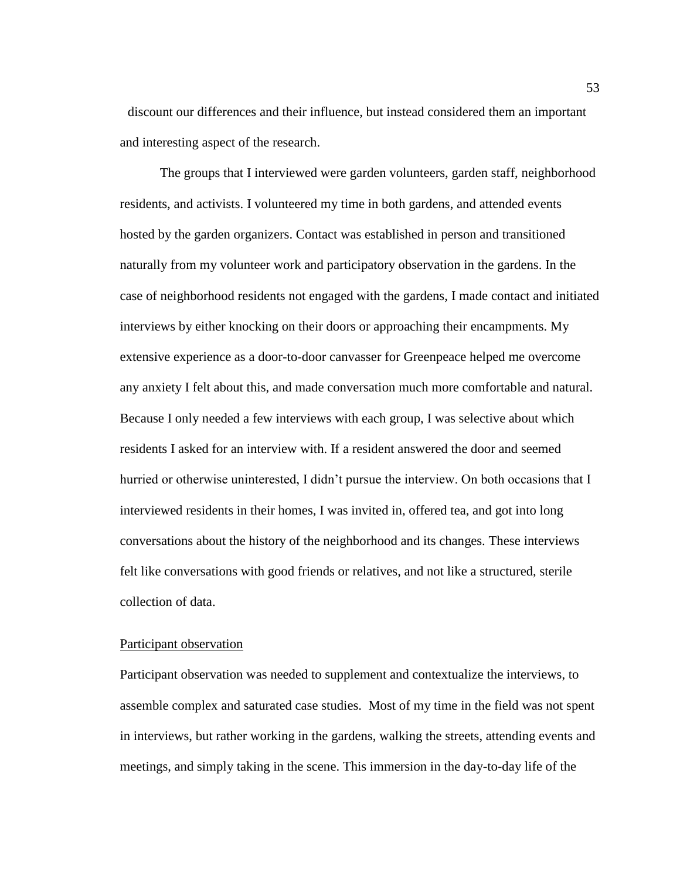discount our differences and their influence, but instead considered them an important and interesting aspect of the research.

The groups that I interviewed were garden volunteers, garden staff, neighborhood residents, and activists. I volunteered my time in both gardens, and attended events hosted by the garden organizers. Contact was established in person and transitioned naturally from my volunteer work and participatory observation in the gardens. In the case of neighborhood residents not engaged with the gardens, I made contact and initiated interviews by either knocking on their doors or approaching their encampments. My extensive experience as a door-to-door canvasser for Greenpeace helped me overcome any anxiety I felt about this, and made conversation much more comfortable and natural. Because I only needed a few interviews with each group, I was selective about which residents I asked for an interview with. If a resident answered the door and seemed hurried or otherwise uninterested, I didn't pursue the interview. On both occasions that I interviewed residents in their homes, I was invited in, offered tea, and got into long conversations about the history of the neighborhood and its changes. These interviews felt like conversations with good friends or relatives, and not like a structured, sterile collection of data.

### Participant observation

Participant observation was needed to supplement and contextualize the interviews, to assemble complex and saturated case studies. Most of my time in the field was not spent in interviews, but rather working in the gardens, walking the streets, attending events and meetings, and simply taking in the scene. This immersion in the day-to-day life of the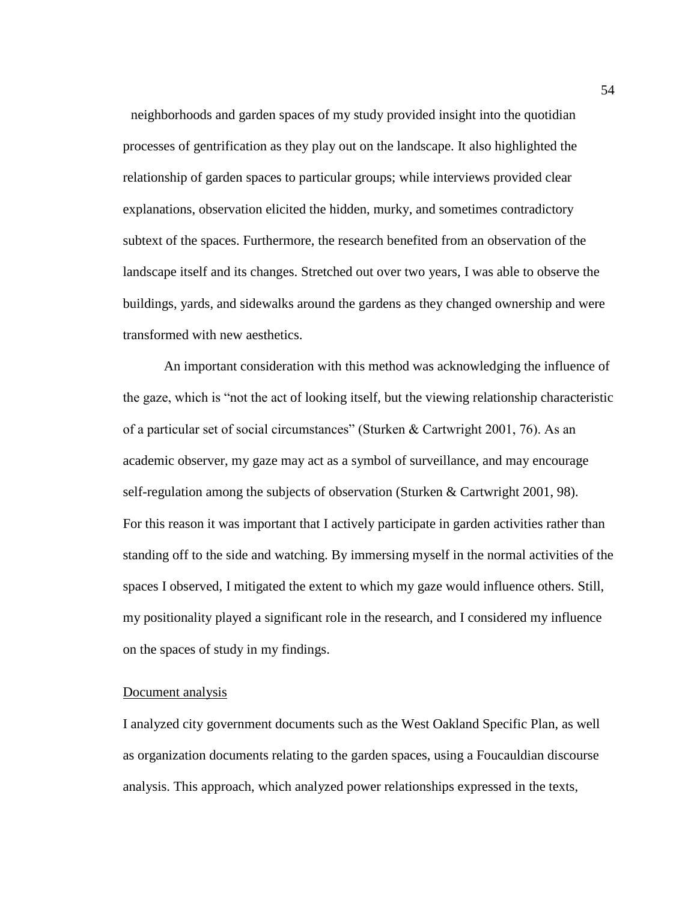neighborhoods and garden spaces of my study provided insight into the quotidian processes of gentrification as they play out on the landscape. It also highlighted the relationship of garden spaces to particular groups; while interviews provided clear explanations, observation elicited the hidden, murky, and sometimes contradictory subtext of the spaces. Furthermore, the research benefited from an observation of the landscape itself and its changes. Stretched out over two years, I was able to observe the buildings, yards, and sidewalks around the gardens as they changed ownership and were transformed with new aesthetics.

An important consideration with this method was acknowledging the influence of the gaze, which is "not the act of looking itself, but the viewing relationship characteristic of a particular set of social circumstances" (Sturken & Cartwright 2001, 76). As an academic observer, my gaze may act as a symbol of surveillance, and may encourage self-regulation among the subjects of observation (Sturken & Cartwright 2001, 98). For this reason it was important that I actively participate in garden activities rather than standing off to the side and watching. By immersing myself in the normal activities of the spaces I observed, I mitigated the extent to which my gaze would influence others. Still, my positionality played a significant role in the research, and I considered my influence on the spaces of study in my findings.

Document analysis

I analyzed city government documents such as the West Oakland Specific Plan, as well as organization documents relating to the garden spaces, using a Foucauldian discourse analysis. This approach, which analyzed power relationships expressed in the texts,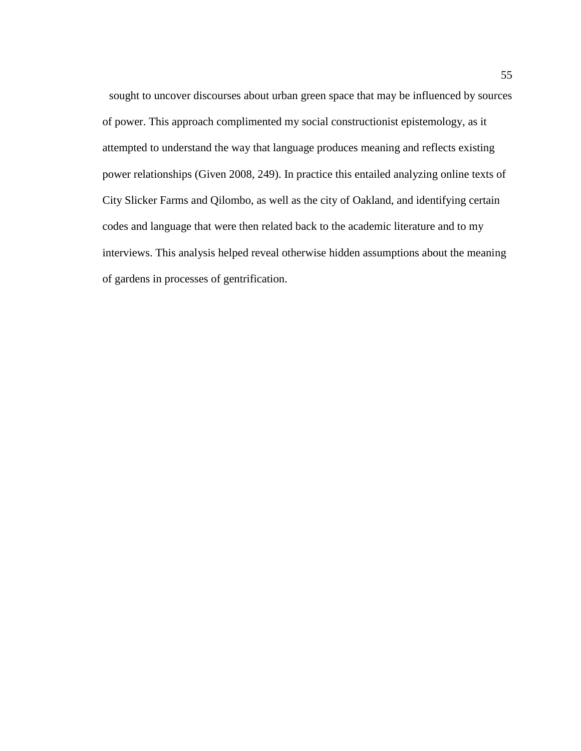sought to uncover discourses about urban green space that may be influenced by sources of power. This approach complimented my social constructionist epistemology, as it attempted to understand the way that language produces meaning and reflects existing power relationships (Given 2008, 249). In practice this entailed analyzing online texts of City Slicker Farms and Qilombo, as well as the city of Oakland, and identifying certain codes and language that were then related back to the academic literature and to my interviews. This analysis helped reveal otherwise hidden assumptions about the meaning of gardens in processes of gentrification.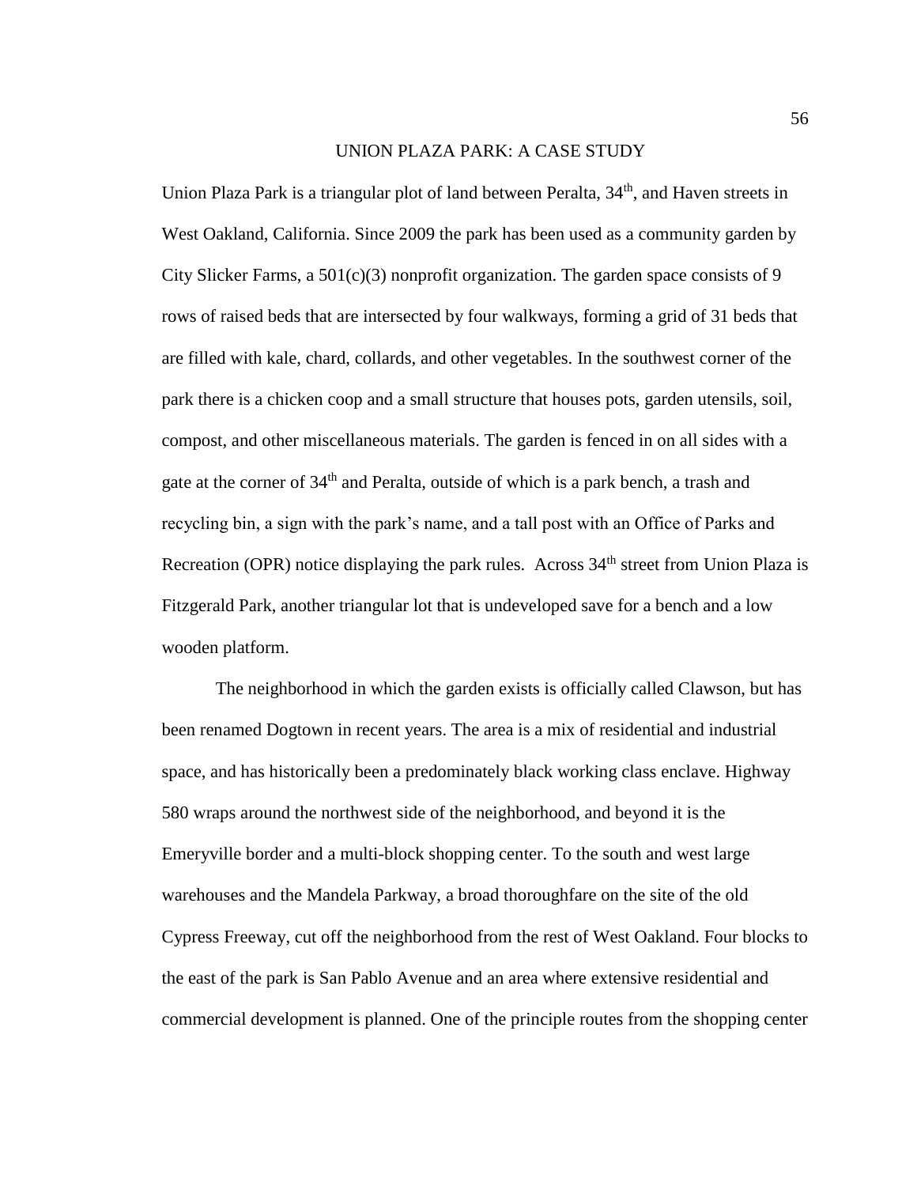# UNION PLAZA PARK: A CASE STUDY

Union Plaza Park is a triangular plot of land between Peralta, 34th, and Haven streets in West Oakland, California. Since 2009 the park has been used as a community garden by City Slicker Farms, a 501(c)(3) nonprofit organization. The garden space consists of 9 rows of raised beds that are intersected by four walkways, forming a grid of 31 beds that are filled with kale, chard, collards, and other vegetables. In the southwest corner of the park there is a chicken coop and a small structure that houses pots, garden utensils, soil, compost, and other miscellaneous materials. The garden is fenced in on all sides with a gate at the corner of 34th and Peralta, outside of which is a park bench, a trash and recycling bin, a sign with the park's name, and a tall post with an Office of Parks and Recreation (OPR) notice displaying the park rules. Across 34th street from Union Plaza is Fitzgerald Park, another triangular lot that is undeveloped save for a bench and a low wooden platform.

The neighborhood in which the garden exists is officially called Clawson, but has been renamed Dogtown in recent years. The area is a mix of residential and industrial space, and has historically been a predominately black working class enclave. Highway 580 wraps around the northwest side of the neighborhood, and beyond it is the Emeryville border and a multi-block shopping center. To the south and west large warehouses and the Mandela Parkway, a broad thoroughfare on the site of the old Cypress Freeway, cut off the neighborhood from the rest of West Oakland. Four blocks to the east of the park is San Pablo Avenue and an area where extensive residential and commercial development is planned. One of the principle routes from the shopping center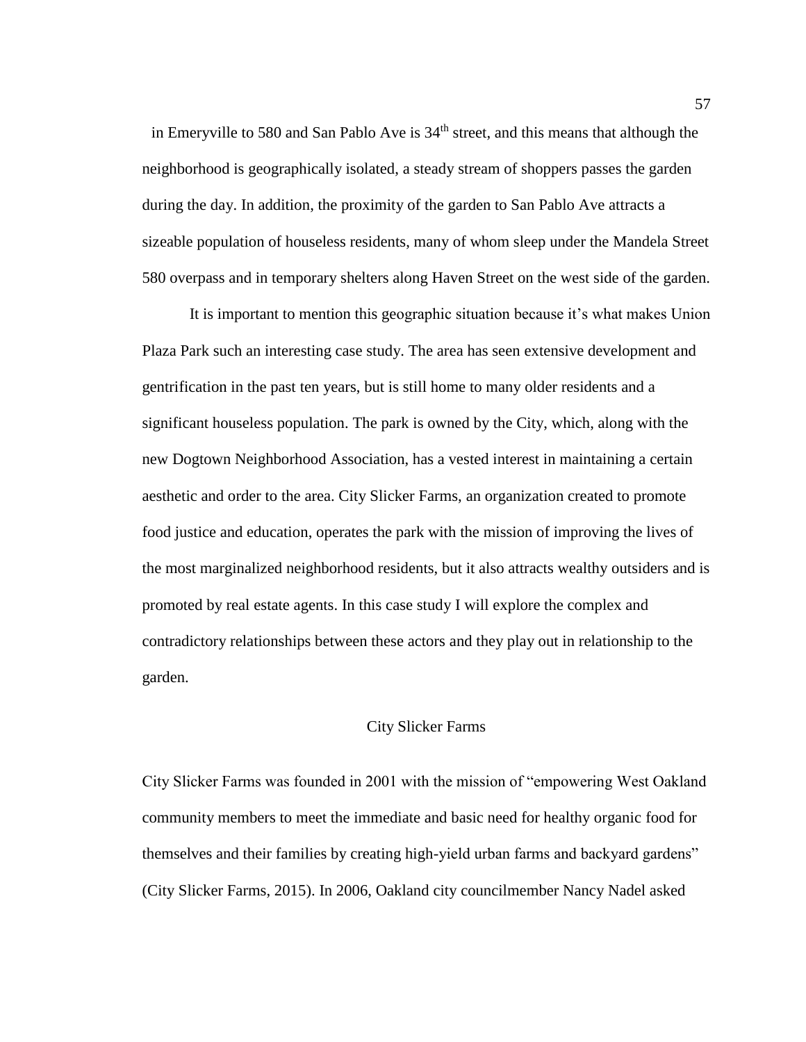in Emeryville to 580 and San Pablo Ave is 34th street, and this means that although the neighborhood is geographically isolated, a steady stream of shoppers passes the garden during the day. In addition, the proximity of the garden to San Pablo Ave attracts a sizeable population of houseless residents, many of whom sleep under the Mandela Street 580 overpass and in temporary shelters along Haven Street on the west side of the garden.

It is important to mention this geographic situation because it's what makes Union Plaza Park such an interesting case study. The area has seen extensive development and gentrification in the past ten years, but is still home to many older residents and a significant houseless population. The park is owned by the City, which, along with the new Dogtown Neighborhood Association, has a vested interest in maintaining a certain aesthetic and order to the area. City Slicker Farms, an organization created to promote food justice and education, operates the park with the mission of improving the lives of the most marginalized neighborhood residents, but it also attracts wealthy outsiders and is promoted by real estate agents. In this case study I will explore the complex and contradictory relationships between these actors and they play out in relationship to the garden.

## City Slicker Farms

City Slicker Farms was founded in 2001 with the mission of "empowering West Oakland community members to meet the immediate and basic need for healthy organic food for themselves and their families by creating high-yield urban farms and backyard gardens" (City Slicker Farms, 2015). In 2006, Oakland city councilmember Nancy Nadel asked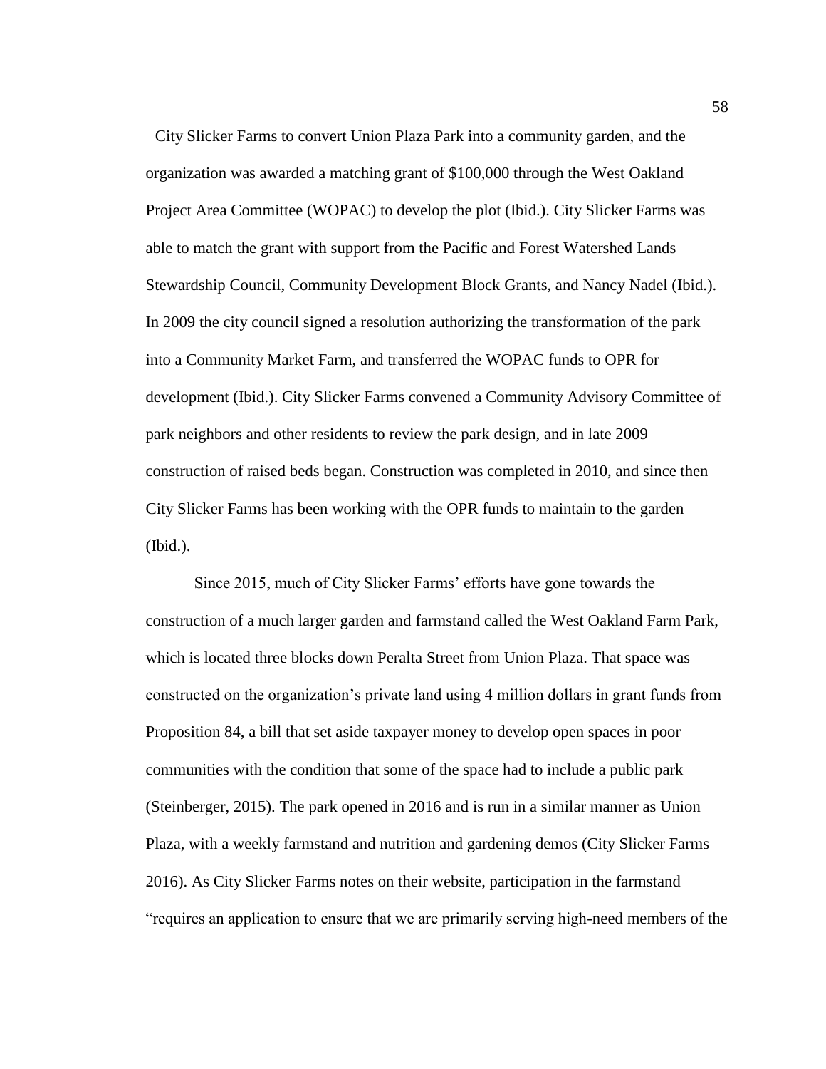City Slicker Farms to convert Union Plaza Park into a community garden, and the organization was awarded a matching grant of $100,000 through the West Oakland Project Area Committee (WOPAC) to develop the plot (Ibid.). City Slicker Farms was able to match the grant with support from the Pacific and Forest Watershed Lands Stewardship Council, Community Development Block Grants, and Nancy Nadel (Ibid.). In 2009 the city council signed a resolution authorizing the transformation of the park into a Community Market Farm, and transferred the WOPAC funds to OPR for development (Ibid.). City Slicker Farms convened a Community Advisory Committee of park neighbors and other residents to review the park design, and in late 2009 construction of raised beds began. Construction was completed in 2010, and since then City Slicker Farms has been working with the OPR funds to maintain to the garden (Ibid.).

Since 2015, much of City Slicker Farms' efforts have gone towards the construction of a much larger garden and farmstand called the West Oakland Farm Park, which is located three blocks down Peralta Street from Union Plaza. That space was constructed on the organization's private land using 4 million dollars in grant funds from Proposition 84, a bill that set aside taxpayer money to develop open spaces in poor communities with the condition that some of the space had to include a public park (Steinberger, 2015). The park opened in 2016 and is run in a similar manner as Union Plaza, with a weekly farmstand and nutrition and gardening demos (City Slicker Farms 2016). As City Slicker Farms notes on their website, participation in the farmstand "requires an application to ensure that we are primarily serving high-need members of the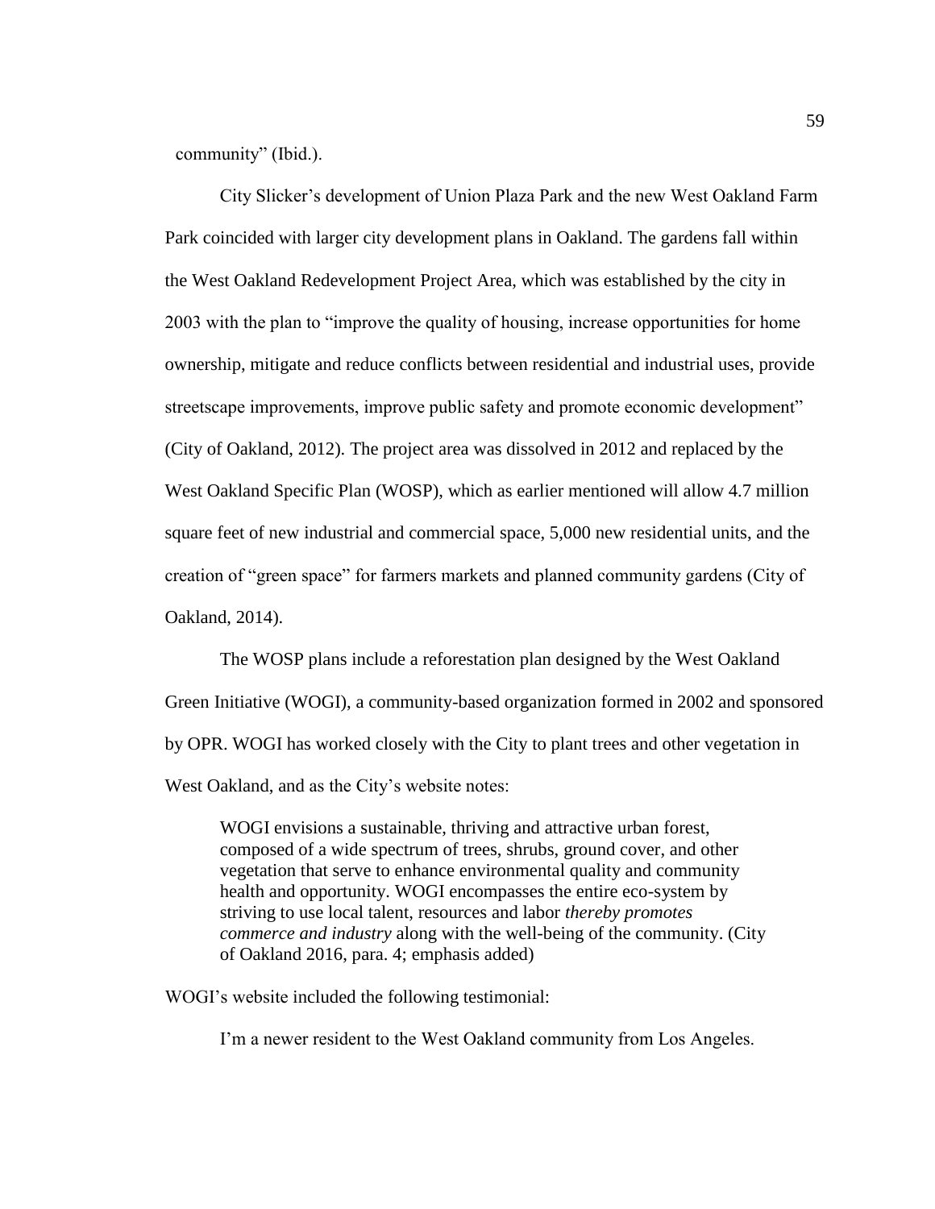community" (Ibid.).

City Slicker's development of Union Plaza Park and the new West Oakland Farm Park coincided with larger city development plans in Oakland. The gardens fall within the West Oakland Redevelopment Project Area, which was established by the city in 2003 with the plan to "improve the quality of housing, increase opportunities for home ownership, mitigate and reduce conflicts between residential and industrial uses, provide streetscape improvements, improve public safety and promote economic development" (City of Oakland, 2012). The project area was dissolved in 2012 and replaced by the West Oakland Specific Plan (WOSP), which as earlier mentioned will allow 4.7 million square feet of new industrial and commercial space, 5,000 new residential units, and the creation of "green space" for farmers markets and planned community gardens (City of Oakland, 2014).

The WOSP plans include a reforestation plan designed by the West Oakland Green Initiative (WOGI), a community-based organization formed in 2002 and sponsored by OPR. WOGI has worked closely with the City to plant trees and other vegetation in West Oakland, and as the City's website notes:

> WOGI envisions a sustainable, thriving and attractive urban forest, composed of a wide spectrum of trees, shrubs, ground cover, and other vegetation that serve to enhance environmental quality and community health and opportunity. WOGI encompasses the entire eco-system by striving to use local talent, resources and labor *thereby promotes commerce and industry* along with the well-being of the community. (City of Oakland 2016, para. 4; emphasis added)

WOGI's website included the following testimonial:

> I'm a newer resident to the West Oakland community from Los Angeles.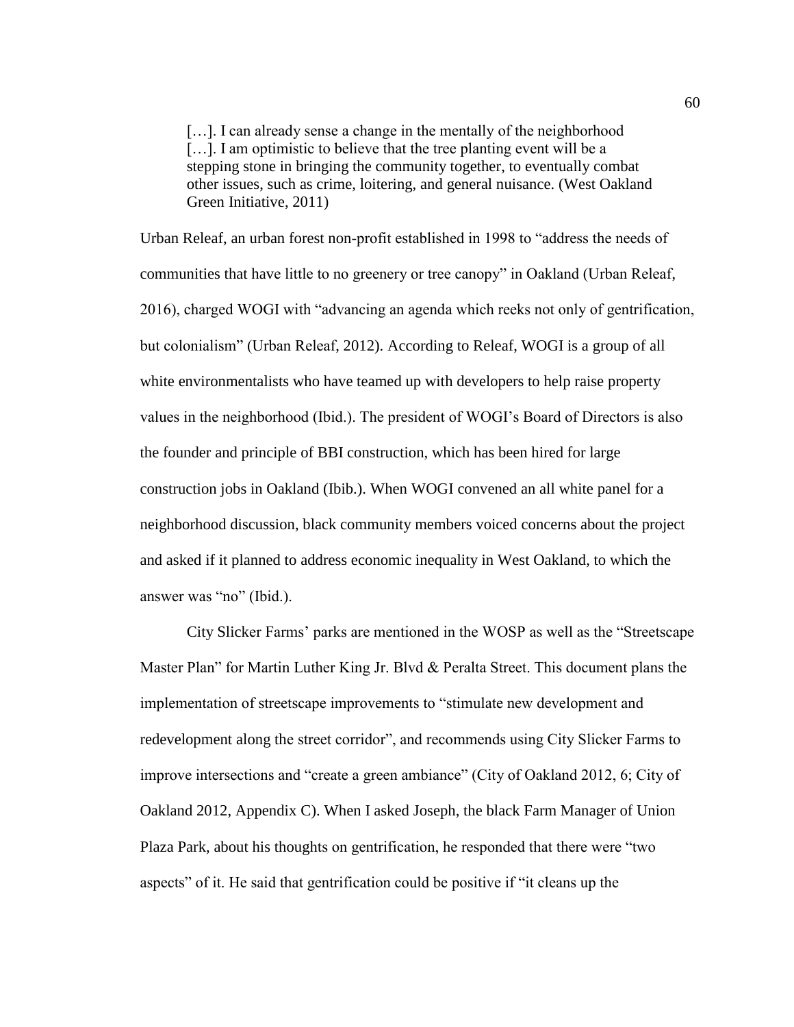> […]. I can already sense a change in the mentally of the neighborhood […]. I am optimistic to believe that the tree planting event will be a stepping stone in bringing the community together, to eventually combat other issues, such as crime, loitering, and general nuisance. (West Oakland Green Initiative, 2011)

Urban Releaf, an urban forest non-profit established in 1998 to "address the needs of communities that have little to no greenery or tree canopy" in Oakland (Urban Releaf, 2016), charged WOGI with "advancing an agenda which reeks not only of gentrification, but colonialism" (Urban Releaf, 2012). According to Releaf, WOGI is a group of all white environmentalists who have teamed up with developers to help raise property values in the neighborhood (Ibid.). The president of WOGI's Board of Directors is also the founder and principle of BBI construction, which has been hired for large construction jobs in Oakland (Ibib.). When WOGI convened an all white panel for a neighborhood discussion, black community members voiced concerns about the project and asked if it planned to address economic inequality in West Oakland, to which the answer was "no" (Ibid.).

City Slicker Farms' parks are mentioned in the WOSP as well as the "Streetscape Master Plan" for Martin Luther King Jr. Blvd & Peralta Street. This document plans the implementation of streetscape improvements to "stimulate new development and redevelopment along the street corridor", and recommends using City Slicker Farms to improve intersections and "create a green ambiance" (City of Oakland 2012, 6; City of Oakland 2012, Appendix C). When I asked Joseph, the black Farm Manager of Union Plaza Park, about his thoughts on gentrification, he responded that there were "two aspects" of it. He said that gentrification could be positive if "it cleans up the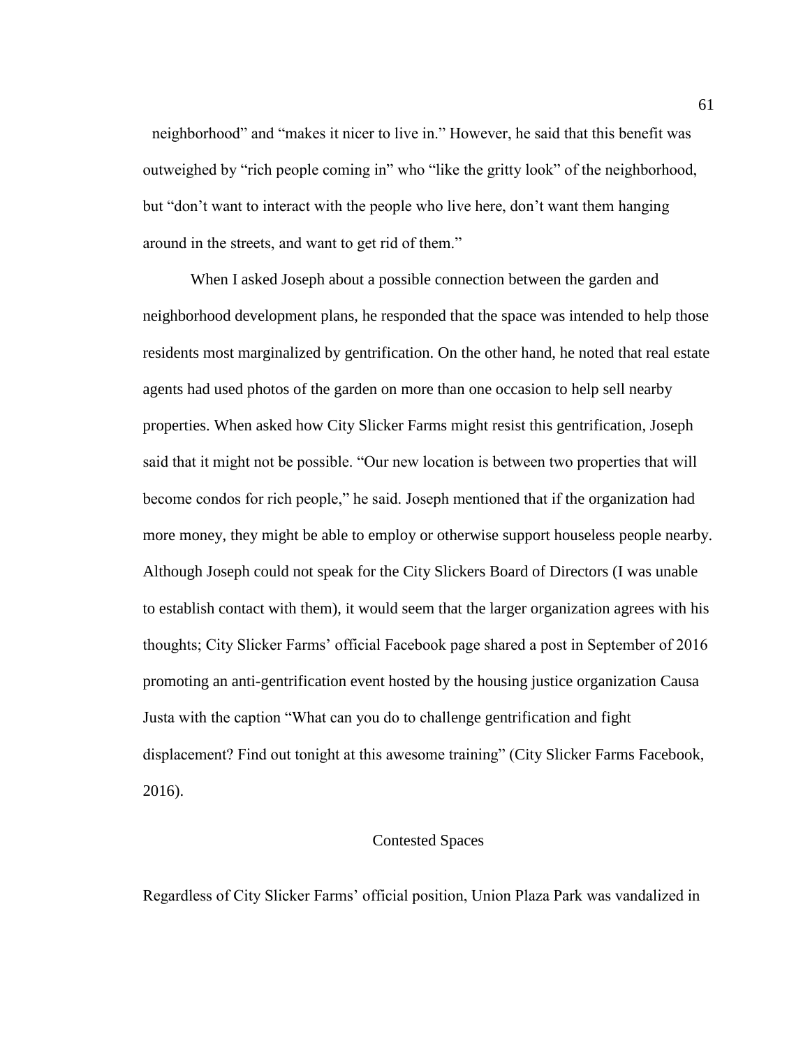neighborhood" and "makes it nicer to live in." However, he said that this benefit was outweighed by "rich people coming in" who "like the gritty look" of the neighborhood, but "don't want to interact with the people who live here, don't want them hanging around in the streets, and want to get rid of them."

When I asked Joseph about a possible connection between the garden and neighborhood development plans, he responded that the space was intended to help those residents most marginalized by gentrification. On the other hand, he noted that real estate agents had used photos of the garden on more than one occasion to help sell nearby properties. When asked how City Slicker Farms might resist this gentrification, Joseph said that it might not be possible. "Our new location is between two properties that will become condos for rich people," he said. Joseph mentioned that if the organization had more money, they might be able to employ or otherwise support houseless people nearby. Although Joseph could not speak for the City Slickers Board of Directors (I was unable to establish contact with them), it would seem that the larger organization agrees with his thoughts; City Slicker Farms' official Facebook page shared a post in September of 2016 promoting an anti-gentrification event hosted by the housing justice organization Causa Justa with the caption "What can you do to challenge gentrification and fight displacement? Find out tonight at this awesome training" (City Slicker Farms Facebook, 2016).

## Contested Spaces

Regardless of City Slicker Farms' official position, Union Plaza Park was vandalized in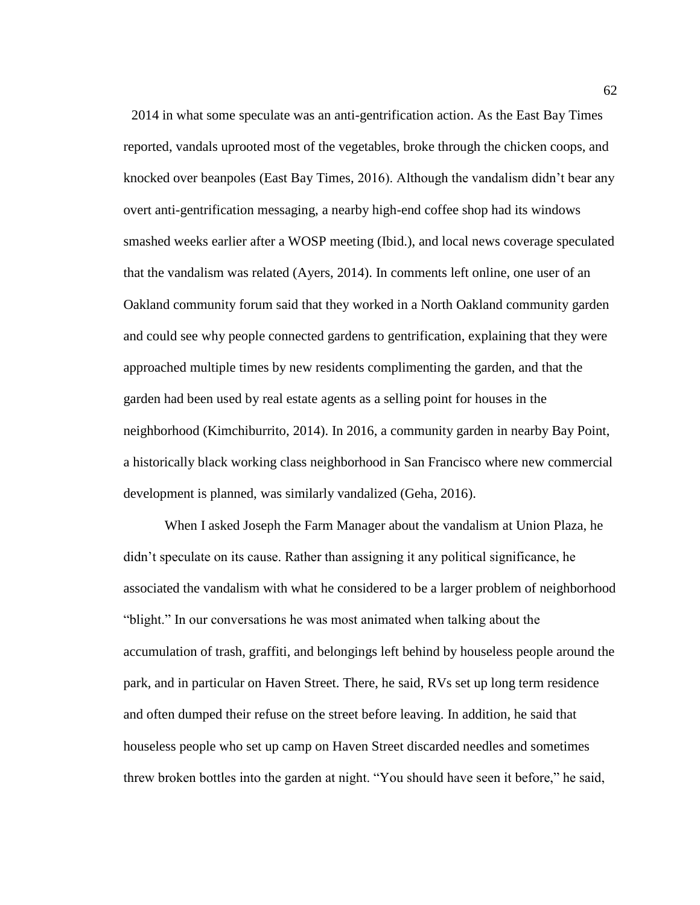2014 in what some speculate was an anti-gentrification action. As the East Bay Times reported, vandals uprooted most of the vegetables, broke through the chicken coops, and knocked over beanpoles (East Bay Times, 2016). Although the vandalism didn't bear any overt anti-gentrification messaging, a nearby high-end coffee shop had its windows smashed weeks earlier after a WOSP meeting (Ibid.), and local news coverage speculated that the vandalism was related (Ayers, 2014). In comments left online, one user of an Oakland community forum said that they worked in a North Oakland community garden and could see why people connected gardens to gentrification, explaining that they were approached multiple times by new residents complimenting the garden, and that the garden had been used by real estate agents as a selling point for houses in the neighborhood (Kimchiburrito, 2014). In 2016, a community garden in nearby Bay Point, a historically black working class neighborhood in San Francisco where new commercial development is planned, was similarly vandalized (Geha, 2016).

When I asked Joseph the Farm Manager about the vandalism at Union Plaza, he didn't speculate on its cause. Rather than assigning it any political significance, he associated the vandalism with what he considered to be a larger problem of neighborhood "blight." In our conversations he was most animated when talking about the accumulation of trash, graffiti, and belongings left behind by houseless people around the park, and in particular on Haven Street. There, he said, RVs set up long term residence and often dumped their refuse on the street before leaving. In addition, he said that houseless people who set up camp on Haven Street discarded needles and sometimes threw broken bottles into the garden at night. "You should have seen it before," he said,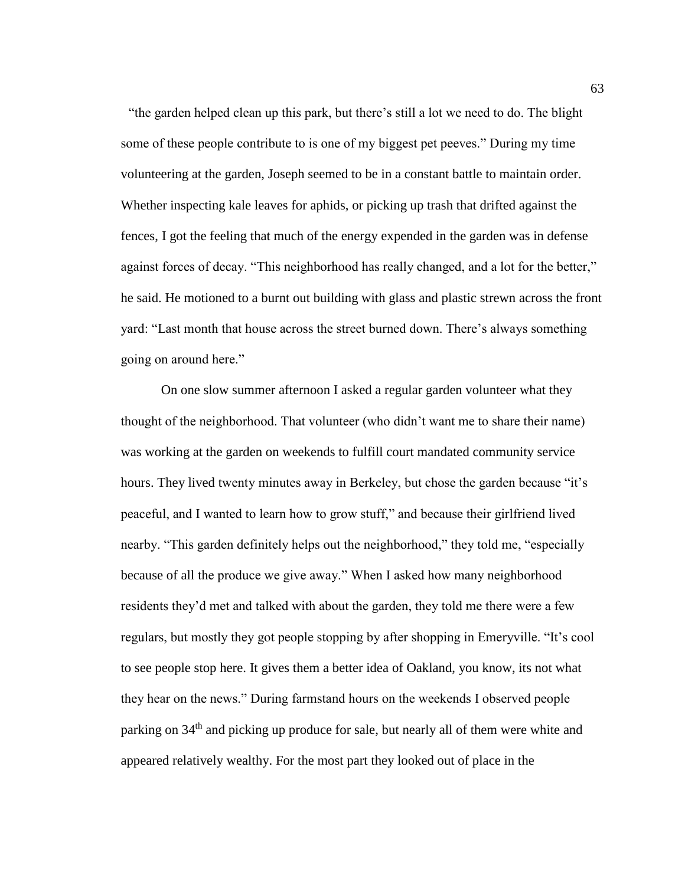"the garden helped clean up this park, but there's still a lot we need to do. The blight some of these people contribute to is one of my biggest pet peeves." During my time volunteering at the garden, Joseph seemed to be in a constant battle to maintain order. Whether inspecting kale leaves for aphids, or picking up trash that drifted against the fences, I got the feeling that much of the energy expended in the garden was in defense against forces of decay. "This neighborhood has really changed, and a lot for the better," he said. He motioned to a burnt out building with glass and plastic strewn across the front yard: "Last month that house across the street burned down. There's always something going on around here."

On one slow summer afternoon I asked a regular garden volunteer what they thought of the neighborhood. That volunteer (who didn't want me to share their name) was working at the garden on weekends to fulfill court mandated community service hours. They lived twenty minutes away in Berkeley, but chose the garden because "it's peaceful, and I wanted to learn how to grow stuff," and because their girlfriend lived nearby. "This garden definitely helps out the neighborhood," they told me, "especially because of all the produce we give away." When I asked how many neighborhood residents they'd met and talked with about the garden, they told me there were a few regulars, but mostly they got people stopping by after shopping in Emeryville. "It's cool to see people stop here. It gives them a better idea of Oakland, you know, its not what they hear on the news." During farmstand hours on the weekends I observed people parking on 34th and picking up produce for sale, but nearly all of them were white and appeared relatively wealthy. For the most part they looked out of place in the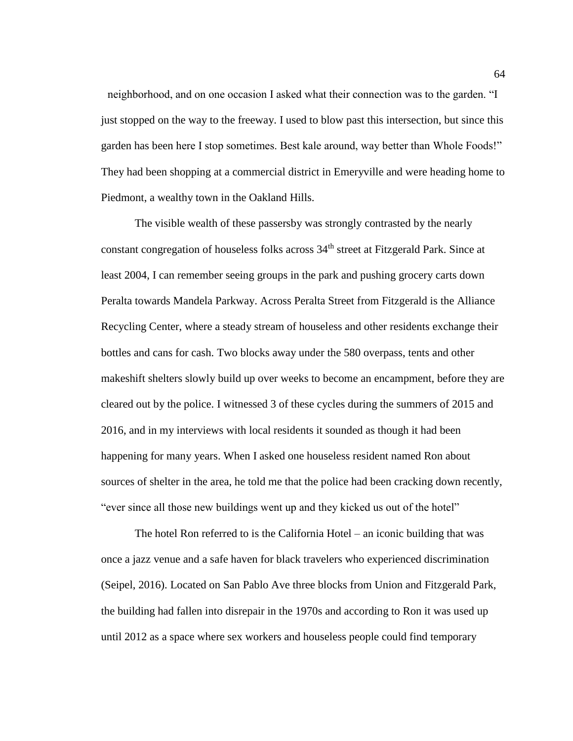neighborhood, and on one occasion I asked what their connection was to the garden. "I just stopped on the way to the freeway. I used to blow past this intersection, but since this garden has been here I stop sometimes. Best kale around, way better than Whole Foods!" They had been shopping at a commercial district in Emeryville and were heading home to Piedmont, a wealthy town in the Oakland Hills.

The visible wealth of these passersby was strongly contrasted by the nearly constant congregation of houseless folks across 34th street at Fitzgerald Park. Since at least 2004, I can remember seeing groups in the park and pushing grocery carts down Peralta towards Mandela Parkway. Across Peralta Street from Fitzgerald is the Alliance Recycling Center, where a steady stream of houseless and other residents exchange their bottles and cans for cash. Two blocks away under the 580 overpass, tents and other makeshift shelters slowly build up over weeks to become an encampment, before they are cleared out by the police. I witnessed 3 of these cycles during the summers of 2015 and 2016, and in my interviews with local residents it sounded as though it had been happening for many years. When I asked one houseless resident named Ron about sources of shelter in the area, he told me that the police had been cracking down recently, "ever since all those new buildings went up and they kicked us out of the hotel"

The hotel Ron referred to is the California Hotel – an iconic building that was once a jazz venue and a safe haven for black travelers who experienced discrimination (Seipel, 2016). Located on San Pablo Ave three blocks from Union and Fitzgerald Park, the building had fallen into disrepair in the 1970s and according to Ron it was used up until 2012 as a space where sex workers and houseless people could find temporary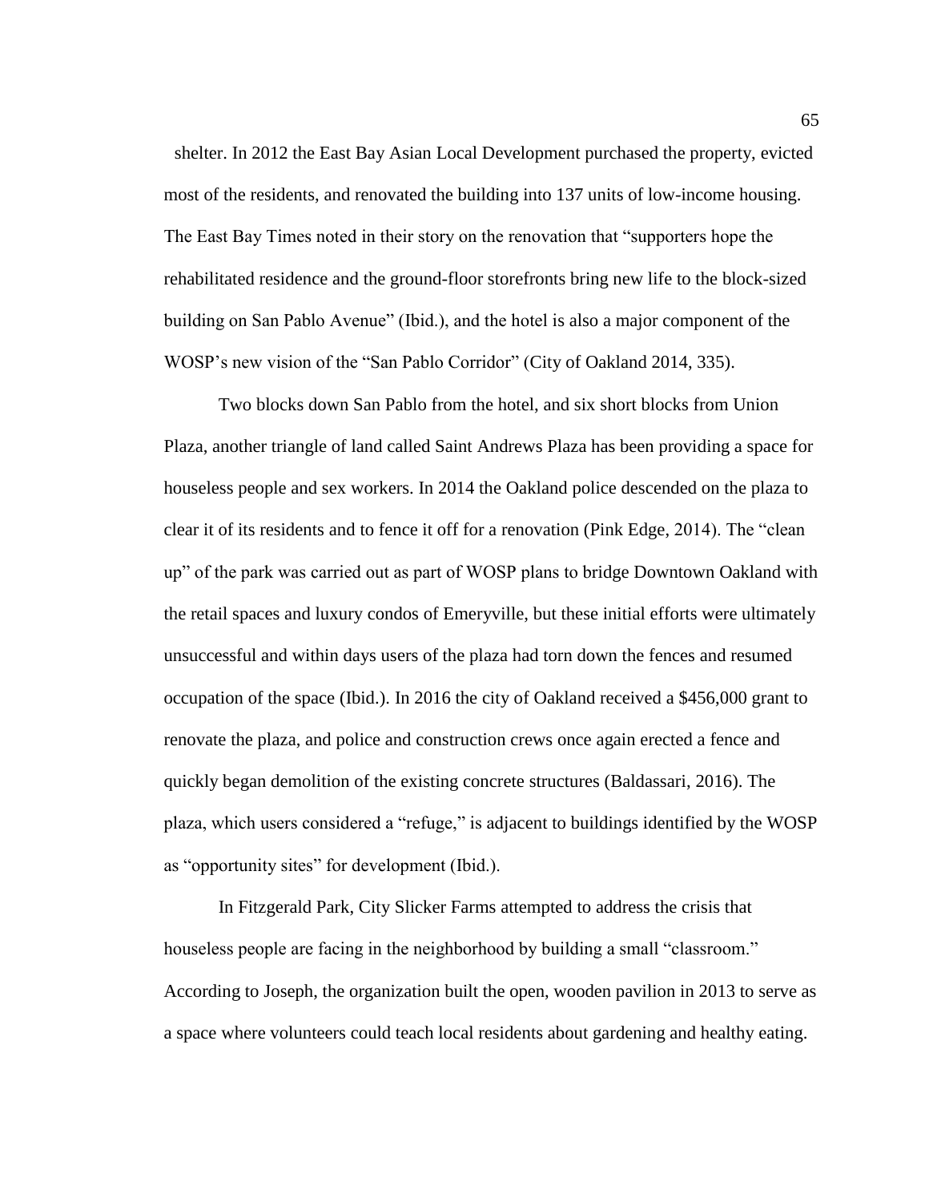shelter. In 2012 the East Bay Asian Local Development purchased the property, evicted most of the residents, and renovated the building into 137 units of low-income housing. The East Bay Times noted in their story on the renovation that "supporters hope the rehabilitated residence and the ground-floor storefronts bring new life to the block-sized building on San Pablo Avenue" (Ibid.), and the hotel is also a major component of the WOSP's new vision of the "San Pablo Corridor" (City of Oakland 2014, 335).

Two blocks down San Pablo from the hotel, and six short blocks from Union Plaza, another triangle of land called Saint Andrews Plaza has been providing a space for houseless people and sex workers. In 2014 the Oakland police descended on the plaza to clear it of its residents and to fence it off for a renovation (Pink Edge, 2014). The "clean up" of the park was carried out as part of WOSP plans to bridge Downtown Oakland with the retail spaces and luxury condos of Emeryville, but these initial efforts were ultimately unsuccessful and within days users of the plaza had torn down the fences and resumed occupation of the space (Ibid.). In 2016 the city of Oakland received a $456,000 grant to renovate the plaza, and police and construction crews once again erected a fence and quickly began demolition of the existing concrete structures (Baldassari, 2016). The plaza, which users considered a "refuge," is adjacent to buildings identified by the WOSP as "opportunity sites" for development (Ibid.).

In Fitzgerald Park, City Slicker Farms attempted to address the crisis that houseless people are facing in the neighborhood by building a small "classroom." According to Joseph, the organization built the open, wooden pavilion in 2013 to serve as a space where volunteers could teach local residents about gardening and healthy eating.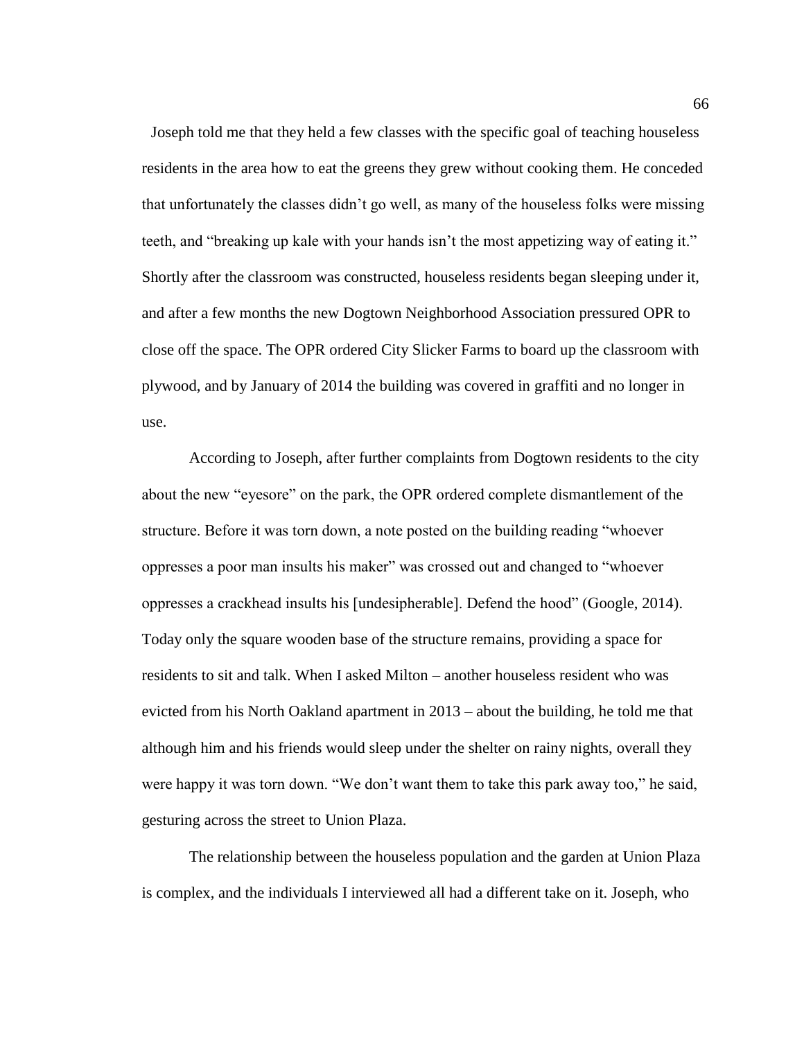Joseph told me that they held a few classes with the specific goal of teaching houseless residents in the area how to eat the greens they grew without cooking them. He conceded that unfortunately the classes didn't go well, as many of the houseless folks were missing teeth, and "breaking up kale with your hands isn't the most appetizing way of eating it." Shortly after the classroom was constructed, houseless residents began sleeping under it, and after a few months the new Dogtown Neighborhood Association pressured OPR to close off the space. The OPR ordered City Slicker Farms to board up the classroom with plywood, and by January of 2014 the building was covered in graffiti and no longer in use.

According to Joseph, after further complaints from Dogtown residents to the city about the new "eyesore" on the park, the OPR ordered complete dismantlement of the structure. Before it was torn down, a note posted on the building reading "whoever oppresses a poor man insults his maker" was crossed out and changed to "whoever oppresses a crackhead insults his [undesipherable]. Defend the hood" (Google, 2014). Today only the square wooden base of the structure remains, providing a space for residents to sit and talk. When I asked Milton – another houseless resident who was evicted from his North Oakland apartment in 2013 – about the building, he told me that although him and his friends would sleep under the shelter on rainy nights, overall they were happy it was torn down. "We don't want them to take this park away too," he said, gesturing across the street to Union Plaza.

The relationship between the houseless population and the garden at Union Plaza is complex, and the individuals I interviewed all had a different take on it. Joseph, who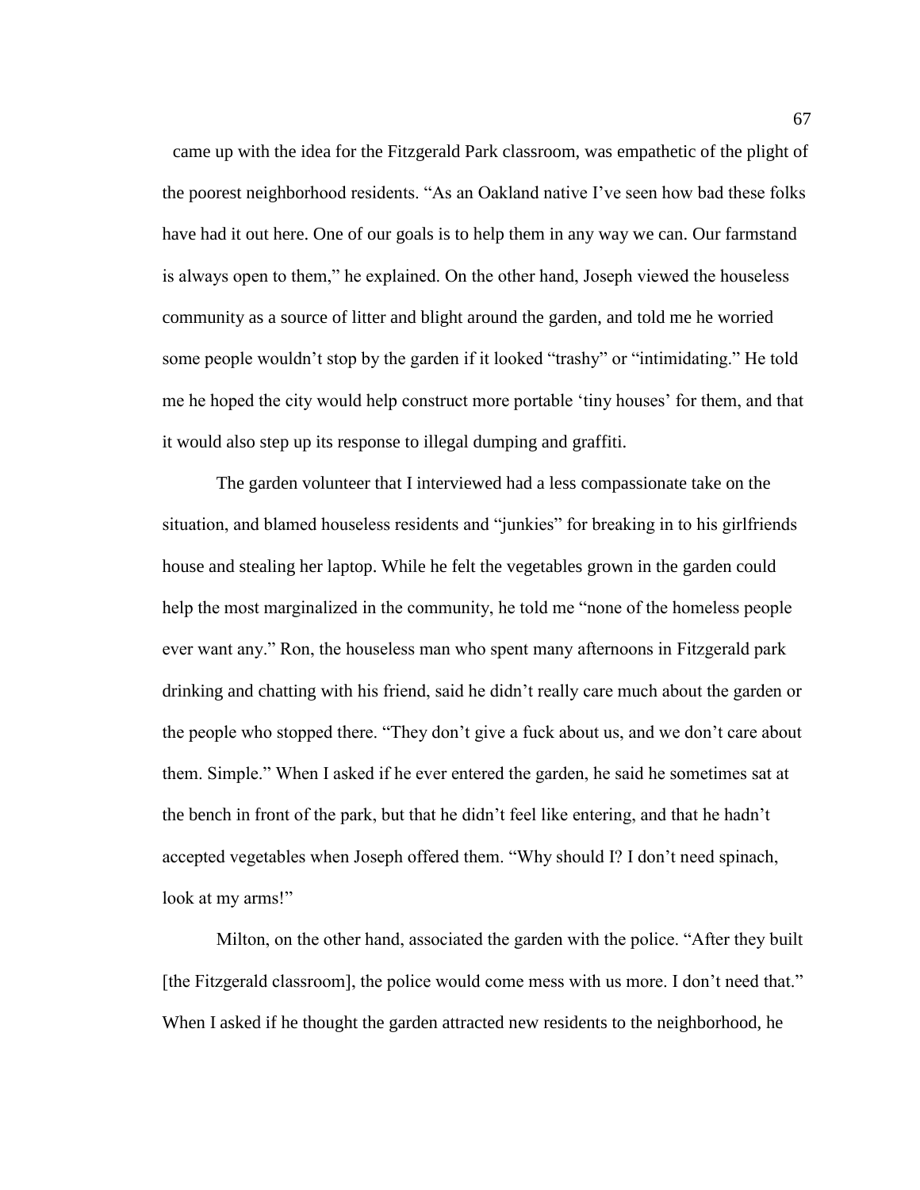came up with the idea for the Fitzgerald Park classroom, was empathetic of the plight of the poorest neighborhood residents. “As an Oakland native I’ve seen how bad these folks have had it out here. One of our goals is to help them in any way we can. Our farmstand is always open to them,” he explained. On the other hand, Joseph viewed the houseless community as a source of litter and blight around the garden, and told me he worried some people wouldn’t stop by the garden if it looked “trashy” or “intimidating.” He told me he hoped the city would help construct more portable ‘tiny houses’ for them, and that it would also step up its response to illegal dumping and graffiti.

The garden volunteer that I interviewed had a less compassionate take on the situation, and blamed houseless residents and “junkies” for breaking in to his girlfriends house and stealing her laptop. While he felt the vegetables grown in the garden could help the most marginalized in the community, he told me “none of the homeless people ever want any.” Ron, the houseless man who spent many afternoons in Fitzgerald park drinking and chatting with his friend, said he didn’t really care much about the garden or the people who stopped there. “They don’t give a fuck about us, and we don’t care about them. Simple.” When I asked if he ever entered the garden, he said he sometimes sat at the bench in front of the park, but that he didn’t feel like entering, and that he hadn’t accepted vegetables when Joseph offered them. “Why should I? I don’t need spinach, look at my arms!”

Milton, on the other hand, associated the garden with the police. “After they built [the Fitzgerald classroom], the police would come mess with us more. I don’t need that.” When I asked if he thought the garden attracted new residents to the neighborhood, he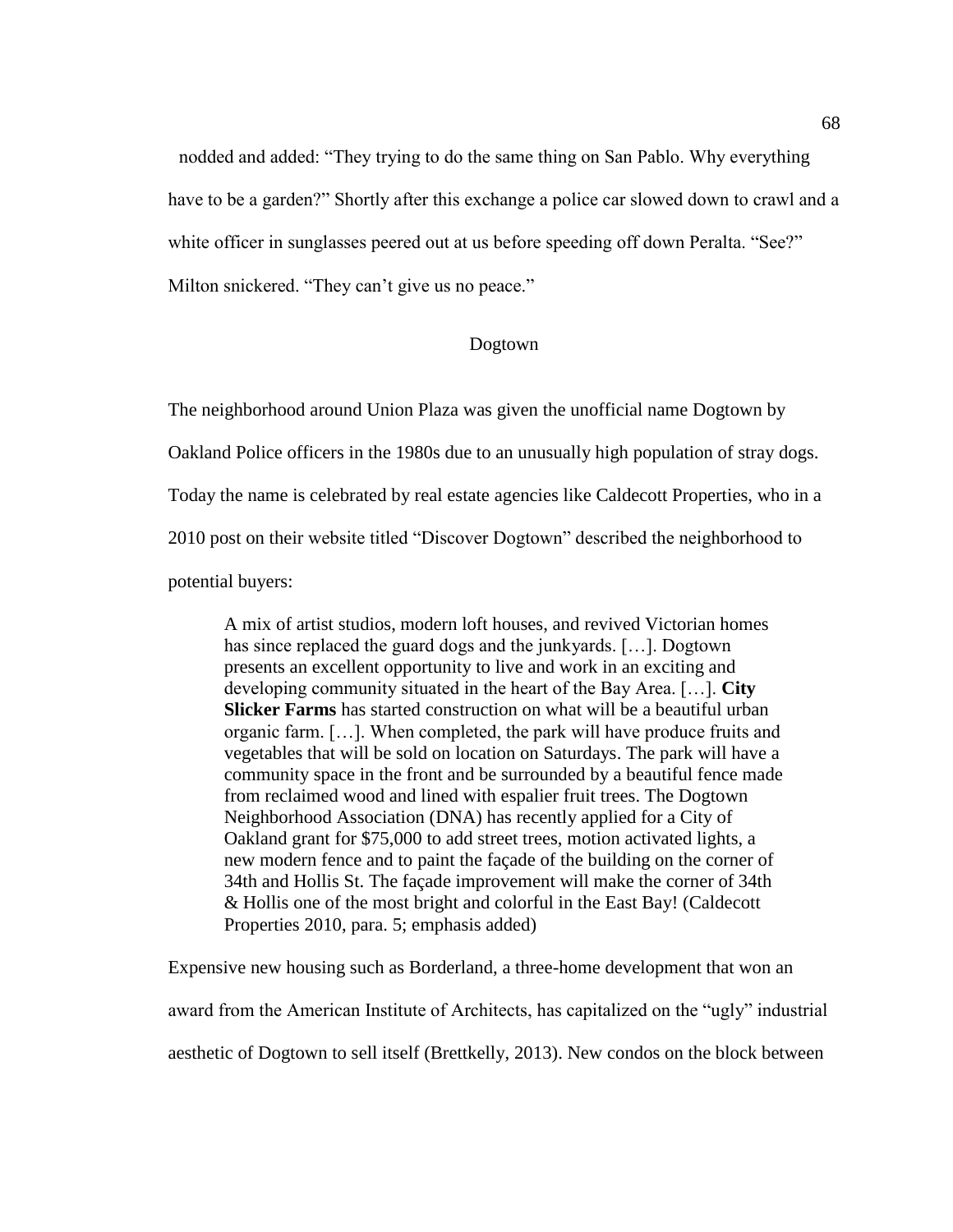nodded and added: "They trying to do the same thing on San Pablo. Why everything have to be a garden?" Shortly after this exchange a police car slowed down to crawl and a white officer in sunglasses peered out at us before speeding off down Peralta. "See?" Milton snickered. "They can't give us no peace."

## Dogtown

The neighborhood around Union Plaza was given the unofficial name Dogtown by Oakland Police officers in the 1980s due to an unusually high population of stray dogs. Today the name is celebrated by real estate agencies like Caldecott Properties, who in a 2010 post on their website titled "Discover Dogtown" described the neighborhood to potential buyers:

> A mix of artist studios, modern loft houses, and revived Victorian homes has since replaced the guard dogs and the junkyards. […]. Dogtown presents an excellent opportunity to live and work in an exciting and developing community situated in the heart of the Bay Area. […]. **City Slicker Farms** has started construction on what will be a beautiful urban organic farm. […]. When completed, the park will have produce fruits and vegetables that will be sold on location on Saturdays. The park will have a community space in the front and be surrounded by a beautiful fence made from reclaimed wood and lined with espalier fruit trees. The Dogtown Neighborhood Association (DNA) has recently applied for a City of Oakland grant for $75,000 to add street trees, motion activated lights, a new modern fence and to paint the façade of the building on the corner of 34th and Hollis St. The façade improvement will make the corner of 34th & Hollis one of the most bright and colorful in the East Bay! (Caldecott Properties 2010, para. 5; emphasis added)

Expensive new housing such as Borderland, a three-home development that won an award from the American Institute of Architects, has capitalized on the "ugly" industrial aesthetic of Dogtown to sell itself (Brettkelly, 2013). New condos on the block between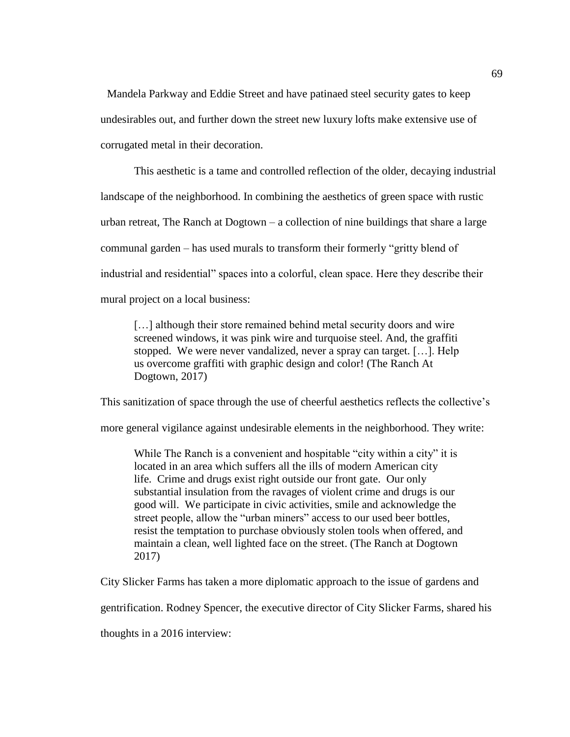Mandela Parkway and Eddie Street and have patinaed steel security gates to keep undesirables out, and further down the street new luxury lofts make extensive use of corrugated metal in their decoration.

This aesthetic is a tame and controlled reflection of the older, decaying industrial landscape of the neighborhood. In combining the aesthetics of green space with rustic urban retreat, The Ranch at Dogtown – a collection of nine buildings that share a large communal garden – has used murals to transform their formerly "gritty blend of industrial and residential" spaces into a colorful, clean space. Here they describe their mural project on a local business:

> […] although their store remained behind metal security doors and wire screened windows, it was pink wire and turquoise steel. And, the graffiti stopped. We were never vandalized, never a spray can target. […]. Help us overcome graffiti with graphic design and color! (The Ranch At Dogtown, 2017)

This sanitization of space through the use of cheerful aesthetics reflects the collective's more general vigilance against undesirable elements in the neighborhood. They write:

> While The Ranch is a convenient and hospitable "city within a city" it is located in an area which suffers all the ills of modern American city life. Crime and drugs exist right outside our front gate. Our only substantial insulation from the ravages of violent crime and drugs is our good will. We participate in civic activities, smile and acknowledge the street people, allow the "urban miners" access to our used beer bottles, resist the temptation to purchase obviously stolen tools when offered, and maintain a clean, well lighted face on the street. (The Ranch at Dogtown 2017)

City Slicker Farms has taken a more diplomatic approach to the issue of gardens and gentrification. Rodney Spencer, the executive director of City Slicker Farms, shared his thoughts in a 2016 interview: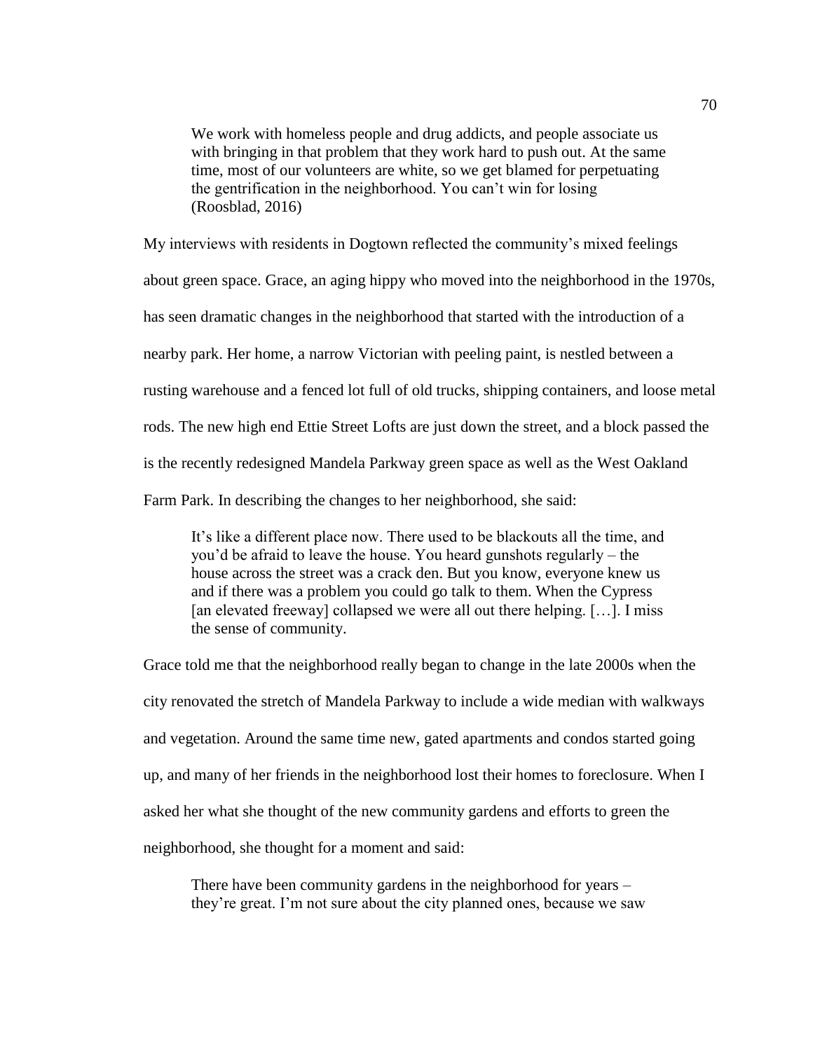> We work with homeless people and drug addicts, and people associate us with bringing in that problem that they work hard to push out. At the same time, most of our volunteers are white, so we get blamed for perpetuating the gentrification in the neighborhood. You can't win for losing (Roosblad, 2016)

My interviews with residents in Dogtown reflected the community's mixed feelings about green space. Grace, an aging hippy who moved into the neighborhood in the 1970s, has seen dramatic changes in the neighborhood that started with the introduction of a nearby park. Her home, a narrow Victorian with peeling paint, is nestled between a rusting warehouse and a fenced lot full of old trucks, shipping containers, and loose metal rods. The new high end Ettie Street Lofts are just down the street, and a block passed the is the recently redesigned Mandela Parkway green space as well as the West Oakland Farm Park. In describing the changes to her neighborhood, she said:

> It's like a different place now. There used to be blackouts all the time, and you'd be afraid to leave the house. You heard gunshots regularly – the house across the street was a crack den. But you know, everyone knew us and if there was a problem you could go talk to them. When the Cypress [an elevated freeway] collapsed we were all out there helping. […]. I miss the sense of community.

Grace told me that the neighborhood really began to change in the late 2000s when the city renovated the stretch of Mandela Parkway to include a wide median with walkways and vegetation. Around the same time new, gated apartments and condos started going up, and many of her friends in the neighborhood lost their homes to foreclosure. When I asked her what she thought of the new community gardens and efforts to green the neighborhood, she thought for a moment and said:

> There have been community gardens in the neighborhood for years – they're great. I'm not sure about the city planned ones, because we saw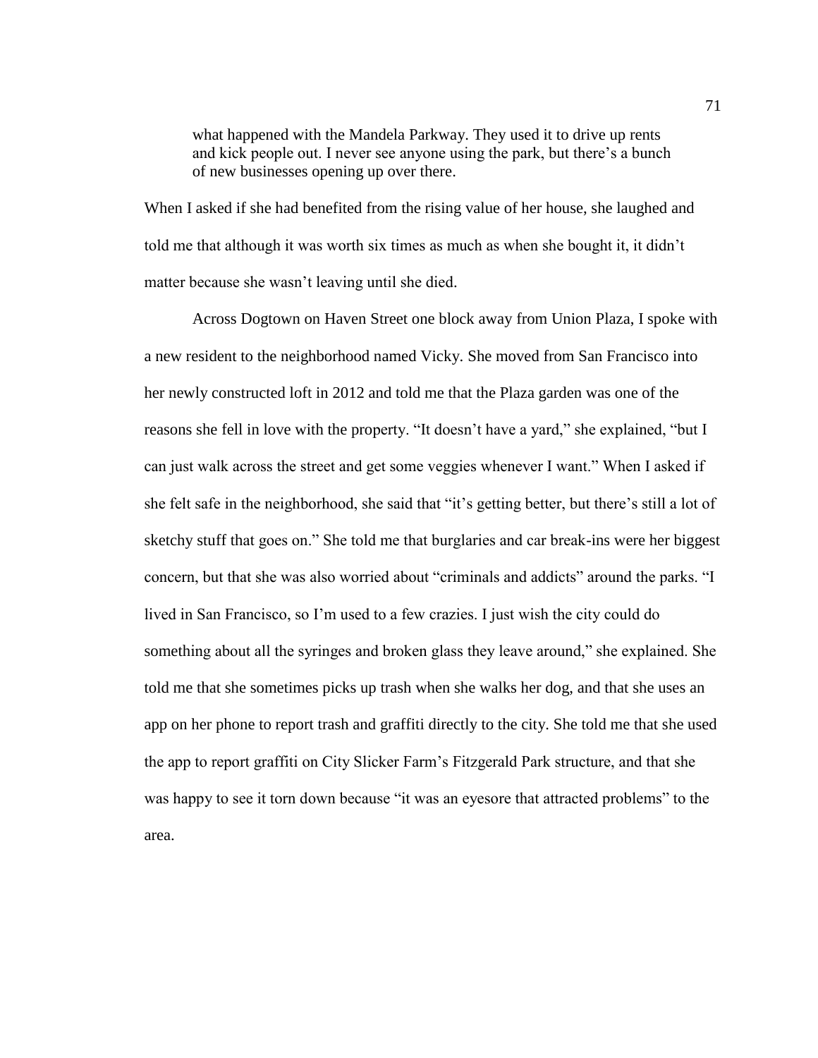> what happened with the Mandela Parkway. They used it to drive up rents and kick people out. I never see anyone using the park, but there's a bunch of new businesses opening up over there.

When I asked if she had benefited from the rising value of her house, she laughed and told me that although it was worth six times as much as when she bought it, it didn't matter because she wasn't leaving until she died.

Across Dogtown on Haven Street one block away from Union Plaza, I spoke with a new resident to the neighborhood named Vicky. She moved from San Francisco into her newly constructed loft in 2012 and told me that the Plaza garden was one of the reasons she fell in love with the property. "It doesn't have a yard," she explained, "but I can just walk across the street and get some veggies whenever I want." When I asked if she felt safe in the neighborhood, she said that "it's getting better, but there's still a lot of sketchy stuff that goes on." She told me that burglaries and car break-ins were her biggest concern, but that she was also worried about "criminals and addicts" around the parks. "I lived in San Francisco, so I'm used to a few crazies. I just wish the city could do something about all the syringes and broken glass they leave around," she explained. She told me that she sometimes picks up trash when she walks her dog, and that she uses an app on her phone to report trash and graffiti directly to the city. She told me that she used the app to report graffiti on City Slicker Farm's Fitzgerald Park structure, and that she was happy to see it torn down because "it was an eyesore that attracted problems" to the area.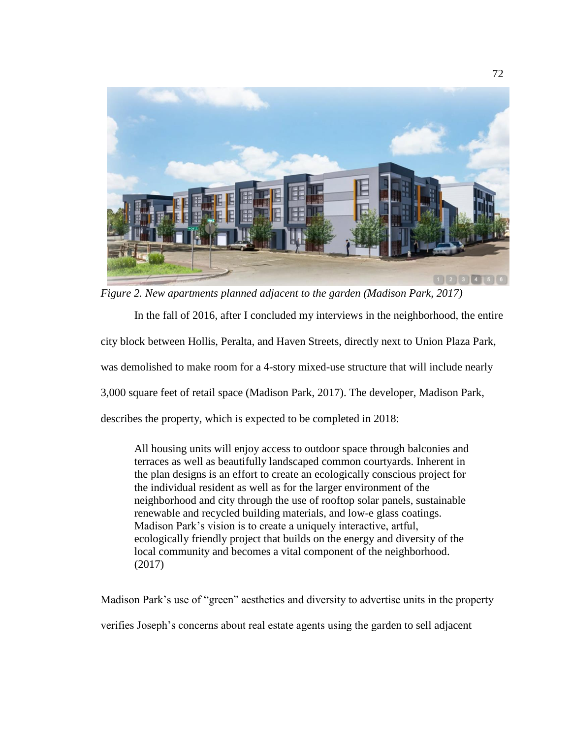*Figure 2. New apartments planned adjacent to the garden (Madison Park, 2017)*

In the fall of 2016, after I concluded my interviews in the neighborhood, the entire city block between Hollis, Peralta, and Haven Streets, directly next to Union Plaza Park, was demolished to make room for a 4-story mixed-use structure that will include nearly 3,000 square feet of retail space (Madison Park, 2017). The developer, Madison Park, describes the property, which is expected to be completed in 2018:

> All housing units will enjoy access to outdoor space through balconies and terraces as well as beautifully landscaped common courtyards. Inherent in the plan designs is an effort to create an ecologically conscious project for the individual resident as well as for the larger environment of the neighborhood and city through the use of rooftop solar panels, sustainable renewable and recycled building materials, and low-e glass coatings. Madison Park's vision is to create a uniquely interactive, artful, ecologically friendly project that builds on the energy and diversity of the local community and becomes a vital component of the neighborhood. (2017)

Madison Park's use of "green" aesthetics and diversity to advertise units in the property verifies Joseph's concerns about real estate agents using the garden to sell adjacent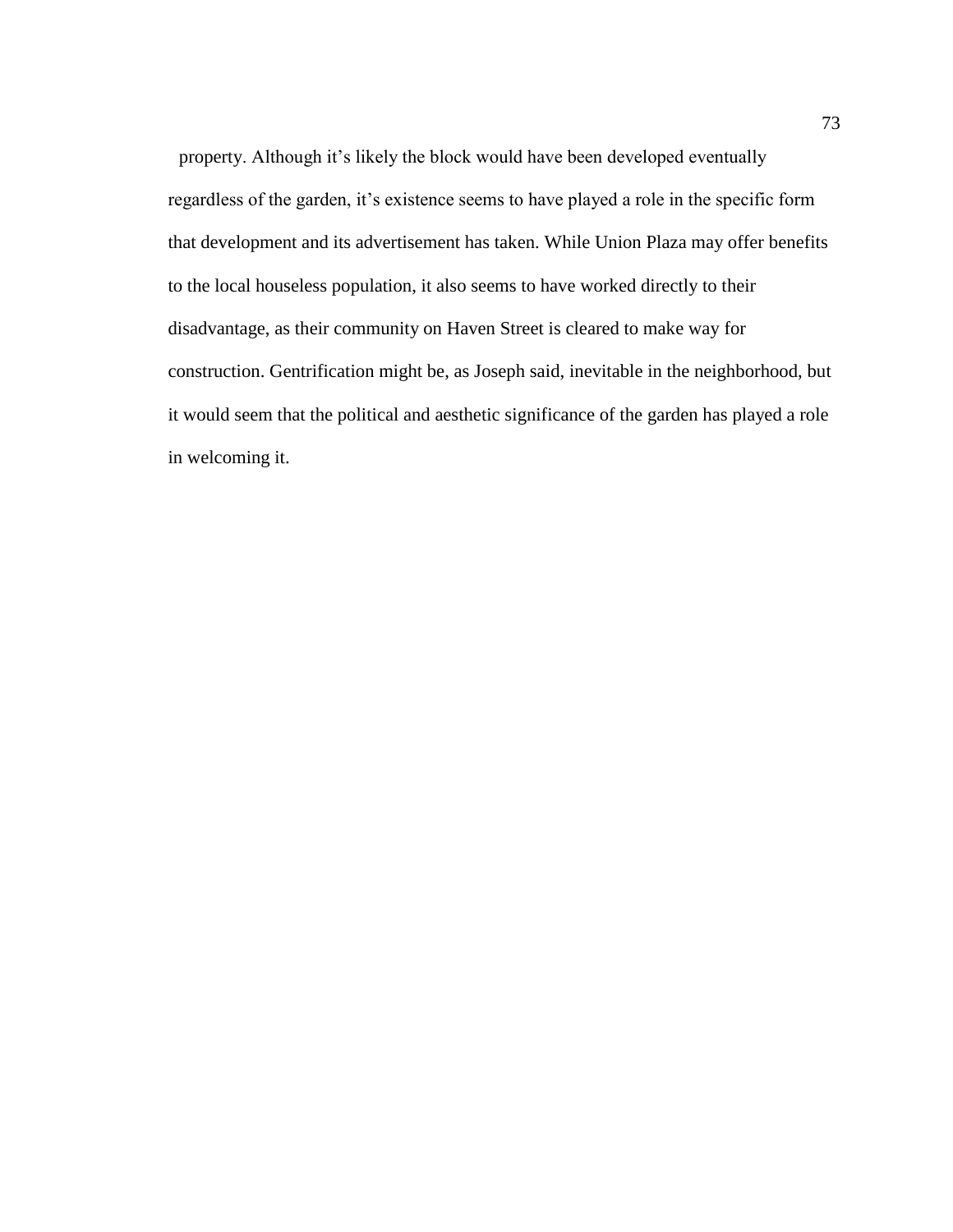property. Although it's likely the block would have been developed eventually regardless of the garden, it's existence seems to have played a role in the specific form that development and its advertisement has taken. While Union Plaza may offer benefits to the local houseless population, it also seems to have worked directly to their disadvantage, as their community on Haven Street is cleared to make way for construction. Gentrification might be, as Joseph said, inevitable in the neighborhood, but it would seem that the political and aesthetic significance of the garden has played a role in welcoming it.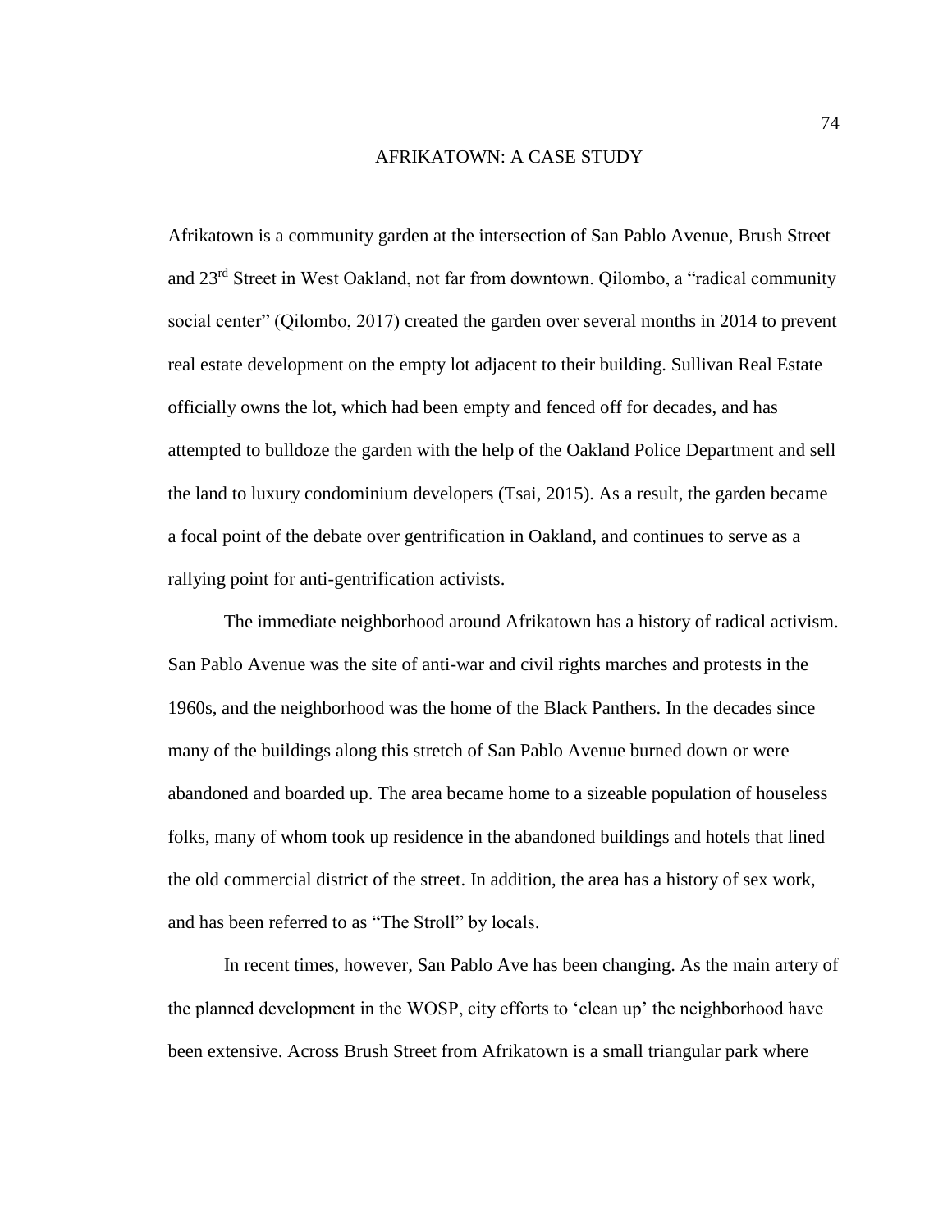# AFRIKATOWN: A CASE STUDY

Afrikatown is a community garden at the intersection of San Pablo Avenue, Brush Street and 23rd Street in West Oakland, not far from downtown. Qilombo, a "radical community social center" (Qilombo, 2017) created the garden over several months in 2014 to prevent real estate development on the empty lot adjacent to their building. Sullivan Real Estate officially owns the lot, which had been empty and fenced off for decades, and has attempted to bulldoze the garden with the help of the Oakland Police Department and sell the land to luxury condominium developers (Tsai, 2015). As a result, the garden became a focal point of the debate over gentrification in Oakland, and continues to serve as a rallying point for anti-gentrification activists.

The immediate neighborhood around Afrikatown has a history of radical activism. San Pablo Avenue was the site of anti-war and civil rights marches and protests in the 1960s, and the neighborhood was the home of the Black Panthers. In the decades since many of the buildings along this stretch of San Pablo Avenue burned down or were abandoned and boarded up. The area became home to a sizeable population of houseless folks, many of whom took up residence in the abandoned buildings and hotels that lined the old commercial district of the street. In addition, the area has a history of sex work, and has been referred to as "The Stroll" by locals.

In recent times, however, San Pablo Ave has been changing. As the main artery of the planned development in the WOSP, city efforts to 'clean up' the neighborhood have been extensive. Across Brush Street from Afrikatown is a small triangular park where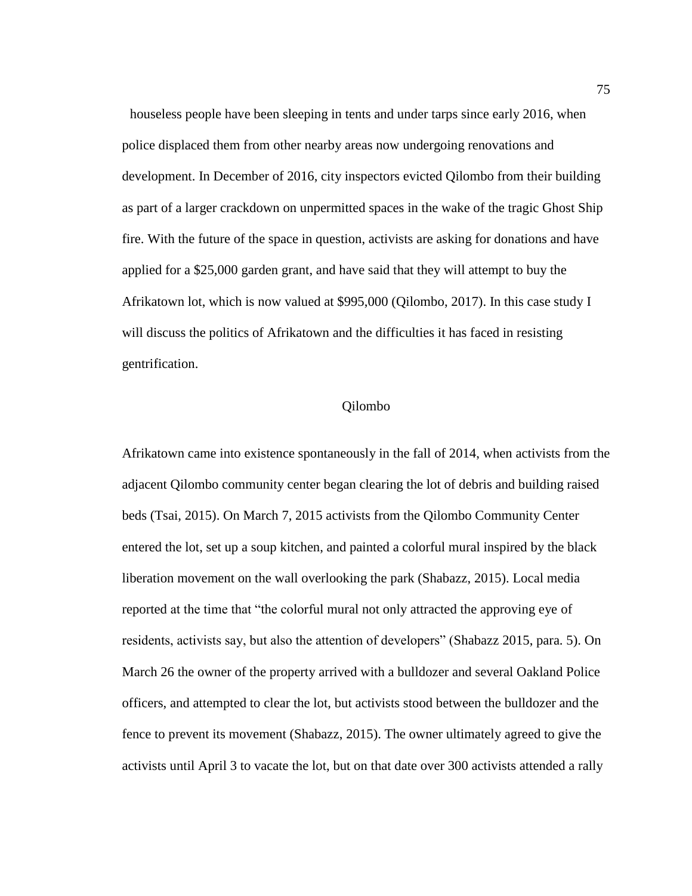houseless people have been sleeping in tents and under tarps since early 2016, when police displaced them from other nearby areas now undergoing renovations and development. In December of 2016, city inspectors evicted Qilombo from their building as part of a larger crackdown on unpermitted spaces in the wake of the tragic Ghost Ship fire. With the future of the space in question, activists are asking for donations and have applied for a $25,000 garden grant, and have said that they will attempt to buy the Afrikatown lot, which is now valued at $995,000 (Qilombo, 2017). In this case study I will discuss the politics of Afrikatown and the difficulties it has faced in resisting gentrification.

## Qilombo

Afrikatown came into existence spontaneously in the fall of 2014, when activists from the adjacent Qilombo community center began clearing the lot of debris and building raised beds (Tsai, 2015). On March 7, 2015 activists from the Qilombo Community Center entered the lot, set up a soup kitchen, and painted a colorful mural inspired by the black liberation movement on the wall overlooking the park (Shabazz, 2015). Local media reported at the time that "the colorful mural not only attracted the approving eye of residents, activists say, but also the attention of developers" (Shabazz 2015, para. 5). On March 26 the owner of the property arrived with a bulldozer and several Oakland Police officers, and attempted to clear the lot, but activists stood between the bulldozer and the fence to prevent its movement (Shabazz, 2015). The owner ultimately agreed to give the activists until April 3 to vacate the lot, but on that date over 300 activists attended a rally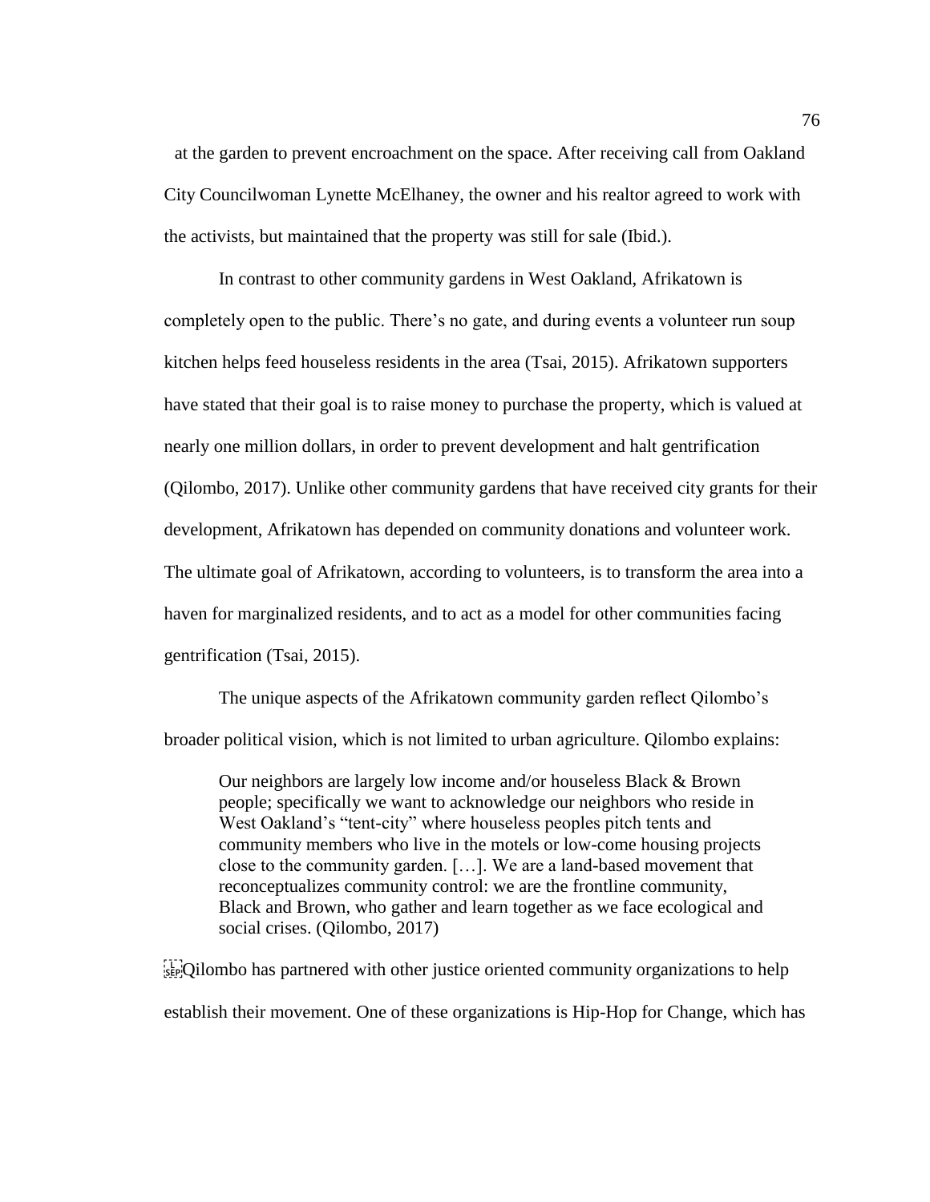at the garden to prevent encroachment on the space. After receiving call from Oakland City Councilwoman Lynette McElhaney, the owner and his realtor agreed to work with the activists, but maintained that the property was still for sale (Ibid.).

In contrast to other community gardens in West Oakland, Afrikatown is completely open to the public. There's no gate, and during events a volunteer run soup kitchen helps feed houseless residents in the area (Tsai, 2015). Afrikatown supporters have stated that their goal is to raise money to purchase the property, which is valued at nearly one million dollars, in order to prevent development and halt gentrification (Qilombo, 2017). Unlike other community gardens that have received city grants for their development, Afrikatown has depended on community donations and volunteer work. The ultimate goal of Afrikatown, according to volunteers, is to transform the area into a haven for marginalized residents, and to act as a model for other communities facing gentrification (Tsai, 2015).

The unique aspects of the Afrikatown community garden reflect Qilombo's broader political vision, which is not limited to urban agriculture. Qilombo explains:

> Our neighbors are largely low income and/or houseless Black & Brown people; specifically we want to acknowledge our neighbors who reside in West Oakland's "tent-city" where houseless peoples pitch tents and community members who live in the motels or low-come housing projects close to the community garden. […]. We are a land-based movement that reconceptualizes community control: we are the frontline community, Black and Brown, who gather and learn together as we face ecological and social crises. (Qilombo, 2017)

Qilombo has partnered with other justice oriented community organizations to help establish their movement. One of these organizations is Hip-Hop for Change, which has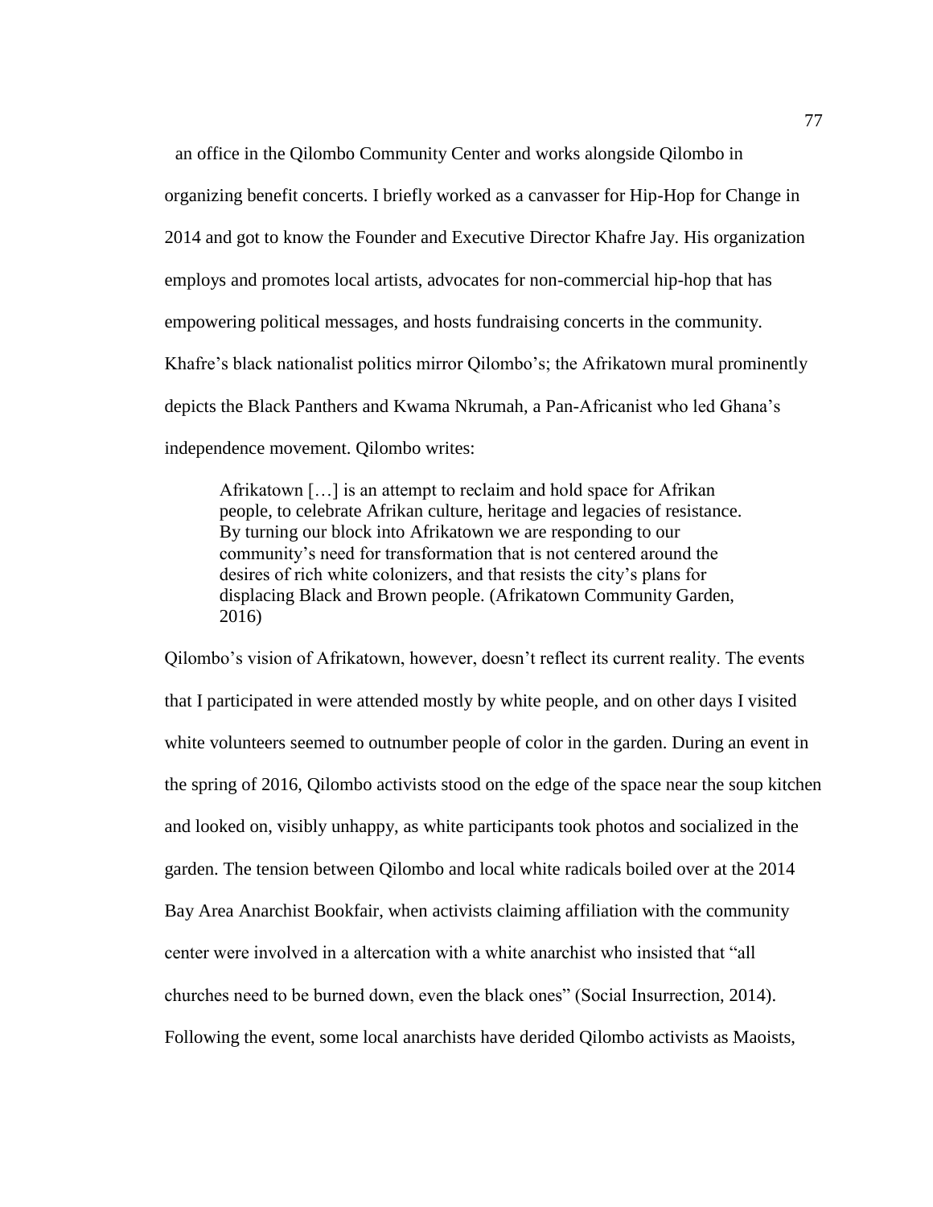an office in the Qilombo Community Center and works alongside Qilombo in organizing benefit concerts. I briefly worked as a canvasser for Hip-Hop for Change in 2014 and got to know the Founder and Executive Director Khafre Jay. His organization employs and promotes local artists, advocates for non-commercial hip-hop that has empowering political messages, and hosts fundraising concerts in the community. Khafre's black nationalist politics mirror Qilombo's; the Afrikatown mural prominently depicts the Black Panthers and Kwama Nkrumah, a Pan-Africanist who led Ghana's independence movement. Qilombo writes:

> Afrikatown […] is an attempt to reclaim and hold space for Afrikan people, to celebrate Afrikan culture, heritage and legacies of resistance. By turning our block into Afrikatown we are responding to our community's need for transformation that is not centered around the desires of rich white colonizers, and that resists the city's plans for displacing Black and Brown people. (Afrikatown Community Garden, 2016)

Qilombo's vision of Afrikatown, however, doesn't reflect its current reality. The events that I participated in were attended mostly by white people, and on other days I visited white volunteers seemed to outnumber people of color in the garden. During an event in the spring of 2016, Qilombo activists stood on the edge of the space near the soup kitchen and looked on, visibly unhappy, as white participants took photos and socialized in the garden. The tension between Qilombo and local white radicals boiled over at the 2014 Bay Area Anarchist Bookfair, when activists claiming affiliation with the community center were involved in a altercation with a white anarchist who insisted that "all churches need to be burned down, even the black ones" (Social Insurrection, 2014). Following the event, some local anarchists have derided Qilombo activists as Maoists,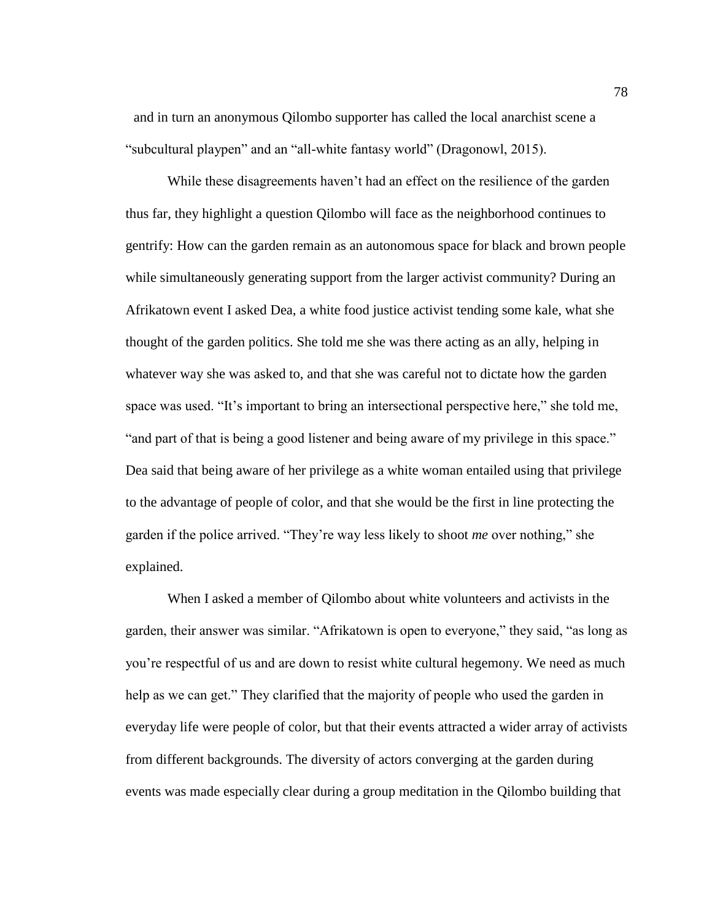and in turn an anonymous Qilombo supporter has called the local anarchist scene a "subcultural playpen" and an "all-white fantasy world" (Dragonowl, 2015).

While these disagreements haven't had an effect on the resilience of the garden thus far, they highlight a question Qilombo will face as the neighborhood continues to gentrify: How can the garden remain as an autonomous space for black and brown people while simultaneously generating support from the larger activist community? During an Afrikatown event I asked Dea, a white food justice activist tending some kale, what she thought of the garden politics. She told me she was there acting as an ally, helping in whatever way she was asked to, and that she was careful not to dictate how the garden space was used. "It's important to bring an intersectional perspective here," she told me, "and part of that is being a good listener and being aware of my privilege in this space." Dea said that being aware of her privilege as a white woman entailed using that privilege to the advantage of people of color, and that she would be the first in line protecting the garden if the police arrived. "They're way less likely to shoot *me* over nothing," she explained.

When I asked a member of Qilombo about white volunteers and activists in the garden, their answer was similar. "Afrikatown is open to everyone," they said, "as long as you're respectful of us and are down to resist white cultural hegemony. We need as much help as we can get." They clarified that the majority of people who used the garden in everyday life were people of color, but that their events attracted a wider array of activists from different backgrounds. The diversity of actors converging at the garden during events was made especially clear during a group meditation in the Qilombo building that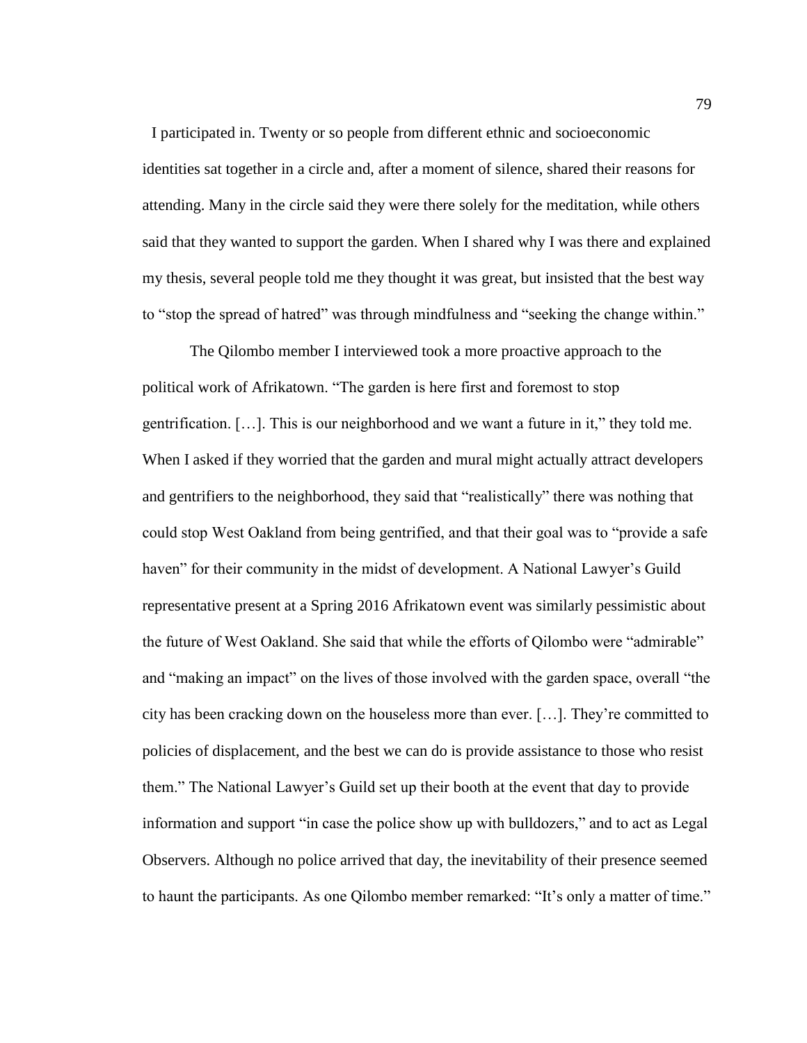I participated in. Twenty or so people from different ethnic and socioeconomic identities sat together in a circle and, after a moment of silence, shared their reasons for attending. Many in the circle said they were there solely for the meditation, while others said that they wanted to support the garden. When I shared why I was there and explained my thesis, several people told me they thought it was great, but insisted that the best way to "stop the spread of hatred" was through mindfulness and "seeking the change within."

The Qilombo member I interviewed took a more proactive approach to the political work of Afrikatown. "The garden is here first and foremost to stop gentrification. […]. This is our neighborhood and we want a future in it," they told me. When I asked if they worried that the garden and mural might actually attract developers and gentrifiers to the neighborhood, they said that "realistically" there was nothing that could stop West Oakland from being gentrified, and that their goal was to "provide a safe haven" for their community in the midst of development. A National Lawyer's Guild representative present at a Spring 2016 Afrikatown event was similarly pessimistic about the future of West Oakland. She said that while the efforts of Qilombo were "admirable" and "making an impact" on the lives of those involved with the garden space, overall "the city has been cracking down on the houseless more than ever. […]. They're committed to policies of displacement, and the best we can do is provide assistance to those who resist them." The National Lawyer's Guild set up their booth at the event that day to provide information and support "in case the police show up with bulldozers," and to act as Legal Observers. Although no police arrived that day, the inevitability of their presence seemed to haunt the participants. As one Qilombo member remarked: "It's only a matter of time."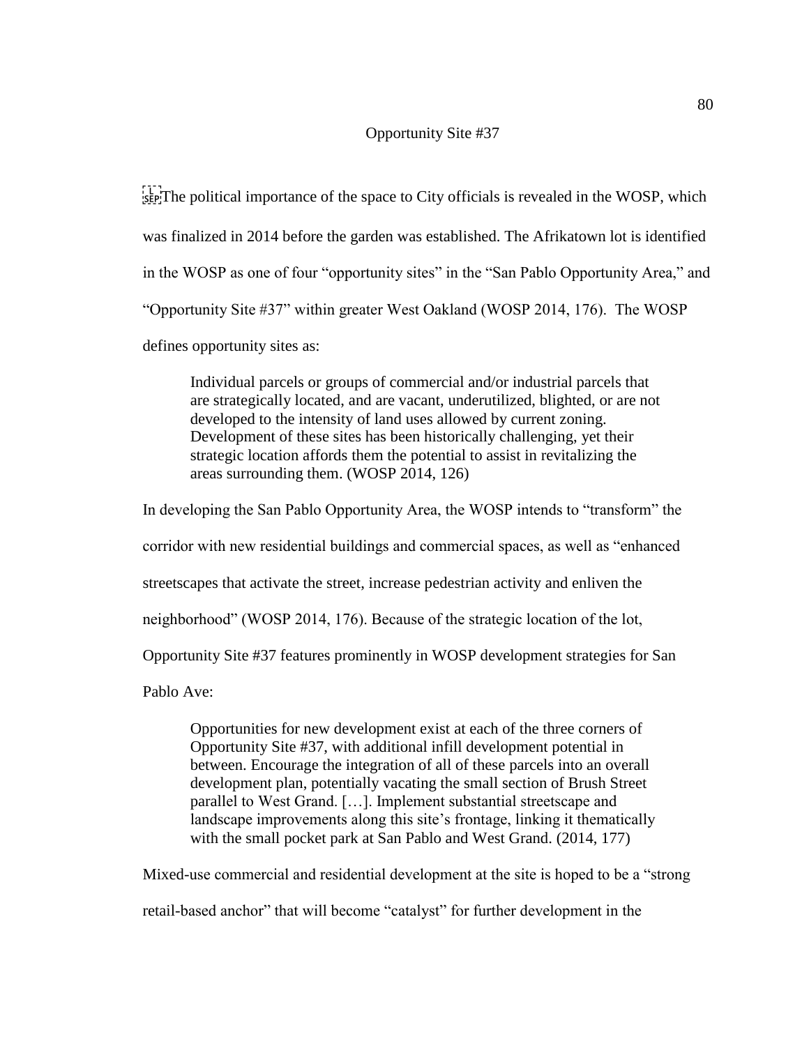## Opportunity Site #37

The political importance of the space to City officials is revealed in the WOSP, which was finalized in 2014 before the garden was established. The Afrikatown lot is identified in the WOSP as one of four "opportunity sites" in the "San Pablo Opportunity Area," and "Opportunity Site #37" within greater West Oakland (WOSP 2014, 176). The WOSP defines opportunity sites as:

> Individual parcels or groups of commercial and/or industrial parcels that are strategically located, and are vacant, underutilized, blighted, or are not developed to the intensity of land uses allowed by current zoning. Development of these sites has been historically challenging, yet their strategic location affords them the potential to assist in revitalizing the areas surrounding them. (WOSP 2014, 126)

In developing the San Pablo Opportunity Area, the WOSP intends to "transform" the corridor with new residential buildings and commercial spaces, as well as "enhanced streetscapes that activate the street, increase pedestrian activity and enliven the neighborhood" (WOSP 2014, 176). Because of the strategic location of the lot, Opportunity Site #37 features prominently in WOSP development strategies for San Pablo Ave:

> Opportunities for new development exist at each of the three corners of Opportunity Site #37, with additional infill development potential in between. Encourage the integration of all of these parcels into an overall development plan, potentially vacating the small section of Brush Street parallel to West Grand. […]. Implement substantial streetscape and landscape improvements along this site's frontage, linking it thematically with the small pocket park at San Pablo and West Grand. (2014, 177)

Mixed-use commercial and residential development at the site is hoped to be a "strong retail-based anchor" that will become "catalyst" for further development in the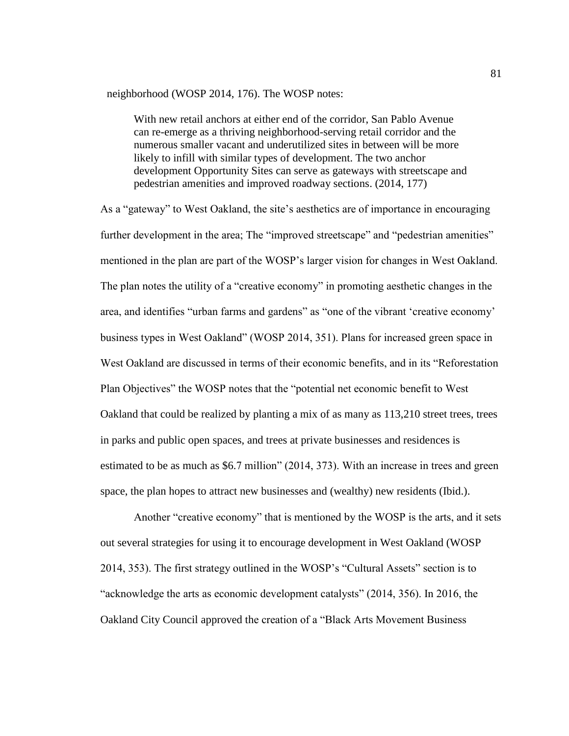neighborhood (WOSP 2014, 176). The WOSP notes:

> With new retail anchors at either end of the corridor, San Pablo Avenue can re-emerge as a thriving neighborhood-serving retail corridor and the numerous smaller vacant and underutilized sites in between will be more likely to infill with similar types of development. The two anchor development Opportunity Sites can serve as gateways with streetscape and pedestrian amenities and improved roadway sections. (2014, 177)

As a "gateway" to West Oakland, the site's aesthetics are of importance in encouraging further development in the area; The "improved streetscape" and "pedestrian amenities" mentioned in the plan are part of the WOSP's larger vision for changes in West Oakland. The plan notes the utility of a "creative economy" in promoting aesthetic changes in the area, and identifies "urban farms and gardens" as "one of the vibrant 'creative economy' business types in West Oakland" (WOSP 2014, 351). Plans for increased green space in West Oakland are discussed in terms of their economic benefits, and in its "Reforestation Plan Objectives" the WOSP notes that the "potential net economic benefit to West Oakland that could be realized by planting a mix of as many as 113,210 street trees, trees in parks and public open spaces, and trees at private businesses and residences is estimated to be as much as $6.7 million" (2014, 373). With an increase in trees and green space, the plan hopes to attract new businesses and (wealthy) new residents (Ibid.).

Another "creative economy" that is mentioned by the WOSP is the arts, and it sets out several strategies for using it to encourage development in West Oakland (WOSP 2014, 353). The first strategy outlined in the WOSP's "Cultural Assets" section is to "acknowledge the arts as economic development catalysts" (2014, 356). In 2016, the Oakland City Council approved the creation of a "Black Arts Movement Business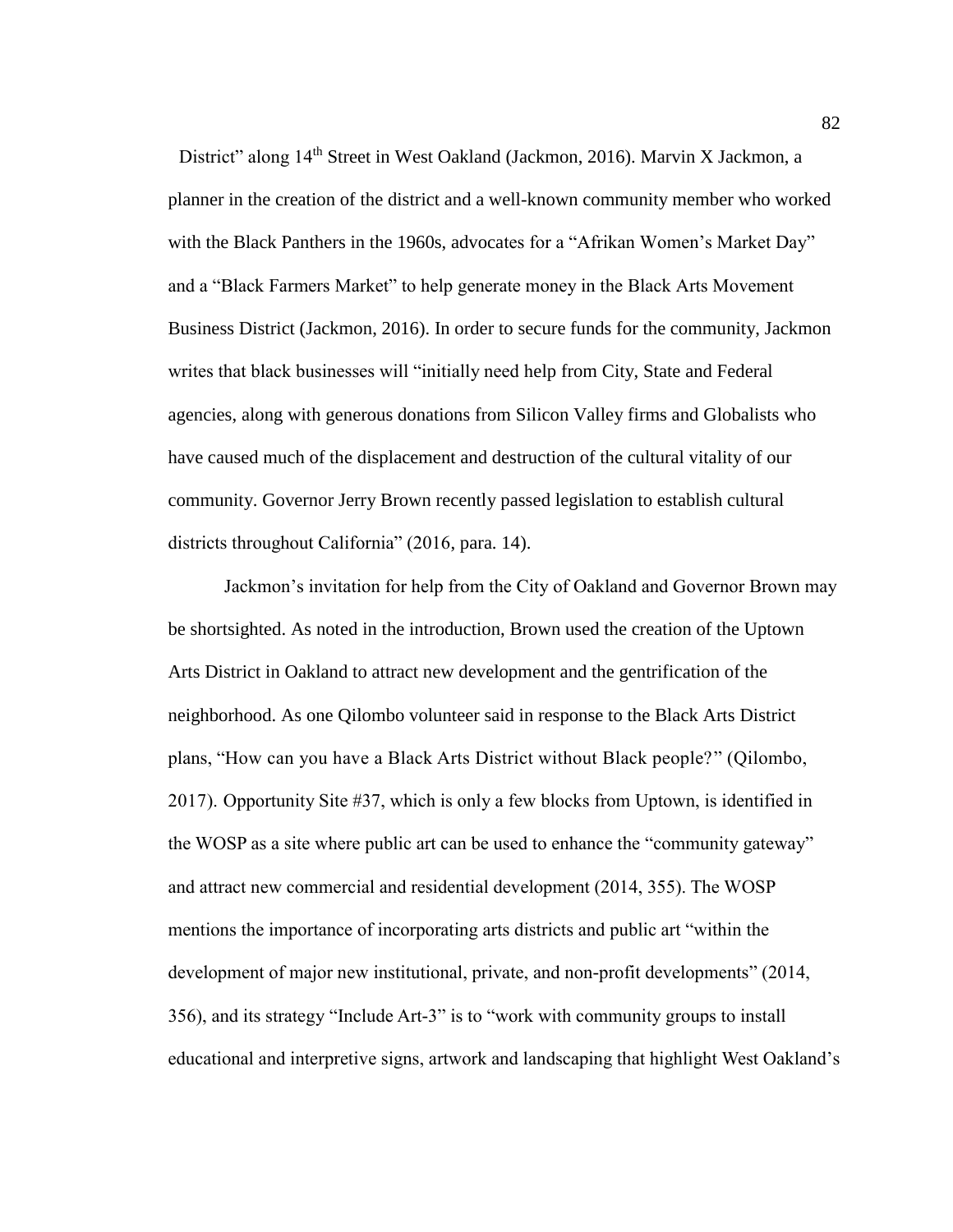District" along 14th Street in West Oakland (Jackmon, 2016). Marvin X Jackmon, a planner in the creation of the district and a well-known community member who worked with the Black Panthers in the 1960s, advocates for a "Afrikan Women's Market Day" and a "Black Farmers Market" to help generate money in the Black Arts Movement Business District (Jackmon, 2016). In order to secure funds for the community, Jackmon writes that black businesses will "initially need help from City, State and Federal agencies, along with generous donations from Silicon Valley firms and Globalists who have caused much of the displacement and destruction of the cultural vitality of our community. Governor Jerry Brown recently passed legislation to establish cultural districts throughout California" (2016, para. 14).

Jackmon's invitation for help from the City of Oakland and Governor Brown may be shortsighted. As noted in the introduction, Brown used the creation of the Uptown Arts District in Oakland to attract new development and the gentrification of the neighborhood. As one Qilombo volunteer said in response to the Black Arts District plans, "How can you have a Black Arts District without Black people?" (Qilombo, 2017). Opportunity Site #37, which is only a few blocks from Uptown, is identified in the WOSP as a site where public art can be used to enhance the "community gateway" and attract new commercial and residential development (2014, 355). The WOSP mentions the importance of incorporating arts districts and public art "within the development of major new institutional, private, and non-profit developments" (2014, 356), and its strategy "Include Art-3" is to "work with community groups to install educational and interpretive signs, artwork and landscaping that highlight West Oakland's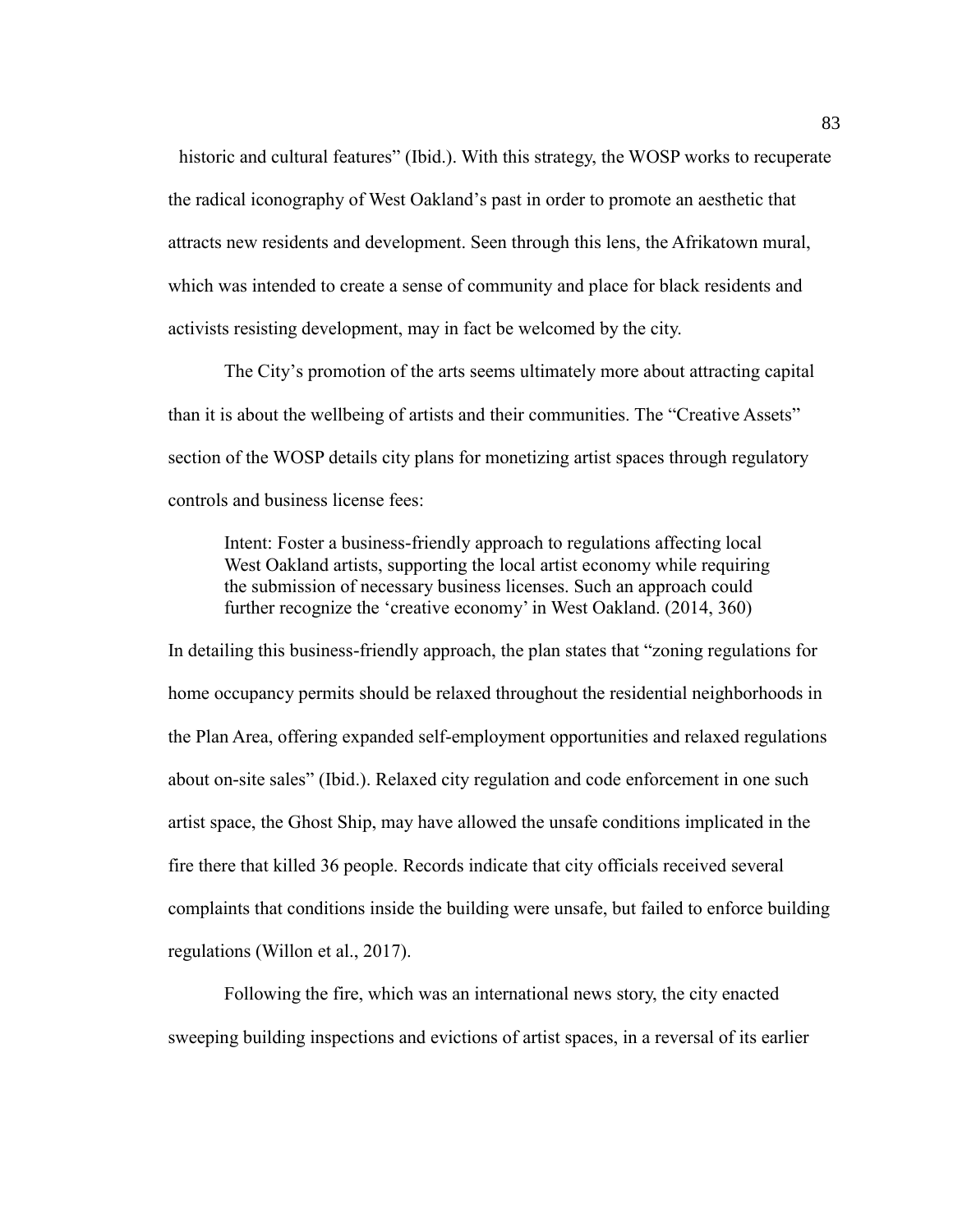historic and cultural features" (Ibid.). With this strategy, the WOSP works to recuperate the radical iconography of West Oakland's past in order to promote an aesthetic that attracts new residents and development. Seen through this lens, the Afrikatown mural, which was intended to create a sense of community and place for black residents and activists resisting development, may in fact be welcomed by the city.

The City's promotion of the arts seems ultimately more about attracting capital than it is about the wellbeing of artists and their communities. The "Creative Assets" section of the WOSP details city plans for monetizing artist spaces through regulatory controls and business license fees:

> Intent: Foster a business-friendly approach to regulations affecting local West Oakland artists, supporting the local artist economy while requiring the submission of necessary business licenses. Such an approach could further recognize the 'creative economy' in West Oakland. (2014, 360)

In detailing this business-friendly approach, the plan states that "zoning regulations for home occupancy permits should be relaxed throughout the residential neighborhoods in the Plan Area, offering expanded self-employment opportunities and relaxed regulations about on-site sales" (Ibid.). Relaxed city regulation and code enforcement in one such artist space, the Ghost Ship, may have allowed the unsafe conditions implicated in the fire there that killed 36 people. Records indicate that city officials received several complaints that conditions inside the building were unsafe, but failed to enforce building regulations (Willon et al., 2017).

Following the fire, which was an international news story, the city enacted sweeping building inspections and evictions of artist spaces, in a reversal of its earlier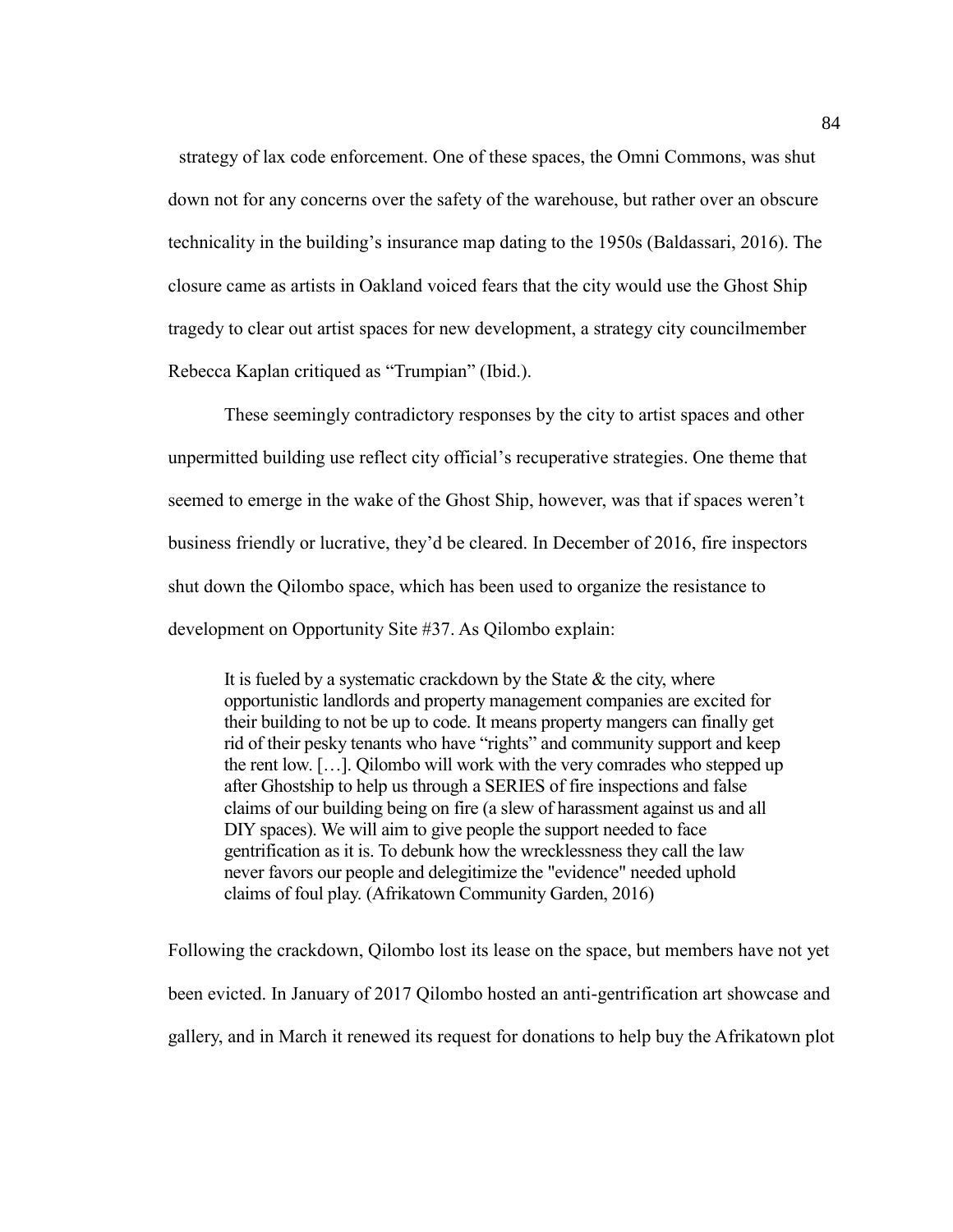strategy of lax code enforcement. One of these spaces, the Omni Commons, was shut down not for any concerns over the safety of the warehouse, but rather over an obscure technicality in the building's insurance map dating to the 1950s (Baldassari, 2016). The closure came as artists in Oakland voiced fears that the city would use the Ghost Ship tragedy to clear out artist spaces for new development, a strategy city councilmember Rebecca Kaplan critiqued as "Trumpian" (Ibid.).

These seemingly contradictory responses by the city to artist spaces and other unpermitted building use reflect city official's recuperative strategies. One theme that seemed to emerge in the wake of the Ghost Ship, however, was that if spaces weren't business friendly or lucrative, they'd be cleared. In December of 2016, fire inspectors shut down the Qilombo space, which has been used to organize the resistance to development on Opportunity Site #37. As Qilombo explain:

> It is fueled by a systematic crackdown by the State & the city, where opportunistic landlords and property management companies are excited for their building to not be up to code. It means property mangers can finally get rid of their pesky tenants who have "rights" and community support and keep the rent low. […]. Qilombo will work with the very comrades who stepped up after Ghostship to help us through a SERIES of fire inspections and false claims of our building being on fire (a slew of harassment against us and all DIY spaces). We will aim to give people the support needed to face gentrification as it is. To debunk how the wrecklessness they call the law never favors our people and delegitimize the "evidence" needed uphold claims of foul play. (Afrikatown Community Garden, 2016)

Following the crackdown, Qilombo lost its lease on the space, but members have not yet been evicted. In January of 2017 Qilombo hosted an anti-gentrification art showcase and gallery, and in March it renewed its request for donations to help buy the Afrikatown plot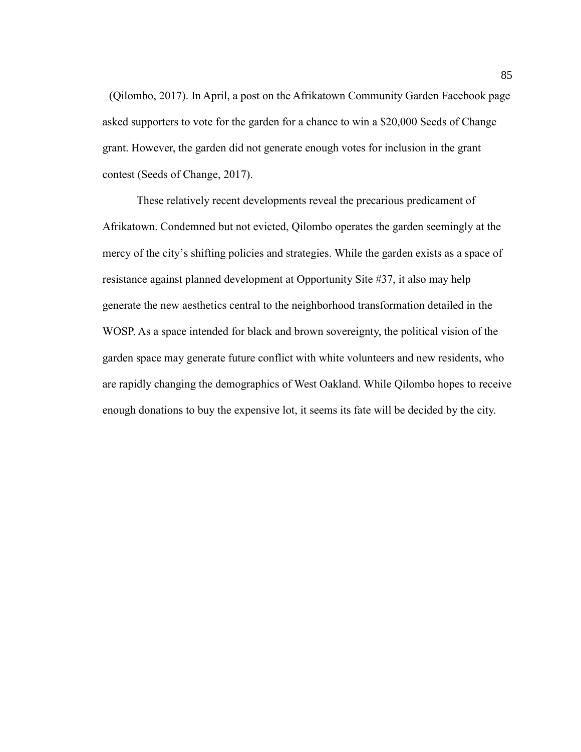(Qilombo, 2017). In April, a post on the Afrikatown Community Garden Facebook page asked supporters to vote for the garden for a chance to win a $20,000 Seeds of Change grant. However, the garden did not generate enough votes for inclusion in the grant contest (Seeds of Change, 2017).

These relatively recent developments reveal the precarious predicament of Afrikatown. Condemned but not evicted, Qilombo operates the garden seemingly at the mercy of the city's shifting policies and strategies. While the garden exists as a space of resistance against planned development at Opportunity Site #37, it also may help generate the new aesthetics central to the neighborhood transformation detailed in the WOSP. As a space intended for black and brown sovereignty, the political vision of the garden space may generate future conflict with white volunteers and new residents, who are rapidly changing the demographics of West Oakland. While Qilombo hopes to receive enough donations to buy the expensive lot, it seems its fate will be decided by the city.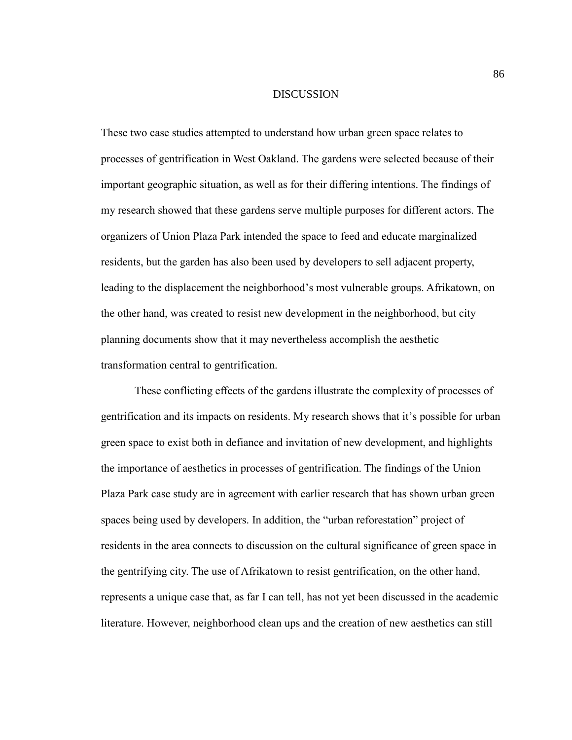# DISCUSSION

These two case studies attempted to understand how urban green space relates to processes of gentrification in West Oakland. The gardens were selected because of their important geographic situation, as well as for their differing intentions. The findings of my research showed that these gardens serve multiple purposes for different actors. The organizers of Union Plaza Park intended the space to feed and educate marginalized residents, but the garden has also been used by developers to sell adjacent property, leading to the displacement the neighborhood's most vulnerable groups. Afrikatown, on the other hand, was created to resist new development in the neighborhood, but city planning documents show that it may nevertheless accomplish the aesthetic transformation central to gentrification.

These conflicting effects of the gardens illustrate the complexity of processes of gentrification and its impacts on residents. My research shows that it's possible for urban green space to exist both in defiance and invitation of new development, and highlights the importance of aesthetics in processes of gentrification. The findings of the Union Plaza Park case study are in agreement with earlier research that has shown urban green spaces being used by developers. In addition, the "urban reforestation" project of residents in the area connects to discussion on the cultural significance of green space in the gentrifying city. The use of Afrikatown to resist gentrification, on the other hand, represents a unique case that, as far I can tell, has not yet been discussed in the academic literature. However, neighborhood clean ups and the creation of new aesthetics can still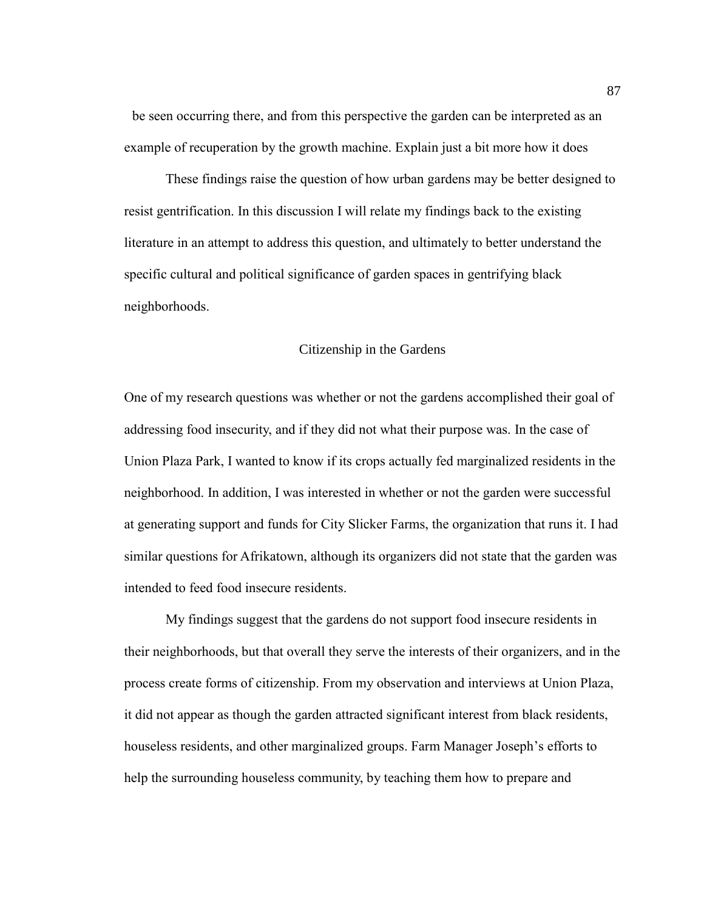be seen occurring there, and from this perspective the garden can be interpreted as an example of recuperation by the growth machine. Explain just a bit more how it does

These findings raise the question of how urban gardens may be better designed to resist gentrification. In this discussion I will relate my findings back to the existing literature in an attempt to address this question, and ultimately to better understand the specific cultural and political significance of garden spaces in gentrifying black neighborhoods.

## Citizenship in the Gardens

One of my research questions was whether or not the gardens accomplished their goal of addressing food insecurity, and if they did not what their purpose was. In the case of Union Plaza Park, I wanted to know if its crops actually fed marginalized residents in the neighborhood. In addition, I was interested in whether or not the garden were successful at generating support and funds for City Slicker Farms, the organization that runs it. I had similar questions for Afrikatown, although its organizers did not state that the garden was intended to feed food insecure residents.

My findings suggest that the gardens do not support food insecure residents in their neighborhoods, but that overall they serve the interests of their organizers, and in the process create forms of citizenship. From my observation and interviews at Union Plaza, it did not appear as though the garden attracted significant interest from black residents, houseless residents, and other marginalized groups. Farm Manager Joseph's efforts to help the surrounding houseless community, by teaching them how to prepare and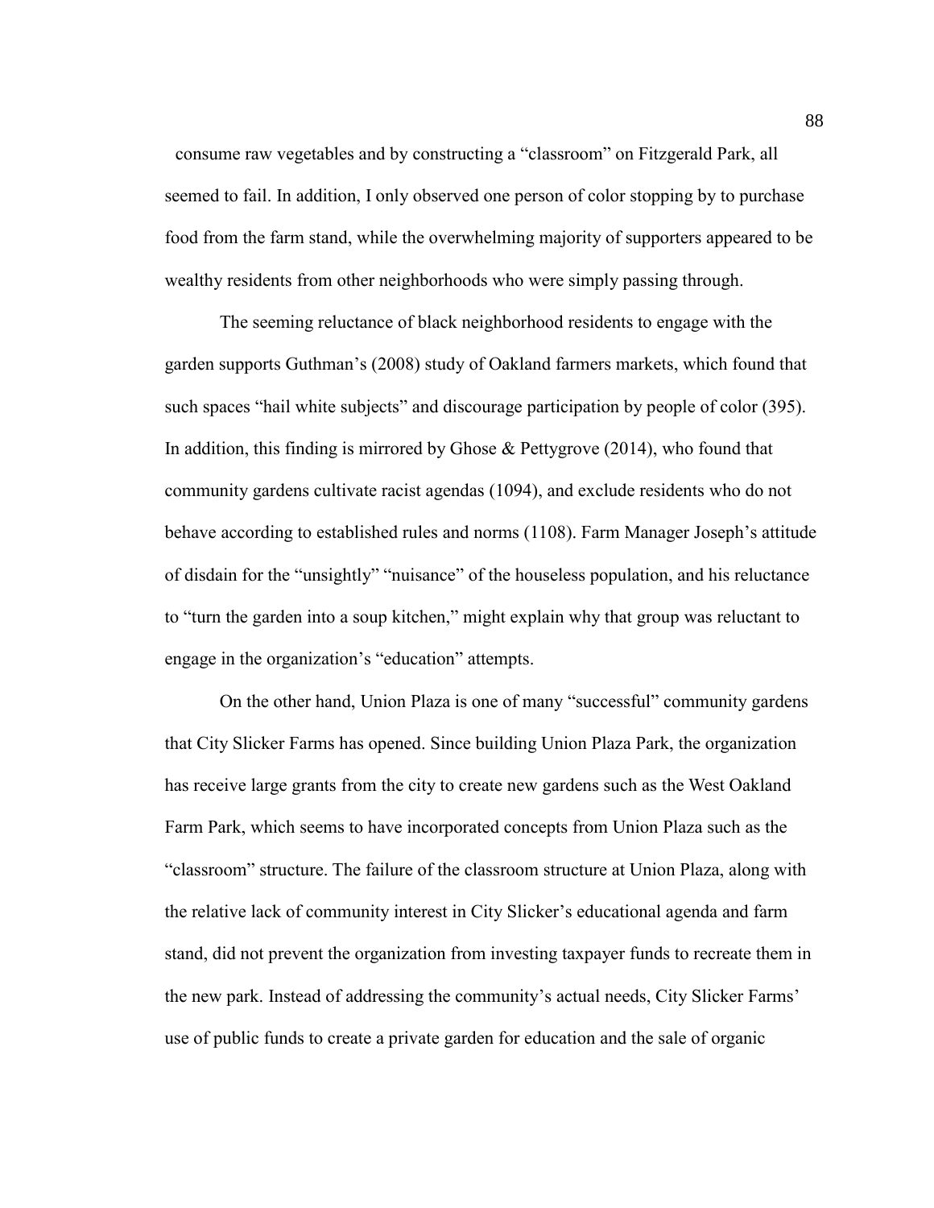consume raw vegetables and by constructing a "classroom" on Fitzgerald Park, all seemed to fail. In addition, I only observed one person of color stopping by to purchase food from the farm stand, while the overwhelming majority of supporters appeared to be wealthy residents from other neighborhoods who were simply passing through.

The seeming reluctance of black neighborhood residents to engage with the garden supports Guthman's (2008) study of Oakland farmers markets, which found that such spaces "hail white subjects" and discourage participation by people of color (395). In addition, this finding is mirrored by Ghose & Pettygrove (2014), who found that community gardens cultivate racist agendas (1094), and exclude residents who do not behave according to established rules and norms (1108). Farm Manager Joseph's attitude of disdain for the "unsightly" "nuisance" of the houseless population, and his reluctance to "turn the garden into a soup kitchen," might explain why that group was reluctant to engage in the organization's "education" attempts.

On the other hand, Union Plaza is one of many "successful" community gardens that City Slicker Farms has opened. Since building Union Plaza Park, the organization has receive large grants from the city to create new gardens such as the West Oakland Farm Park, which seems to have incorporated concepts from Union Plaza such as the "classroom" structure. The failure of the classroom structure at Union Plaza, along with the relative lack of community interest in City Slicker's educational agenda and farm stand, did not prevent the organization from investing taxpayer funds to recreate them in the new park. Instead of addressing the community's actual needs, City Slicker Farms' use of public funds to create a private garden for education and the sale of organic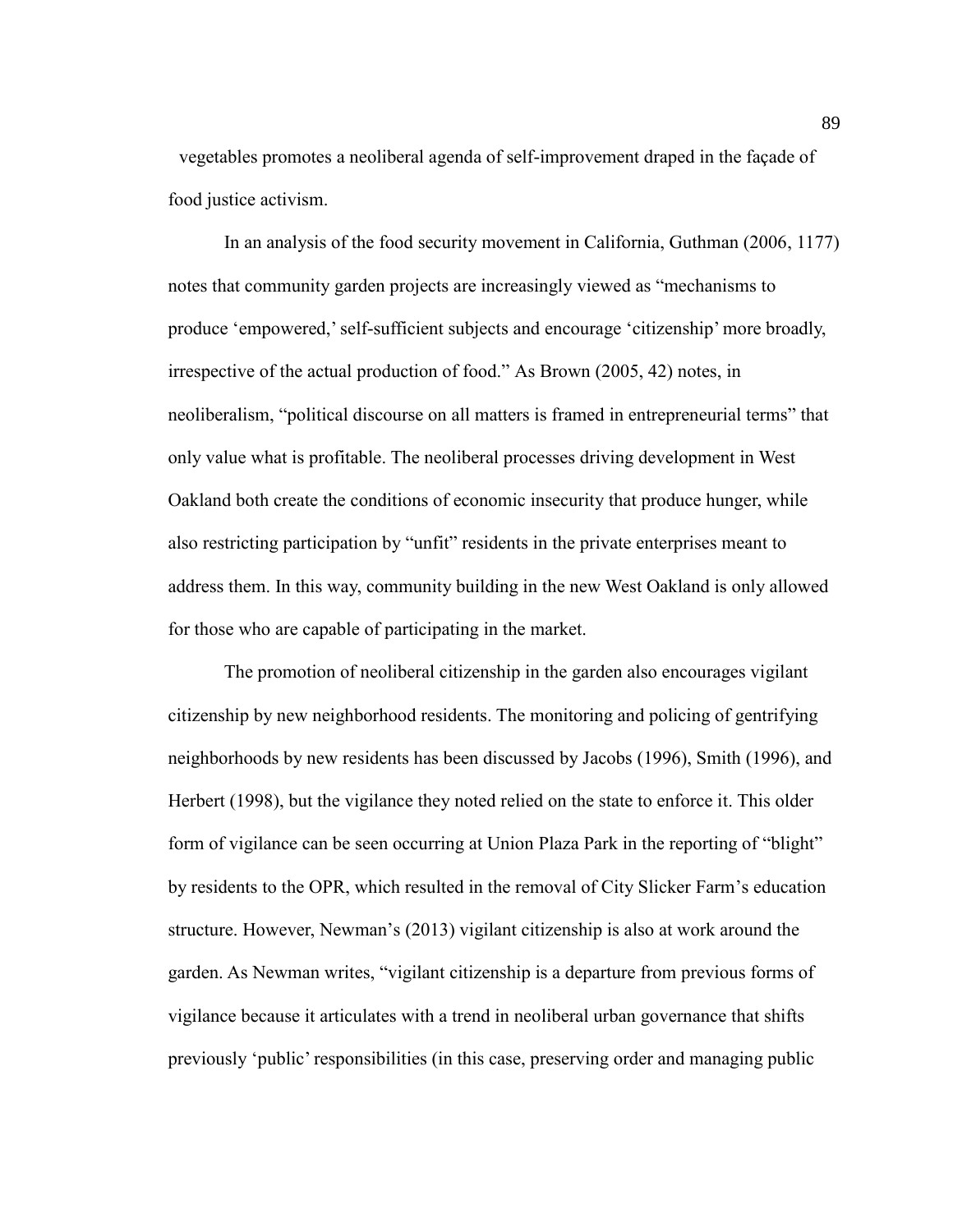vegetables promotes a neoliberal agenda of self-improvement draped in the façade of food justice activism.

In an analysis of the food security movement in California, Guthman (2006, 1177) notes that community garden projects are increasingly viewed as "mechanisms to produce 'empowered,' self-sufficient subjects and encourage 'citizenship' more broadly, irrespective of the actual production of food." As Brown (2005, 42) notes, in neoliberalism, "political discourse on all matters is framed in entrepreneurial terms" that only value what is profitable. The neoliberal processes driving development in West Oakland both create the conditions of economic insecurity that produce hunger, while also restricting participation by "unfit" residents in the private enterprises meant to address them. In this way, community building in the new West Oakland is only allowed for those who are capable of participating in the market.

The promotion of neoliberal citizenship in the garden also encourages vigilant citizenship by new neighborhood residents. The monitoring and policing of gentrifying neighborhoods by new residents has been discussed by Jacobs (1996), Smith (1996), and Herbert (1998), but the vigilance they noted relied on the state to enforce it. This older form of vigilance can be seen occurring at Union Plaza Park in the reporting of "blight" by residents to the OPR, which resulted in the removal of City Slicker Farm's education structure. However, Newman's (2013) vigilant citizenship is also at work around the garden. As Newman writes, "vigilant citizenship is a departure from previous forms of vigilance because it articulates with a trend in neoliberal urban governance that shifts previously 'public' responsibilities (in this case, preserving order and managing public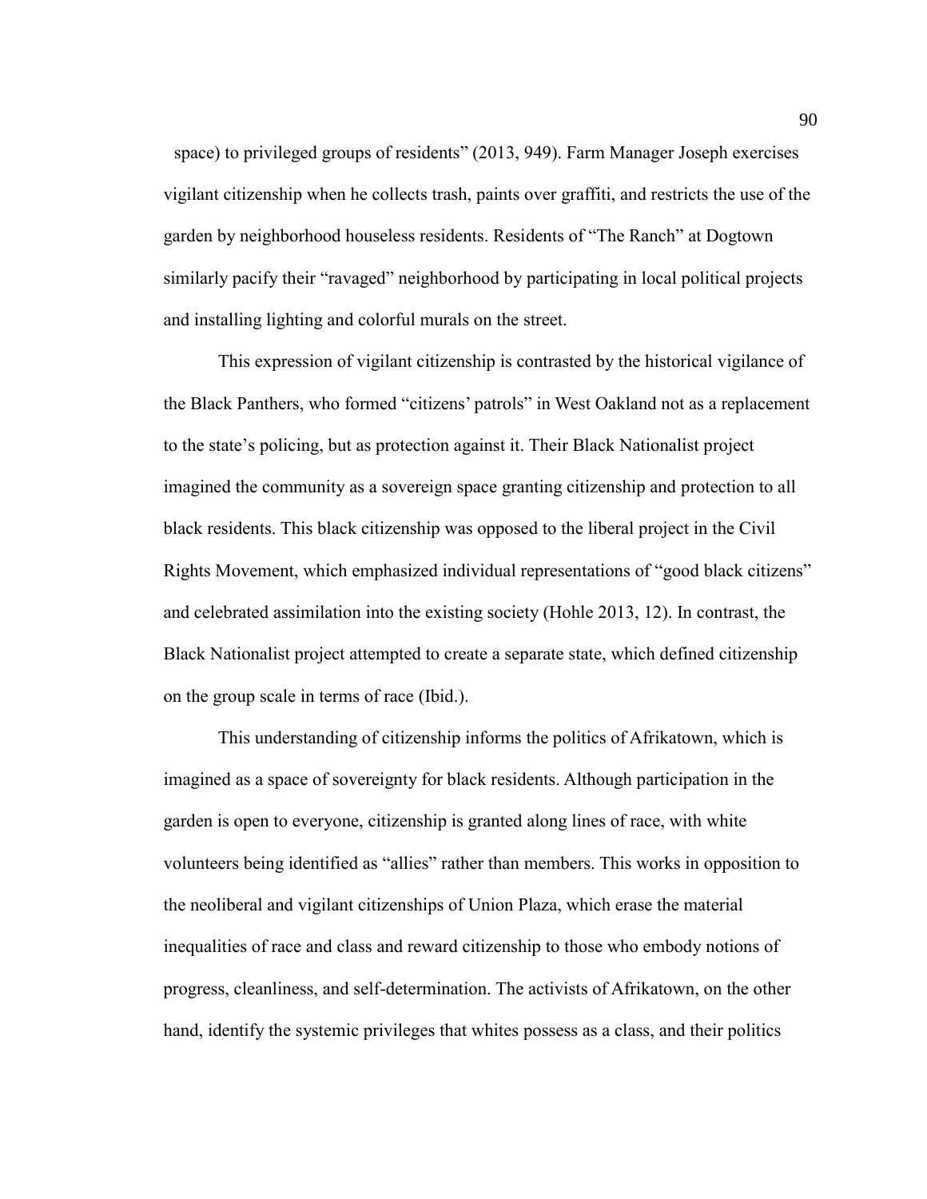space) to privileged groups of residents" (2013, 949). Farm Manager Joseph exercises vigilant citizenship when he collects trash, paints over graffiti, and restricts the use of the garden by neighborhood houseless residents. Residents of "The Ranch" at Dogtown similarly pacify their "ravaged" neighborhood by participating in local political projects and installing lighting and colorful murals on the street.

This expression of vigilant citizenship is contrasted by the historical vigilance of the Black Panthers, who formed "citizens' patrols" in West Oakland not as a replacement to the state's policing, but as protection against it. Their Black Nationalist project imagined the community as a sovereign space granting citizenship and protection to all black residents. This black citizenship was opposed to the liberal project in the Civil Rights Movement, which emphasized individual representations of "good black citizens" and celebrated assimilation into the existing society (Hohle 2013, 12). In contrast, the Black Nationalist project attempted to create a separate state, which defined citizenship on the group scale in terms of race (Ibid.).

This understanding of citizenship informs the politics of Afrikatown, which is imagined as a space of sovereignty for black residents. Although participation in the garden is open to everyone, citizenship is granted along lines of race, with white volunteers being identified as "allies" rather than members. This works in opposition to the neoliberal and vigilant citizenships of Union Plaza, which erase the material inequalities of race and class and reward citizenship to those who embody notions of progress, cleanliness, and self-determination. The activists of Afrikatown, on the other hand, identify the systemic privileges that whites possess as a class, and their politics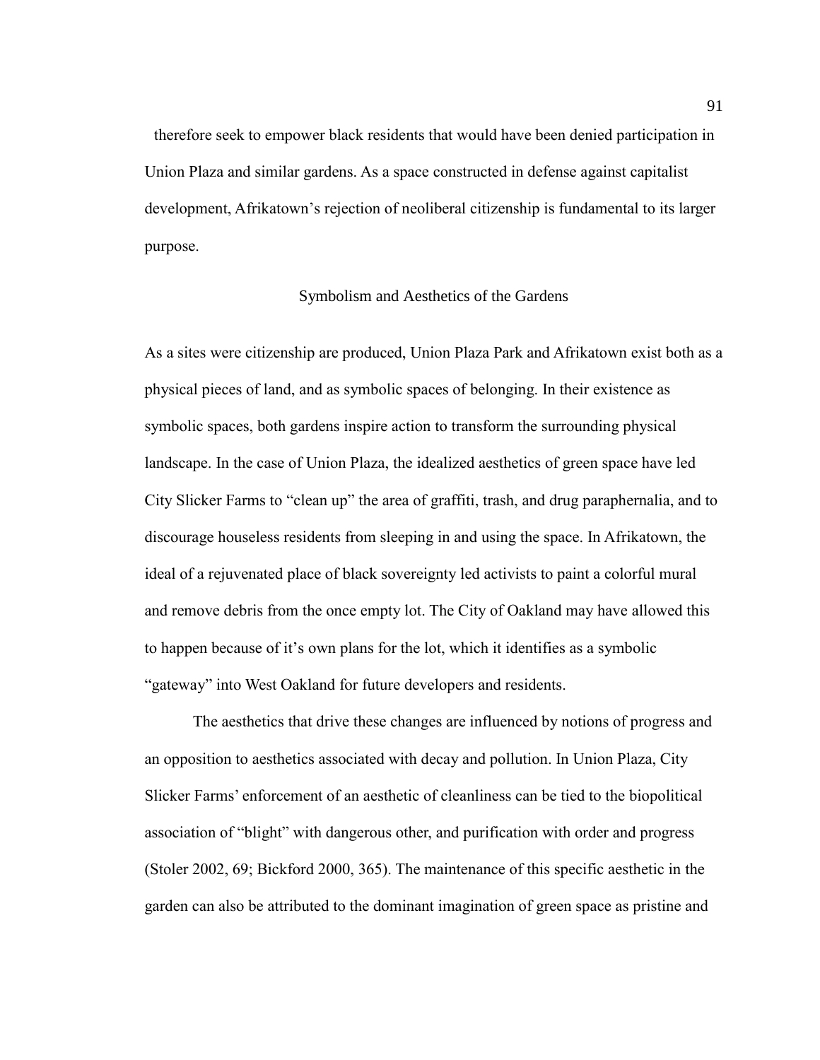therefore seek to empower black residents that would have been denied participation in Union Plaza and similar gardens. As a space constructed in defense against capitalist development, Afrikatown's rejection of neoliberal citizenship is fundamental to its larger purpose.

## Symbolism and Aesthetics of the Gardens

As a sites were citizenship are produced, Union Plaza Park and Afrikatown exist both as a physical pieces of land, and as symbolic spaces of belonging. In their existence as symbolic spaces, both gardens inspire action to transform the surrounding physical landscape. In the case of Union Plaza, the idealized aesthetics of green space have led City Slicker Farms to "clean up" the area of graffiti, trash, and drug paraphernalia, and to discourage houseless residents from sleeping in and using the space. In Afrikatown, the ideal of a rejuvenated place of black sovereignty led activists to paint a colorful mural and remove debris from the once empty lot. The City of Oakland may have allowed this to happen because of it's own plans for the lot, which it identifies as a symbolic "gateway" into West Oakland for future developers and residents.

The aesthetics that drive these changes are influenced by notions of progress and an opposition to aesthetics associated with decay and pollution. In Union Plaza, City Slicker Farms' enforcement of an aesthetic of cleanliness can be tied to the biopolitical association of "blight" with dangerous other, and purification with order and progress (Stoler 2002, 69; Bickford 2000, 365). The maintenance of this specific aesthetic in the garden can also be attributed to the dominant imagination of green space as pristine and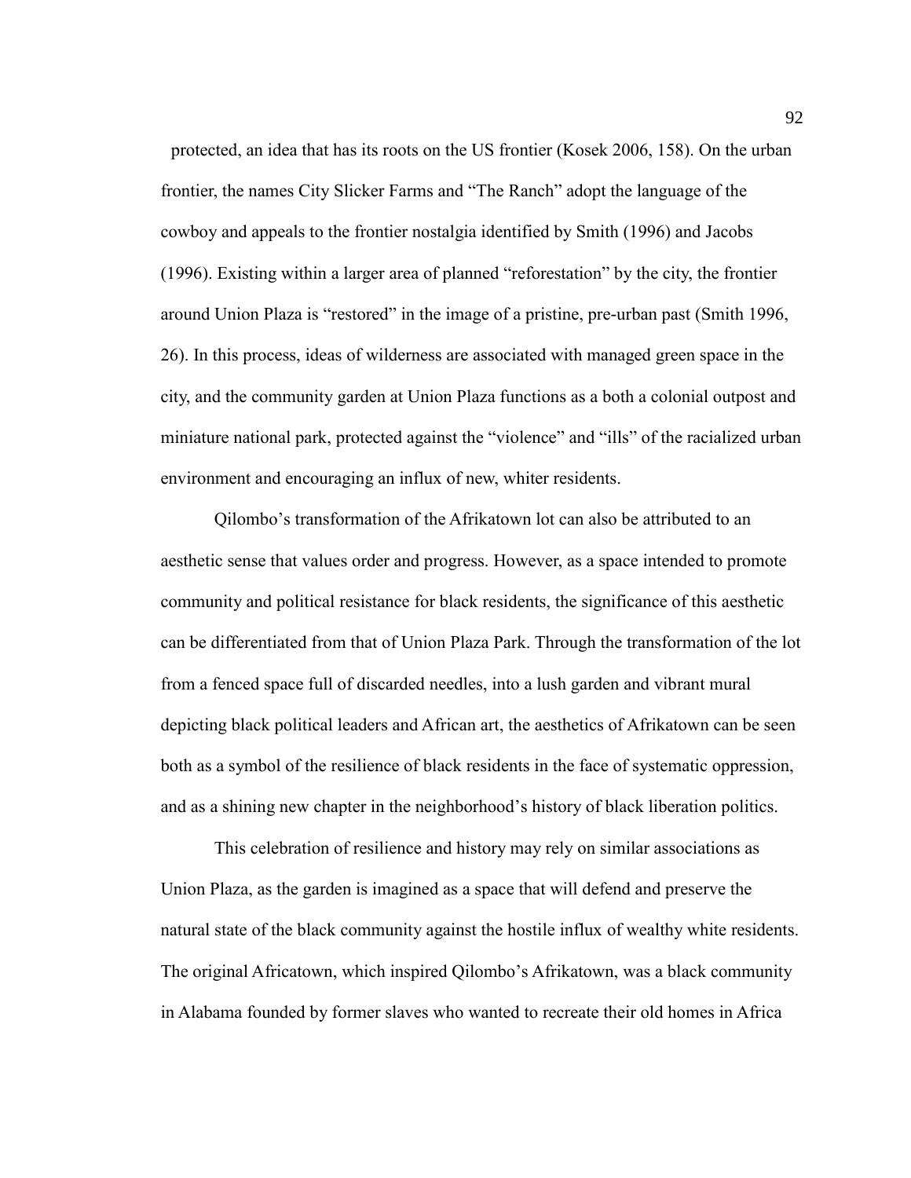protected, an idea that has its roots on the US frontier (Kosek 2006, 158). On the urban frontier, the names City Slicker Farms and "The Ranch" adopt the language of the cowboy and appeals to the frontier nostalgia identified by Smith (1996) and Jacobs (1996). Existing within a larger area of planned "reforestation" by the city, the frontier around Union Plaza is "restored" in the image of a pristine, pre-urban past (Smith 1996, 26). In this process, ideas of wilderness are associated with managed green space in the city, and the community garden at Union Plaza functions as a both a colonial outpost and miniature national park, protected against the "violence" and "ills" of the racialized urban environment and encouraging an influx of new, whiter residents.

Qilombo's transformation of the Afrikatown lot can also be attributed to an aesthetic sense that values order and progress. However, as a space intended to promote community and political resistance for black residents, the significance of this aesthetic can be differentiated from that of Union Plaza Park. Through the transformation of the lot from a fenced space full of discarded needles, into a lush garden and vibrant mural depicting black political leaders and African art, the aesthetics of Afrikatown can be seen both as a symbol of the resilience of black residents in the face of systematic oppression, and as a shining new chapter in the neighborhood's history of black liberation politics.

This celebration of resilience and history may rely on similar associations as Union Plaza, as the garden is imagined as a space that will defend and preserve the natural state of the black community against the hostile influx of wealthy white residents. The original Africatown, which inspired Qilombo's Afrikatown, was a black community in Alabama founded by former slaves who wanted to recreate their old homes in Africa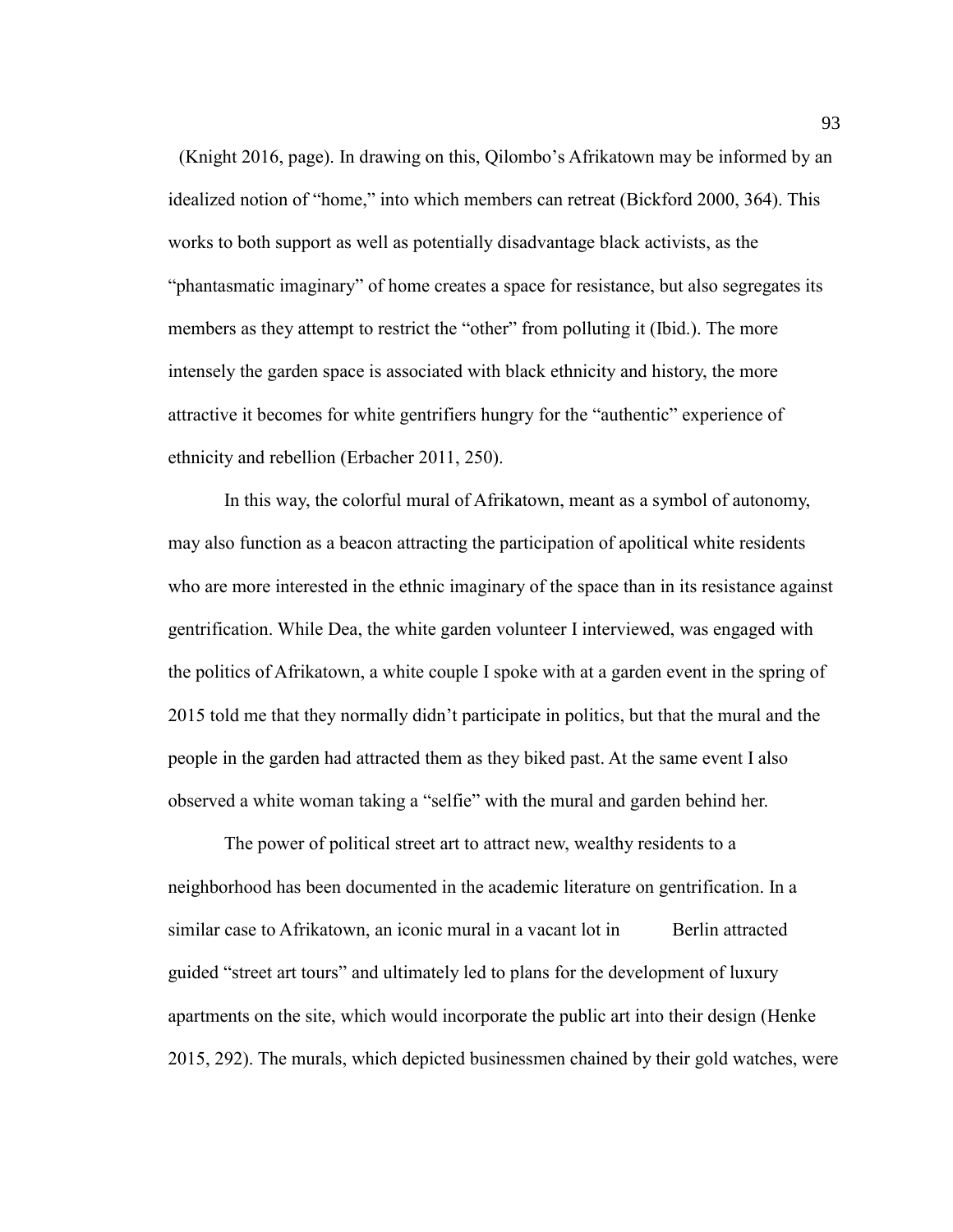(Knight 2016, page). In drawing on this, Qilombo's Afrikatown may be informed by an idealized notion of "home," into which members can retreat (Bickford 2000, 364). This works to both support as well as potentially disadvantage black activists, as the "phantasmatic imaginary" of home creates a space for resistance, but also segregates its members as they attempt to restrict the "other" from polluting it (Ibid.). The more intensely the garden space is associated with black ethnicity and history, the more attractive it becomes for white gentrifiers hungry for the "authentic" experience of ethnicity and rebellion (Erbacher 2011, 250).

In this way, the colorful mural of Afrikatown, meant as a symbol of autonomy, may also function as a beacon attracting the participation of apolitical white residents who are more interested in the ethnic imaginary of the space than in its resistance against gentrification. While Dea, the white garden volunteer I interviewed, was engaged with the politics of Afrikatown, a white couple I spoke with at a garden event in the spring of 2015 told me that they normally didn't participate in politics, but that the mural and the people in the garden had attracted them as they biked past. At the same event I also observed a white woman taking a "selfie" with the mural and garden behind her.

The power of political street art to attract new, wealthy residents to a neighborhood has been documented in the academic literature on gentrification. In a similar case to Afrikatown, an iconic mural in a vacant lot in Berlin attracted guided "street art tours" and ultimately led to plans for the development of luxury apartments on the site, which would incorporate the public art into their design (Henke 2015, 292). The murals, which depicted businessmen chained by their gold watches, were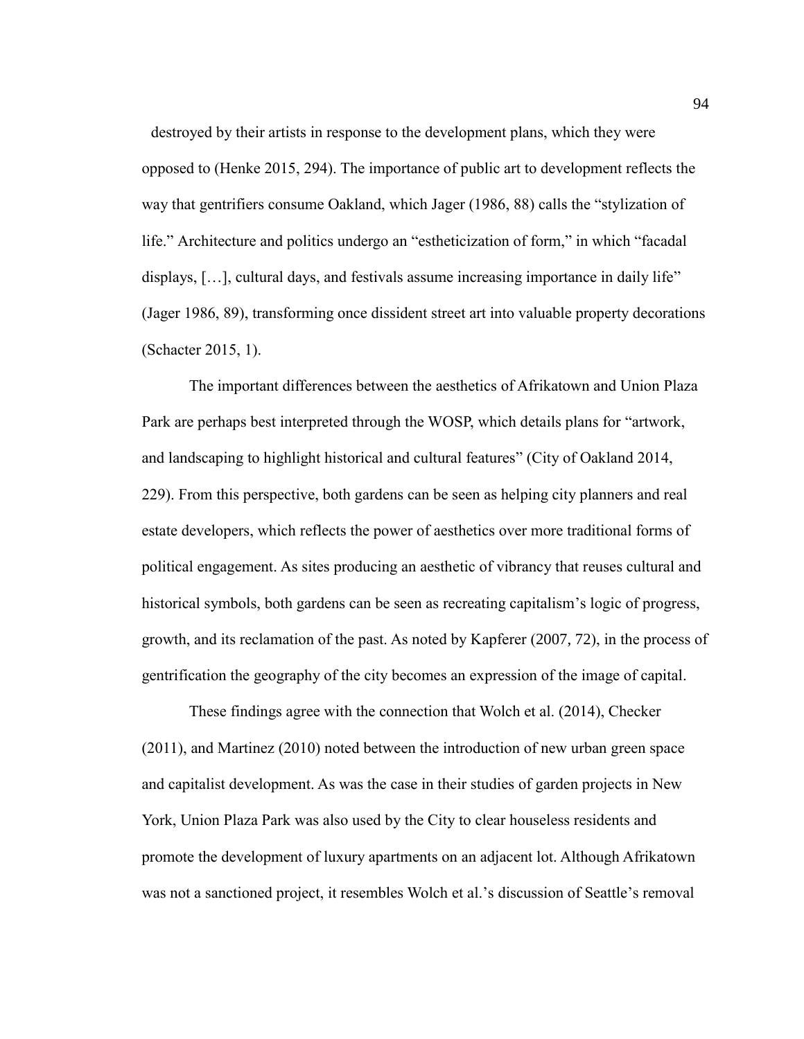destroyed by their artists in response to the development plans, which they were opposed to (Henke 2015, 294). The importance of public art to development reflects the way that gentrifiers consume Oakland, which Jager (1986, 88) calls the "stylization of life." Architecture and politics undergo an "estheticization of form," in which "facadal displays, […], cultural days, and festivals assume increasing importance in daily life" (Jager 1986, 89), transforming once dissident street art into valuable property decorations (Schacter 2015, 1).

The important differences between the aesthetics of Afrikatown and Union Plaza Park are perhaps best interpreted through the WOSP, which details plans for "artwork, and landscaping to highlight historical and cultural features" (City of Oakland 2014, 229). From this perspective, both gardens can be seen as helping city planners and real estate developers, which reflects the power of aesthetics over more traditional forms of political engagement. As sites producing an aesthetic of vibrancy that reuses cultural and historical symbols, both gardens can be seen as recreating capitalism's logic of progress, growth, and its reclamation of the past. As noted by Kapferer (2007, 72), in the process of gentrification the geography of the city becomes an expression of the image of capital.

These findings agree with the connection that Wolch et al. (2014), Checker (2011), and Martinez (2010) noted between the introduction of new urban green space and capitalist development. As was the case in their studies of garden projects in New York, Union Plaza Park was also used by the City to clear houseless residents and promote the development of luxury apartments on an adjacent lot. Although Afrikatown was not a sanctioned project, it resembles Wolch et al.'s discussion of Seattle's removal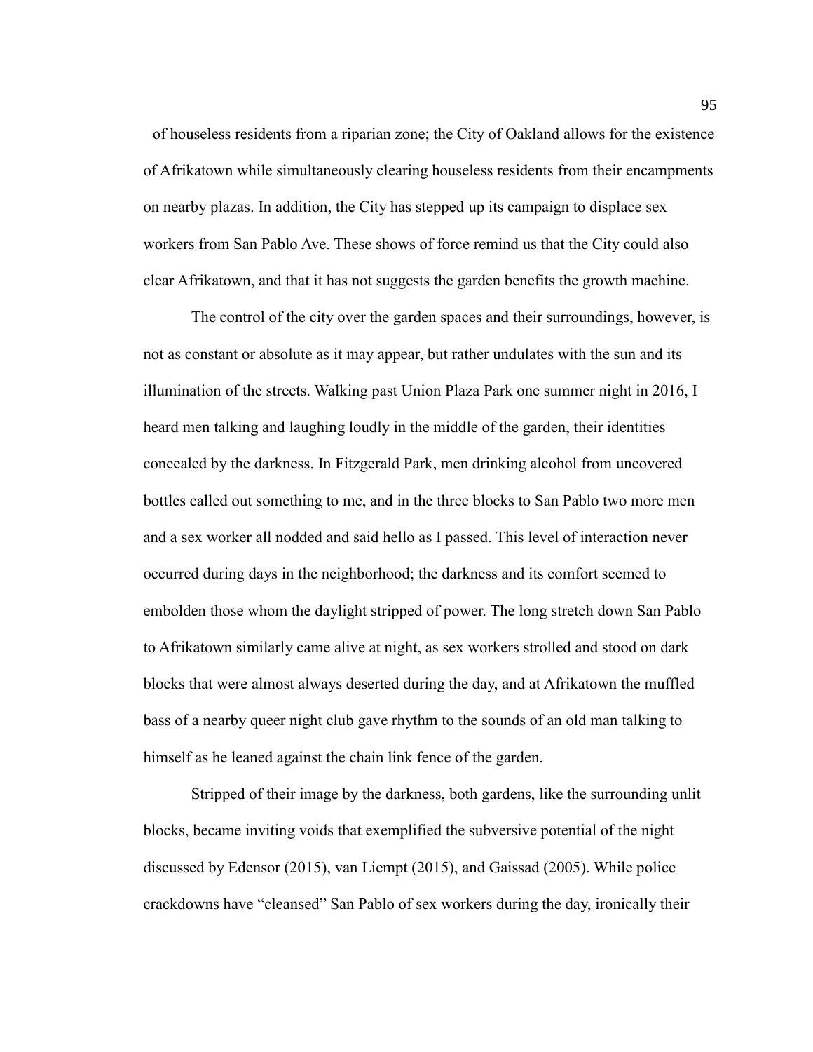of houseless residents from a riparian zone; the City of Oakland allows for the existence of Afrikatown while simultaneously clearing houseless residents from their encampments on nearby plazas. In addition, the City has stepped up its campaign to displace sex workers from San Pablo Ave. These shows of force remind us that the City could also clear Afrikatown, and that it has not suggests the garden benefits the growth machine.

The control of the city over the garden spaces and their surroundings, however, is not as constant or absolute as it may appear, but rather undulates with the sun and its illumination of the streets. Walking past Union Plaza Park one summer night in 2016, I heard men talking and laughing loudly in the middle of the garden, their identities concealed by the darkness. In Fitzgerald Park, men drinking alcohol from uncovered bottles called out something to me, and in the three blocks to San Pablo two more men and a sex worker all nodded and said hello as I passed. This level of interaction never occurred during days in the neighborhood; the darkness and its comfort seemed to embolden those whom the daylight stripped of power. The long stretch down San Pablo to Afrikatown similarly came alive at night, as sex workers strolled and stood on dark blocks that were almost always deserted during the day, and at Afrikatown the muffled bass of a nearby queer night club gave rhythm to the sounds of an old man talking to himself as he leaned against the chain link fence of the garden.

Stripped of their image by the darkness, both gardens, like the surrounding unlit blocks, became inviting voids that exemplified the subversive potential of the night discussed by Edensor (2015), van Liempt (2015), and Gaissad (2005). While police crackdowns have "cleansed" San Pablo of sex workers during the day, ironically their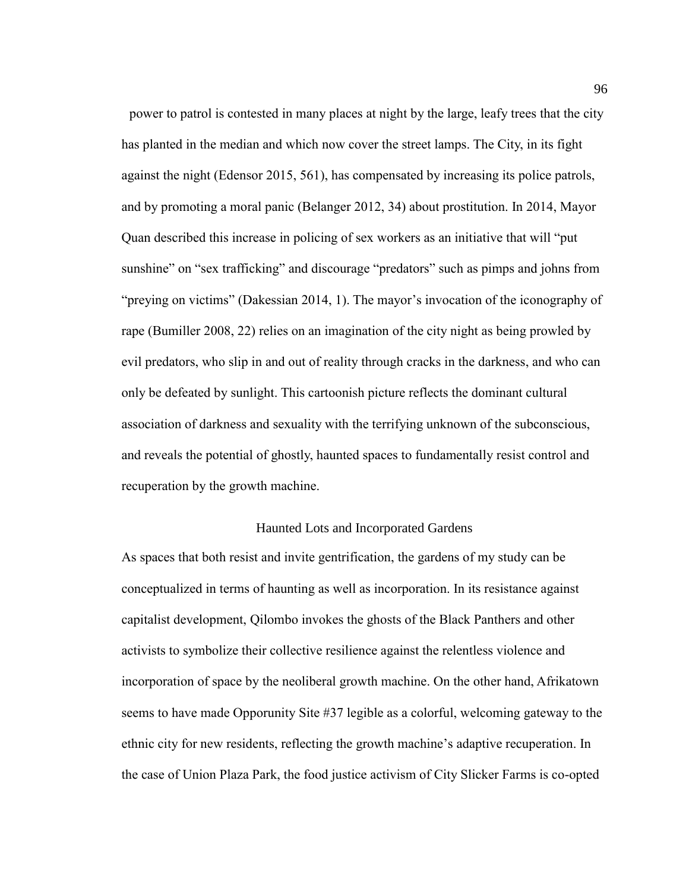power to patrol is contested in many places at night by the large, leafy trees that the city has planted in the median and which now cover the street lamps. The City, in its fight against the night (Edensor 2015, 561), has compensated by increasing its police patrols, and by promoting a moral panic (Belanger 2012, 34) about prostitution. In 2014, Mayor Quan described this increase in policing of sex workers as an initiative that will "put sunshine" on "sex trafficking" and discourage "predators" such as pimps and johns from "preying on victims" (Dakessian 2014, 1). The mayor's invocation of the iconography of rape (Bumiller 2008, 22) relies on an imagination of the city night as being prowled by evil predators, who slip in and out of reality through cracks in the darkness, and who can only be defeated by sunlight. This cartoonish picture reflects the dominant cultural association of darkness and sexuality with the terrifying unknown of the subconscious, and reveals the potential of ghostly, haunted spaces to fundamentally resist control and recuperation by the growth machine.

## Haunted Lots and Incorporated Gardens

As spaces that both resist and invite gentrification, the gardens of my study can be conceptualized in terms of haunting as well as incorporation. In its resistance against capitalist development, Qilombo invokes the ghosts of the Black Panthers and other activists to symbolize their collective resilience against the relentless violence and incorporation of space by the neoliberal growth machine. On the other hand, Afrikatown seems to have made Opporunity Site #37 legible as a colorful, welcoming gateway to the ethnic city for new residents, reflecting the growth machine's adaptive recuperation. In the case of Union Plaza Park, the food justice activism of City Slicker Farms is co-opted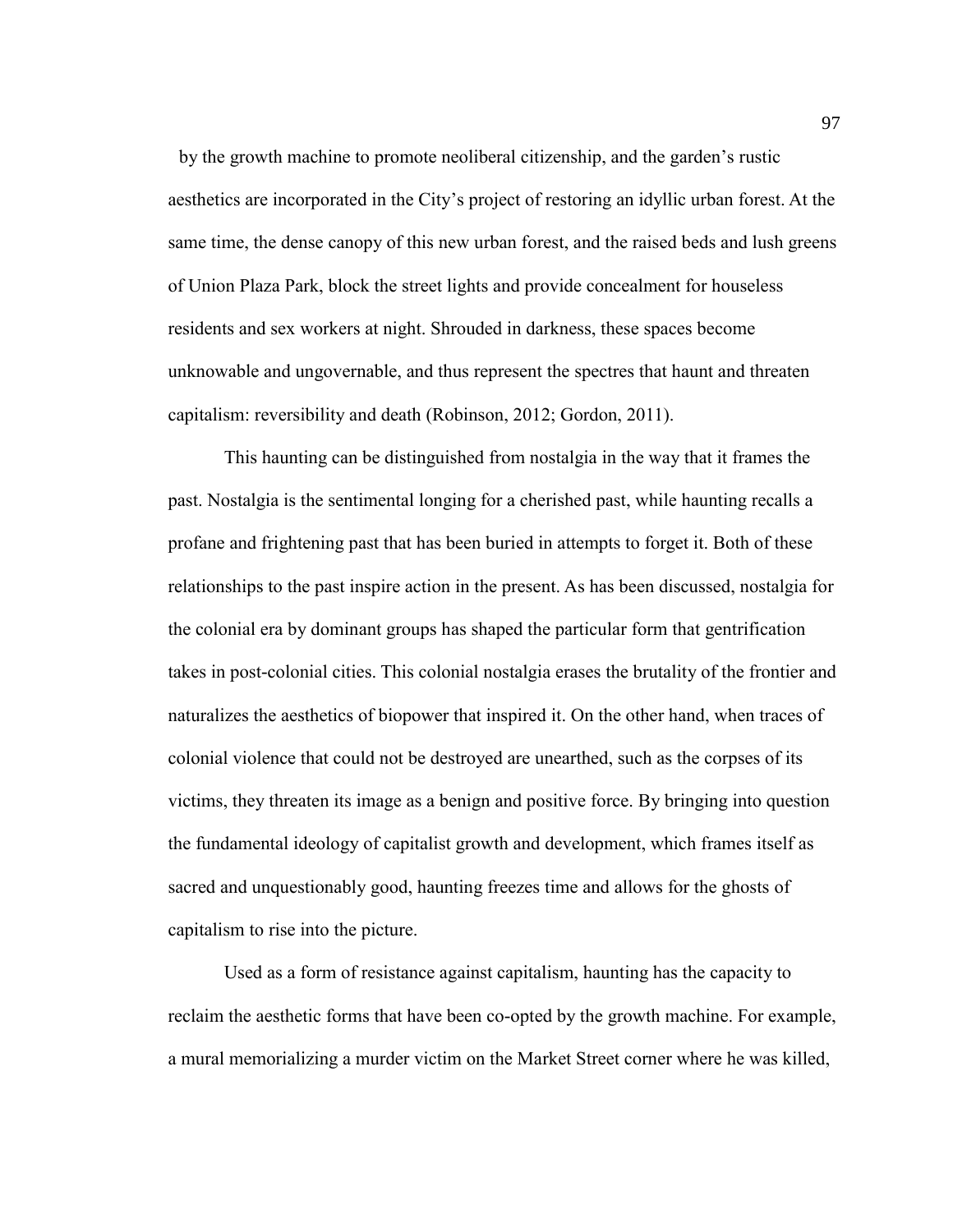by the growth machine to promote neoliberal citizenship, and the garden's rustic aesthetics are incorporated in the City's project of restoring an idyllic urban forest. At the same time, the dense canopy of this new urban forest, and the raised beds and lush greens of Union Plaza Park, block the street lights and provide concealment for houseless residents and sex workers at night. Shrouded in darkness, these spaces become unknowable and ungovernable, and thus represent the spectres that haunt and threaten capitalism: reversibility and death (Robinson, 2012; Gordon, 2011).

This haunting can be distinguished from nostalgia in the way that it frames the past. Nostalgia is the sentimental longing for a cherished past, while haunting recalls a profane and frightening past that has been buried in attempts to forget it. Both of these relationships to the past inspire action in the present. As has been discussed, nostalgia for the colonial era by dominant groups has shaped the particular form that gentrification takes in post-colonial cities. This colonial nostalgia erases the brutality of the frontier and naturalizes the aesthetics of biopower that inspired it. On the other hand, when traces of colonial violence that could not be destroyed are unearthed, such as the corpses of its victims, they threaten its image as a benign and positive force. By bringing into question the fundamental ideology of capitalist growth and development, which frames itself as sacred and unquestionably good, haunting freezes time and allows for the ghosts of capitalism to rise into the picture.

Used as a form of resistance against capitalism, haunting has the capacity to reclaim the aesthetic forms that have been co-opted by the growth machine. For example, a mural memorializing a murder victim on the Market Street corner where he was killed,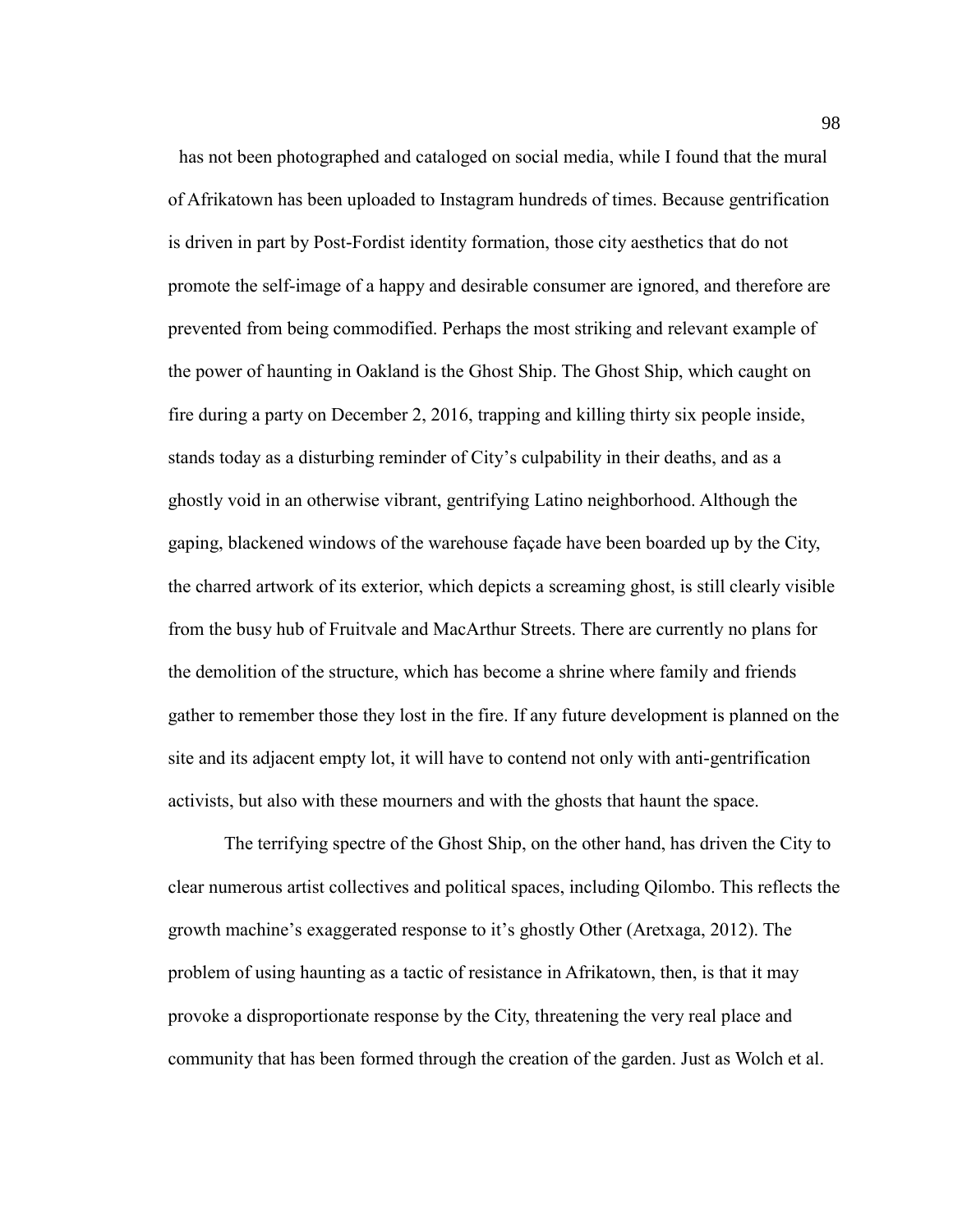has not been photographed and cataloged on social media, while I found that the mural of Afrikatown has been uploaded to Instagram hundreds of times. Because gentrification is driven in part by Post-Fordist identity formation, those city aesthetics that do not promote the self-image of a happy and desirable consumer are ignored, and therefore are prevented from being commodified. Perhaps the most striking and relevant example of the power of haunting in Oakland is the Ghost Ship. The Ghost Ship, which caught on fire during a party on December 2, 2016, trapping and killing thirty six people inside, stands today as a disturbing reminder of City's culpability in their deaths, and as a ghostly void in an otherwise vibrant, gentrifying Latino neighborhood. Although the gaping, blackened windows of the warehouse façade have been boarded up by the City, the charred artwork of its exterior, which depicts a screaming ghost, is still clearly visible from the busy hub of Fruitvale and MacArthur Streets. There are currently no plans for the demolition of the structure, which has become a shrine where family and friends gather to remember those they lost in the fire. If any future development is planned on the site and its adjacent empty lot, it will have to contend not only with anti-gentrification activists, but also with these mourners and with the ghosts that haunt the space.

The terrifying spectre of the Ghost Ship, on the other hand, has driven the City to clear numerous artist collectives and political spaces, including Qilombo. This reflects the growth machine's exaggerated response to it's ghostly Other (Aretxaga, 2012). The problem of using haunting as a tactic of resistance in Afrikatown, then, is that it may provoke a disproportionate response by the City, threatening the very real place and community that has been formed through the creation of the garden. Just as Wolch et al.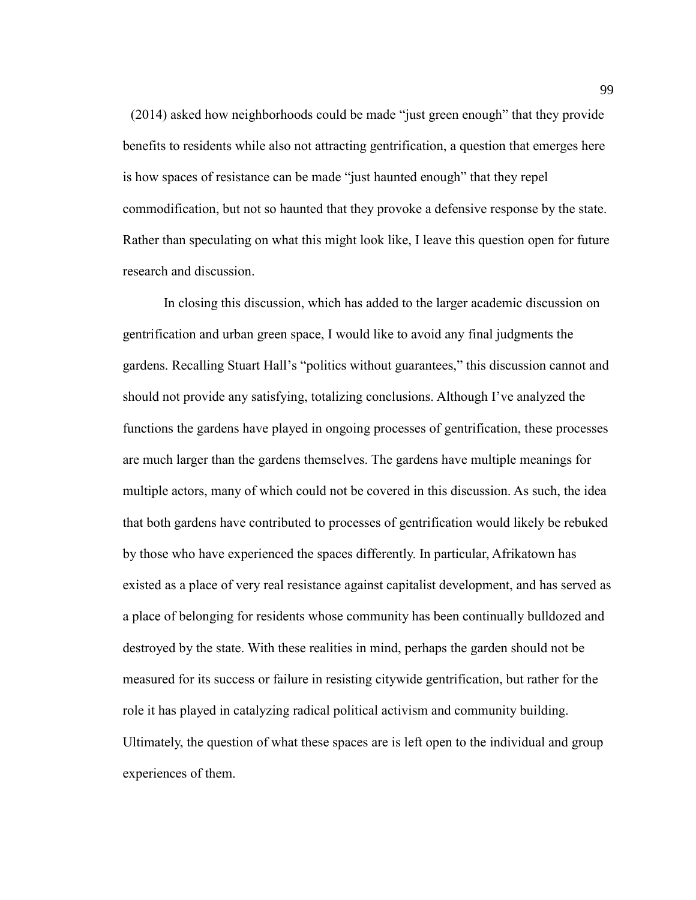(2014) asked how neighborhoods could be made "just green enough" that they provide benefits to residents while also not attracting gentrification, a question that emerges here is how spaces of resistance can be made "just haunted enough" that they repel commodification, but not so haunted that they provoke a defensive response by the state. Rather than speculating on what this might look like, I leave this question open for future research and discussion.

In closing this discussion, which has added to the larger academic discussion on gentrification and urban green space, I would like to avoid any final judgments the gardens. Recalling Stuart Hall's "politics without guarantees," this discussion cannot and should not provide any satisfying, totalizing conclusions. Although I've analyzed the functions the gardens have played in ongoing processes of gentrification, these processes are much larger than the gardens themselves. The gardens have multiple meanings for multiple actors, many of which could not be covered in this discussion. As such, the idea that both gardens have contributed to processes of gentrification would likely be rebuked by those who have experienced the spaces differently. In particular, Afrikatown has existed as a place of very real resistance against capitalist development, and has served as a place of belonging for residents whose community has been continually bulldozed and destroyed by the state. With these realities in mind, perhaps the garden should not be measured for its success or failure in resisting citywide gentrification, but rather for the role it has played in catalyzing radical political activism and community building. Ultimately, the question of what these spaces are is left open to the individual and group experiences of them.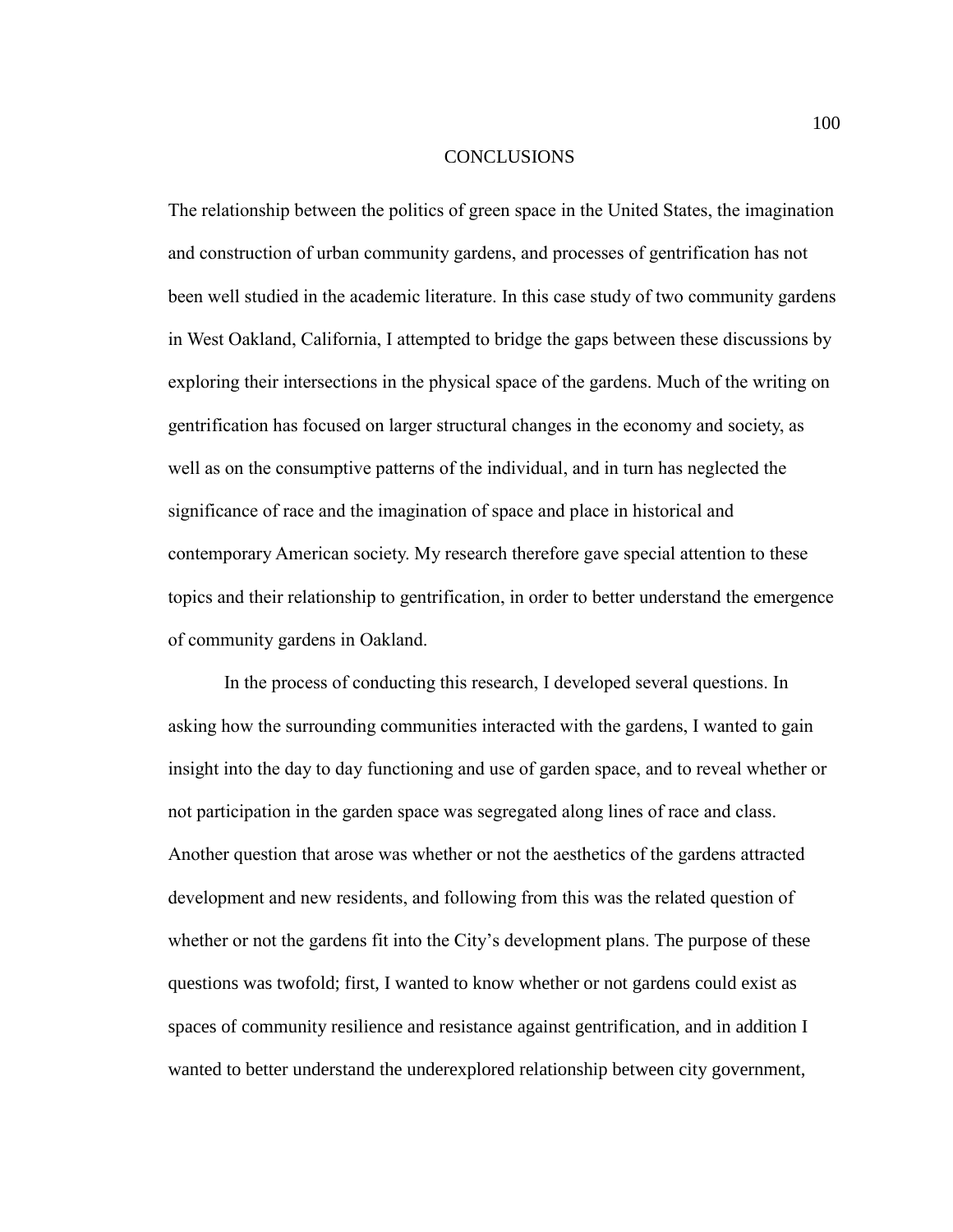# CONCLUSIONS

The relationship between the politics of green space in the United States, the imagination and construction of urban community gardens, and processes of gentrification has not been well studied in the academic literature. In this case study of two community gardens in West Oakland, California, I attempted to bridge the gaps between these discussions by exploring their intersections in the physical space of the gardens. Much of the writing on gentrification has focused on larger structural changes in the economy and society, as well as on the consumptive patterns of the individual, and in turn has neglected the significance of race and the imagination of space and place in historical and contemporary American society. My research therefore gave special attention to these topics and their relationship to gentrification, in order to better understand the emergence of community gardens in Oakland.

In the process of conducting this research, I developed several questions. In asking how the surrounding communities interacted with the gardens, I wanted to gain insight into the day to day functioning and use of garden space, and to reveal whether or not participation in the garden space was segregated along lines of race and class. Another question that arose was whether or not the aesthetics of the gardens attracted development and new residents, and following from this was the related question of whether or not the gardens fit into the City's development plans. The purpose of these questions was twofold; first, I wanted to know whether or not gardens could exist as spaces of community resilience and resistance against gentrification, and in addition I wanted to better understand the underexplored relationship between city government,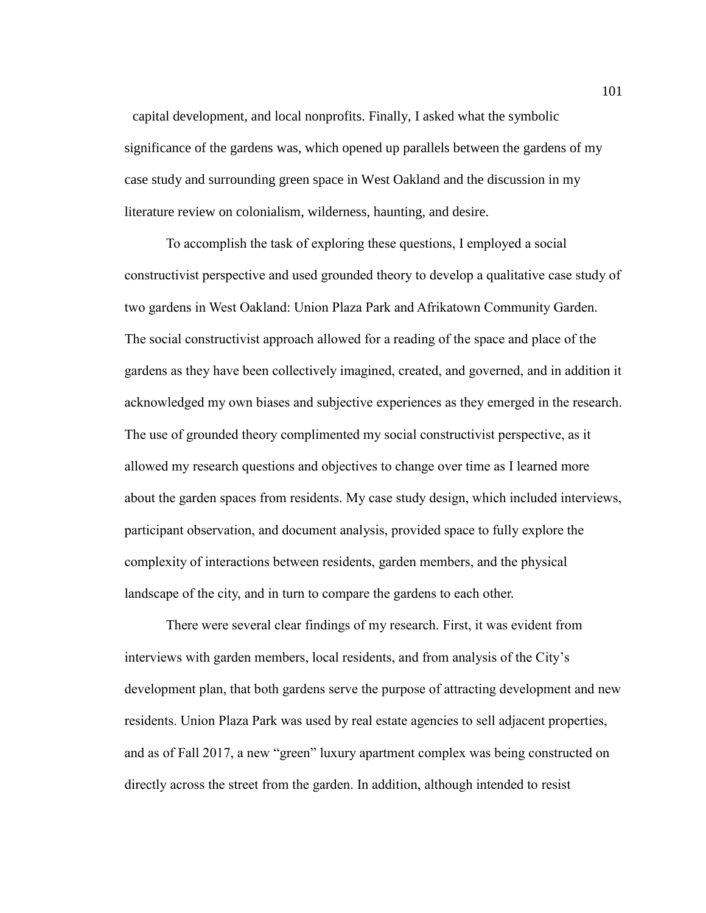capital development, and local nonprofits. Finally, I asked what the symbolic significance of the gardens was, which opened up parallels between the gardens of my case study and surrounding green space in West Oakland and the discussion in my literature review on colonialism, wilderness, haunting, and desire.

To accomplish the task of exploring these questions, I employed a social constructivist perspective and used grounded theory to develop a qualitative case study of two gardens in West Oakland: Union Plaza Park and Afrikatown Community Garden. The social constructivist approach allowed for a reading of the space and place of the gardens as they have been collectively imagined, created, and governed, and in addition it acknowledged my own biases and subjective experiences as they emerged in the research. The use of grounded theory complimented my social constructivist perspective, as it allowed my research questions and objectives to change over time as I learned more about the garden spaces from residents. My case study design, which included interviews, participant observation, and document analysis, provided space to fully explore the complexity of interactions between residents, garden members, and the physical landscape of the city, and in turn to compare the gardens to each other.

There were several clear findings of my research. First, it was evident from interviews with garden members, local residents, and from analysis of the City's development plan, that both gardens serve the purpose of attracting development and new residents. Union Plaza Park was used by real estate agencies to sell adjacent properties, and as of Fall 2017, a new "green" luxury apartment complex was being constructed on directly across the street from the garden. In addition, although intended to resist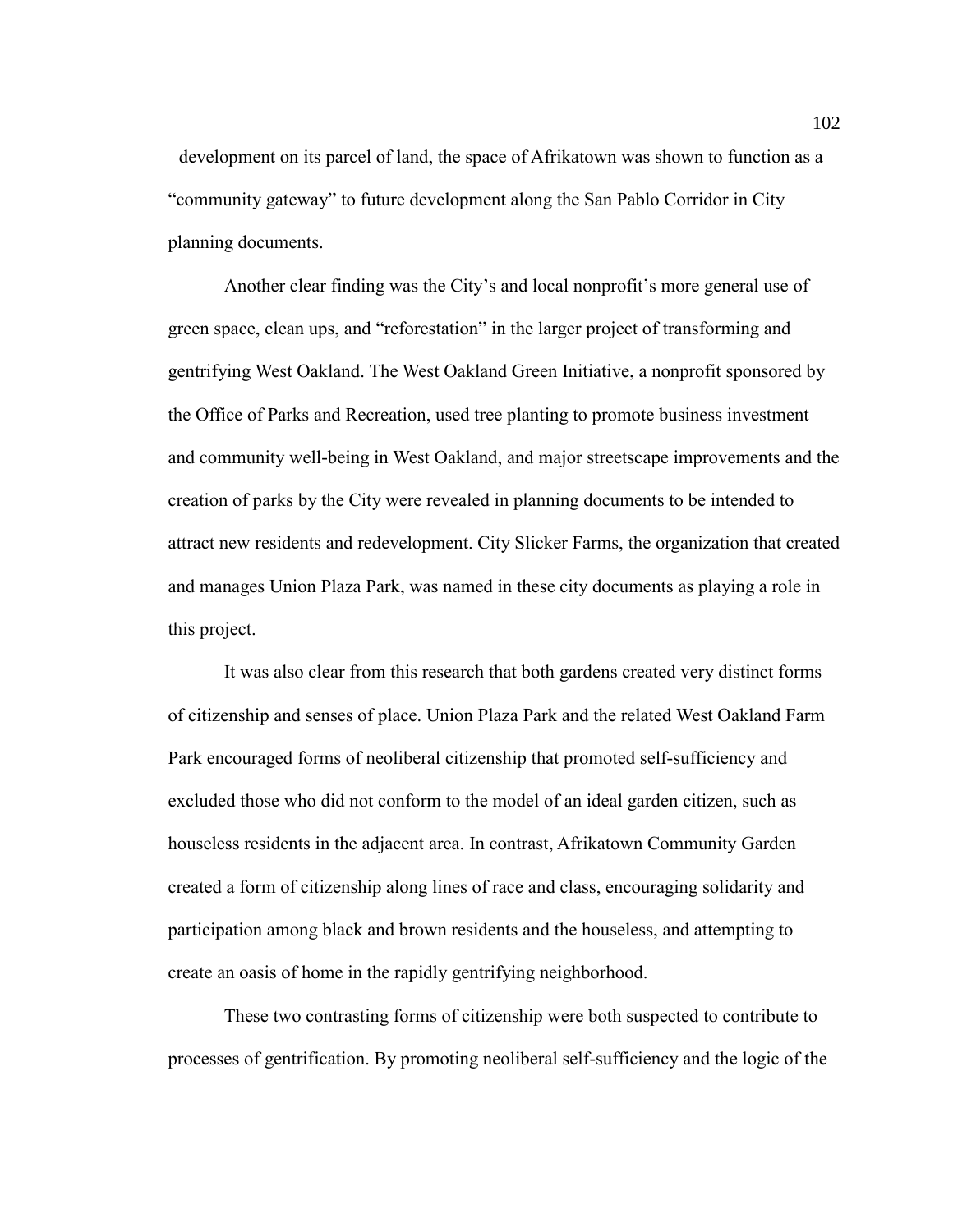development on its parcel of land, the space of Afrikatown was shown to function as a "community gateway" to future development along the San Pablo Corridor in City planning documents.

Another clear finding was the City's and local nonprofit's more general use of green space, clean ups, and "reforestation" in the larger project of transforming and gentrifying West Oakland. The West Oakland Green Initiative, a nonprofit sponsored by the Office of Parks and Recreation, used tree planting to promote business investment and community well-being in West Oakland, and major streetscape improvements and the creation of parks by the City were revealed in planning documents to be intended to attract new residents and redevelopment. City Slicker Farms, the organization that created and manages Union Plaza Park, was named in these city documents as playing a role in this project.

It was also clear from this research that both gardens created very distinct forms of citizenship and senses of place. Union Plaza Park and the related West Oakland Farm Park encouraged forms of neoliberal citizenship that promoted self-sufficiency and excluded those who did not conform to the model of an ideal garden citizen, such as houseless residents in the adjacent area. In contrast, Afrikatown Community Garden created a form of citizenship along lines of race and class, encouraging solidarity and participation among black and brown residents and the houseless, and attempting to create an oasis of home in the rapidly gentrifying neighborhood.

These two contrasting forms of citizenship were both suspected to contribute to processes of gentrification. By promoting neoliberal self-sufficiency and the logic of the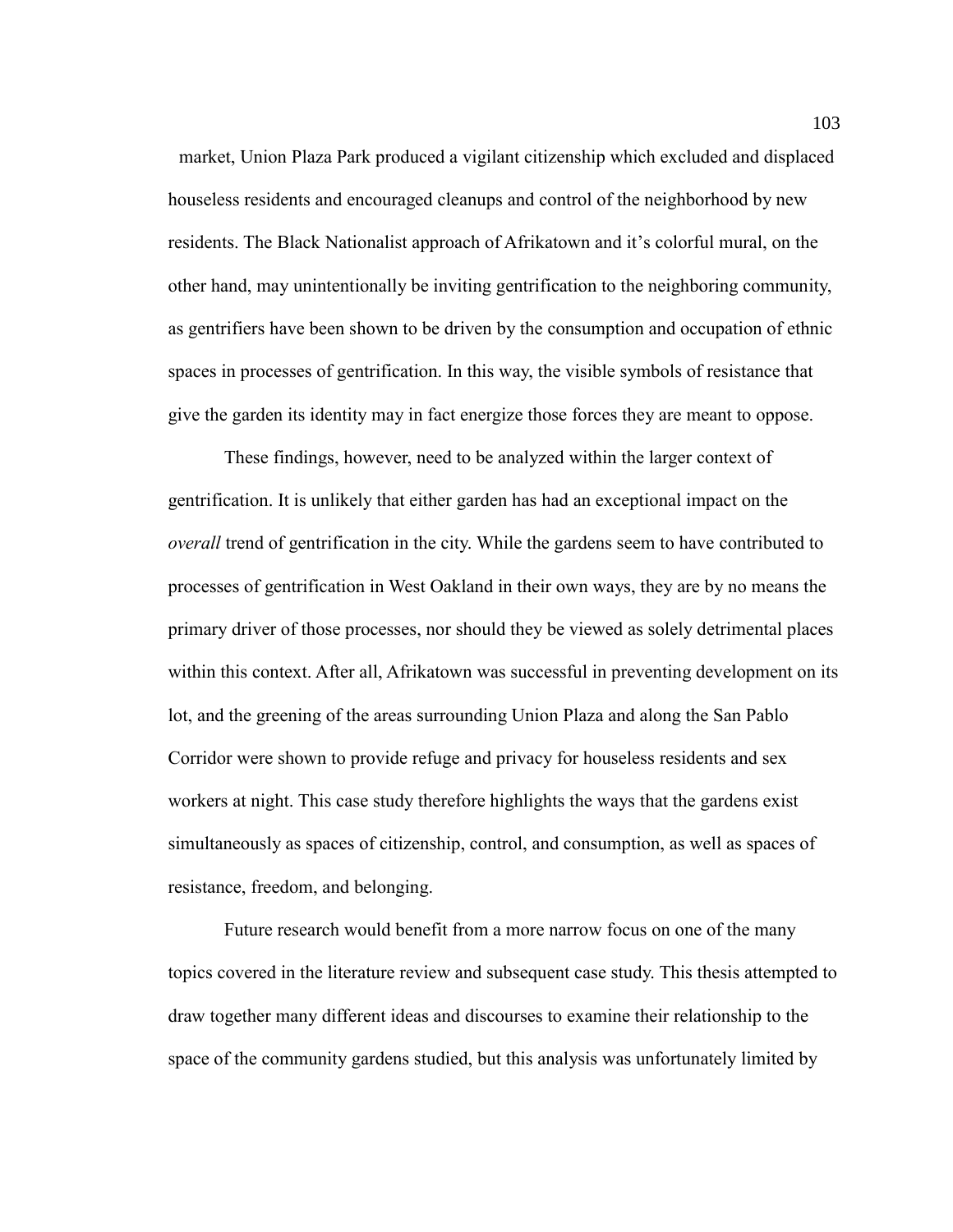market, Union Plaza Park produced a vigilant citizenship which excluded and displaced houseless residents and encouraged cleanups and control of the neighborhood by new residents. The Black Nationalist approach of Afrikatown and it's colorful mural, on the other hand, may unintentionally be inviting gentrification to the neighboring community, as gentrifiers have been shown to be driven by the consumption and occupation of ethnic spaces in processes of gentrification. In this way, the visible symbols of resistance that give the garden its identity may in fact energize those forces they are meant to oppose.

These findings, however, need to be analyzed within the larger context of gentrification. It is unlikely that either garden has had an exceptional impact on the *overall* trend of gentrification in the city. While the gardens seem to have contributed to processes of gentrification in West Oakland in their own ways, they are by no means the primary driver of those processes, nor should they be viewed as solely detrimental places within this context. After all, Afrikatown was successful in preventing development on its lot, and the greening of the areas surrounding Union Plaza and along the San Pablo Corridor were shown to provide refuge and privacy for houseless residents and sex workers at night. This case study therefore highlights the ways that the gardens exist simultaneously as spaces of citizenship, control, and consumption, as well as spaces of resistance, freedom, and belonging.

Future research would benefit from a more narrow focus on one of the many topics covered in the literature review and subsequent case study. This thesis attempted to draw together many different ideas and discourses to examine their relationship to the space of the community gardens studied, but this analysis was unfortunately limited by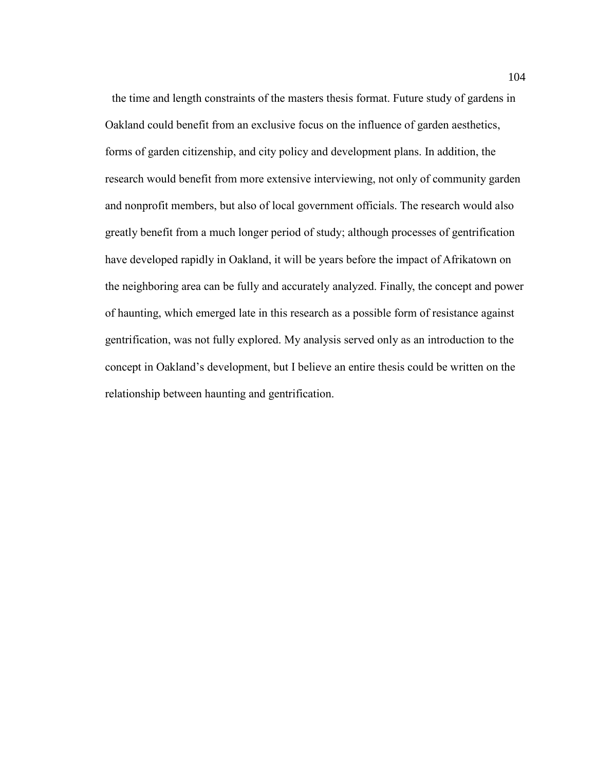the time and length constraints of the masters thesis format. Future study of gardens in Oakland could benefit from an exclusive focus on the influence of garden aesthetics, forms of garden citizenship, and city policy and development plans. In addition, the research would benefit from more extensive interviewing, not only of community garden and nonprofit members, but also of local government officials. The research would also greatly benefit from a much longer period of study; although processes of gentrification have developed rapidly in Oakland, it will be years before the impact of Afrikatown on the neighboring area can be fully and accurately analyzed. Finally, the concept and power of haunting, which emerged late in this research as a possible form of resistance against gentrification, was not fully explored. My analysis served only as an introduction to the concept in Oakland's development, but I believe an entire thesis could be written on the relationship between haunting and gentrification.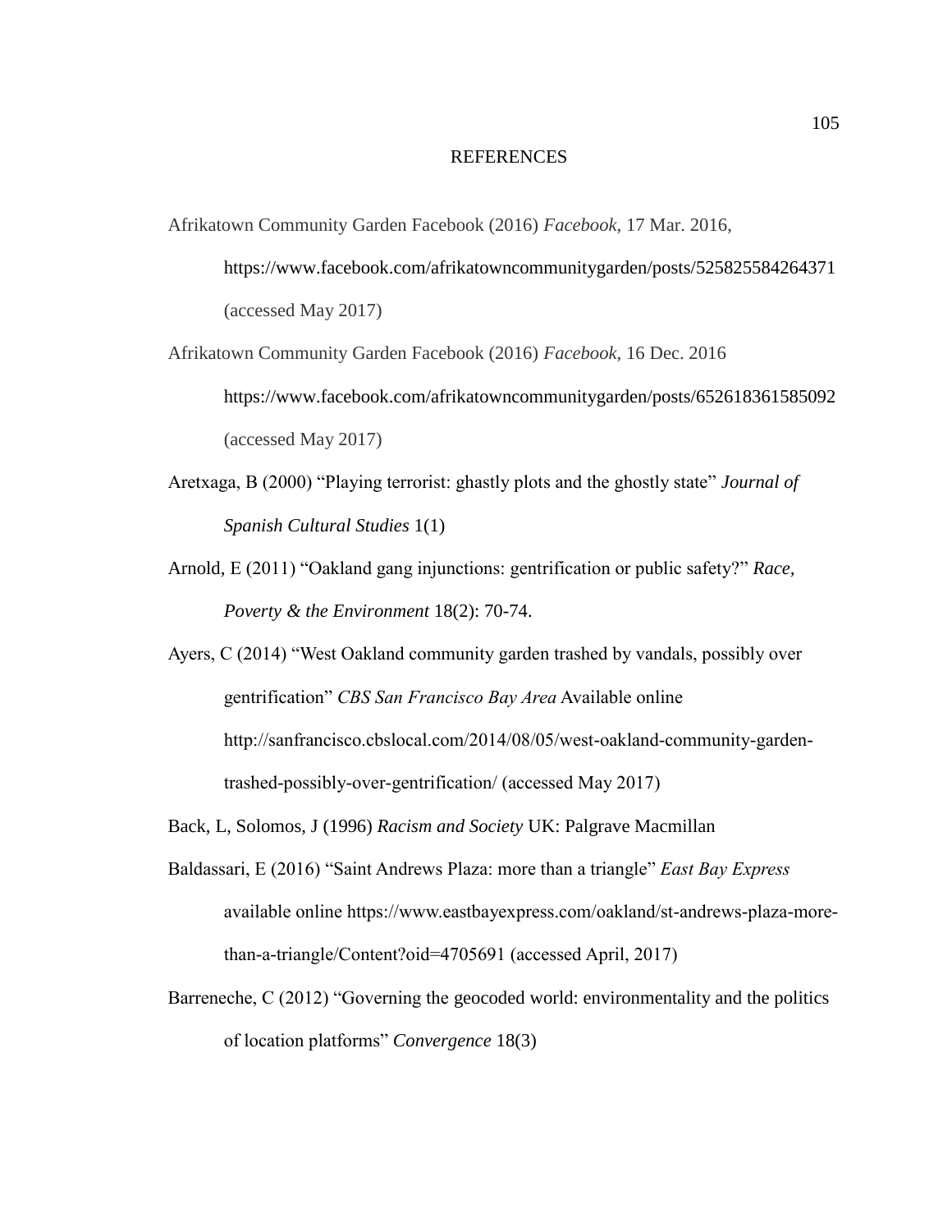# REFERENCES

Afrikatown Community Garden Facebook (2016) *Facebook*, 17 Mar. 2016, https://www.facebook.com/afrikatowncommunitygarden/posts/525825584264371 (accessed May 2017)

Afrikatown Community Garden Facebook (2016) *Facebook*, 16 Dec. 2016 https://www.facebook.com/afrikatowncommunitygarden/posts/652618361585092 (accessed May 2017)

Aretxaga, B (2000) "Playing terrorist: ghastly plots and the ghostly state" *Journal of Spanish Cultural Studies* 1(1)

Arnold, E (2011) "Oakland gang injunctions: gentrification or public safety?" *Race, Poverty & the Environment* 18(2): 70-74.

Ayers, C (2014) "West Oakland community garden trashed by vandals, possibly over gentrification" *CBS San Francisco Bay Area* Available online http://sanfrancisco.cbslocal.com/2014/08/05/west-oakland-community-garden-trashed-possibly-over-gentrification/ (accessed May 2017)

Back, L, Solomos, J (1996) *Racism and Society* UK: Palgrave Macmillan

Baldassari, E (2016) "Saint Andrews Plaza: more than a triangle" *East Bay Express* available online https://www.eastbayexpress.com/oakland/st-andrews-plaza-more-than-a-triangle/Content?oid=4705691 (accessed April, 2017)

Barreneche, C (2012) "Governing the geocoded world: environmentality and the politics of location platforms" *Convergence* 18(3)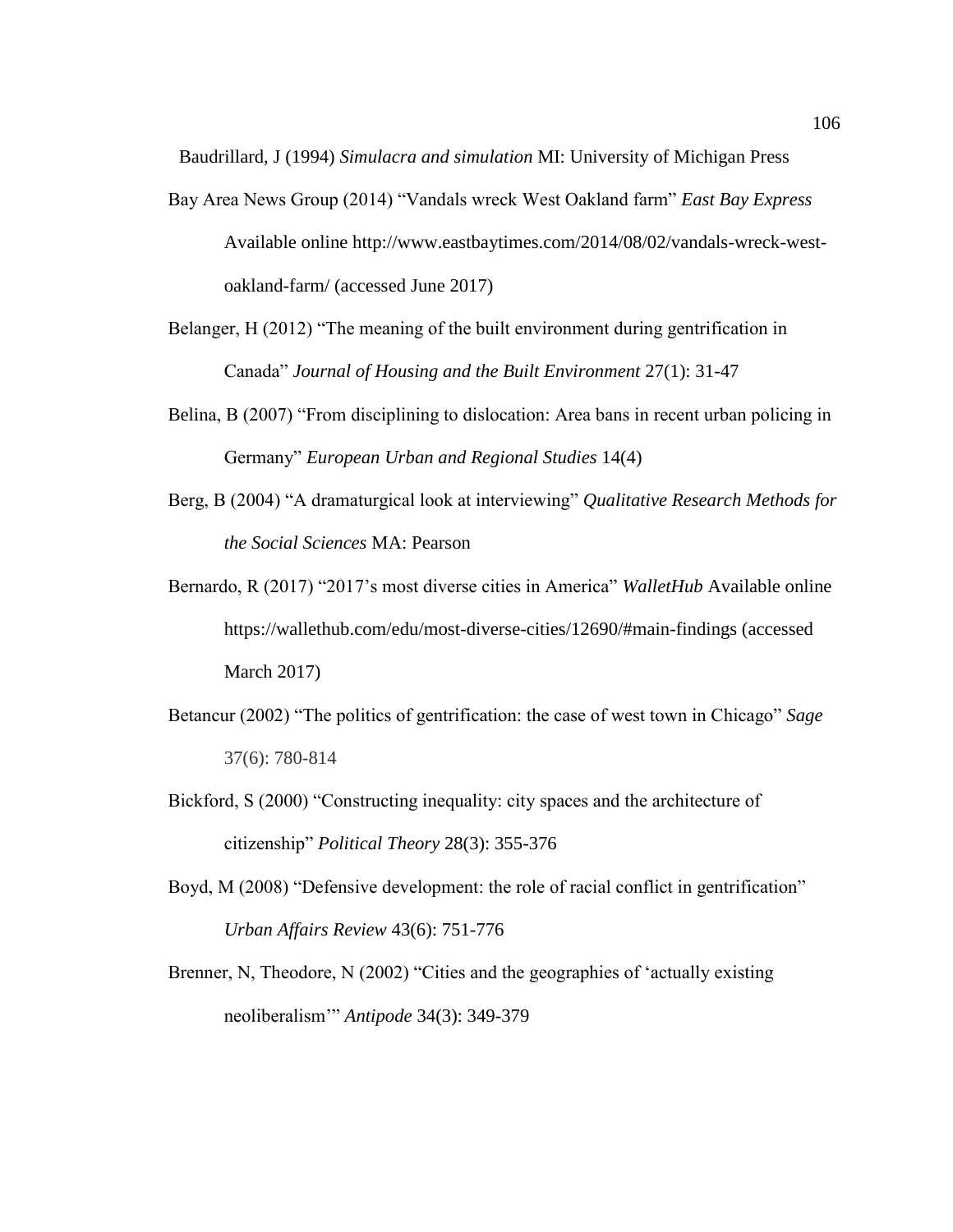Baudrillard, J (1994) *Simulacra and simulation* MI: University of Michigan Press

Bay Area News Group (2014) "Vandals wreck West Oakland farm" *East Bay Express* Available online http://www.eastbaytimes.com/2014/08/02/vandals-wreck-west-oakland-farm/ (accessed June 2017)

Belanger, H (2012) "The meaning of the built environment during gentrification in Canada" *Journal of Housing and the Built Environment* 27(1): 31-47

Belina, B (2007) "From disciplining to dislocation: Area bans in recent urban policing in Germany" *European Urban and Regional Studies* 14(4)

Berg, B (2004) "A dramaturgical look at interviewing" *Qualitative Research Methods for the Social Sciences* MA: Pearson

Bernardo, R (2017) "2017's most diverse cities in America" *WalletHub* Available online https://wallethub.com/edu/most-diverse-cities/12690/#main-findings (accessed March 2017)

Betancur (2002) "The politics of gentrification: the case of west town in Chicago" *Sage* 37(6): 780-814

Bickford, S (2000) "Constructing inequality: city spaces and the architecture of citizenship" *Political Theory* 28(3): 355-376

Boyd, M (2008) "Defensive development: the role of racial conflict in gentrification" *Urban Affairs Review* 43(6): 751-776

Brenner, N, Theodore, N (2002) "Cities and the geographies of 'actually existing neoliberalism'" *Antipode* 34(3): 349-379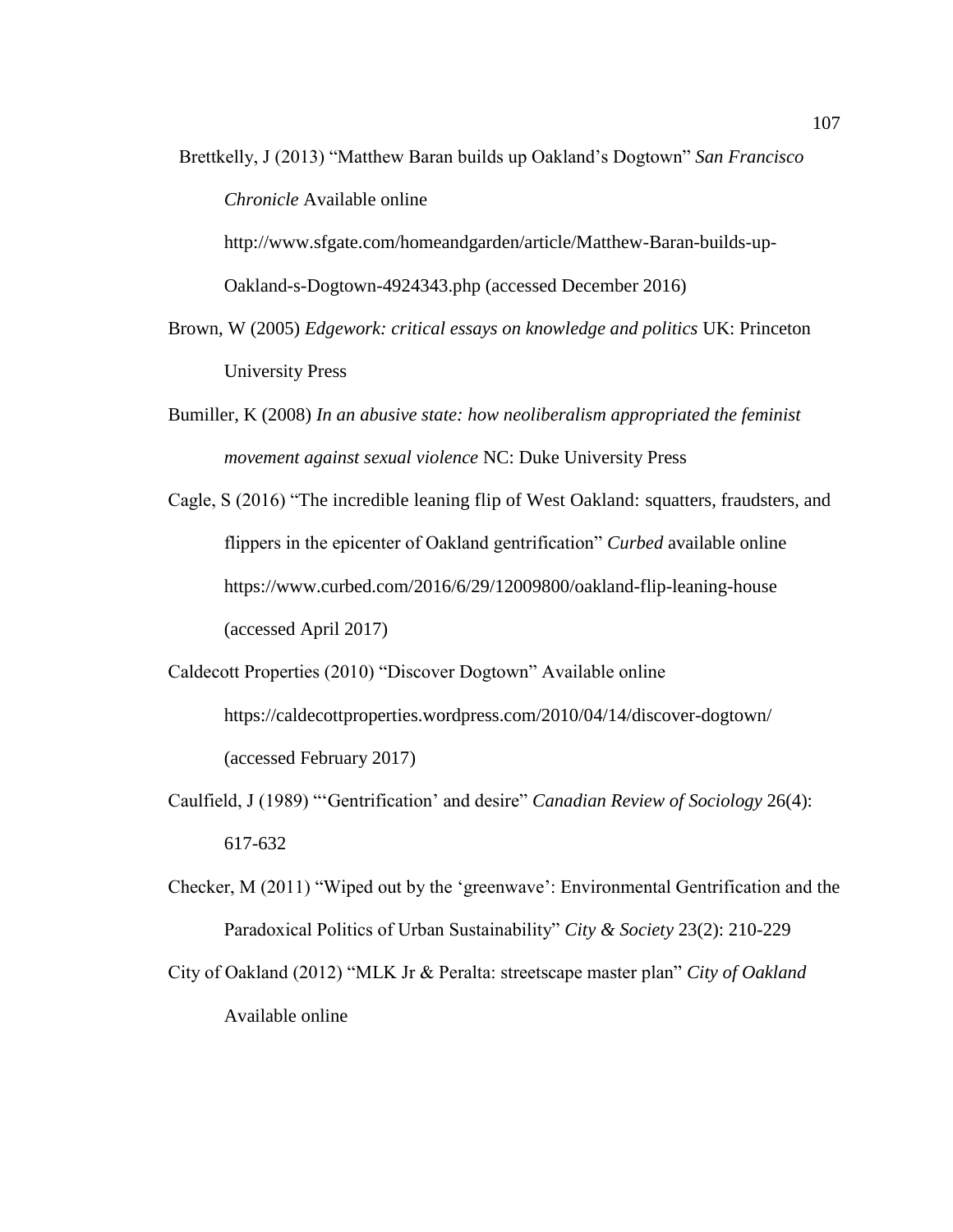Brettkelly, J (2013) "Matthew Baran builds up Oakland's Dogtown" *San Francisco Chronicle* Available online http://www.sfgate.com/homeandgarden/article/Matthew-Baran-builds-up-Oakland-s-Dogtown-4924343.php (accessed December 2016)

Brown, W (2005) *Edgework: critical essays on knowledge and politics* UK: Princeton University Press

Bumiller, K (2008) *In an abusive state: how neoliberalism appropriated the feminist movement against sexual violence* NC: Duke University Press

Cagle, S (2016) "The incredible leaning flip of West Oakland: squatters, fraudsters, and flippers in the epicenter of Oakland gentrification" *Curbed* available online https://www.curbed.com/2016/6/29/12009800/oakland-flip-leaning-house (accessed April 2017)

Caldecott Properties (2010) "Discover Dogtown" Available online https://caldecottproperties.wordpress.com/2010/04/14/discover-dogtown/ (accessed February 2017)

Caulfield, J (1989) "'Gentrification' and desire" *Canadian Review of Sociology* 26(4): 617-632

Checker, M (2011) "Wiped out by the 'greenwave': Environmental Gentrification and the Paradoxical Politics of Urban Sustainability" *City & Society* 23(2): 210-229

City of Oakland (2012) "MLK Jr & Peralta: streetscape master plan" *City of Oakland* Available online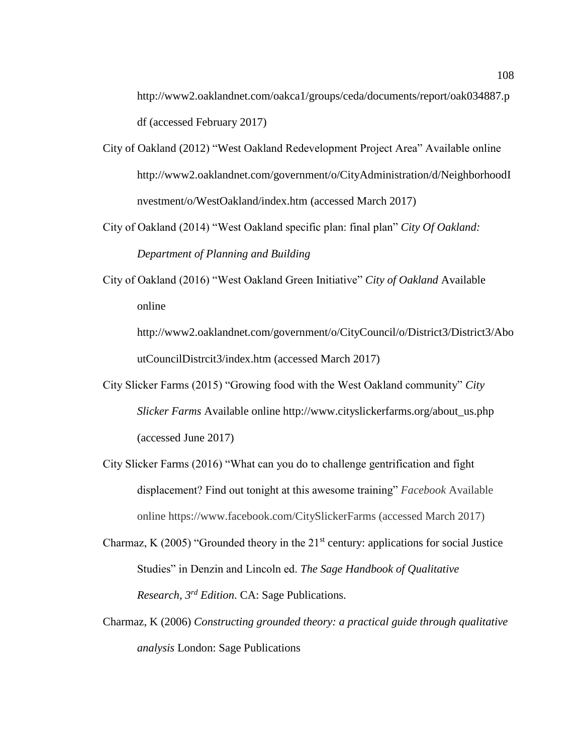http://www2.oaklandnet.com/oakca1/groups/ceda/documents/report/oak034887.pdf (accessed February 2017)

City of Oakland (2012) "West Oakland Redevelopment Project Area" Available online http://www2.oaklandnet.com/government/o/CityAdministration/d/NeighborhoodInvestment/o/WestOakland/index.htm (accessed March 2017)

City of Oakland (2014) "West Oakland specific plan: final plan" *City Of Oakland: Department of Planning and Building*

City of Oakland (2016) "West Oakland Green Initiative" *City of Oakland* Available online http://www2.oaklandnet.com/government/o/CityCouncil/o/District3/District3/AboutCouncilDistrcit3/index.htm (accessed March 2017)

City Slicker Farms (2015) "Growing food with the West Oakland community" *City Slicker Farms* Available online http://www.cityslickerfarms.org/about_us.php (accessed June 2017)

City Slicker Farms (2016) "What can you do to challenge gentrification and fight displacement? Find out tonight at this awesome training" *Facebook* Available online https://www.facebook.com/CitySlickerFarms (accessed March 2017)

Charmaz, K (2005) "Grounded theory in the 21st century: applications for social Justice Studies" in Denzin and Lincoln ed. *The Sage Handbook of Qualitative Research, 3rd Edition*. CA: Sage Publications.

Charmaz, K (2006) *Constructing grounded theory: a practical guide through qualitative analysis* London: Sage Publications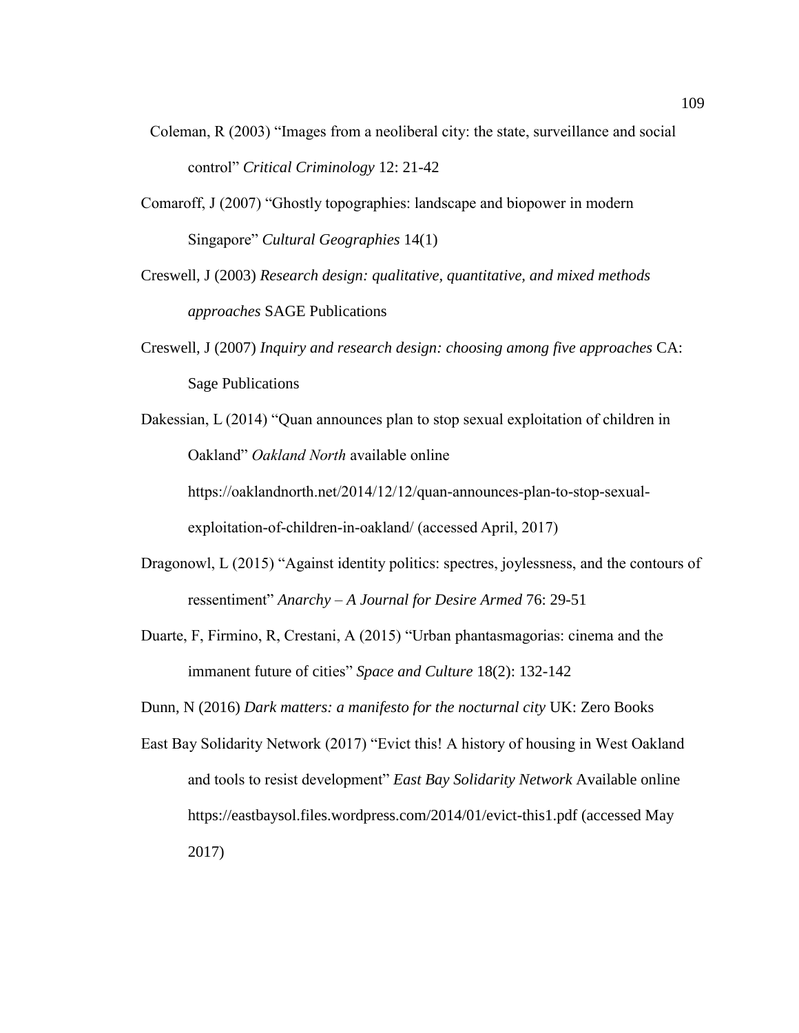Coleman, R (2003) “Images from a neoliberal city: the state, surveillance and social control” *Critical Criminology* 12: 21-42

Comaroff, J (2007) “Ghostly topographies: landscape and biopower in modern Singapore” *Cultural Geographies* 14(1)

Creswell, J (2003) *Research design: qualitative, quantitative, and mixed methods approaches* SAGE Publications

Creswell, J (2007) *Inquiry and research design: choosing among five approaches* CA: Sage Publications

Dakessian, L (2014) “Quan announces plan to stop sexual exploitation of children in Oakland” *Oakland North* available online https://oaklandnorth.net/2014/12/12/quan-announces-plan-to-stop-sexual-exploitation-of-children-in-oakland/ (accessed April, 2017)

Dragonowl, L (2015) “Against identity politics: spectres, joylessness, and the contours of ressentiment” *Anarchy – A Journal for Desire Armed* 76: 29-51

Duarte, F, Firmino, R, Crestani, A (2015) “Urban phantasmagorias: cinema and the immanent future of cities” *Space and Culture* 18(2): 132-142

Dunn, N (2016) *Dark matters: a manifesto for the nocturnal city* UK: Zero Books

East Bay Solidarity Network (2017) “Evict this! A history of housing in West Oakland and tools to resist development” *East Bay Solidarity Network* Available online https://eastbaysol.files.wordpress.com/2014/01/evict-this1.pdf (accessed May 2017)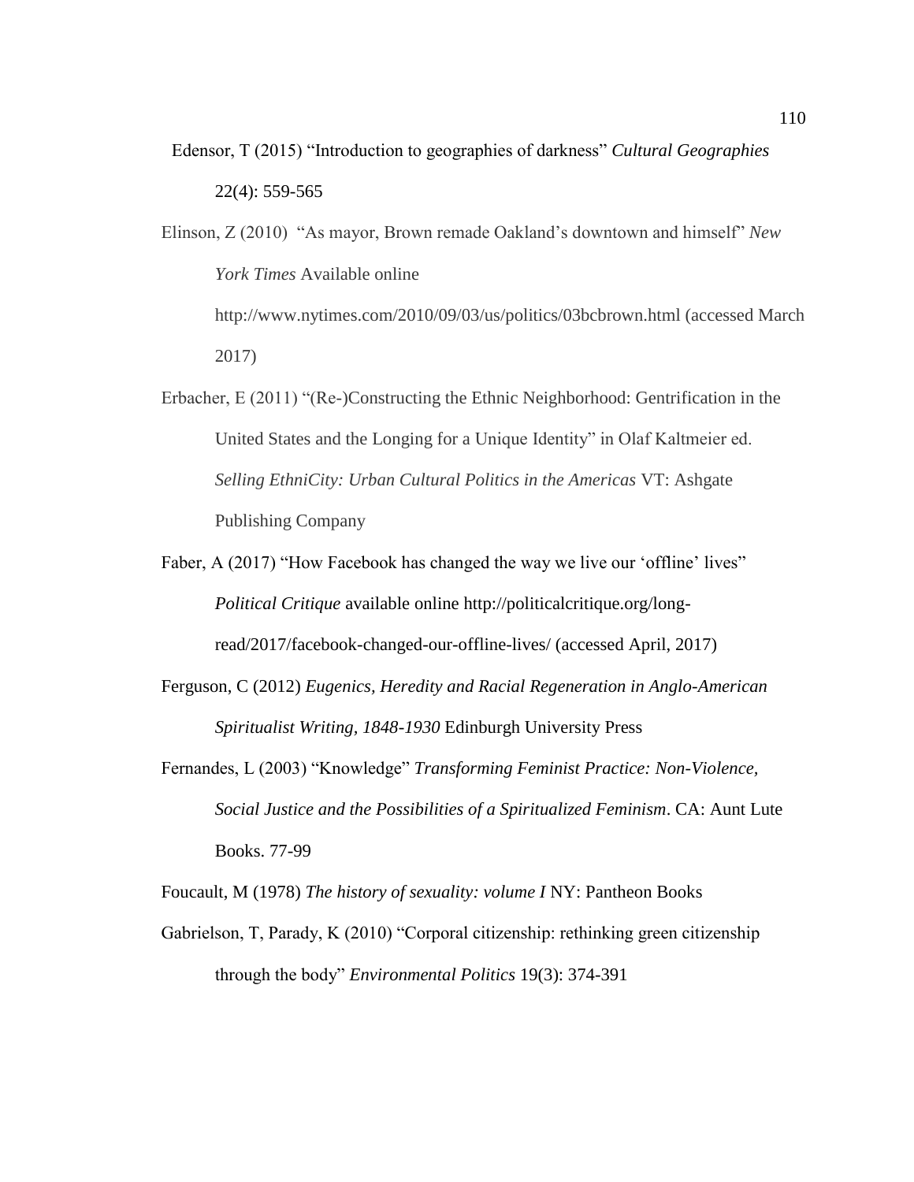Edensor, T (2015) "Introduction to geographies of darkness" *Cultural Geographies* 22(4): 559-565

Elinson, Z (2010) "As mayor, Brown remade Oakland's downtown and himself" *New York Times* Available online http://www.nytimes.com/2010/09/03/us/politics/03bcbrown.html (accessed March 2017)

Erbacher, E (2011) "(Re-)Constructing the Ethnic Neighborhood: Gentrification in the United States and the Longing for a Unique Identity" in Olaf Kaltmeier ed. *Selling EthniCity: Urban Cultural Politics in the Americas* VT: Ashgate Publishing Company

Faber, A (2017) "How Facebook has changed the way we live our 'offline' lives" *Political Critique* available online http://politicalcritique.org/long-read/2017/facebook-changed-our-offline-lives/ (accessed April, 2017)

Ferguson, C (2012) *Eugenics, Heredity and Racial Regeneration in Anglo-American Spiritualist Writing, 1848-1930* Edinburgh University Press

Fernandes, L (2003) "Knowledge" *Transforming Feminist Practice: Non-Violence, Social Justice and the Possibilities of a Spiritualized Feminism*. CA: Aunt Lute Books. 77-99

Foucault, M (1978) *The history of sexuality: volume I* NY: Pantheon Books

Gabrielson, T, Parady, K (2010) "Corporal citizenship: rethinking green citizenship through the body" *Environmental Politics* 19(3): 374-391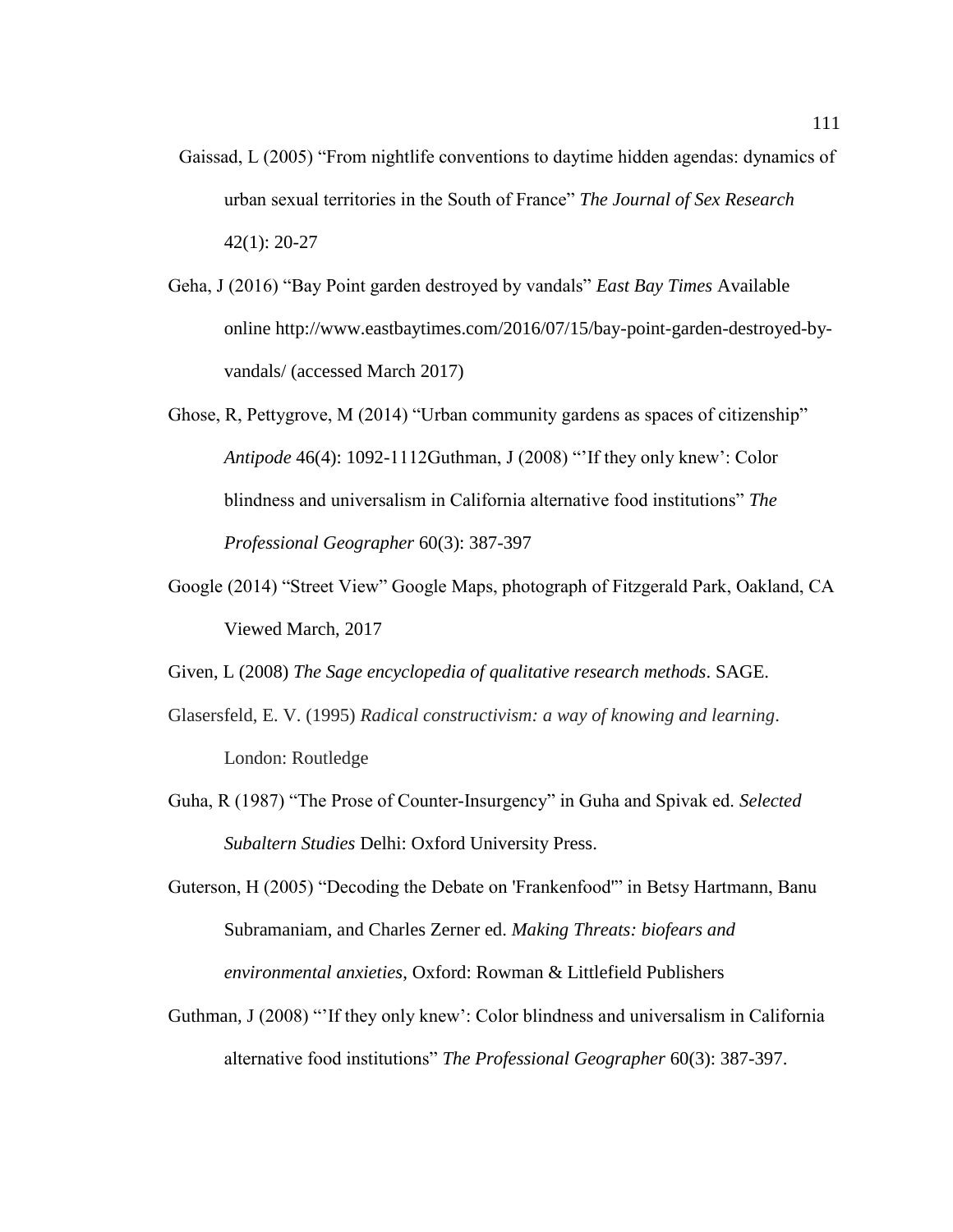Gaissad, L (2005) “From nightlife conventions to daytime hidden agendas: dynamics of urban sexual territories in the South of France” *The Journal of Sex Research* 42(1): 20-27

Geha, J (2016) “Bay Point garden destroyed by vandals” *East Bay Times* Available online http://www.eastbaytimes.com/2016/07/15/bay-point-garden-destroyed-by-vandals/ (accessed March 2017)

Ghose, R, Pettygrove, M (2014) “Urban community gardens as spaces of citizenship” *Antipode* 46(4): 1092-1112Guthman, J (2008) “’If they only knew’: Color blindness and universalism in California alternative food institutions” *The Professional Geographer* 60(3): 387-397

Google (2014) “Street View” Google Maps, photograph of Fitzgerald Park, Oakland, CA Viewed March, 2017

Given, L (2008) *The Sage encyclopedia of qualitative research methods*. SAGE.

Glasersfeld, E. V. (1995) *Radical constructivism: a way of knowing and learning*. London: Routledge

Guha, R (1987) “The Prose of Counter-Insurgency” in Guha and Spivak ed. *Selected Subaltern Studies* Delhi: Oxford University Press.

Guterson, H (2005) “Decoding the Debate on 'Frankenfood'” in Betsy Hartmann, Banu Subramaniam, and Charles Zerner ed. *Making Threats: biofears and environmental anxieties*, Oxford: Rowman & Littlefield Publishers

Guthman, J (2008) “’If they only knew’: Color blindness and universalism in California alternative food institutions” *The Professional Geographer* 60(3): 387-397.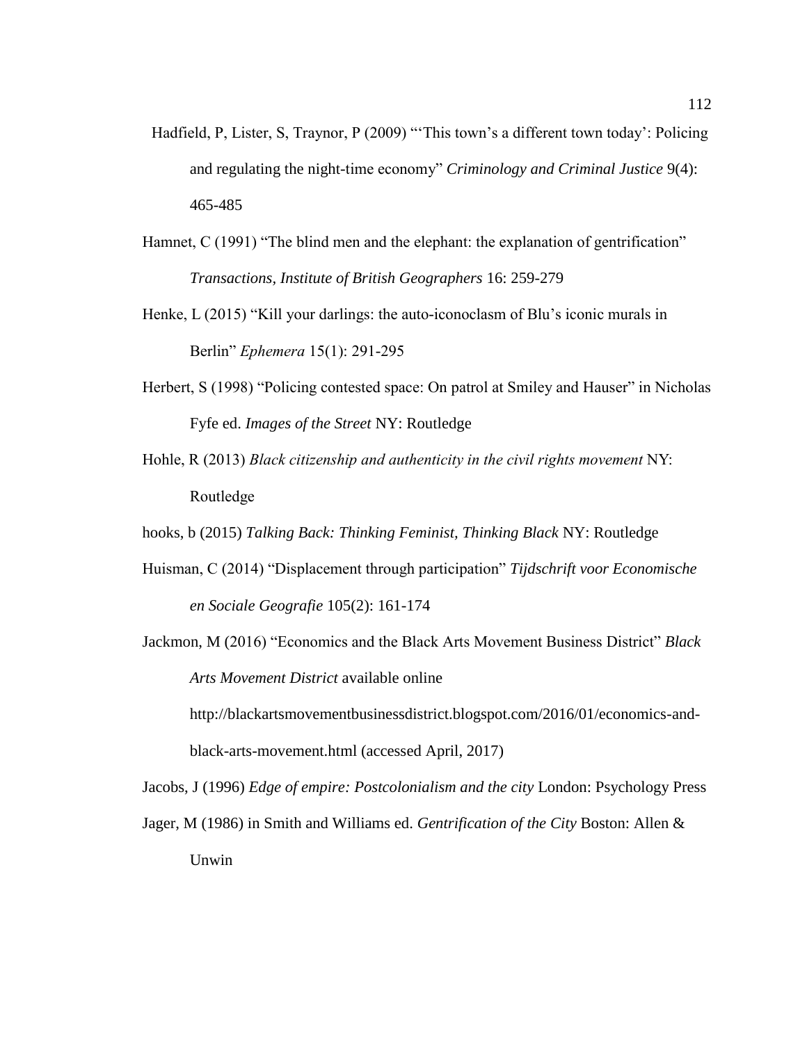Hadfield, P, Lister, S, Traynor, P (2009) "'This town's a different town today': Policing and regulating the night-time economy" *Criminology and Criminal Justice* 9(4): 465-485

Hamnet, C (1991) "The blind men and the elephant: the explanation of gentrification" *Transactions, Institute of British Geographers* 16: 259-279

Henke, L (2015) "Kill your darlings: the auto-iconoclasm of Blu's iconic murals in Berlin" *Ephemera* 15(1): 291-295

Herbert, S (1998) "Policing contested space: On patrol at Smiley and Hauser" in Nicholas Fyfe ed. *Images of the Street* NY: Routledge

Hohle, R (2013) *Black citizenship and authenticity in the civil rights movement* NY: Routledge

hooks, b (2015) *Talking Back: Thinking Feminist, Thinking Black* NY: Routledge

Huisman, C (2014) "Displacement through participation" *Tijdschrift voor Economische en Sociale Geografie* 105(2): 161-174

Jackmon, M (2016) "Economics and the Black Arts Movement Business District" *Black Arts Movement District* available online http://blackartsmovementbusinessdistrict.blogspot.com/2016/01/economics-and-black-arts-movement.html (accessed April, 2017)

Jacobs, J (1996) *Edge of empire: Postcolonialism and the city* London: Psychology Press

Jager, M (1986) in Smith and Williams ed. *Gentrification of the City* Boston: Allen & Unwin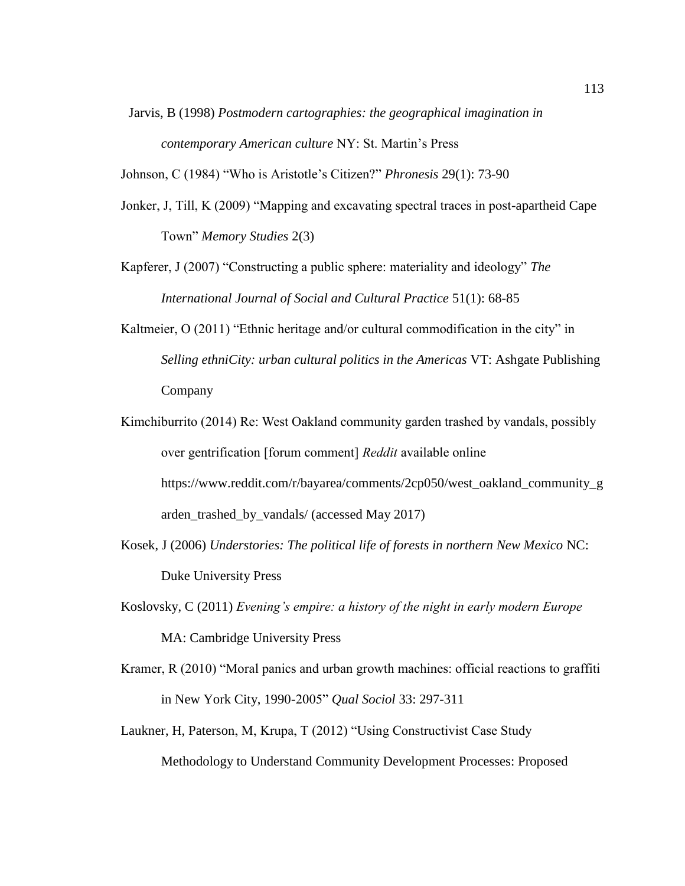Jarvis, B (1998) *Postmodern cartographies: the geographical imagination in contemporary American culture* NY: St. Martin's Press

Johnson, C (1984) "Who is Aristotle's Citizen?" *Phronesis* 29(1): 73-90

Jonker, J, Till, K (2009) "Mapping and excavating spectral traces in post-apartheid Cape Town" *Memory Studies* 2(3)

Kapferer, J (2007) "Constructing a public sphere: materiality and ideology" *The International Journal of Social and Cultural Practice* 51(1): 68-85

Kaltmeier, O (2011) "Ethnic heritage and/or cultural commodification in the city" in *Selling ethniCity: urban cultural politics in the Americas* VT: Ashgate Publishing Company

Kimchiburrito (2014) Re: West Oakland community garden trashed by vandals, possibly over gentrification [forum comment] *Reddit* available online https://www.reddit.com/r/bayarea/comments/2cp050/west_oakland_community_garden_trashed_by_vandals/ (accessed May 2017)

Kosek, J (2006) *Understories: The political life of forests in northern New Mexico* NC: Duke University Press

Koslovsky, C (2011) *Evening's empire: a history of the night in early modern Europe* MA: Cambridge University Press

Kramer, R (2010) "Moral panics and urban growth machines: official reactions to graffiti in New York City, 1990-2005" *Qual Sociol* 33: 297-311

Laukner, H, Paterson, M, Krupa, T (2012) "Using Constructivist Case Study Methodology to Understand Community Development Processes: Proposed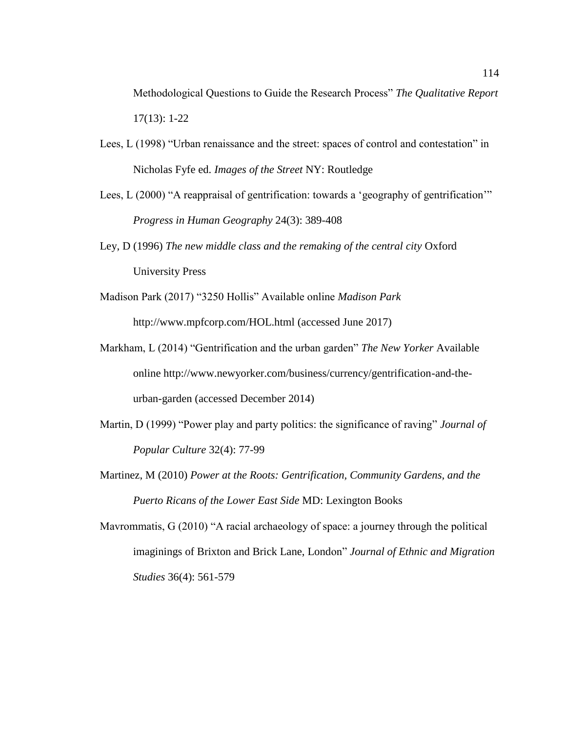Methodological Questions to Guide the Research Process" *The Qualitative Report* 17(13): 1-22

Lees, L (1998) "Urban renaissance and the street: spaces of control and contestation" in Nicholas Fyfe ed. *Images of the Street* NY: Routledge

Lees, L (2000) "A reappraisal of gentrification: towards a 'geography of gentrification'" *Progress in Human Geography* 24(3): 389-408

Ley, D (1996) *The new middle class and the remaking of the central city* Oxford University Press

Madison Park (2017) "3250 Hollis" Available online *Madison Park* http://www.mpfcorp.com/HOL.html (accessed June 2017)

Markham, L (2014) "Gentrification and the urban garden" *The New Yorker* Available online http://www.newyorker.com/business/currency/gentrification-and-the-urban-garden (accessed December 2014)

Martin, D (1999) "Power play and party politics: the significance of raving" *Journal of Popular Culture* 32(4): 77-99

Martinez, M (2010) *Power at the Roots: Gentrification, Community Gardens, and the Puerto Ricans of the Lower East Side* MD: Lexington Books

Mavrommatis, G (2010) "A racial archaeology of space: a journey through the political imaginings of Brixton and Brick Lane, London" *Journal of Ethnic and Migration Studies* 36(4): 561-579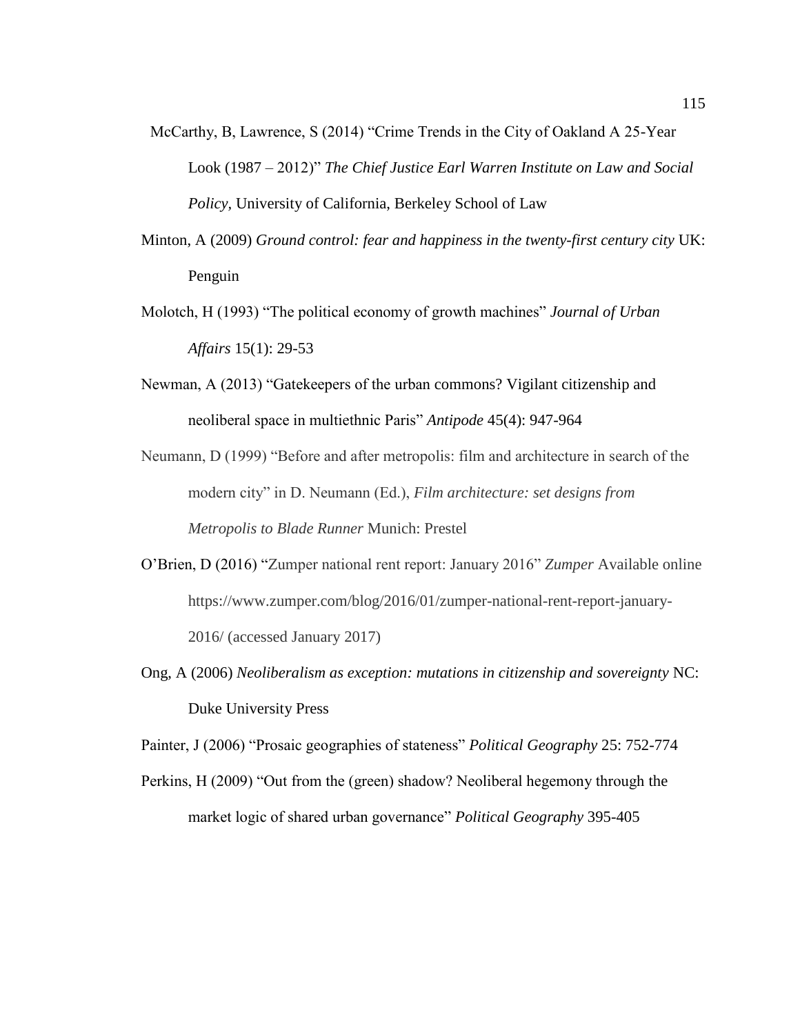McCarthy, B, Lawrence, S (2014) "Crime Trends in the City of Oakland A 25-Year Look (1987 – 2012)" *The Chief Justice Earl Warren Institute on Law and Social Policy,* University of California, Berkeley School of Law

Minton, A (2009) *Ground control: fear and happiness in the twenty-first century city* UK: Penguin

Molotch, H (1993) "The political economy of growth machines" *Journal of Urban Affairs* 15(1): 29-53

Newman, A (2013) "Gatekeepers of the urban commons? Vigilant citizenship and neoliberal space in multiethnic Paris" *Antipode* 45(4): 947-964

Neumann, D (1999) "Before and after metropolis: film and architecture in search of the modern city" in D. Neumann (Ed.), *Film architecture: set designs from Metropolis to Blade Runner* Munich: Prestel

O'Brien, D (2016) "Zumper national rent report: January 2016" *Zumper* Available online https://www.zumper.com/blog/2016/01/zumper-national-rent-report-january-2016/ (accessed January 2017)

Ong, A (2006) *Neoliberalism as exception: mutations in citizenship and sovereignty* NC: Duke University Press

Painter, J (2006) "Prosaic geographies of stateness" *Political Geography* 25: 752-774

Perkins, H (2009) "Out from the (green) shadow? Neoliberal hegemony through the market logic of shared urban governance" *Political Geography* 395-405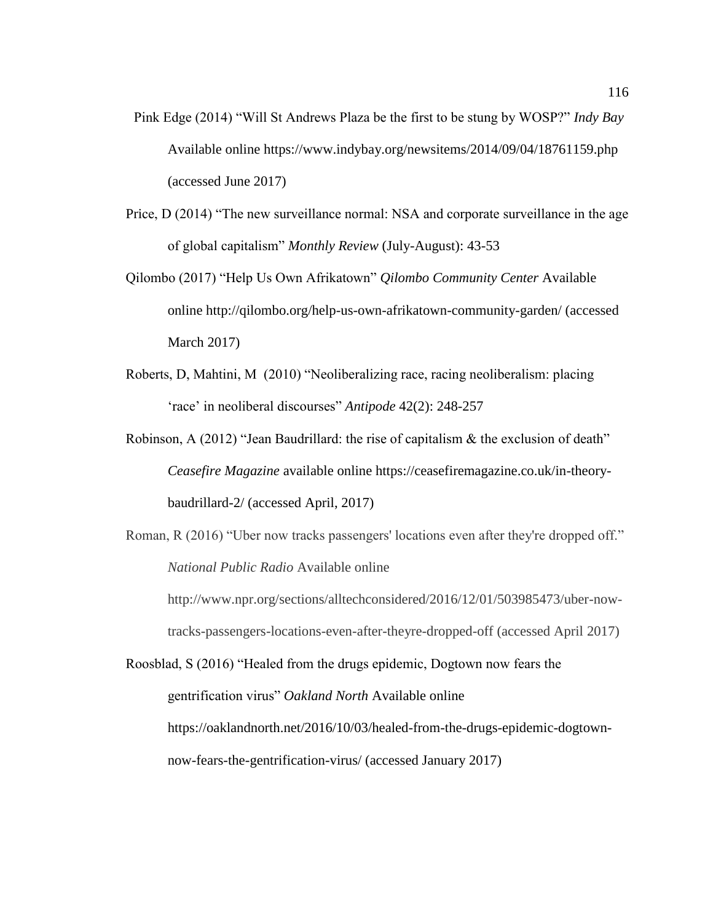Pink Edge (2014) "Will St Andrews Plaza be the first to be stung by WOSP?" *Indy Bay* Available online https://www.indybay.org/newsitems/2014/09/04/18761159.php (accessed June 2017)

Price, D (2014) "The new surveillance normal: NSA and corporate surveillance in the age of global capitalism" *Monthly Review* (July-August): 43-53

Qilombo (2017) "Help Us Own Afrikatown" *Qilombo Community Center* Available online http://qilombo.org/help-us-own-afrikatown-community-garden/ (accessed March 2017)

Roberts, D, Mahtini, M (2010) "Neoliberalizing race, racing neoliberalism: placing 'race' in neoliberal discourses" *Antipode* 42(2): 248-257

Robinson, A (2012) "Jean Baudrillard: the rise of capitalism & the exclusion of death" *Ceasefire Magazine* available online https://ceasefiremagazine.co.uk/in-theory-baudrillard-2/ (accessed April, 2017)

Roman, R (2016) "Uber now tracks passengers' locations even after they're dropped off." *National Public Radio* Available online http://www.npr.org/sections/alltechconsidered/2016/12/01/503985473/uber-now-tracks-passengers-locations-even-after-theyre-dropped-off (accessed April 2017)

Roosblad, S (2016) "Healed from the drugs epidemic, Dogtown now fears the gentrification virus" *Oakland North* Available online https://oaklandnorth.net/2016/10/03/healed-from-the-drugs-epidemic-dogtown-now-fears-the-gentrification-virus/ (accessed January 2017)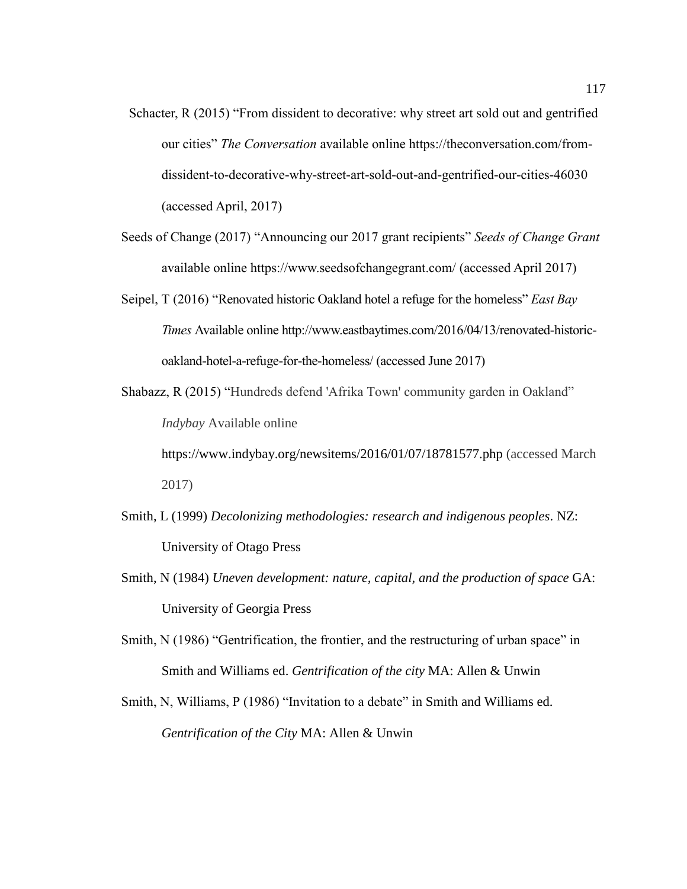Schacter, R (2015) "From dissident to decorative: why street art sold out and gentrified our cities" *The Conversation* available online https://theconversation.com/from-dissident-to-decorative-why-street-art-sold-out-and-gentrified-our-cities-46030 (accessed April, 2017)

Seeds of Change (2017) "Announcing our 2017 grant recipients" *Seeds of Change Grant* available online https://www.seedsofchangegrant.com/ (accessed April 2017)

Seipel, T (2016) "Renovated historic Oakland hotel a refuge for the homeless" *East Bay Times* Available online http://www.eastbaytimes.com/2016/04/13/renovated-historic-oakland-hotel-a-refuge-for-the-homeless/ (accessed June 2017)

Shabazz, R (2015) "Hundreds defend 'Afrika Town' community garden in Oakland" *Indybay* Available online https://www.indybay.org/newsitems/2016/01/07/18781577.php (accessed March 2017)

Smith, L (1999) *Decolonizing methodologies: research and indigenous peoples*. NZ: University of Otago Press

Smith, N (1984) *Uneven development: nature, capital, and the production of space* GA: University of Georgia Press

Smith, N (1986) "Gentrification, the frontier, and the restructuring of urban space" in Smith and Williams ed. *Gentrification of the city* MA: Allen & Unwin

Smith, N, Williams, P (1986) "Invitation to a debate" in Smith and Williams ed. *Gentrification of the City* MA: Allen & Unwin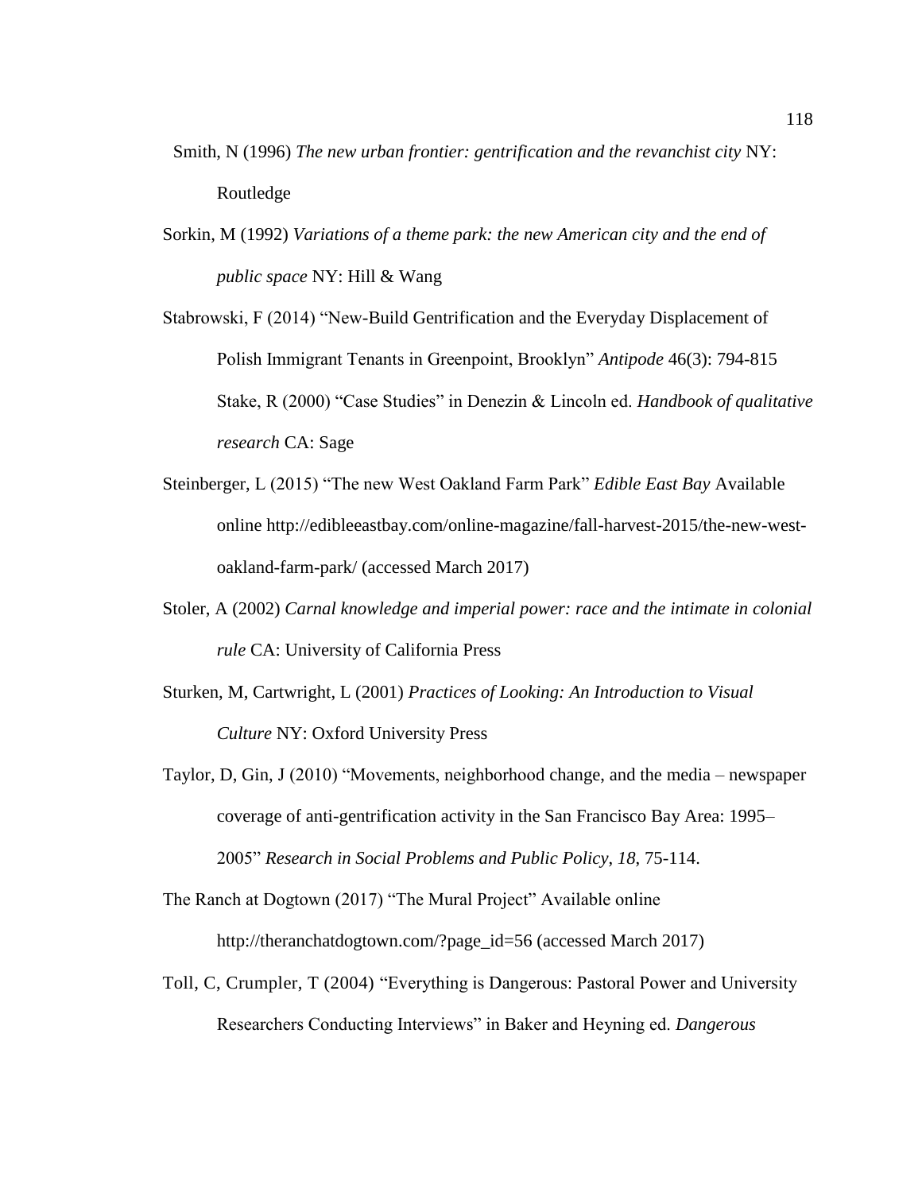Smith, N (1996) *The new urban frontier: gentrification and the revanchist city* NY: Routledge

Sorkin, M (1992) *Variations of a theme park: the new American city and the end of public space* NY: Hill & Wang

Stabrowski, F (2014) “New-Build Gentrification and the Everyday Displacement of Polish Immigrant Tenants in Greenpoint, Brooklyn” *Antipode* 46(3): 794-815

Stake, R (2000) “Case Studies” in Denezin & Lincoln ed. *Handbook of qualitative research* CA: Sage

Steinberger, L (2015) “The new West Oakland Farm Park” *Edible East Bay* Available online http://edibleeastbay.com/online-magazine/fall-harvest-2015/the-new-west-oakland-farm-park/ (accessed March 2017)

Stoler, A (2002) *Carnal knowledge and imperial power: race and the intimate in colonial rule* CA: University of California Press

Sturken, M, Cartwright, L (2001) *Practices of Looking: An Introduction to Visual Culture* NY: Oxford University Press

Taylor, D, Gin, J (2010) “Movements, neighborhood change, and the media – newspaper coverage of anti-gentrification activity in the San Francisco Bay Area: 1995–2005” *Research in Social Problems and Public Policy*, *18*, 75-114.

The Ranch at Dogtown (2017) “The Mural Project” Available online http://theranchatdogtown.com/?page_id=56 (accessed March 2017)

Toll, C, Crumpler, T (2004) “Everything is Dangerous: Pastoral Power and University Researchers Conducting Interviews” in Baker and Heyning ed. *Dangerous*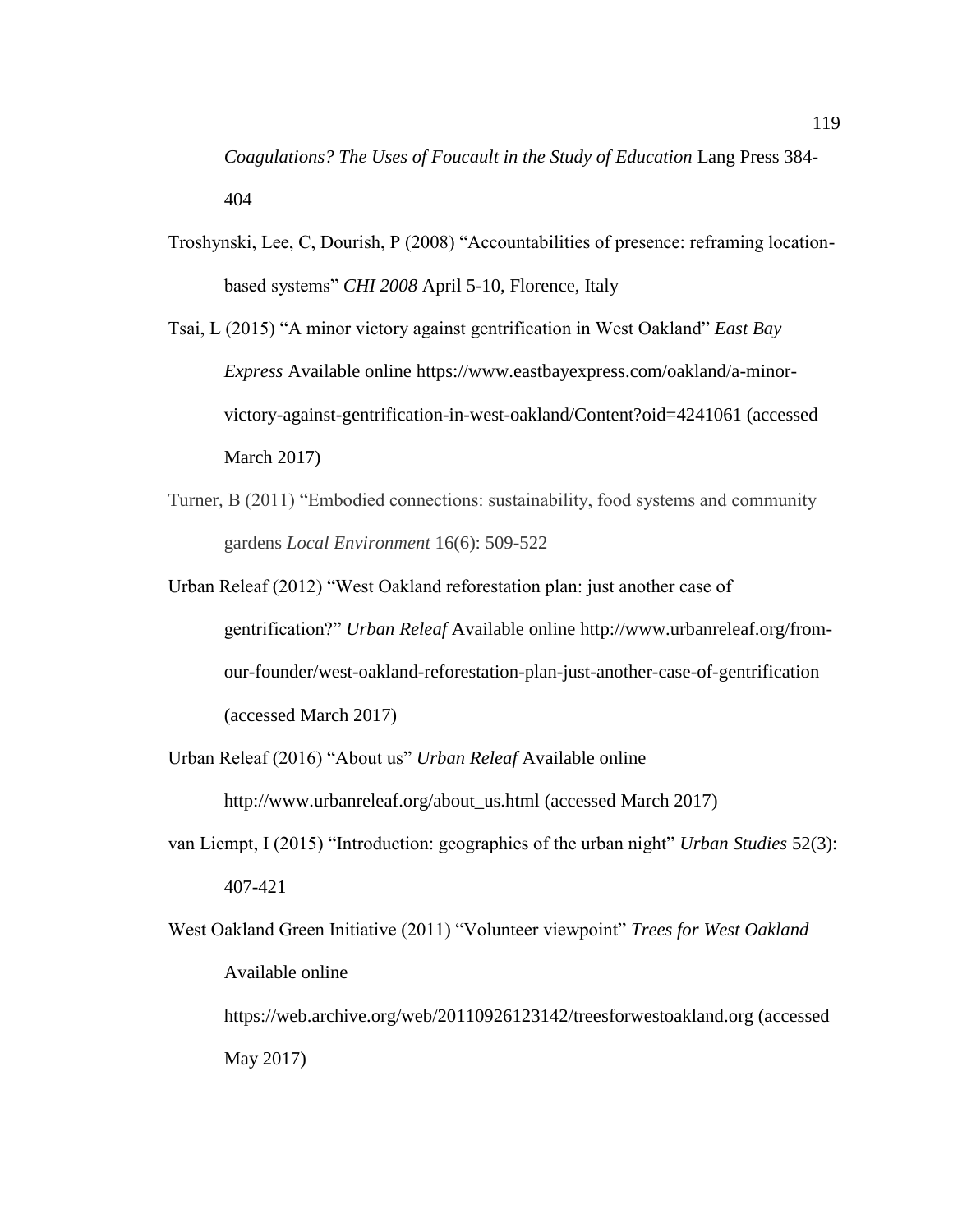*Coagulations? The Uses of Foucault in the Study of Education* Lang Press 384-404

Troshynski, Lee, C, Dourish, P (2008) "Accountabilities of presence: reframing location-based systems" *CHI 2008* April 5-10, Florence, Italy

Tsai, L (2015) "A minor victory against gentrification in West Oakland" *East Bay Express* Available online https://www.eastbayexpress.com/oakland/a-minor-victory-against-gentrification-in-west-oakland/Content?oid=4241061 (accessed March 2017)

Turner, B (2011) "Embodied connections: sustainability, food systems and community gardens *Local Environment* 16(6): 509-522

Urban Releaf (2012) "West Oakland reforestation plan: just another case of gentrification?" *Urban Releaf* Available online http://www.urbanreleaf.org/from-our-founder/west-oakland-reforestation-plan-just-another-case-of-gentrification (accessed March 2017)

Urban Releaf (2016) "About us" *Urban Releaf* Available online http://www.urbanreleaf.org/about_us.html (accessed March 2017)

van Liempt, I (2015) "Introduction: geographies of the urban night" *Urban Studies* 52(3): 407-421

West Oakland Green Initiative (2011) "Volunteer viewpoint" *Trees for West Oakland* Available online https://web.archive.org/web/20110926123142/treesforwestoakland.org (accessed May 2017)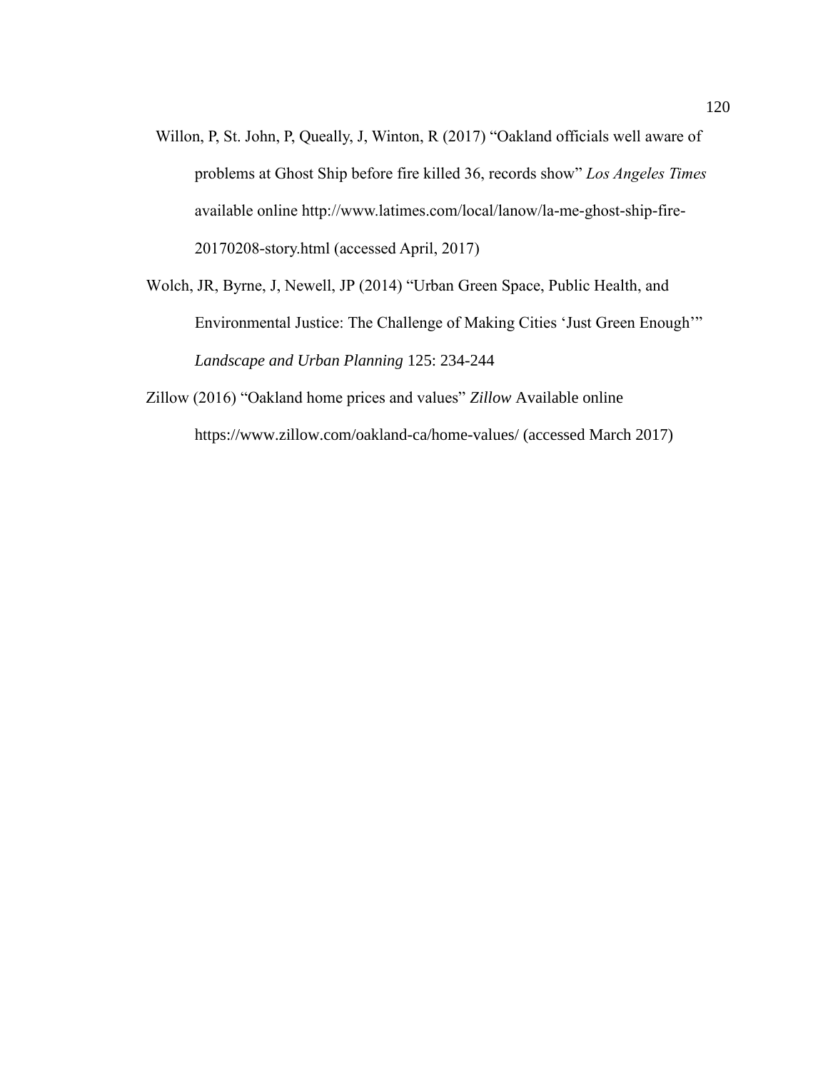Willon, P, St. John, P, Queally, J, Winton, R (2017) "Oakland officials well aware of problems at Ghost Ship before fire killed 36, records show" *Los Angeles Times* available online http://www.latimes.com/local/lanow/la-me-ghost-ship-fire-20170208-story.html (accessed April, 2017)

Wolch, JR, Byrne, J, Newell, JP (2014) "Urban Green Space, Public Health, and Environmental Justice: The Challenge of Making Cities 'Just Green Enough'" *Landscape and Urban Planning* 125: 234-244

Zillow (2016) "Oakland home prices and values" *Zillow* Available online https://www.zillow.com/oakland-ca/home-values/ (accessed March 2017)